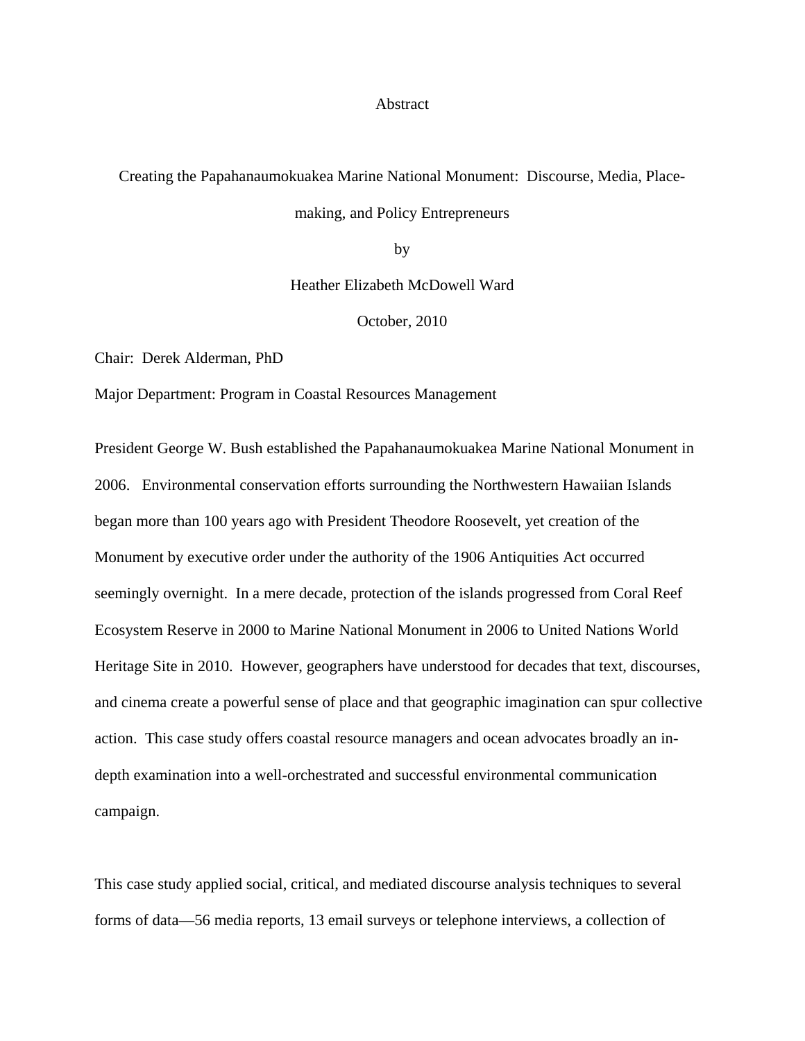# Abstract

Creating the Papahanaumokuakea Marine National Monument: Discourse, Media, Place-making, and Policy Entrepreneurs

by

Heather Elizabeth McDowell Ward

October, 2010

Chair: Derek Alderman, PhD

Major Department: Program in Coastal Resources Management

President George W. Bush established the Papahanaumokuakea Marine National Monument in 2006. Environmental conservation efforts surrounding the Northwestern Hawaiian Islands began more than 100 years ago with President Theodore Roosevelt, yet creation of the Monument by executive order under the authority of the 1906 Antiquities Act occurred seemingly overnight. In a mere decade, protection of the islands progressed from Coral Reef Ecosystem Reserve in 2000 to Marine National Monument in 2006 to United Nations World Heritage Site in 2010. However, geographers have understood for decades that text, discourses, and cinema create a powerful sense of place and that geographic imagination can spur collective action. This case study offers coastal resource managers and ocean advocates broadly an in-depth examination into a well-orchestrated and successful environmental communication campaign.

This case study applied social, critical, and mediated discourse analysis techniques to several forms of data—56 media reports, 13 email surveys or telephone interviews, a collection of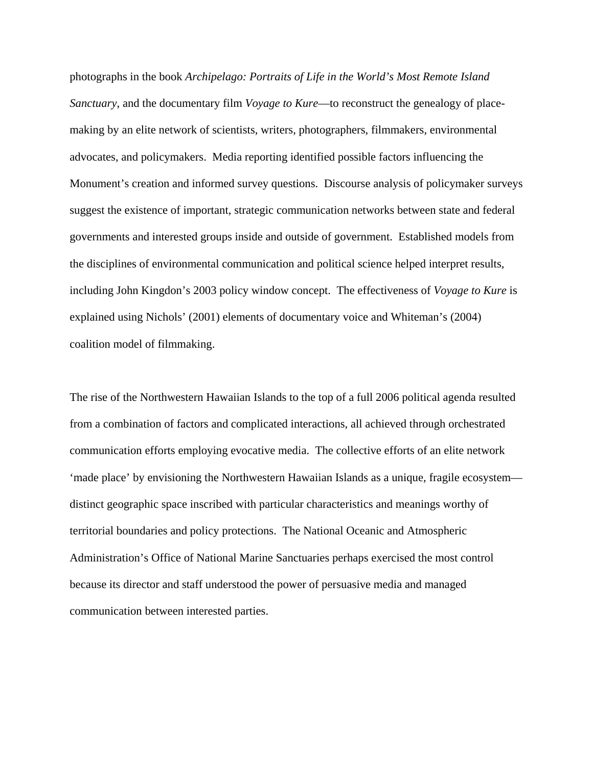photographs in the book *Archipelago: Portraits of Life in the World's Most Remote Island Sanctuary*, and the documentary film *Voyage to Kure*—to reconstruct the genealogy of place-making by an elite network of scientists, writers, photographers, filmmakers, environmental advocates, and policymakers. Media reporting identified possible factors influencing the Monument's creation and informed survey questions. Discourse analysis of policymaker surveys suggest the existence of important, strategic communication networks between state and federal governments and interested groups inside and outside of government. Established models from the disciplines of environmental communication and political science helped interpret results, including John Kingdon's 2003 policy window concept. The effectiveness of *Voyage to Kure* is explained using Nichols' (2001) elements of documentary voice and Whiteman's (2004) coalition model of filmmaking.

The rise of the Northwestern Hawaiian Islands to the top of a full 2006 political agenda resulted from a combination of factors and complicated interactions, all achieved through orchestrated communication efforts employing evocative media. The collective efforts of an elite network 'made place' by envisioning the Northwestern Hawaiian Islands as a unique, fragile ecosystem—distinct geographic space inscribed with particular characteristics and meanings worthy of territorial boundaries and policy protections. The National Oceanic and Atmospheric Administration's Office of National Marine Sanctuaries perhaps exercised the most control because its director and staff understood the power of persuasive media and managed communication between interested parties.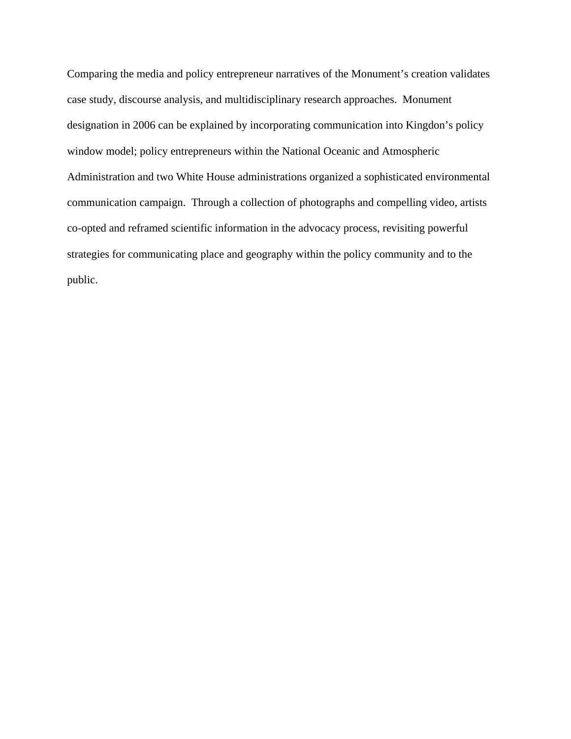Comparing the media and policy entrepreneur narratives of the Monument's creation validates case study, discourse analysis, and multidisciplinary research approaches.  Monument designation in 2006 can be explained by incorporating communication into Kingdon's policy window model; policy entrepreneurs within the National Oceanic and Atmospheric Administration and two White House administrations organized a sophisticated environmental communication campaign.  Through a collection of photographs and compelling video, artists co-opted and reframed scientific information in the advocacy process, revisiting powerful strategies for communicating place and geography within the policy community and to the public.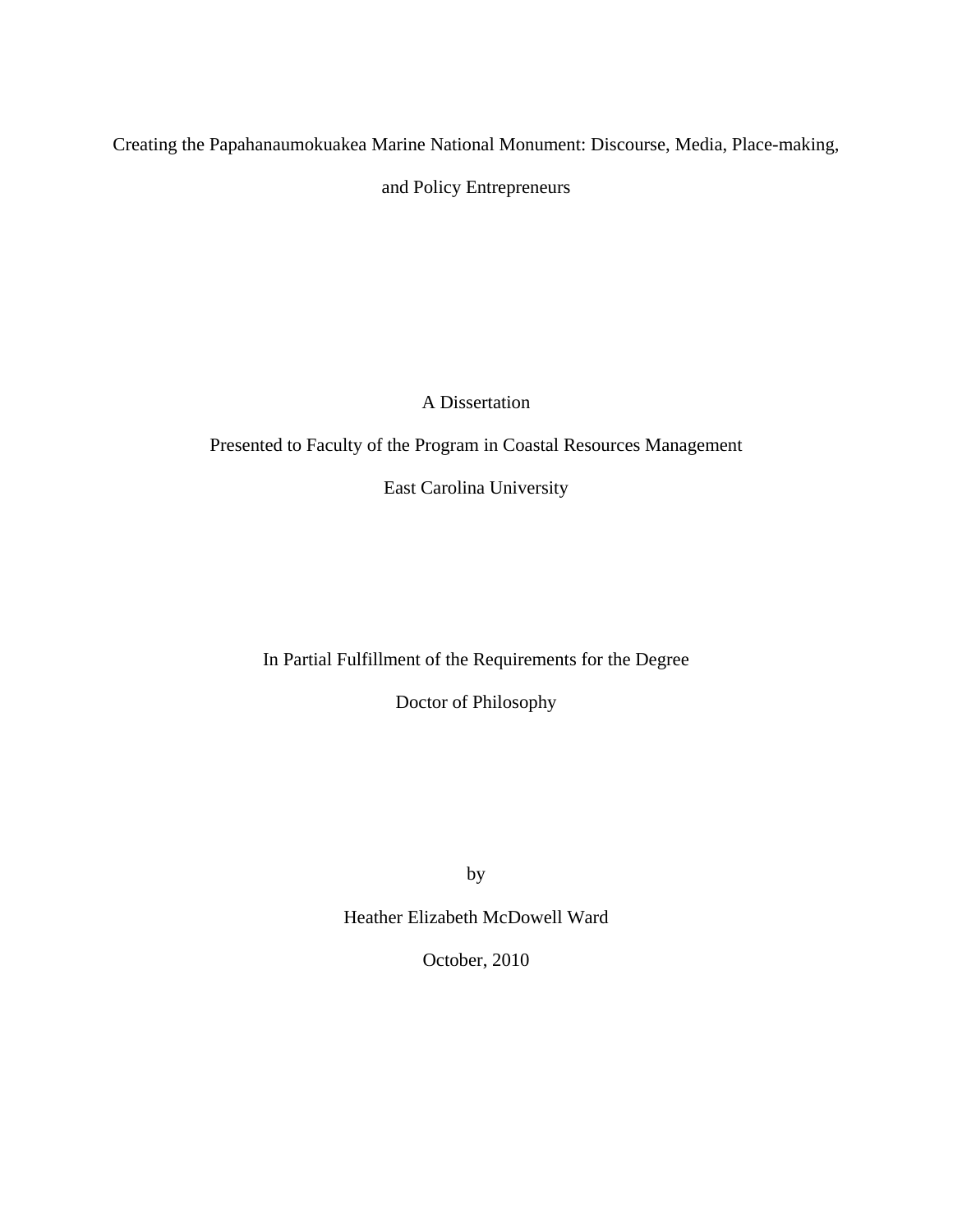Creating the Papahanaumokuakea Marine National Monument: Discourse, Media, Place-making, and Policy Entrepreneurs

A Dissertation

Presented to Faculty of the Program in Coastal Resources Management

East Carolina University

In Partial Fulfillment of the Requirements for the Degree

Doctor of Philosophy

by

Heather Elizabeth McDowell Ward

October, 2010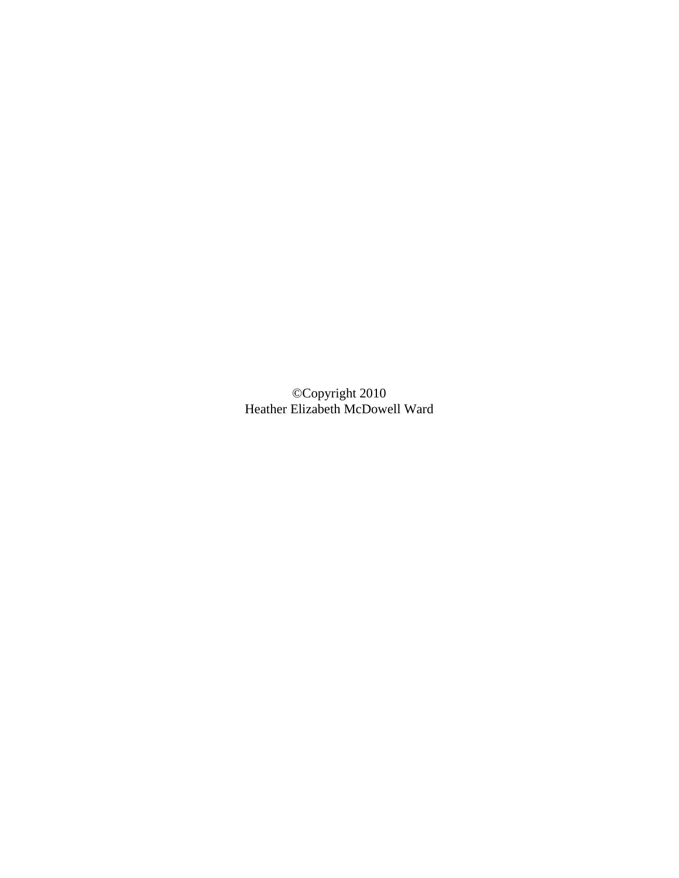©Copyright 2010
Heather Elizabeth McDowell Ward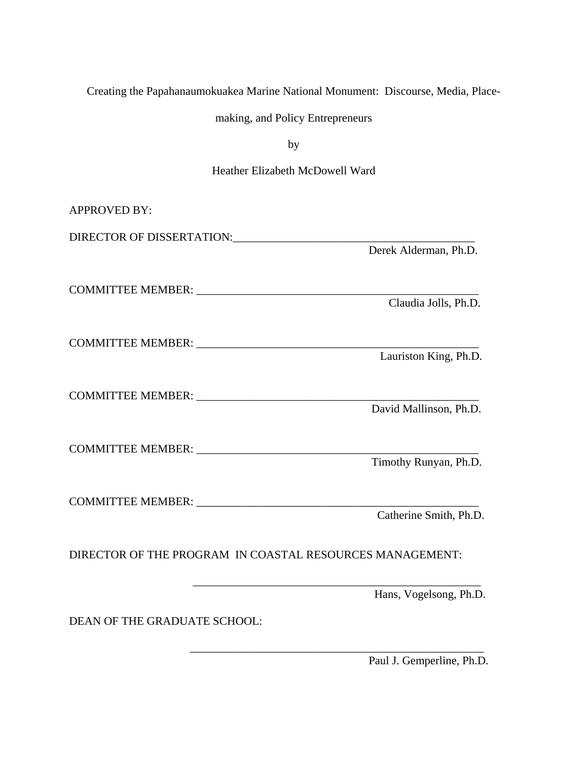Creating the Papahanaumokuakea Marine National Monument: Discourse, Media, Place-making, and Policy Entrepreneurs

by

Heather Elizabeth McDowell Ward

APPROVED BY:

DIRECTOR OF DISSERTATION:_______________________________________
Derek Alderman, Ph.D.

COMMITTEE MEMBER: _______________________________________
Claudia Jolls, Ph.D.

COMMITTEE MEMBER: _______________________________________
Lauriston King, Ph.D.

COMMITTEE MEMBER: _______________________________________
David Mallinson, Ph.D.

COMMITTEE MEMBER: _______________________________________
Timothy Runyan, Ph.D.

COMMITTEE MEMBER: _______________________________________
Catherine Smith, Ph.D.

DIRECTOR OF THE PROGRAM IN COASTAL RESOURCES MANAGEMENT:

_______________________________________
Hans, Vogelsong, Ph.D.

DEAN OF THE GRADUATE SCHOOL:

_______________________________________
Paul J. Gemperline, Ph.D.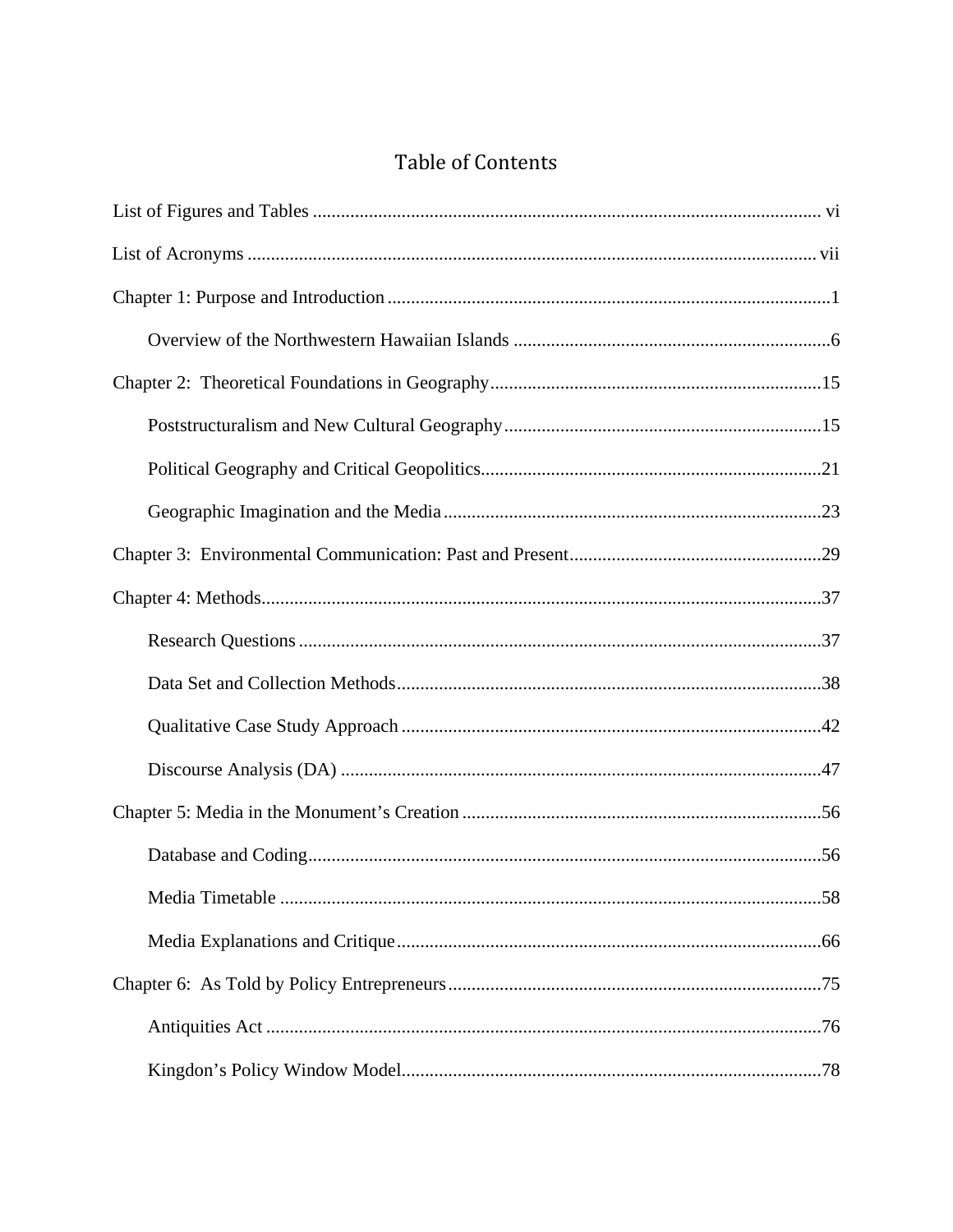# Table of Contents

List of Figures and Tables ............................................................................................................ vi

List of Acronyms ......................................................................................................................... vii

Chapter 1: Purpose and Introduction ..............................................................................................1

Overview of the Northwestern Hawaiian Islands ....................................................................6

Chapter 2: Theoretical Foundations in Geography.......................................................................15

Poststructuralism and New Cultural Geography....................................................................15

Political Geography and Critical Geopolitics.........................................................................21

Geographic Imagination and the Media.................................................................................23

Chapter 3: Environmental Communication: Past and Present......................................................29

Chapter 4: Methods.......................................................................................................................37

Research Questions ................................................................................................................37

Data Set and Collection Methods...........................................................................................38

Qualitative Case Study Approach ..........................................................................................42

Discourse Analysis (DA) .......................................................................................................47

Chapter 5: Media in the Monument's Creation .............................................................................56

Database and Coding..............................................................................................................56

Media Timetable ....................................................................................................................58

Media Explanations and Critique...........................................................................................66

Chapter 6: As Told by Policy Entrepreneurs................................................................................75

Antiquities Act .......................................................................................................................76

Kingdon's Policy Window Model..........................................................................................78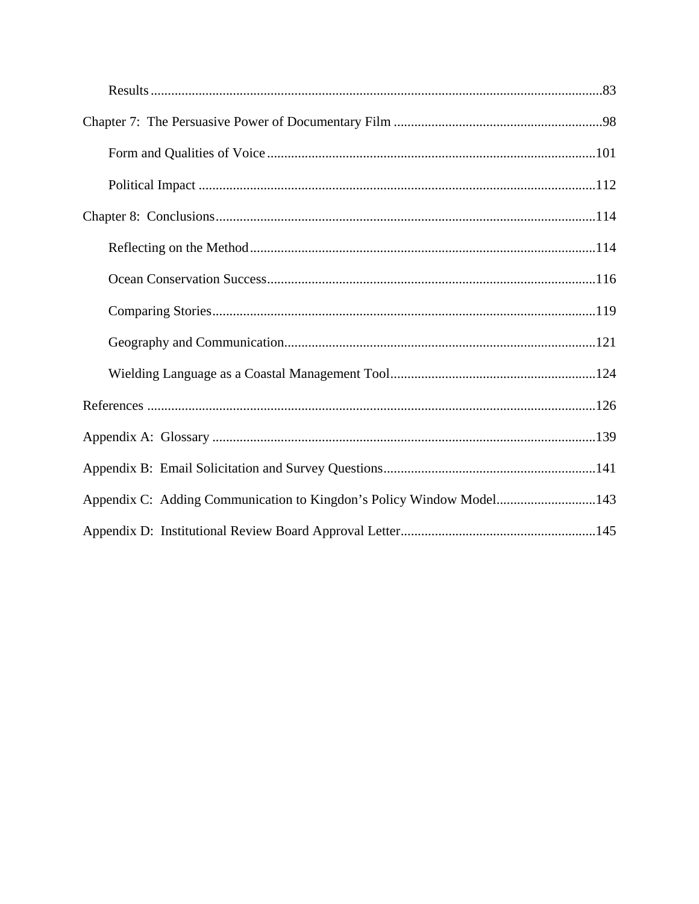Results ..........83

Chapter 7: The Persuasive Power of Documentary Film ..........98

Form and Qualities of Voice ..........101

Political Impact ..........112

Chapter 8: Conclusions ..........114

Reflecting on the Method ..........114

Ocean Conservation Success ..........116

Comparing Stories ..........119

Geography and Communication ..........121

Wielding Language as a Coastal Management Tool ..........124

References ..........126

Appendix A: Glossary ..........139

Appendix B: Email Solicitation and Survey Questions ..........141

Appendix C: Adding Communication to Kingdon's Policy Window Model ..........143

Appendix D: Institutional Review Board Approval Letter ..........145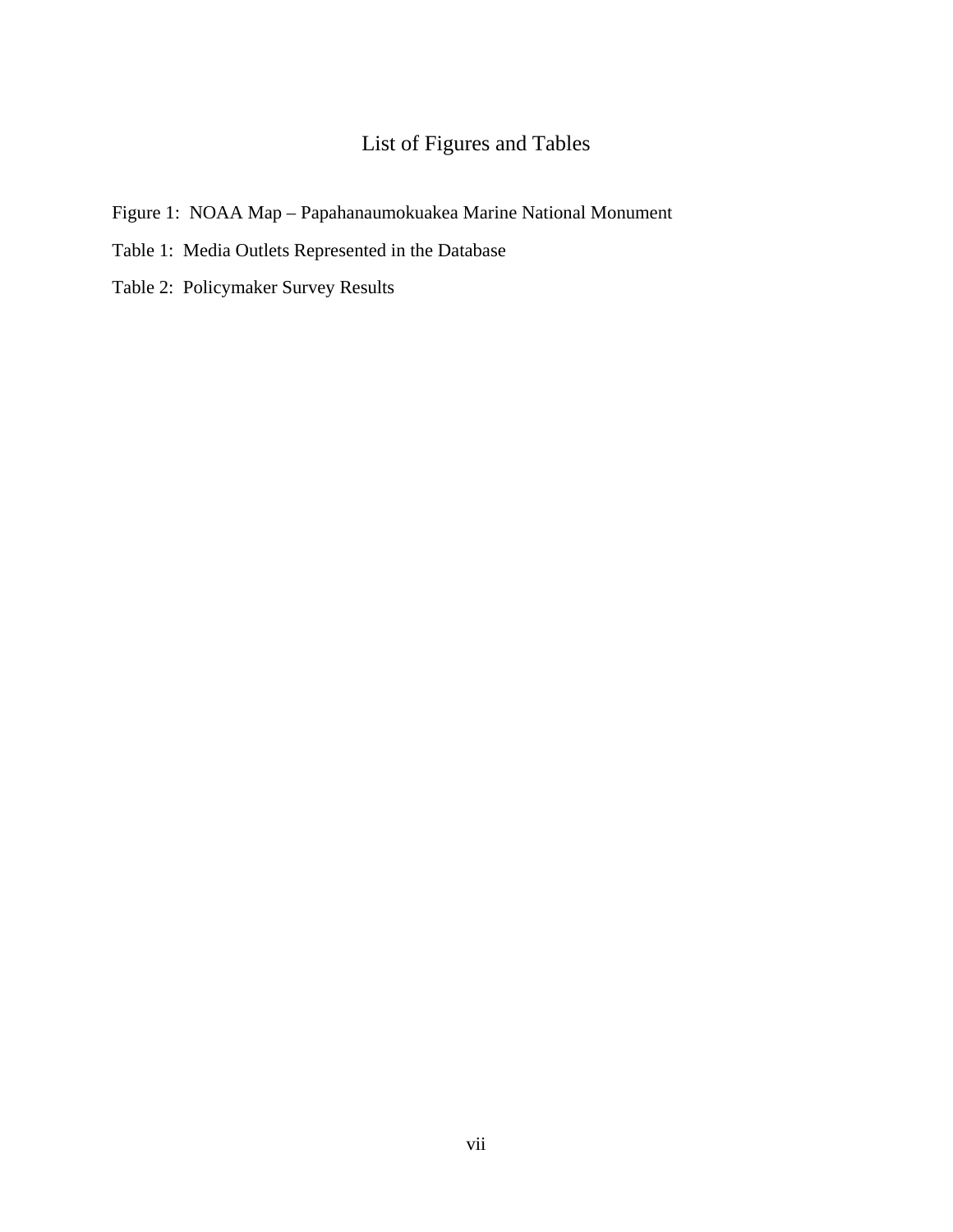# List of Figures and Tables

Figure 1: NOAA Map – Papahanaumokuakea Marine National Monument

Table 1: Media Outlets Represented in the Database

Table 2: Policymaker Survey Results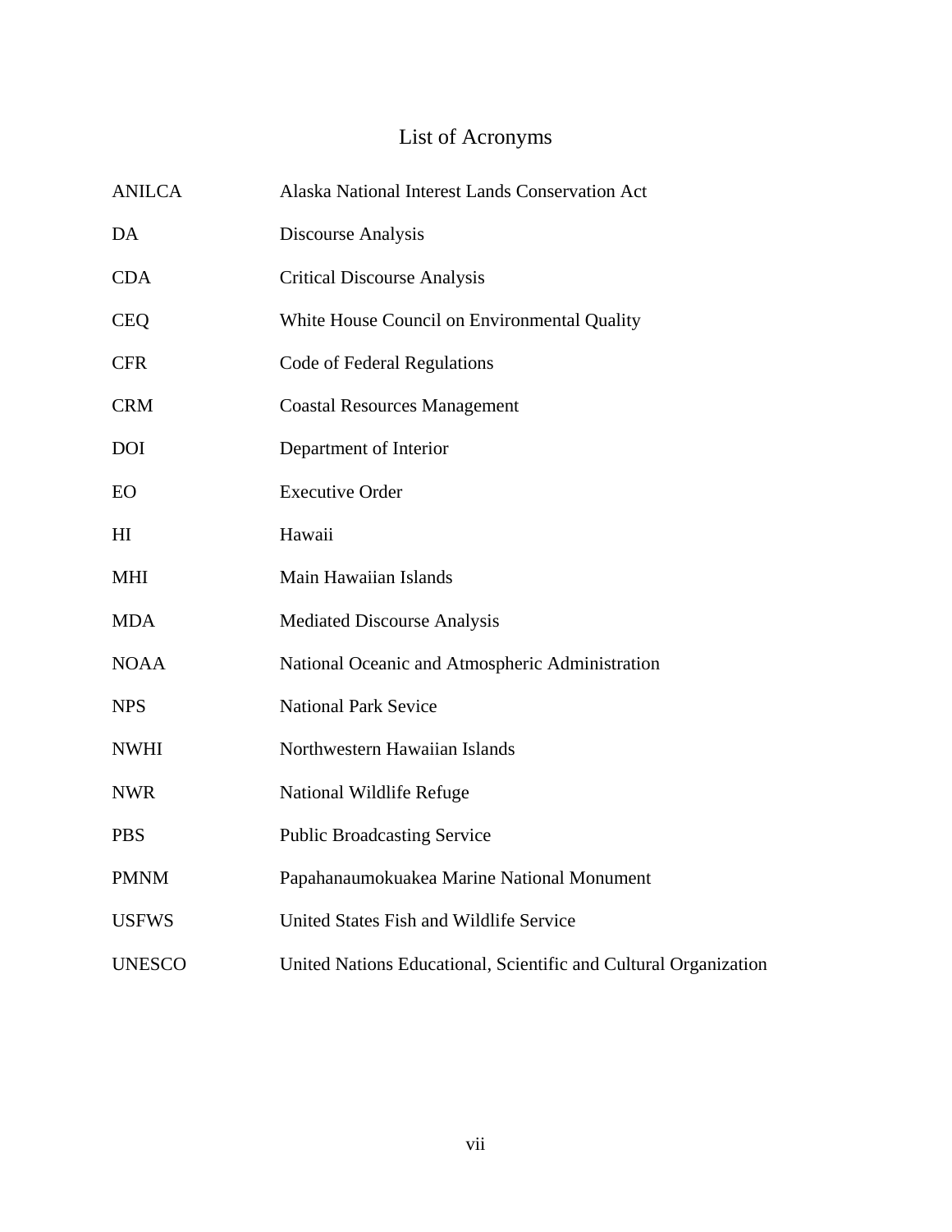# List of Acronyms

| | |
|---|---|
| ANILCA | Alaska National Interest Lands Conservation Act |
| DA | Discourse Analysis |
| CDA | Critical Discourse Analysis |
| CEQ | White House Council on Environmental Quality |
| CFR | Code of Federal Regulations |
| CRM | Coastal Resources Management |
| DOI | Department of Interior |
| EO | Executive Order |
| HI | Hawaii |
| MHI | Main Hawaiian Islands |
| MDA | Mediated Discourse Analysis |
| NOAA | National Oceanic and Atmospheric Administration |
| NPS | National Park Sevice |
| NWHI | Northwestern Hawaiian Islands |
| NWR | National Wildlife Refuge |
| PBS | Public Broadcasting Service |
| PMNM | Papahanaumokuakea Marine National Monument |
| USFWS | United States Fish and Wildlife Service |
| UNESCO | United Nations Educational, Scientific and Cultural Organization |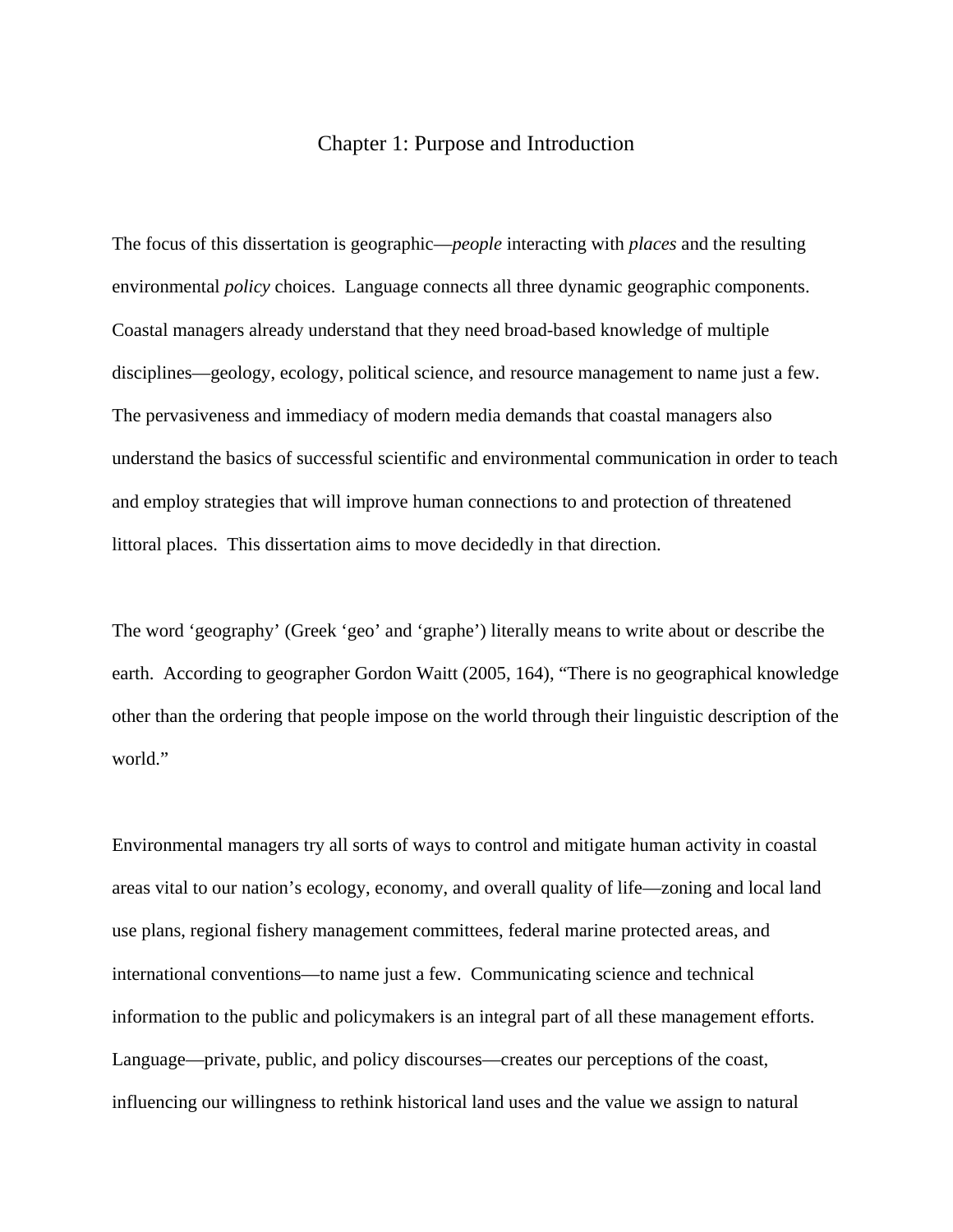# Chapter 1: Purpose and Introduction

The focus of this dissertation is geographic—*people* interacting with *places* and the resulting environmental *policy* choices. Language connects all three dynamic geographic components. Coastal managers already understand that they need broad-based knowledge of multiple disciplines—geology, ecology, political science, and resource management to name just a few. The pervasiveness and immediacy of modern media demands that coastal managers also understand the basics of successful scientific and environmental communication in order to teach and employ strategies that will improve human connections to and protection of threatened littoral places. This dissertation aims to move decidedly in that direction.

The word 'geography' (Greek 'geo' and 'graphe') literally means to write about or describe the earth. According to geographer Gordon Waitt (2005, 164), "There is no geographical knowledge other than the ordering that people impose on the world through their linguistic description of the world."

Environmental managers try all sorts of ways to control and mitigate human activity in coastal areas vital to our nation's ecology, economy, and overall quality of life—zoning and local land use plans, regional fishery management committees, federal marine protected areas, and international conventions—to name just a few. Communicating science and technical information to the public and policymakers is an integral part of all these management efforts. Language—private, public, and policy discourses—creates our perceptions of the coast, influencing our willingness to rethink historical land uses and the value we assign to natural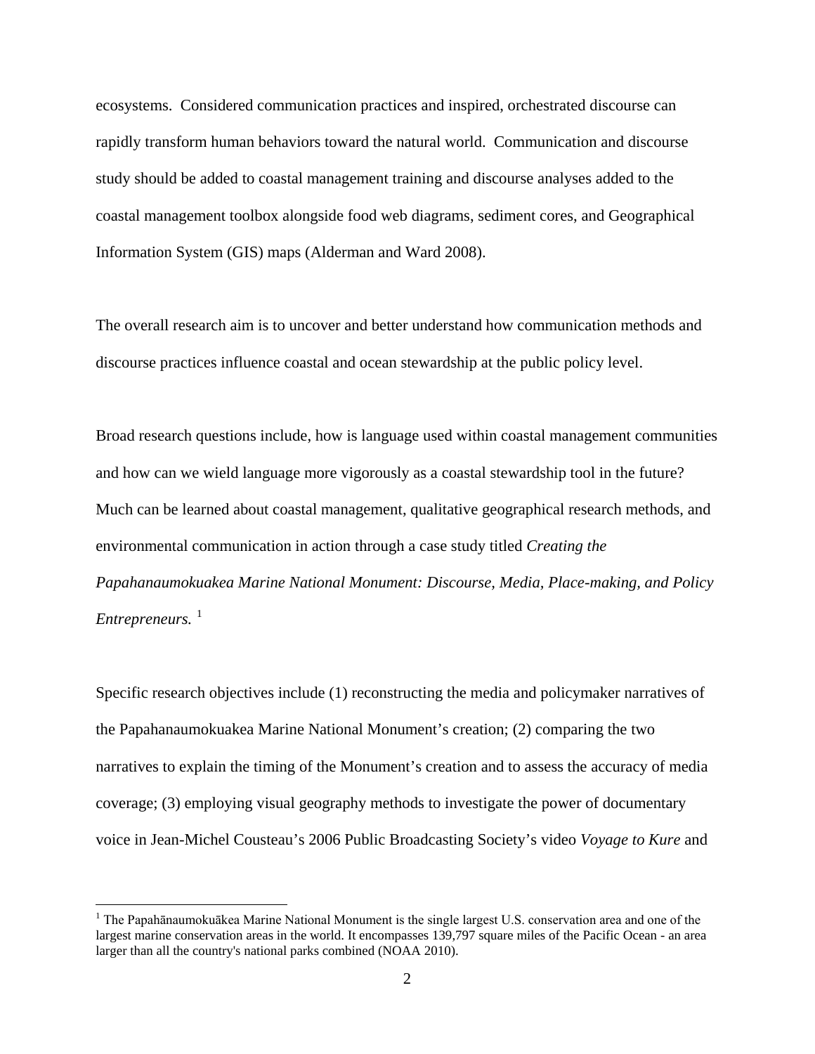ecosystems. Considered communication practices and inspired, orchestrated discourse can rapidly transform human behaviors toward the natural world. Communication and discourse study should be added to coastal management training and discourse analyses added to the coastal management toolbox alongside food web diagrams, sediment cores, and Geographical Information System (GIS) maps (Alderman and Ward 2008).

The overall research aim is to uncover and better understand how communication methods and discourse practices influence coastal and ocean stewardship at the public policy level.

Broad research questions include, how is language used within coastal management communities and how can we wield language more vigorously as a coastal stewardship tool in the future? Much can be learned about coastal management, qualitative geographical research methods, and environmental communication in action through a case study titled *Creating the Papahanaumokuakea Marine National Monument: Discourse, Media, Place-making, and Policy Entrepreneurs.* [1]

Specific research objectives include (1) reconstructing the media and policymaker narratives of the Papahanaumokuakea Marine National Monument's creation; (2) comparing the two narratives to explain the timing of the Monument's creation and to assess the accuracy of media coverage; (3) employing visual geography methods to investigate the power of documentary voice in Jean-Michel Cousteau's 2006 Public Broadcasting Society's video *Voyage to Kure* and

---

[1] The Papahānaumokuākea Marine National Monument is the single largest U.S. conservation area and one of the largest marine conservation areas in the world. It encompasses 139,797 square miles of the Pacific Ocean - an area larger than all the country's national parks combined (NOAA 2010).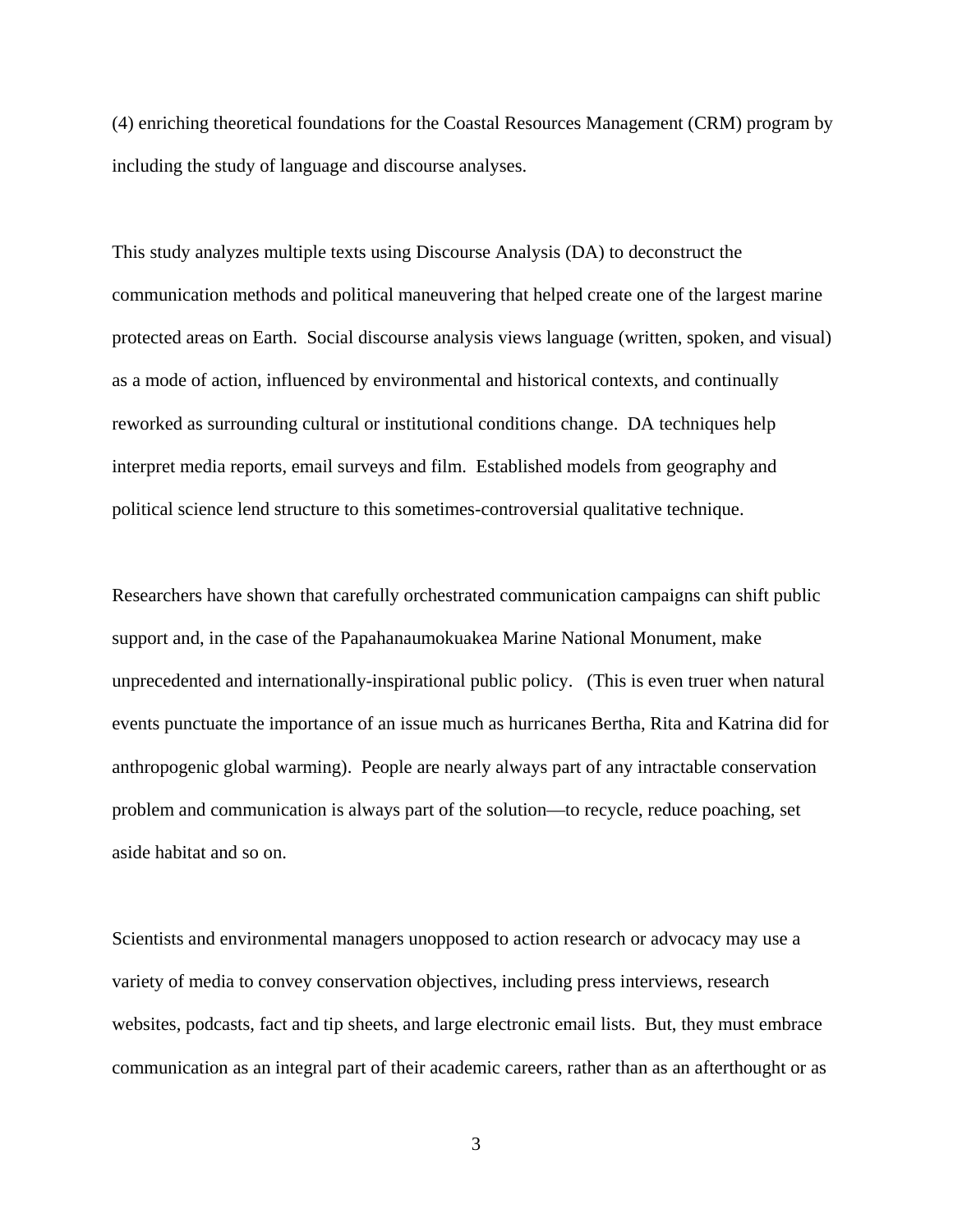(4) enriching theoretical foundations for the Coastal Resources Management (CRM) program by including the study of language and discourse analyses.

This study analyzes multiple texts using Discourse Analysis (DA) to deconstruct the communication methods and political maneuvering that helped create one of the largest marine protected areas on Earth. Social discourse analysis views language (written, spoken, and visual) as a mode of action, influenced by environmental and historical contexts, and continually reworked as surrounding cultural or institutional conditions change. DA techniques help interpret media reports, email surveys and film. Established models from geography and political science lend structure to this sometimes-controversial qualitative technique.

Researchers have shown that carefully orchestrated communication campaigns can shift public support and, in the case of the Papahanaumokuakea Marine National Monument, make unprecedented and internationally-inspirational public policy. (This is even truer when natural events punctuate the importance of an issue much as hurricanes Bertha, Rita and Katrina did for anthropogenic global warming). People are nearly always part of any intractable conservation problem and communication is always part of the solution—to recycle, reduce poaching, set aside habitat and so on.

Scientists and environmental managers unopposed to action research or advocacy may use a variety of media to convey conservation objectives, including press interviews, research websites, podcasts, fact and tip sheets, and large electronic email lists. But, they must embrace communication as an integral part of their academic careers, rather than as an afterthought or as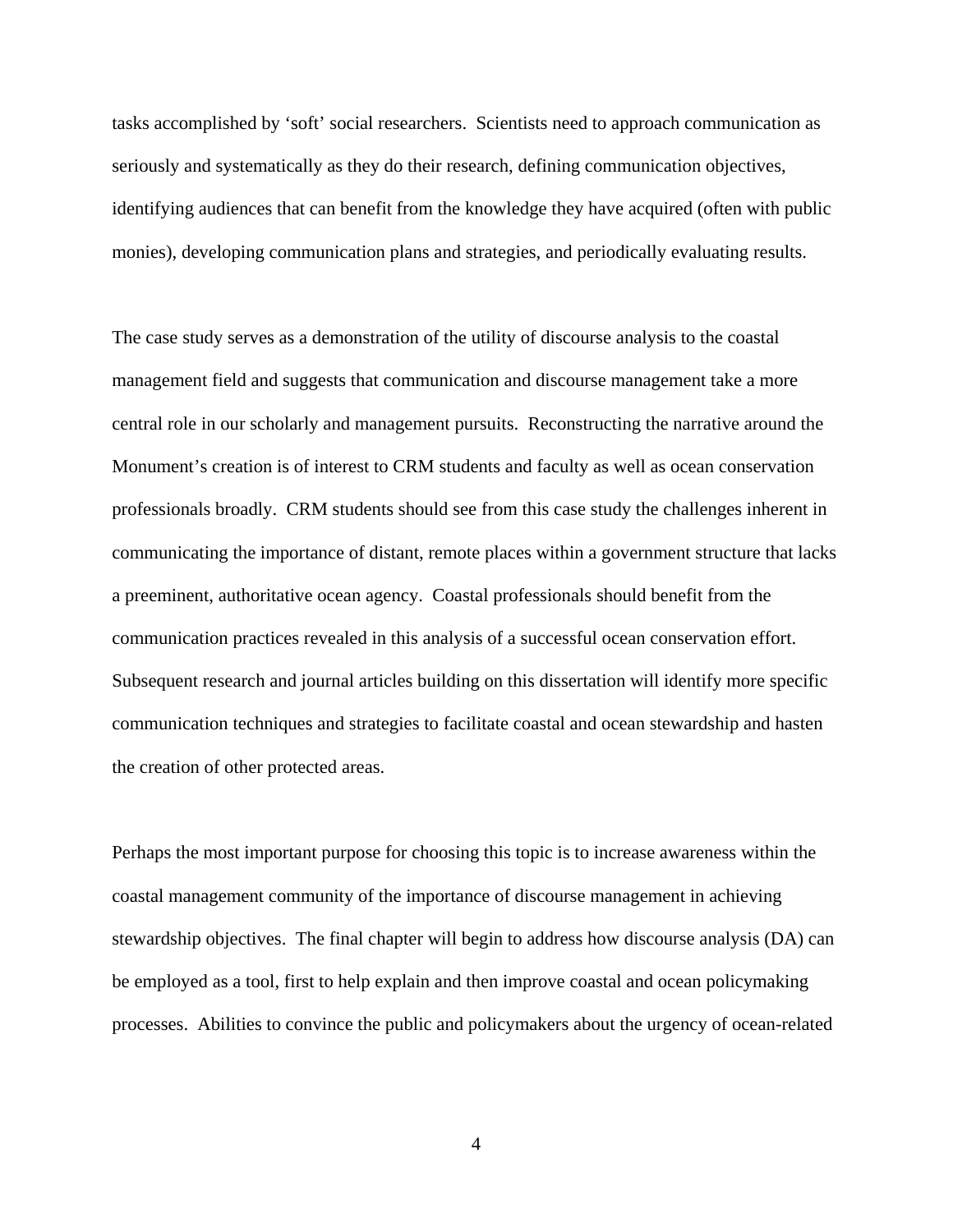tasks accomplished by 'soft' social researchers. Scientists need to approach communication as seriously and systematically as they do their research, defining communication objectives, identifying audiences that can benefit from the knowledge they have acquired (often with public monies), developing communication plans and strategies, and periodically evaluating results.

The case study serves as a demonstration of the utility of discourse analysis to the coastal management field and suggests that communication and discourse management take a more central role in our scholarly and management pursuits. Reconstructing the narrative around the Monument's creation is of interest to CRM students and faculty as well as ocean conservation professionals broadly. CRM students should see from this case study the challenges inherent in communicating the importance of distant, remote places within a government structure that lacks a preeminent, authoritative ocean agency. Coastal professionals should benefit from the communication practices revealed in this analysis of a successful ocean conservation effort. Subsequent research and journal articles building on this dissertation will identify more specific communication techniques and strategies to facilitate coastal and ocean stewardship and hasten the creation of other protected areas.

Perhaps the most important purpose for choosing this topic is to increase awareness within the coastal management community of the importance of discourse management in achieving stewardship objectives. The final chapter will begin to address how discourse analysis (DA) can be employed as a tool, first to help explain and then improve coastal and ocean policymaking processes. Abilities to convince the public and policymakers about the urgency of ocean-related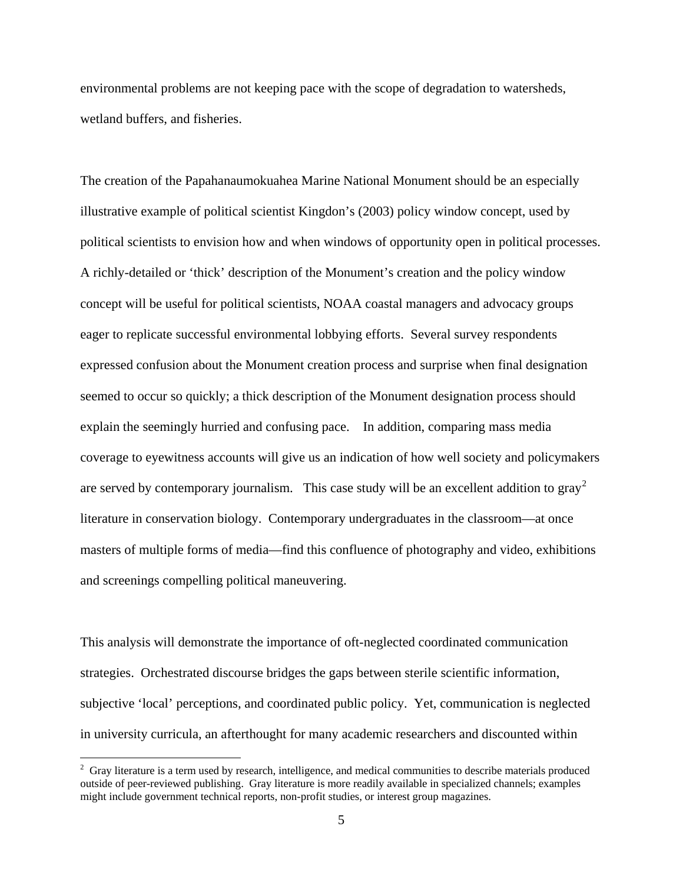environmental problems are not keeping pace with the scope of degradation to watersheds, wetland buffers, and fisheries.

The creation of the Papahanaumokuahea Marine National Monument should be an especially illustrative example of political scientist Kingdon's (2003) policy window concept, used by political scientists to envision how and when windows of opportunity open in political processes. A richly-detailed or 'thick' description of the Monument's creation and the policy window concept will be useful for political scientists, NOAA coastal managers and advocacy groups eager to replicate successful environmental lobbying efforts. Several survey respondents expressed confusion about the Monument creation process and surprise when final designation seemed to occur so quickly; a thick description of the Monument designation process should explain the seemingly hurried and confusing pace. In addition, comparing mass media coverage to eyewitness accounts will give us an indication of how well society and policymakers are served by contemporary journalism. This case study will be an excellent addition to gray[2] literature in conservation biology. Contemporary undergraduates in the classroom—at once masters of multiple forms of media—find this confluence of photography and video, exhibitions and screenings compelling political maneuvering.

This analysis will demonstrate the importance of oft-neglected coordinated communication strategies. Orchestrated discourse bridges the gaps between sterile scientific information, subjective 'local' perceptions, and coordinated public policy. Yet, communication is neglected in university curricula, an afterthought for many academic researchers and discounted within

---

[2] Gray literature is a term used by research, intelligence, and medical communities to describe materials produced outside of peer-reviewed publishing. Gray literature is more readily available in specialized channels; examples might include government technical reports, non-profit studies, or interest group magazines.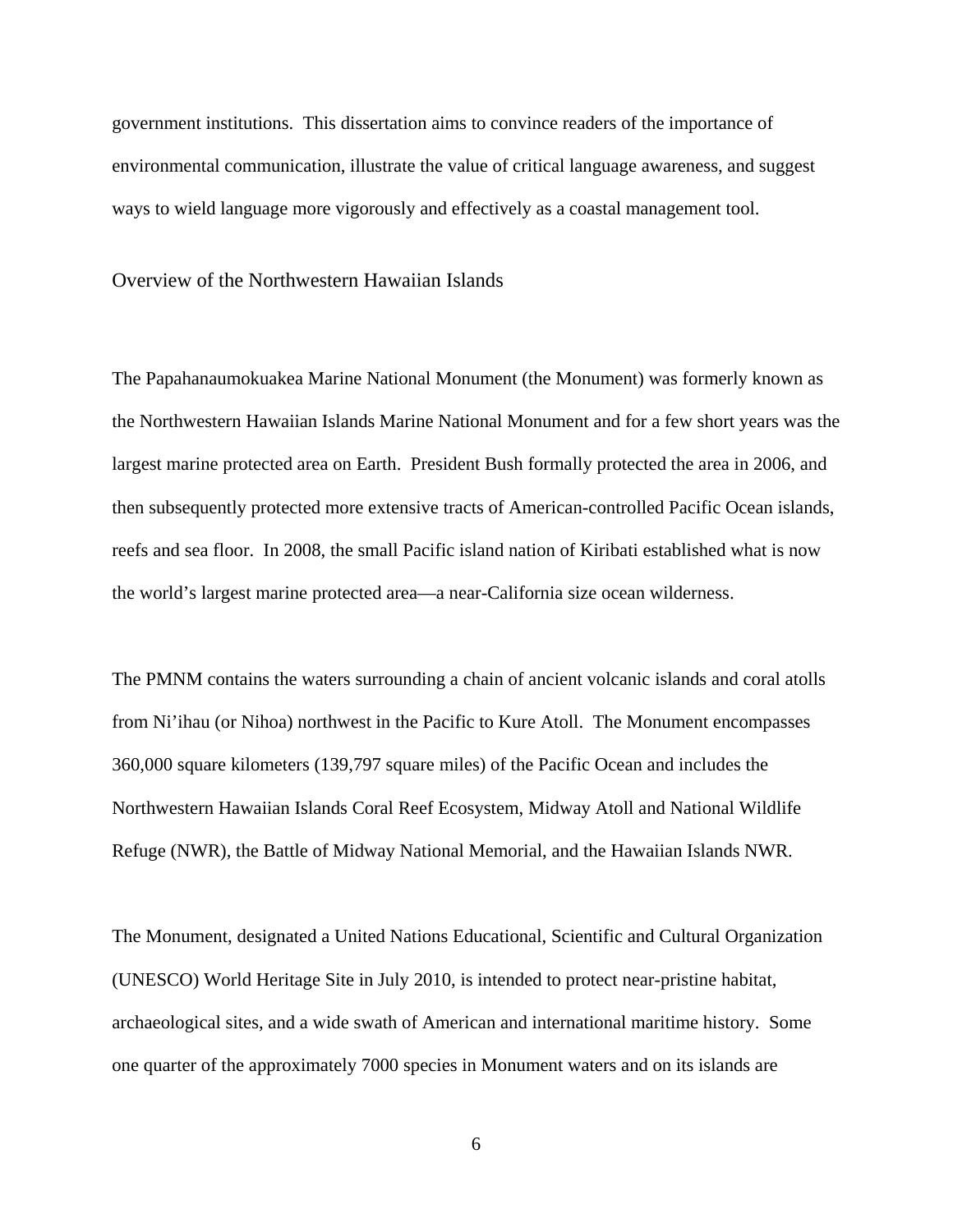government institutions. This dissertation aims to convince readers of the importance of environmental communication, illustrate the value of critical language awareness, and suggest ways to wield language more vigorously and effectively as a coastal management tool.

## Overview of the Northwestern Hawaiian Islands

The Papahanaumokuakea Marine National Monument (the Monument) was formerly known as the Northwestern Hawaiian Islands Marine National Monument and for a few short years was the largest marine protected area on Earth. President Bush formally protected the area in 2006, and then subsequently protected more extensive tracts of American-controlled Pacific Ocean islands, reefs and sea floor. In 2008, the small Pacific island nation of Kiribati established what is now the world's largest marine protected area—a near-California size ocean wilderness.

The PMNM contains the waters surrounding a chain of ancient volcanic islands and coral atolls from Ni'ihau (or Nihoa) northwest in the Pacific to Kure Atoll. The Monument encompasses 360,000 square kilometers (139,797 square miles) of the Pacific Ocean and includes the Northwestern Hawaiian Islands Coral Reef Ecosystem, Midway Atoll and National Wildlife Refuge (NWR), the Battle of Midway National Memorial, and the Hawaiian Islands NWR.

The Monument, designated a United Nations Educational, Scientific and Cultural Organization (UNESCO) World Heritage Site in July 2010, is intended to protect near-pristine habitat, archaeological sites, and a wide swath of American and international maritime history. Some one quarter of the approximately 7000 species in Monument waters and on its islands are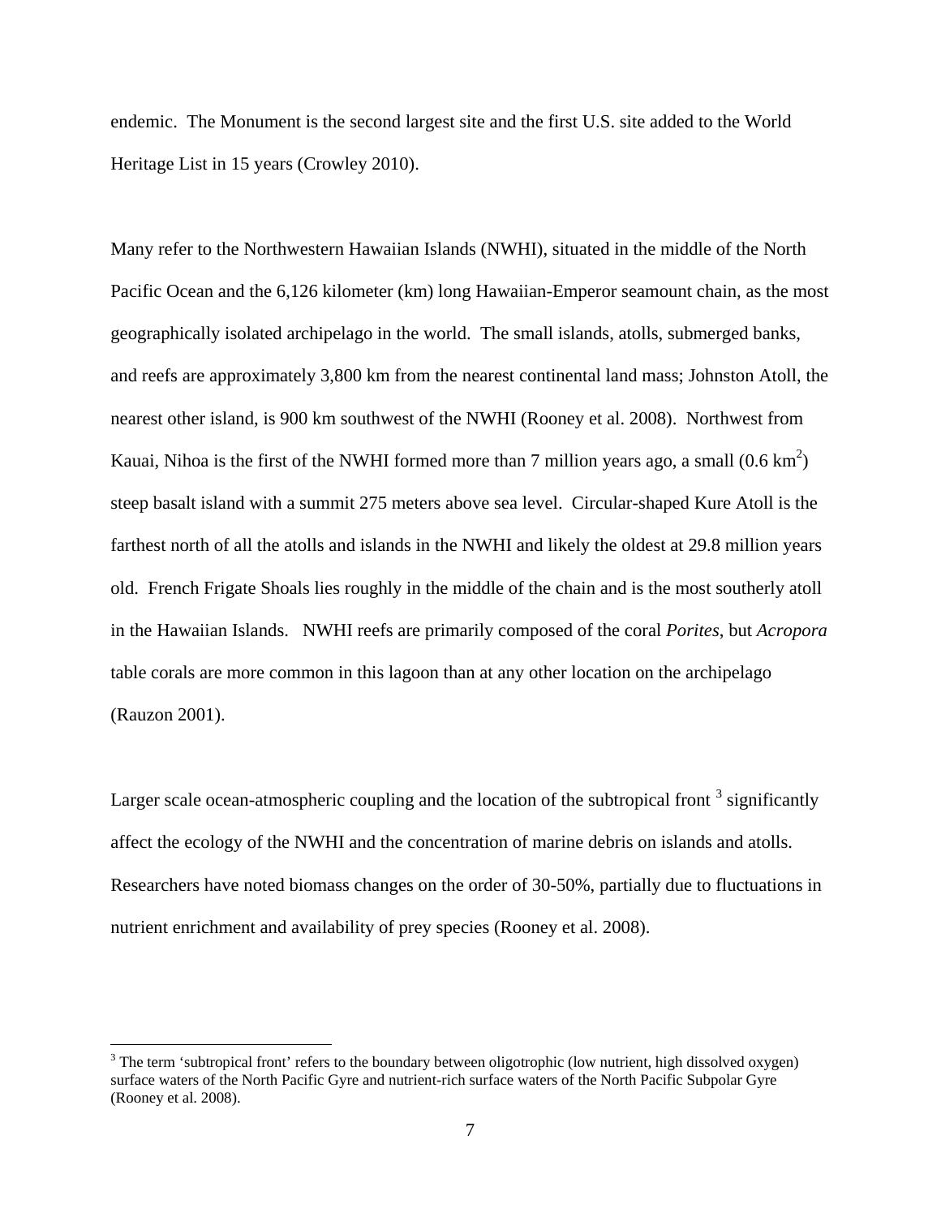endemic.  The Monument is the second largest site and the first U.S. site added to the World Heritage List in 15 years (Crowley 2010).

Many refer to the Northwestern Hawaiian Islands (NWHI), situated in the middle of the North Pacific Ocean and the 6,126 kilometer (km) long Hawaiian-Emperor seamount chain, as the most geographically isolated archipelago in the world.  The small islands, atolls, submerged banks, and reefs are approximately 3,800 km from the nearest continental land mass; Johnston Atoll, the nearest other island, is 900 km southwest of the NWHI (Rooney et al. 2008).  Northwest from Kauai, Nihoa is the first of the NWHI formed more than 7 million years ago, a small (0.6 $km^2$) steep basalt island with a summit 275 meters above sea level.  Circular-shaped Kure Atoll is the farthest north of all the atolls and islands in the NWHI and likely the oldest at 29.8 million years old.  French Frigate Shoals lies roughly in the middle of the chain and is the most southerly atoll in the Hawaiian Islands.   NWHI reefs are primarily composed of the coral *Porites*, but *Acropora* table corals are more common in this lagoon than at any other location on the archipelago (Rauzon 2001).

Larger scale ocean-atmospheric coupling and the location of the subtropical front [3] significantly affect the ecology of the NWHI and the concentration of marine debris on islands and atolls. Researchers have noted biomass changes on the order of 30-50%, partially due to fluctuations in nutrient enrichment and availability of prey species (Rooney et al. 2008).

[3] The term 'subtropical front' refers to the boundary between oligotrophic (low nutrient, high dissolved oxygen) surface waters of the North Pacific Gyre and nutrient-rich surface waters of the North Pacific Subpolar Gyre (Rooney et al. 2008).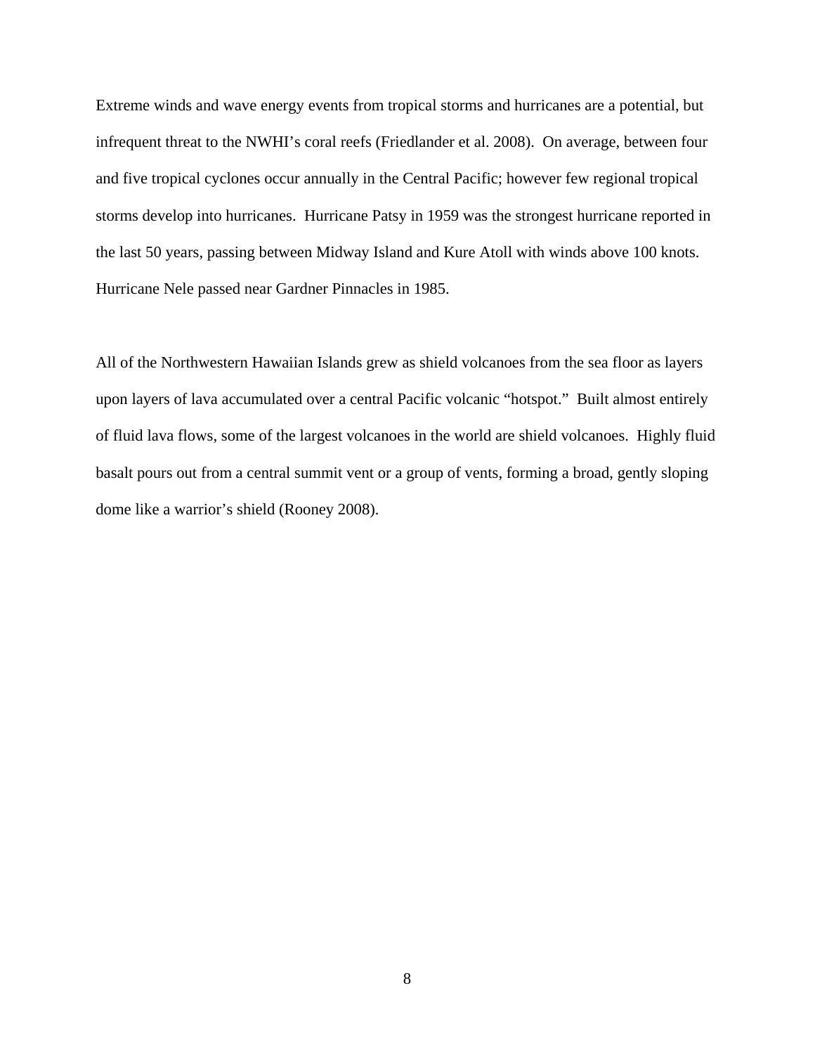Extreme winds and wave energy events from tropical storms and hurricanes are a potential, but infrequent threat to the NWHI's coral reefs (Friedlander et al. 2008). On average, between four and five tropical cyclones occur annually in the Central Pacific; however few regional tropical storms develop into hurricanes. Hurricane Patsy in 1959 was the strongest hurricane reported in the last 50 years, passing between Midway Island and Kure Atoll with winds above 100 knots. Hurricane Nele passed near Gardner Pinnacles in 1985.

All of the Northwestern Hawaiian Islands grew as shield volcanoes from the sea floor as layers upon layers of lava accumulated over a central Pacific volcanic "hotspot." Built almost entirely of fluid lava flows, some of the largest volcanoes in the world are shield volcanoes. Highly fluid basalt pours out from a central summit vent or a group of vents, forming a broad, gently sloping dome like a warrior's shield (Rooney 2008).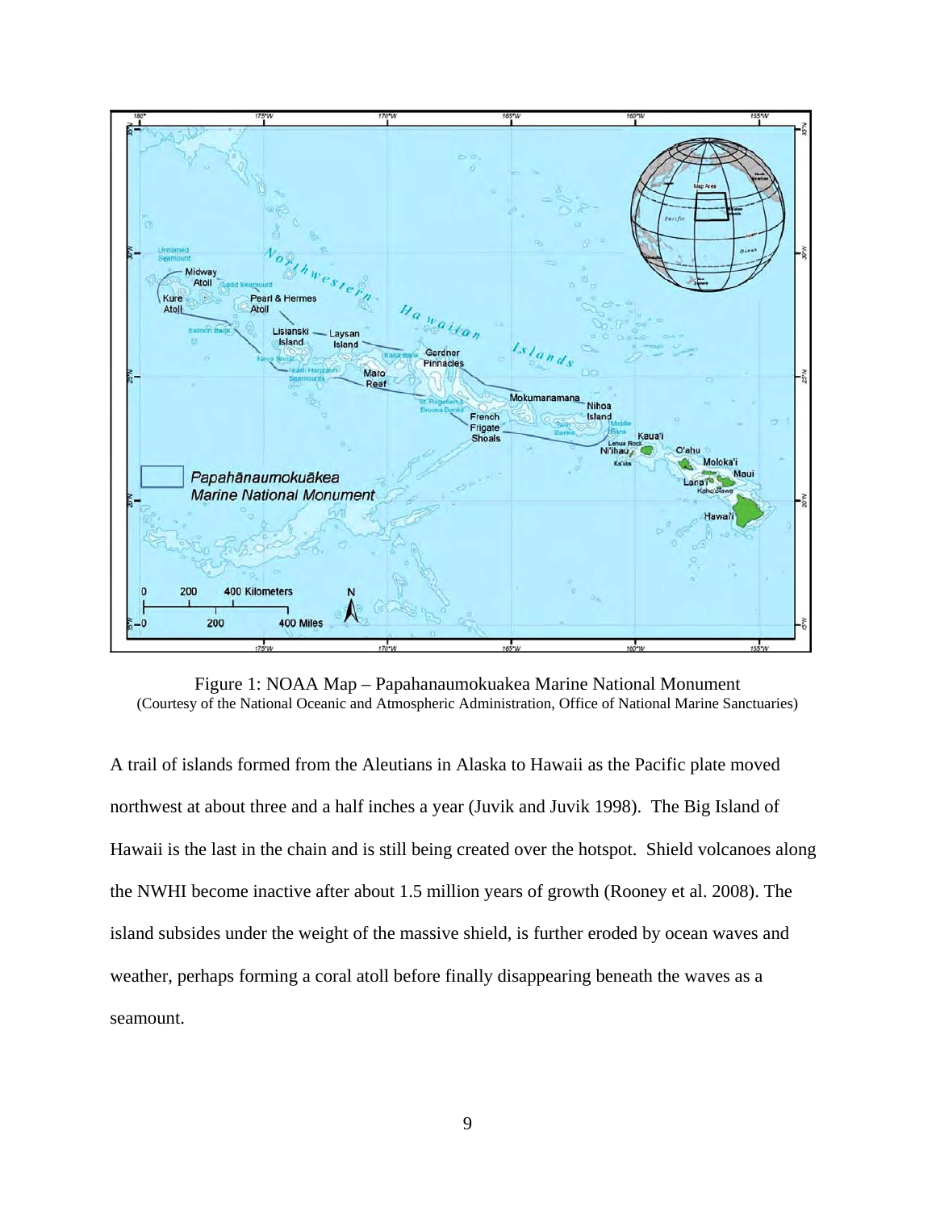Figure 1: NOAA Map – Papahanaumokuakea Marine National Monument
(Courtesy of the National Oceanic and Atmospheric Administration, Office of National Marine Sanctuaries)

A trail of islands formed from the Aleutians in Alaska to Hawaii as the Pacific plate moved northwest at about three and a half inches a year (Juvik and Juvik 1998). The Big Island of Hawaii is the last in the chain and is still being created over the hotspot. Shield volcanoes along the NWHI become inactive after about 1.5 million years of growth (Rooney et al. 2008). The island subsides under the weight of the massive shield, is further eroded by ocean waves and weather, perhaps forming a coral atoll before finally disappearing beneath the waves as a seamount.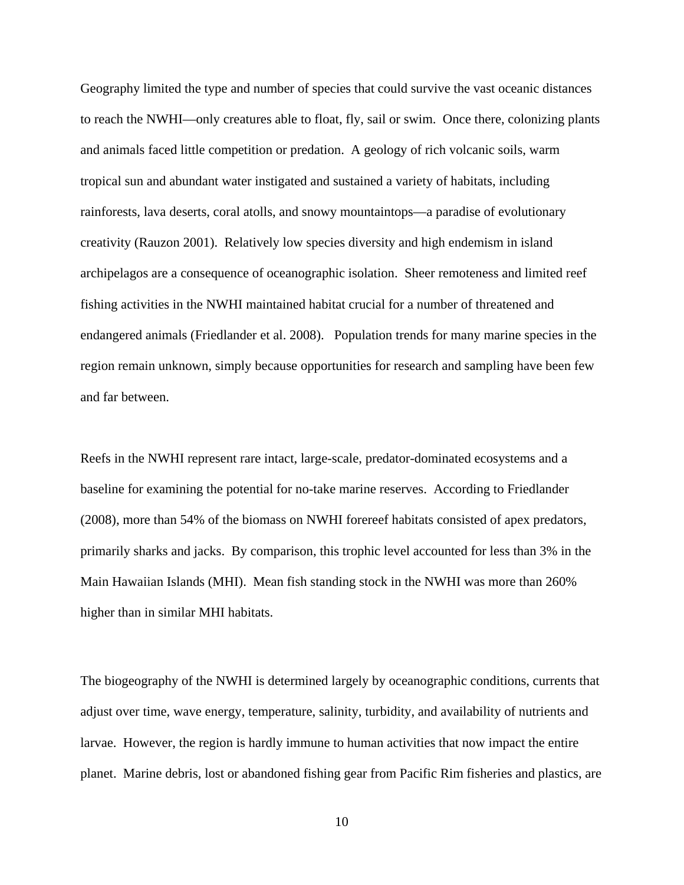Geography limited the type and number of species that could survive the vast oceanic distances to reach the NWHI—only creatures able to float, fly, sail or swim. Once there, colonizing plants and animals faced little competition or predation. A geology of rich volcanic soils, warm tropical sun and abundant water instigated and sustained a variety of habitats, including rainforests, lava deserts, coral atolls, and snowy mountaintops—a paradise of evolutionary creativity (Rauzon 2001). Relatively low species diversity and high endemism in island archipelagos are a consequence of oceanographic isolation. Sheer remoteness and limited reef fishing activities in the NWHI maintained habitat crucial for a number of threatened and endangered animals (Friedlander et al. 2008). Population trends for many marine species in the region remain unknown, simply because opportunities for research and sampling have been few and far between.

Reefs in the NWHI represent rare intact, large-scale, predator-dominated ecosystems and a baseline for examining the potential for no-take marine reserves. According to Friedlander (2008), more than 54% of the biomass on NWHI forereef habitats consisted of apex predators, primarily sharks and jacks. By comparison, this trophic level accounted for less than 3% in the Main Hawaiian Islands (MHI). Mean fish standing stock in the NWHI was more than 260% higher than in similar MHI habitats.

The biogeography of the NWHI is determined largely by oceanographic conditions, currents that adjust over time, wave energy, temperature, salinity, turbidity, and availability of nutrients and larvae. However, the region is hardly immune to human activities that now impact the entire planet. Marine debris, lost or abandoned fishing gear from Pacific Rim fisheries and plastics, are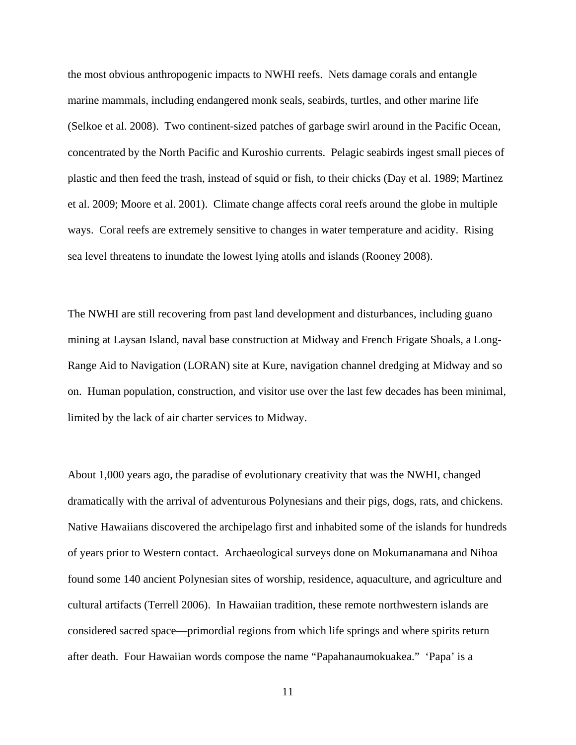the most obvious anthropogenic impacts to NWHI reefs. Nets damage corals and entangle marine mammals, including endangered monk seals, seabirds, turtles, and other marine life (Selkoe et al. 2008). Two continent-sized patches of garbage swirl around in the Pacific Ocean, concentrated by the North Pacific and Kuroshio currents. Pelagic seabirds ingest small pieces of plastic and then feed the trash, instead of squid or fish, to their chicks (Day et al. 1989; Martinez et al. 2009; Moore et al. 2001). Climate change affects coral reefs around the globe in multiple ways. Coral reefs are extremely sensitive to changes in water temperature and acidity. Rising sea level threatens to inundate the lowest lying atolls and islands (Rooney 2008).

The NWHI are still recovering from past land development and disturbances, including guano mining at Laysan Island, naval base construction at Midway and French Frigate Shoals, a Long-Range Aid to Navigation (LORAN) site at Kure, navigation channel dredging at Midway and so on. Human population, construction, and visitor use over the last few decades has been minimal, limited by the lack of air charter services to Midway.

About 1,000 years ago, the paradise of evolutionary creativity that was the NWHI, changed dramatically with the arrival of adventurous Polynesians and their pigs, dogs, rats, and chickens. Native Hawaiians discovered the archipelago first and inhabited some of the islands for hundreds of years prior to Western contact. Archaeological surveys done on Mokumanamana and Nihoa found some 140 ancient Polynesian sites of worship, residence, aquaculture, and agriculture and cultural artifacts (Terrell 2006). In Hawaiian tradition, these remote northwestern islands are considered sacred space—primordial regions from which life springs and where spirits return after death. Four Hawaiian words compose the name "Papahanaumokuakea." 'Papa' is a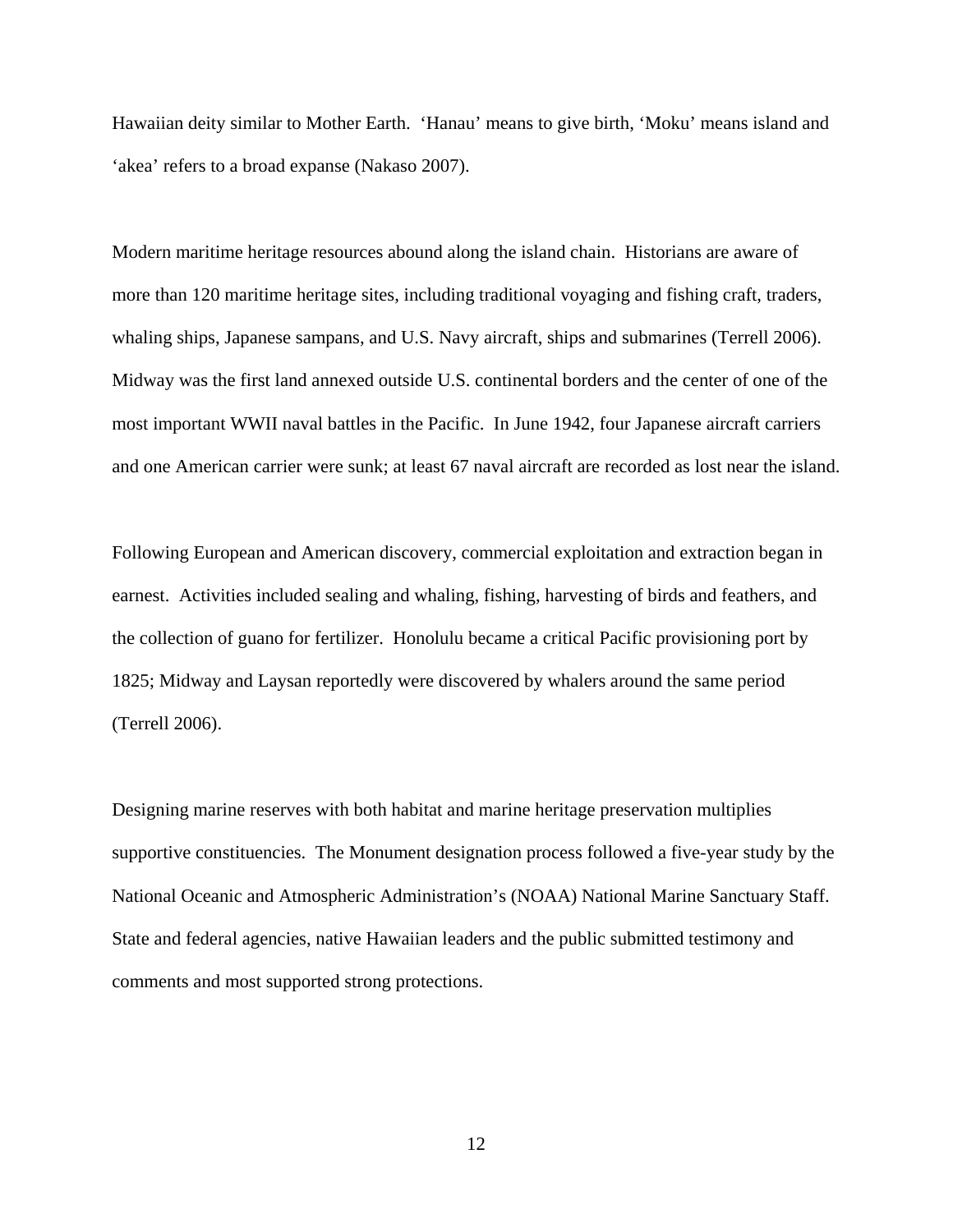Hawaiian deity similar to Mother Earth. 'Hanau' means to give birth, 'Moku' means island and 'akea' refers to a broad expanse (Nakaso 2007).

Modern maritime heritage resources abound along the island chain. Historians are aware of more than 120 maritime heritage sites, including traditional voyaging and fishing craft, traders, whaling ships, Japanese sampans, and U.S. Navy aircraft, ships and submarines (Terrell 2006). Midway was the first land annexed outside U.S. continental borders and the center of one of the most important WWII naval battles in the Pacific. In June 1942, four Japanese aircraft carriers and one American carrier were sunk; at least 67 naval aircraft are recorded as lost near the island.

Following European and American discovery, commercial exploitation and extraction began in earnest. Activities included sealing and whaling, fishing, harvesting of birds and feathers, and the collection of guano for fertilizer. Honolulu became a critical Pacific provisioning port by 1825; Midway and Laysan reportedly were discovered by whalers around the same period (Terrell 2006).

Designing marine reserves with both habitat and marine heritage preservation multiplies supportive constituencies. The Monument designation process followed a five-year study by the National Oceanic and Atmospheric Administration's (NOAA) National Marine Sanctuary Staff. State and federal agencies, native Hawaiian leaders and the public submitted testimony and comments and most supported strong protections.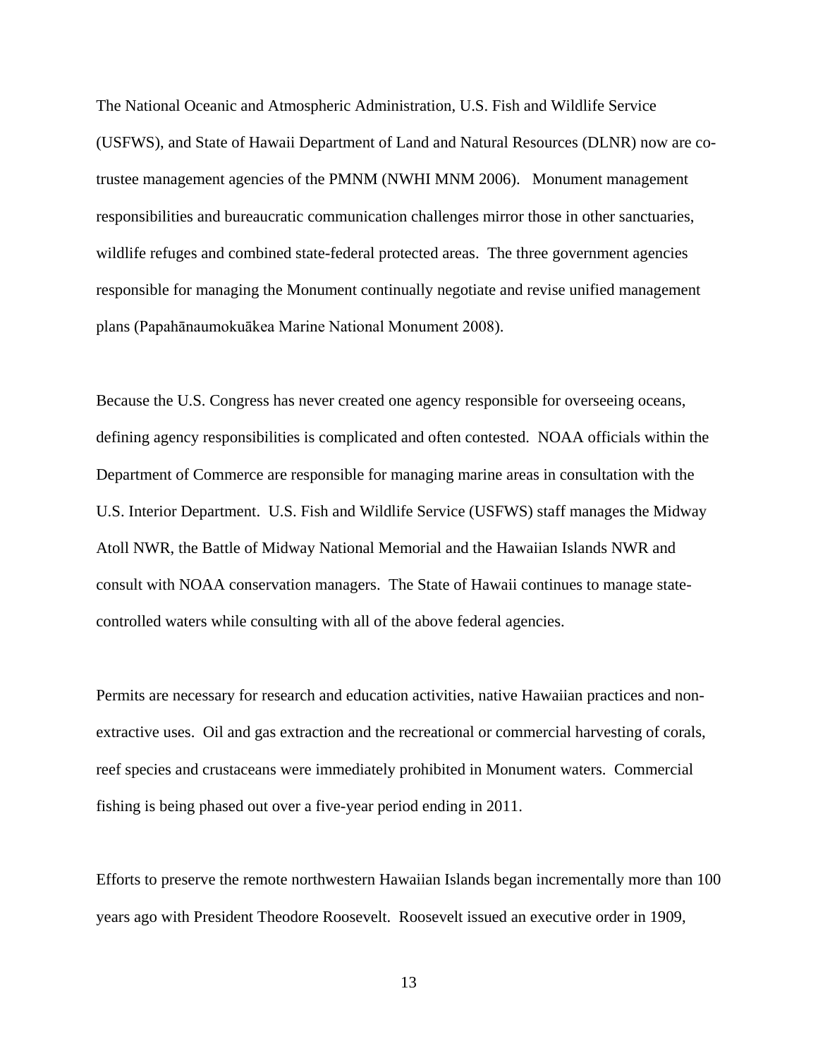The National Oceanic and Atmospheric Administration, U.S. Fish and Wildlife Service (USFWS), and State of Hawaii Department of Land and Natural Resources (DLNR) now are co-trustee management agencies of the PMNM (NWHI MNM 2006). Monument management responsibilities and bureaucratic communication challenges mirror those in other sanctuaries, wildlife refuges and combined state-federal protected areas. The three government agencies responsible for managing the Monument continually negotiate and revise unified management plans (Papahānaumokuākea Marine National Monument 2008).

Because the U.S. Congress has never created one agency responsible for overseeing oceans, defining agency responsibilities is complicated and often contested. NOAA officials within the Department of Commerce are responsible for managing marine areas in consultation with the U.S. Interior Department. U.S. Fish and Wildlife Service (USFWS) staff manages the Midway Atoll NWR, the Battle of Midway National Memorial and the Hawaiian Islands NWR and consult with NOAA conservation managers. The State of Hawaii continues to manage state-controlled waters while consulting with all of the above federal agencies.

Permits are necessary for research and education activities, native Hawaiian practices and non-extractive uses. Oil and gas extraction and the recreational or commercial harvesting of corals, reef species and crustaceans were immediately prohibited in Monument waters. Commercial fishing is being phased out over a five-year period ending in 2011.

Efforts to preserve the remote northwestern Hawaiian Islands began incrementally more than 100 years ago with President Theodore Roosevelt. Roosevelt issued an executive order in 1909,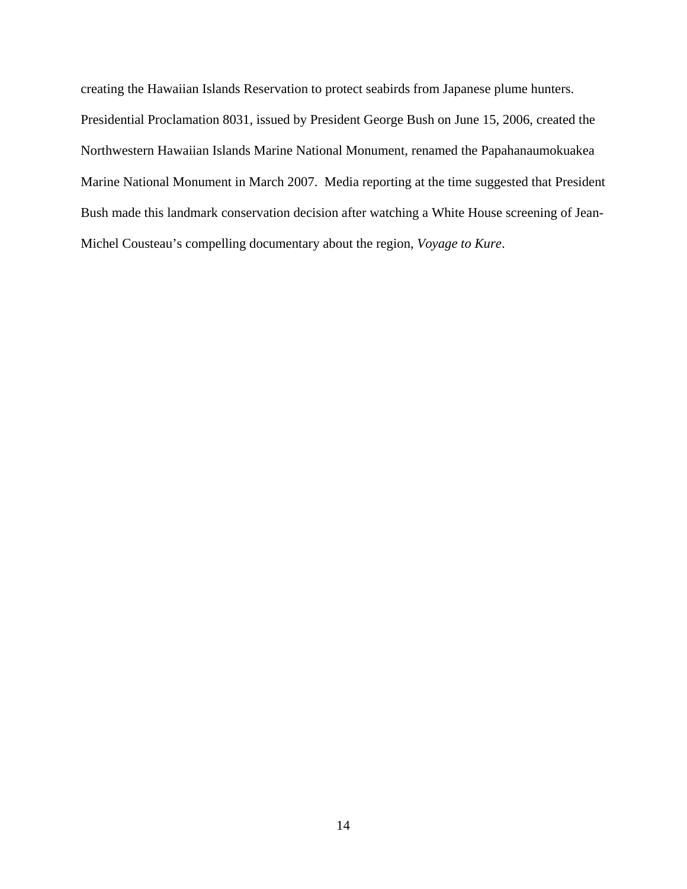creating the Hawaiian Islands Reservation to protect seabirds from Japanese plume hunters. Presidential Proclamation 8031, issued by President George Bush on June 15, 2006, created the Northwestern Hawaiian Islands Marine National Monument, renamed the Papahanaumokuakea Marine National Monument in March 2007. Media reporting at the time suggested that President Bush made this landmark conservation decision after watching a White House screening of Jean-Michel Cousteau's compelling documentary about the region, *Voyage to Kure*.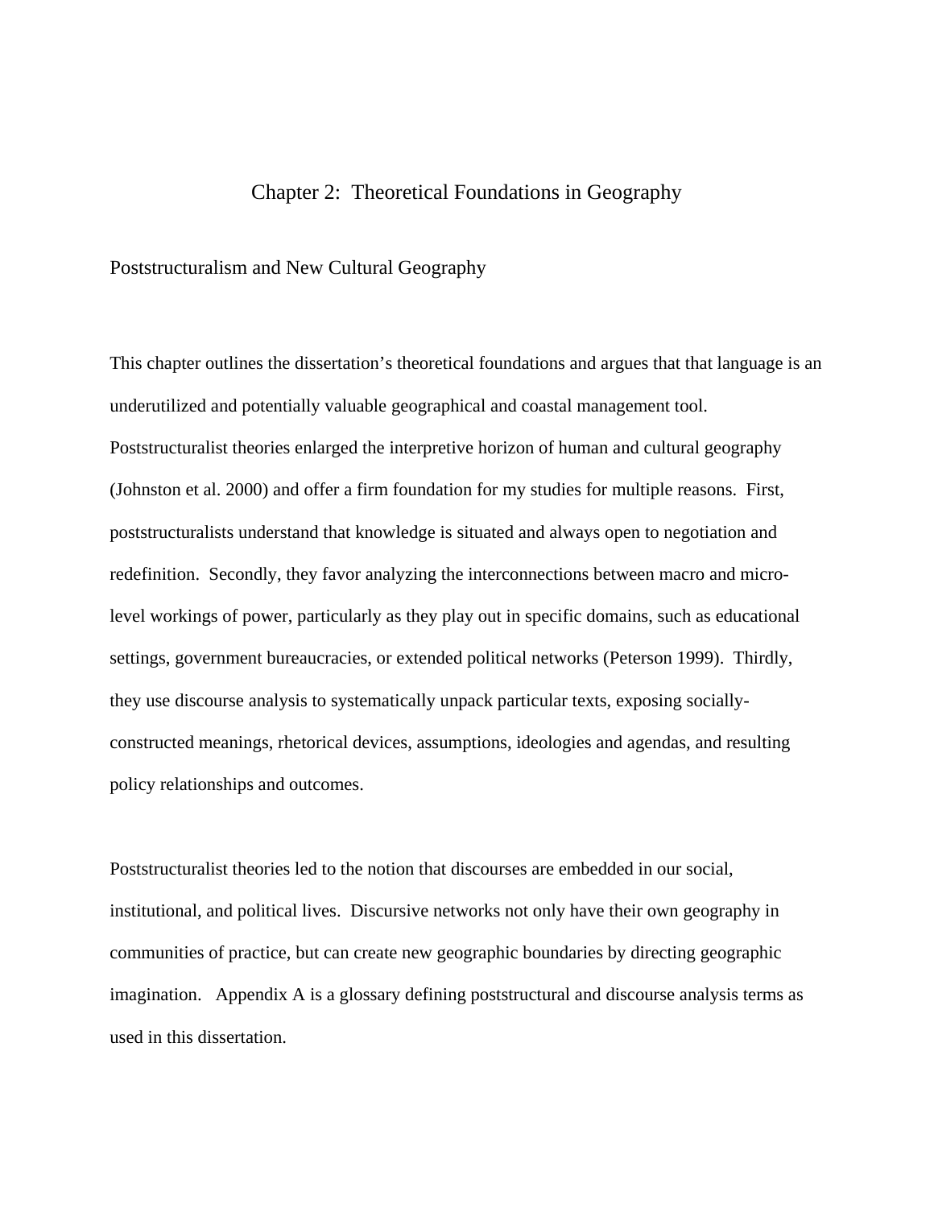# Chapter 2: Theoretical Foundations in Geography

## Poststructuralism and New Cultural Geography

This chapter outlines the dissertation's theoretical foundations and argues that that language is an underutilized and potentially valuable geographical and coastal management tool. Poststructuralist theories enlarged the interpretive horizon of human and cultural geography (Johnston et al. 2000) and offer a firm foundation for my studies for multiple reasons. First, poststructuralists understand that knowledge is situated and always open to negotiation and redefinition. Secondly, they favor analyzing the interconnections between macro and micro-level workings of power, particularly as they play out in specific domains, such as educational settings, government bureaucracies, or extended political networks (Peterson 1999). Thirdly, they use discourse analysis to systematically unpack particular texts, exposing socially-constructed meanings, rhetorical devices, assumptions, ideologies and agendas, and resulting policy relationships and outcomes.

Poststructuralist theories led to the notion that discourses are embedded in our social, institutional, and political lives. Discursive networks not only have their own geography in communities of practice, but can create new geographic boundaries by directing geographic imagination. Appendix A is a glossary defining poststructural and discourse analysis terms as used in this dissertation.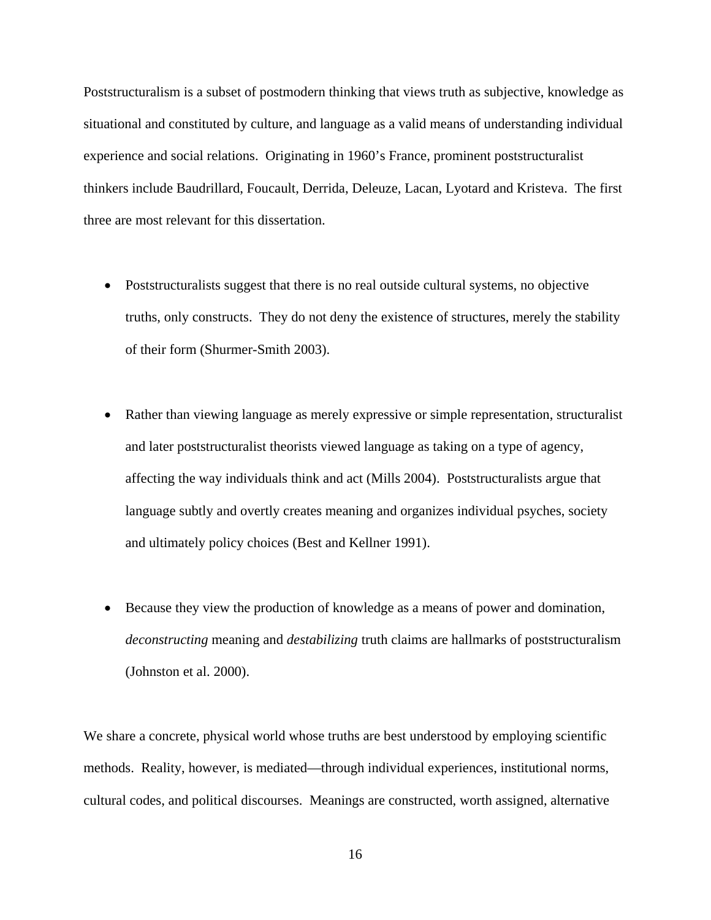Poststructuralism is a subset of postmodern thinking that views truth as subjective, knowledge as situational and constituted by culture, and language as a valid means of understanding individual experience and social relations. Originating in 1960's France, prominent poststructuralist thinkers include Baudrillard, Foucault, Derrida, Deleuze, Lacan, Lyotard and Kristeva. The first three are most relevant for this dissertation.

- Poststructuralists suggest that there is no real outside cultural systems, no objective truths, only constructs. They do not deny the existence of structures, merely the stability of their form (Shurmer-Smith 2003).

- Rather than viewing language as merely expressive or simple representation, structuralist and later poststructuralist theorists viewed language as taking on a type of agency, affecting the way individuals think and act (Mills 2004). Poststructuralists argue that language subtly and overtly creates meaning and organizes individual psyches, society and ultimately policy choices (Best and Kellner 1991).

- Because they view the production of knowledge as a means of power and domination, *deconstructing* meaning and *destabilizing* truth claims are hallmarks of poststructuralism (Johnston et al. 2000).

We share a concrete, physical world whose truths are best understood by employing scientific methods. Reality, however, is mediated—through individual experiences, institutional norms, cultural codes, and political discourses. Meanings are constructed, worth assigned, alternative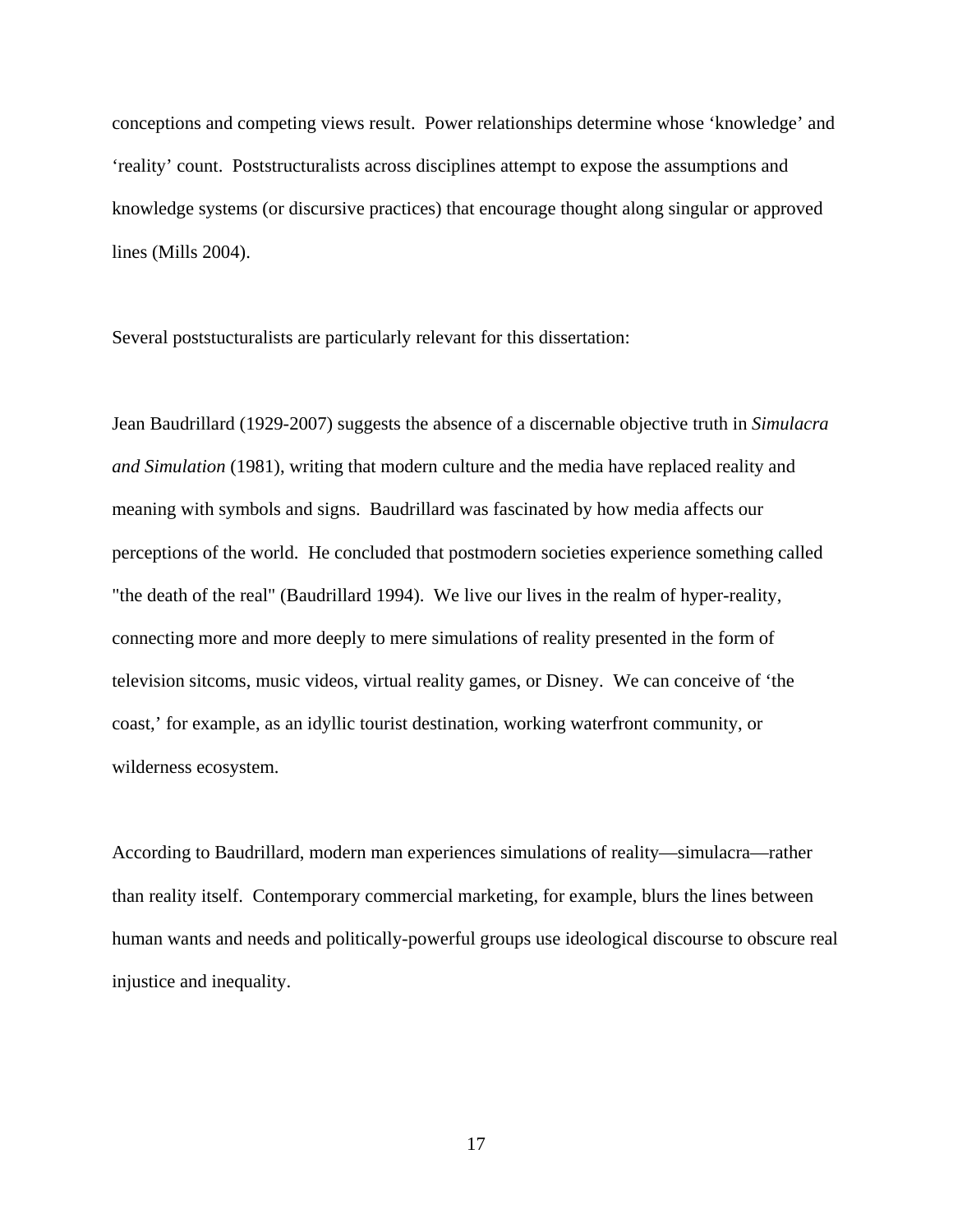conceptions and competing views result. Power relationships determine whose ‘knowledge’ and ‘reality’ count. Poststructuralists across disciplines attempt to expose the assumptions and knowledge systems (or discursive practices) that encourage thought along singular or approved lines (Mills 2004).

Several poststucturalists are particularly relevant for this dissertation:

Jean Baudrillard (1929-2007) suggests the absence of a discernable objective truth in *Simulacra and Simulation* (1981), writing that modern culture and the media have replaced reality and meaning with symbols and signs. Baudrillard was fascinated by how media affects our perceptions of the world. He concluded that postmodern societies experience something called "the death of the real" (Baudrillard 1994). We live our lives in the realm of hyper-reality, connecting more and more deeply to mere simulations of reality presented in the form of television sitcoms, music videos, virtual reality games, or Disney. We can conceive of ‘the coast,’ for example, as an idyllic tourist destination, working waterfront community, or wilderness ecosystem.

According to Baudrillard, modern man experiences simulations of reality—simulacra—rather than reality itself. Contemporary commercial marketing, for example, blurs the lines between human wants and needs and politically-powerful groups use ideological discourse to obscure real injustice and inequality.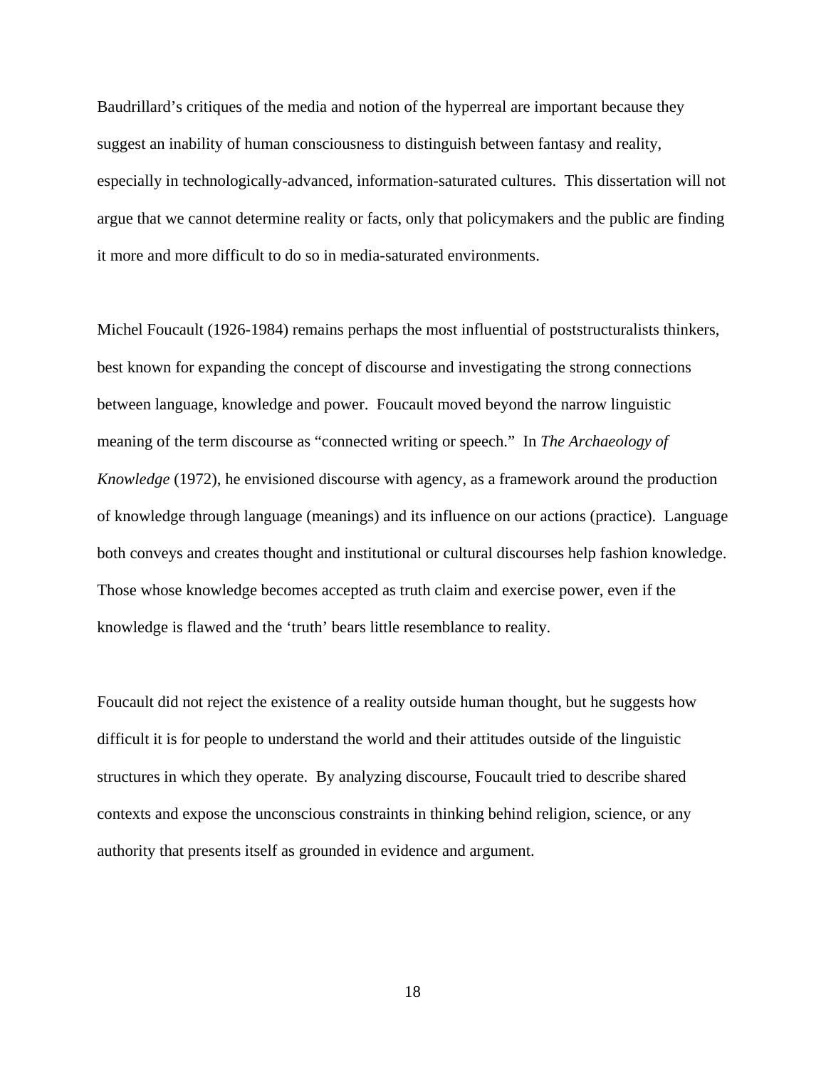Baudrillard's critiques of the media and notion of the hyperreal are important because they suggest an inability of human consciousness to distinguish between fantasy and reality, especially in technologically-advanced, information-saturated cultures. This dissertation will not argue that we cannot determine reality or facts, only that policymakers and the public are finding it more and more difficult to do so in media-saturated environments.

Michel Foucault (1926-1984) remains perhaps the most influential of poststructuralists thinkers, best known for expanding the concept of discourse and investigating the strong connections between language, knowledge and power. Foucault moved beyond the narrow linguistic meaning of the term discourse as "connected writing or speech." In *The Archaeology of Knowledge* (1972), he envisioned discourse with agency, as a framework around the production of knowledge through language (meanings) and its influence on our actions (practice). Language both conveys and creates thought and institutional or cultural discourses help fashion knowledge. Those whose knowledge becomes accepted as truth claim and exercise power, even if the knowledge is flawed and the 'truth' bears little resemblance to reality.

Foucault did not reject the existence of a reality outside human thought, but he suggests how difficult it is for people to understand the world and their attitudes outside of the linguistic structures in which they operate. By analyzing discourse, Foucault tried to describe shared contexts and expose the unconscious constraints in thinking behind religion, science, or any authority that presents itself as grounded in evidence and argument.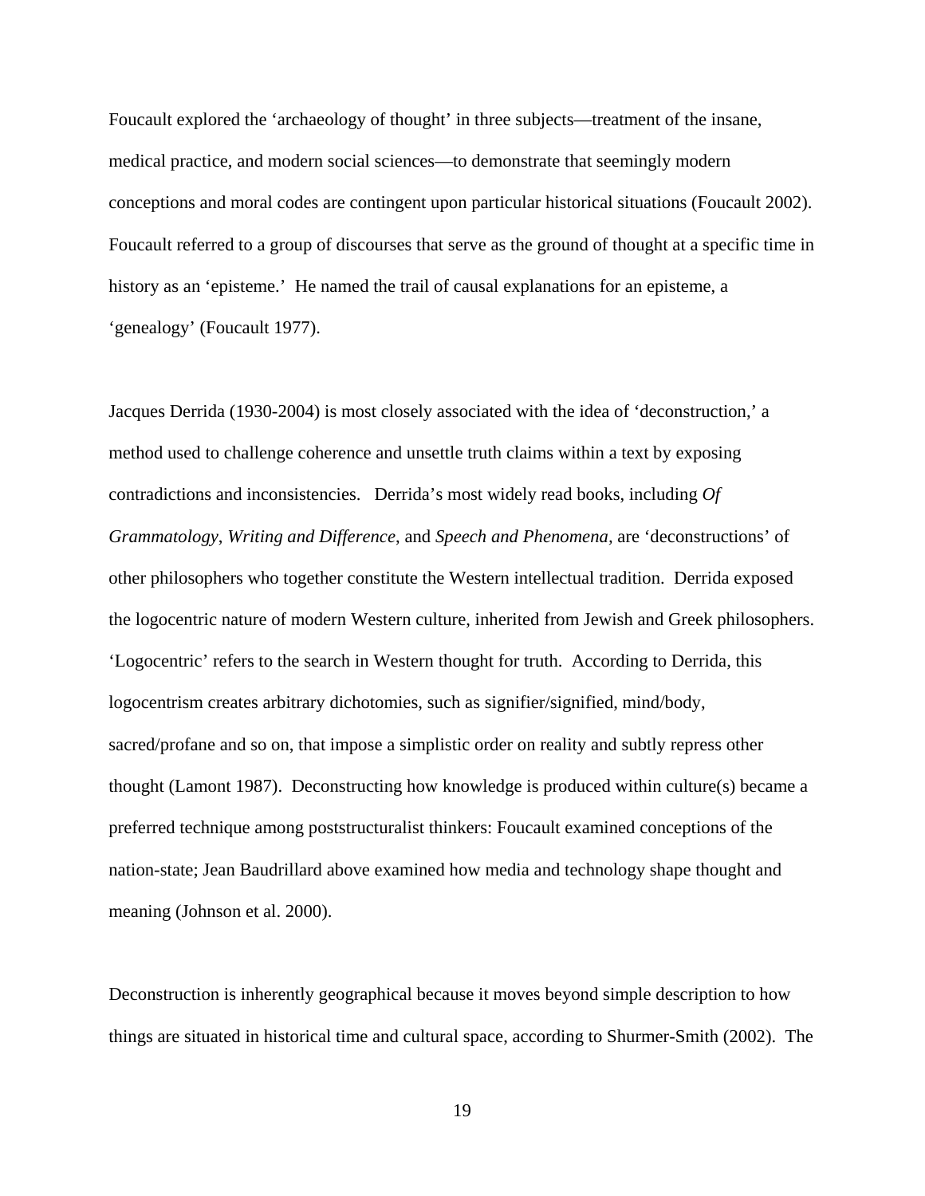Foucault explored the 'archaeology of thought' in three subjects—treatment of the insane, medical practice, and modern social sciences—to demonstrate that seemingly modern conceptions and moral codes are contingent upon particular historical situations (Foucault 2002). Foucault referred to a group of discourses that serve as the ground of thought at a specific time in history as an 'episteme.' He named the trail of causal explanations for an episteme, a 'genealogy' (Foucault 1977).

Jacques Derrida (1930-2004) is most closely associated with the idea of 'deconstruction,' a method used to challenge coherence and unsettle truth claims within a text by exposing contradictions and inconsistencies. Derrida's most widely read books, including *Of Grammatology*, *Writing and Difference*, and *Speech and Phenomena,* are 'deconstructions' of other philosophers who together constitute the Western intellectual tradition. Derrida exposed the logocentric nature of modern Western culture, inherited from Jewish and Greek philosophers. 'Logocentric' refers to the search in Western thought for truth. According to Derrida, this logocentrism creates arbitrary dichotomies, such as signifier/signified, mind/body, sacred/profane and so on, that impose a simplistic order on reality and subtly repress other thought (Lamont 1987). Deconstructing how knowledge is produced within culture(s) became a preferred technique among poststructuralist thinkers: Foucault examined conceptions of the nation-state; Jean Baudrillard above examined how media and technology shape thought and meaning (Johnson et al. 2000).

Deconstruction is inherently geographical because it moves beyond simple description to how things are situated in historical time and cultural space, according to Shurmer-Smith (2002). The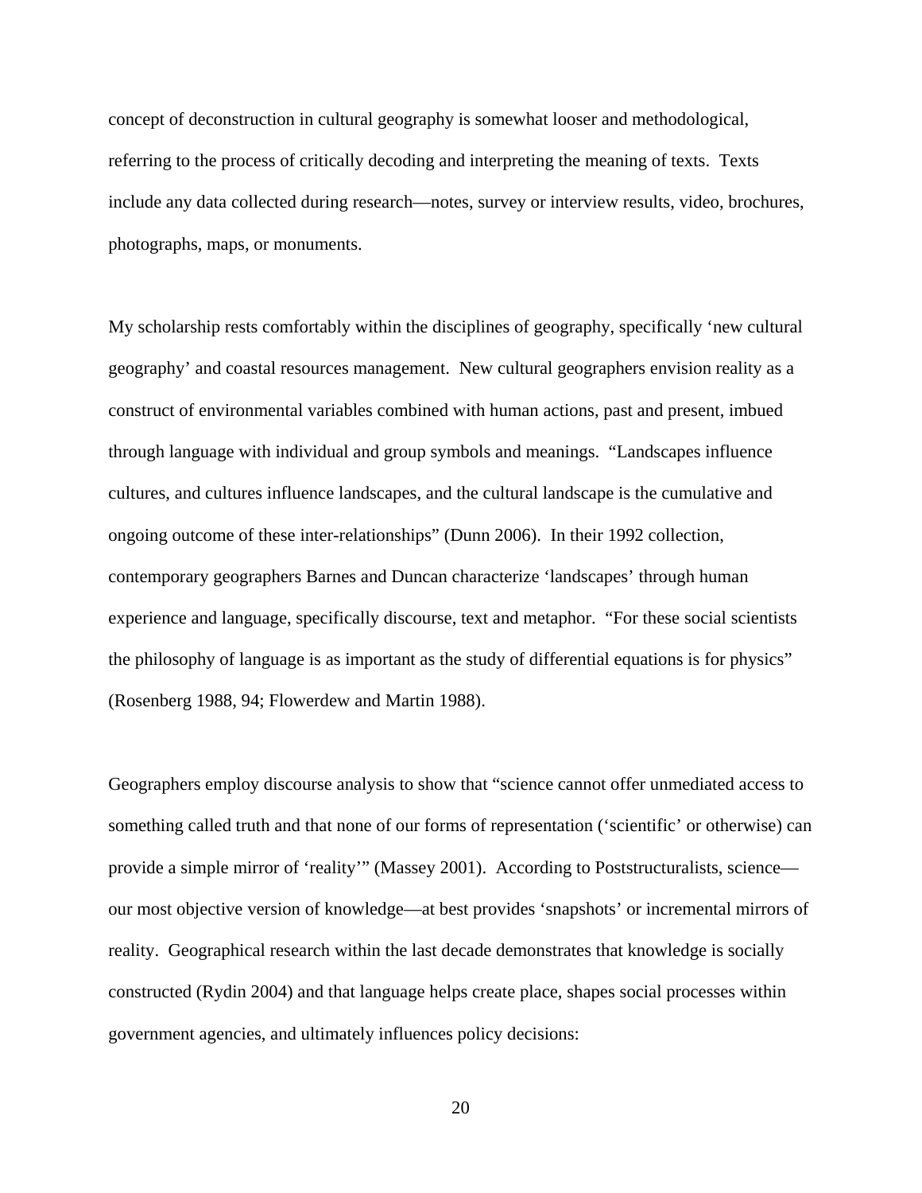concept of deconstruction in cultural geography is somewhat looser and methodological, referring to the process of critically decoding and interpreting the meaning of texts. Texts include any data collected during research—notes, survey or interview results, video, brochures, photographs, maps, or monuments.

My scholarship rests comfortably within the disciplines of geography, specifically 'new cultural geography' and coastal resources management. New cultural geographers envision reality as a construct of environmental variables combined with human actions, past and present, imbued through language with individual and group symbols and meanings. "Landscapes influence cultures, and cultures influence landscapes, and the cultural landscape is the cumulative and ongoing outcome of these inter-relationships" (Dunn 2006). In their 1992 collection, contemporary geographers Barnes and Duncan characterize 'landscapes' through human experience and language, specifically discourse, text and metaphor. "For these social scientists the philosophy of language is as important as the study of differential equations is for physics" (Rosenberg 1988, 94; Flowerdew and Martin 1988).

Geographers employ discourse analysis to show that "science cannot offer unmediated access to something called truth and that none of our forms of representation ('scientific' or otherwise) can provide a simple mirror of 'reality'" (Massey 2001). According to Poststructuralists, science—our most objective version of knowledge—at best provides 'snapshots' or incremental mirrors of reality. Geographical research within the last decade demonstrates that knowledge is socially constructed (Rydin 2004) and that language helps create place, shapes social processes within government agencies, and ultimately influences policy decisions: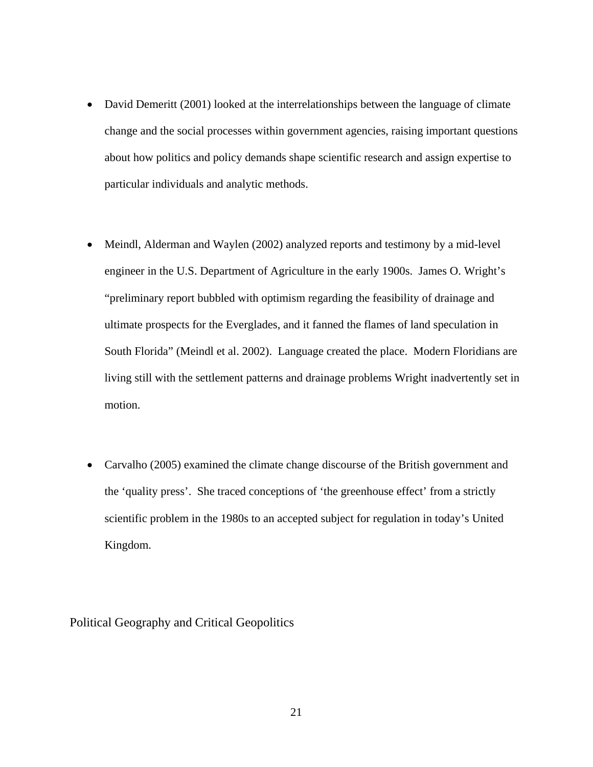- David Demeritt (2001) looked at the interrelationships between the language of climate change and the social processes within government agencies, raising important questions about how politics and policy demands shape scientific research and assign expertise to particular individuals and analytic methods.

- Meindl, Alderman and Waylen (2002) analyzed reports and testimony by a mid-level engineer in the U.S. Department of Agriculture in the early 1900s. James O. Wright's "preliminary report bubbled with optimism regarding the feasibility of drainage and ultimate prospects for the Everglades, and it fanned the flames of land speculation in South Florida" (Meindl et al. 2002). Language created the place. Modern Floridians are living still with the settlement patterns and drainage problems Wright inadvertently set in motion.

- Carvalho (2005) examined the climate change discourse of the British government and the 'quality press'. She traced conceptions of 'the greenhouse effect' from a strictly scientific problem in the 1980s to an accepted subject for regulation in today's United Kingdom.

## Political Geography and Critical Geopolitics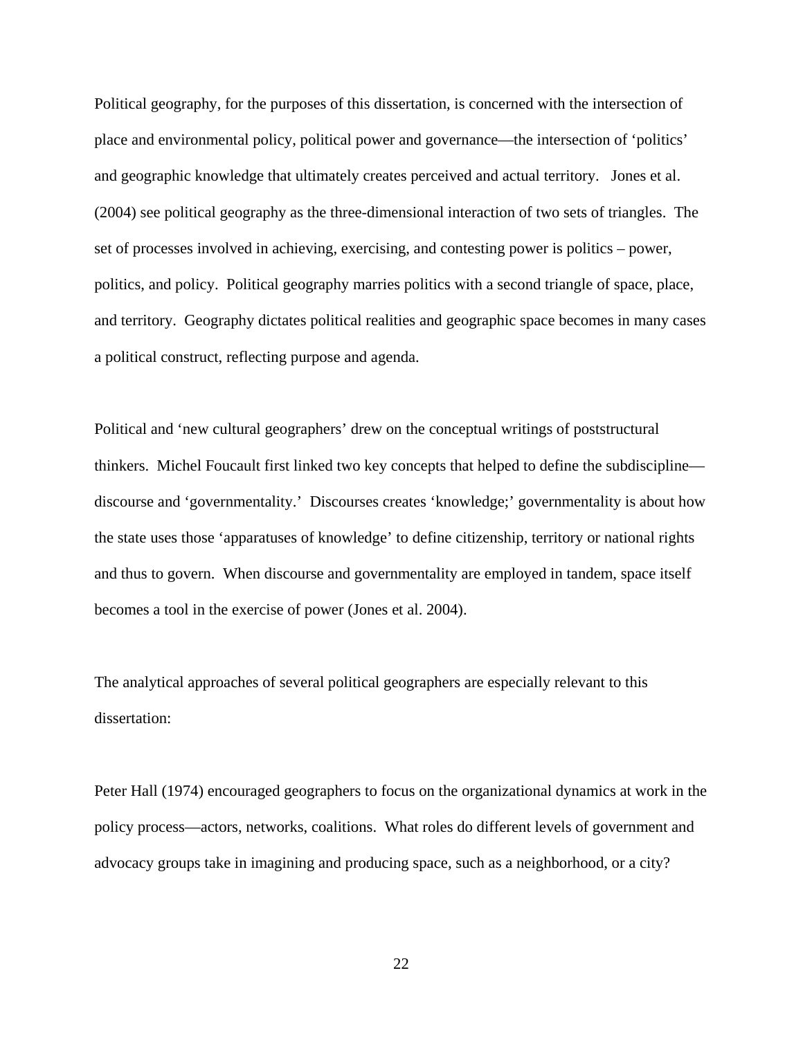Political geography, for the purposes of this dissertation, is concerned with the intersection of place and environmental policy, political power and governance—the intersection of 'politics' and geographic knowledge that ultimately creates perceived and actual territory. Jones et al. (2004) see political geography as the three-dimensional interaction of two sets of triangles. The set of processes involved in achieving, exercising, and contesting power is politics – power, politics, and policy. Political geography marries politics with a second triangle of space, place, and territory. Geography dictates political realities and geographic space becomes in many cases a political construct, reflecting purpose and agenda.

Political and 'new cultural geographers' drew on the conceptual writings of poststructural thinkers. Michel Foucault first linked two key concepts that helped to define the subdiscipline—discourse and 'governmentality.' Discourses creates 'knowledge;' governmentality is about how the state uses those 'apparatuses of knowledge' to define citizenship, territory or national rights and thus to govern. When discourse and governmentality are employed in tandem, space itself becomes a tool in the exercise of power (Jones et al. 2004).

The analytical approaches of several political geographers are especially relevant to this dissertation:

Peter Hall (1974) encouraged geographers to focus on the organizational dynamics at work in the policy process—actors, networks, coalitions. What roles do different levels of government and advocacy groups take in imagining and producing space, such as a neighborhood, or a city?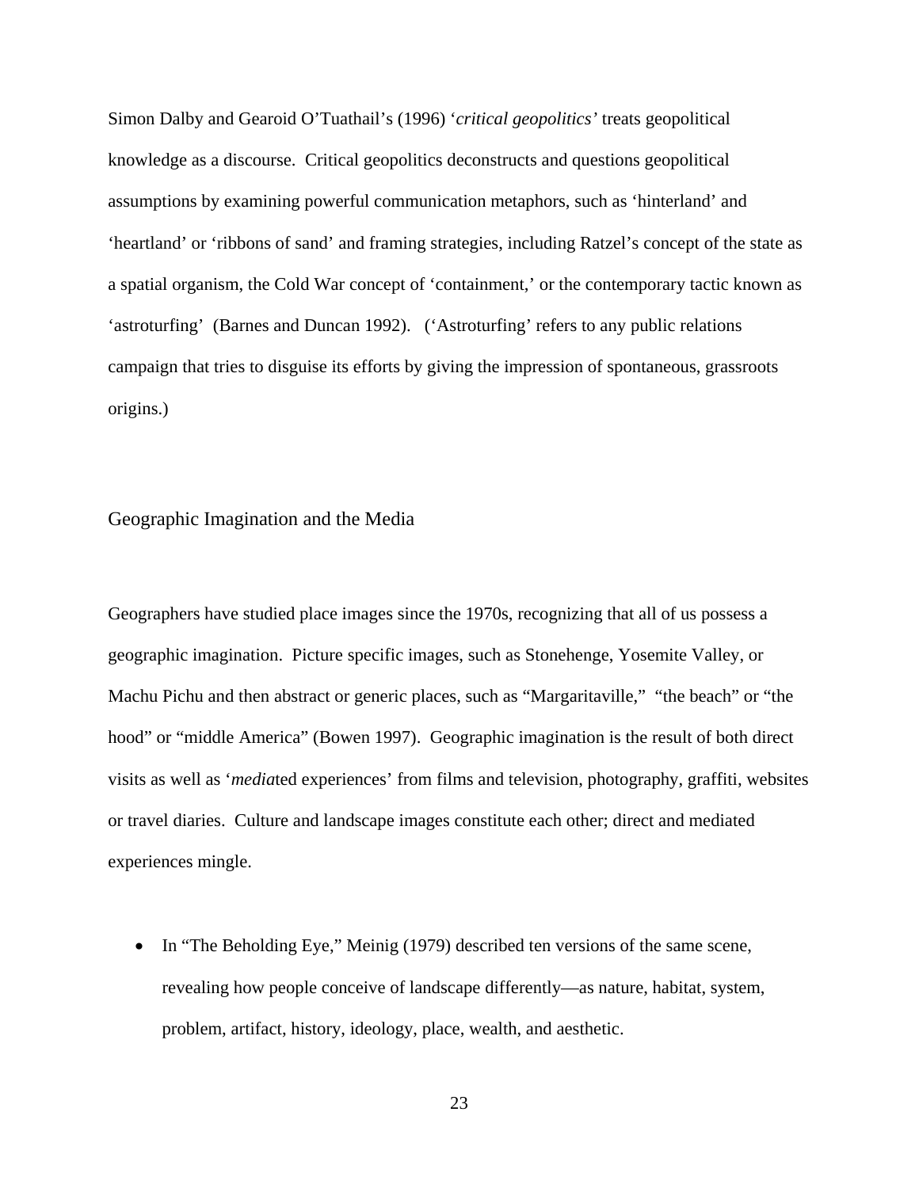Simon Dalby and Gearoid O'Tuathail's (1996) '*critical geopolitics'* treats geopolitical knowledge as a discourse. Critical geopolitics deconstructs and questions geopolitical assumptions by examining powerful communication metaphors, such as 'hinterland' and 'heartland' or 'ribbons of sand' and framing strategies, including Ratzel's concept of the state as a spatial organism, the Cold War concept of 'containment,' or the contemporary tactic known as 'astroturfing' (Barnes and Duncan 1992). ('Astroturfing' refers to any public relations campaign that tries to disguise its efforts by giving the impression of spontaneous, grassroots origins.)

## Geographic Imagination and the Media

Geographers have studied place images since the 1970s, recognizing that all of us possess a geographic imagination. Picture specific images, such as Stonehenge, Yosemite Valley, or Machu Pichu and then abstract or generic places, such as "Margaritaville," "the beach" or "the hood" or "middle America" (Bowen 1997). Geographic imagination is the result of both direct visits as well as '*media*ted experiences' from films and television, photography, graffiti, websites or travel diaries. Culture and landscape images constitute each other; direct and mediated experiences mingle.

- In "The Beholding Eye," Meinig (1979) described ten versions of the same scene, revealing how people conceive of landscape differently—as nature, habitat, system, problem, artifact, history, ideology, place, wealth, and aesthetic.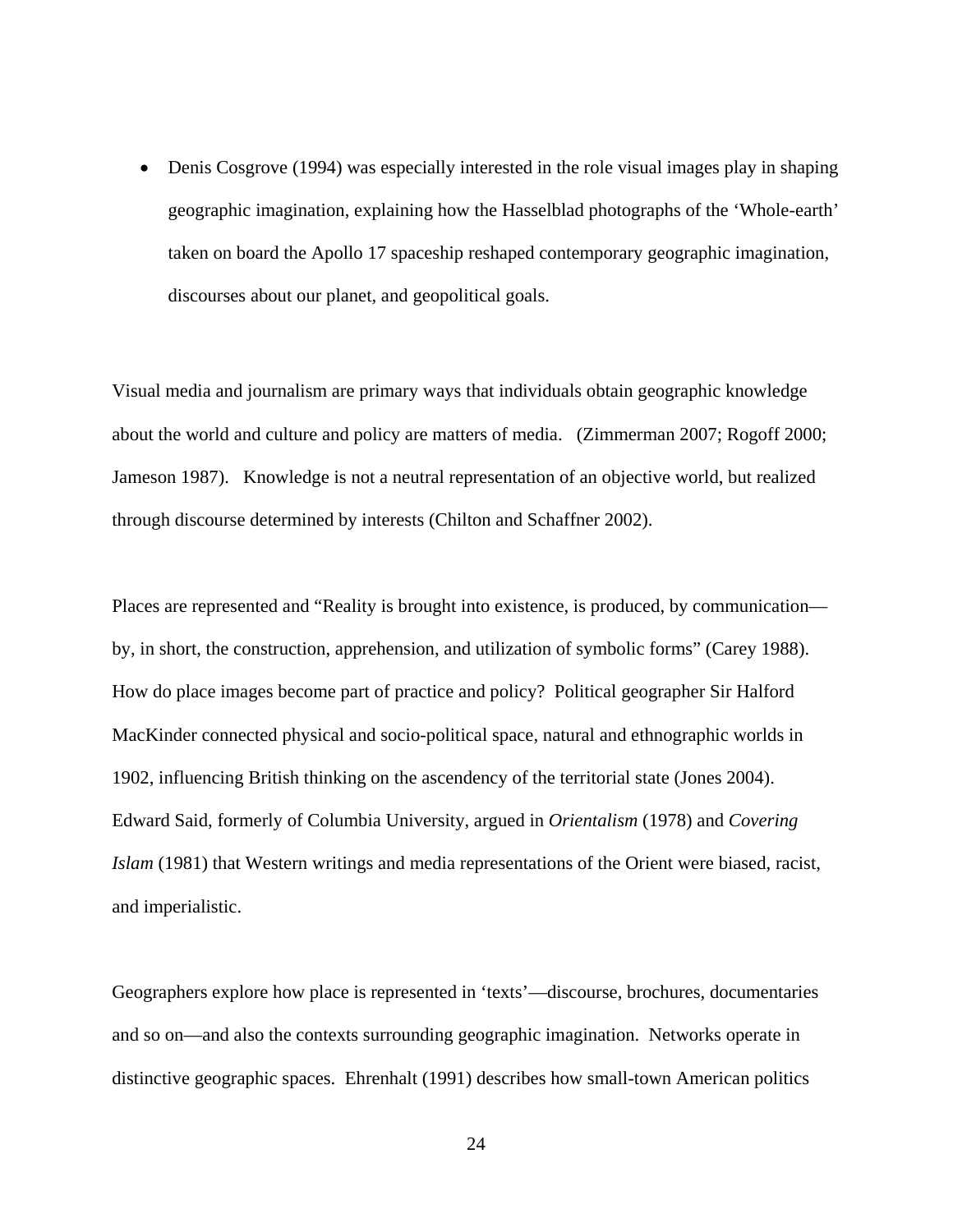- Denis Cosgrove (1994) was especially interested in the role visual images play in shaping geographic imagination, explaining how the Hasselblad photographs of the 'Whole-earth' taken on board the Apollo 17 spaceship reshaped contemporary geographic imagination, discourses about our planet, and geopolitical goals.

Visual media and journalism are primary ways that individuals obtain geographic knowledge about the world and culture and policy are matters of media. (Zimmerman 2007; Rogoff 2000; Jameson 1987). Knowledge is not a neutral representation of an objective world, but realized through discourse determined by interests (Chilton and Schaffner 2002).

Places are represented and "Reality is brought into existence, is produced, by communication—by, in short, the construction, apprehension, and utilization of symbolic forms" (Carey 1988). How do place images become part of practice and policy? Political geographer Sir Halford MacKinder connected physical and socio-political space, natural and ethnographic worlds in 1902, influencing British thinking on the ascendency of the territorial state (Jones 2004). Edward Said, formerly of Columbia University, argued in *Orientalism* (1978) and *Covering Islam* (1981) that Western writings and media representations of the Orient were biased, racist, and imperialistic.

Geographers explore how place is represented in 'texts'—discourse, brochures, documentaries and so on—and also the contexts surrounding geographic imagination. Networks operate in distinctive geographic spaces. Ehrenhalt (1991) describes how small-town American politics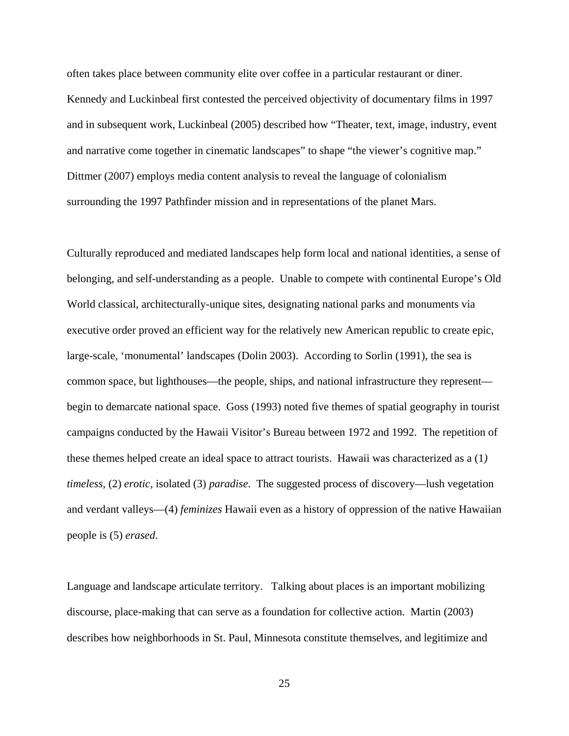often takes place between community elite over coffee in a particular restaurant or diner. Kennedy and Luckinbeal first contested the perceived objectivity of documentary films in 1997 and in subsequent work, Luckinbeal (2005) described how "Theater, text, image, industry, event and narrative come together in cinematic landscapes" to shape "the viewer's cognitive map." Dittmer (2007) employs media content analysis to reveal the language of colonialism surrounding the 1997 Pathfinder mission and in representations of the planet Mars.

Culturally reproduced and mediated landscapes help form local and national identities, a sense of belonging, and self-understanding as a people. Unable to compete with continental Europe's Old World classical, architecturally-unique sites, designating national parks and monuments via executive order proved an efficient way for the relatively new American republic to create epic, large-scale, 'monumental' landscapes (Dolin 2003). According to Sorlin (1991), the sea is common space, but lighthouses—the people, ships, and national infrastructure they represent—begin to demarcate national space. Goss (1993) noted five themes of spatial geography in tourist campaigns conducted by the Hawaii Visitor's Bureau between 1972 and 1992. The repetition of these themes helped create an ideal space to attract tourists. Hawaii was characterized as a (1) *timeless*, (2) *erotic*, isolated (3) *paradise*. The suggested process of discovery—lush vegetation and verdant valleys—(4) *feminizes* Hawaii even as a history of oppression of the native Hawaiian people is (5) *erased*.

Language and landscape articulate territory. Talking about places is an important mobilizing discourse, place-making that can serve as a foundation for collective action. Martin (2003) describes how neighborhoods in St. Paul, Minnesota constitute themselves, and legitimize and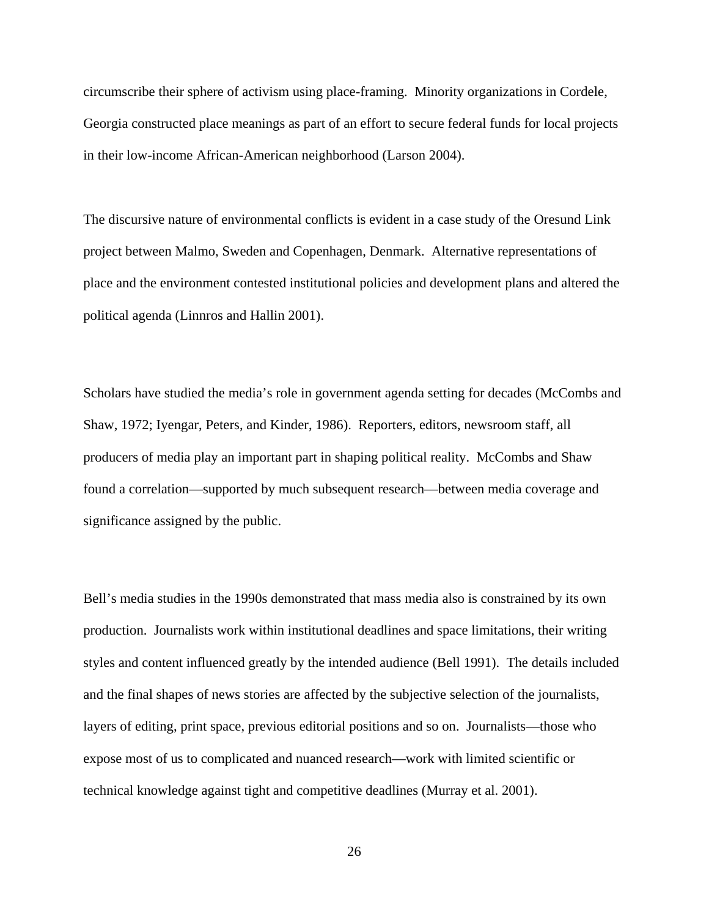circumscribe their sphere of activism using place-framing. Minority organizations in Cordele, Georgia constructed place meanings as part of an effort to secure federal funds for local projects in their low-income African-American neighborhood (Larson 2004).

The discursive nature of environmental conflicts is evident in a case study of the Oresund Link project between Malmo, Sweden and Copenhagen, Denmark. Alternative representations of place and the environment contested institutional policies and development plans and altered the political agenda (Linnros and Hallin 2001).

Scholars have studied the media's role in government agenda setting for decades (McCombs and Shaw, 1972; Iyengar, Peters, and Kinder, 1986). Reporters, editors, newsroom staff, all producers of media play an important part in shaping political reality. McCombs and Shaw found a correlation—supported by much subsequent research—between media coverage and significance assigned by the public.

Bell's media studies in the 1990s demonstrated that mass media also is constrained by its own production. Journalists work within institutional deadlines and space limitations, their writing styles and content influenced greatly by the intended audience (Bell 1991). The details included and the final shapes of news stories are affected by the subjective selection of the journalists, layers of editing, print space, previous editorial positions and so on. Journalists—those who expose most of us to complicated and nuanced research—work with limited scientific or technical knowledge against tight and competitive deadlines (Murray et al. 2001).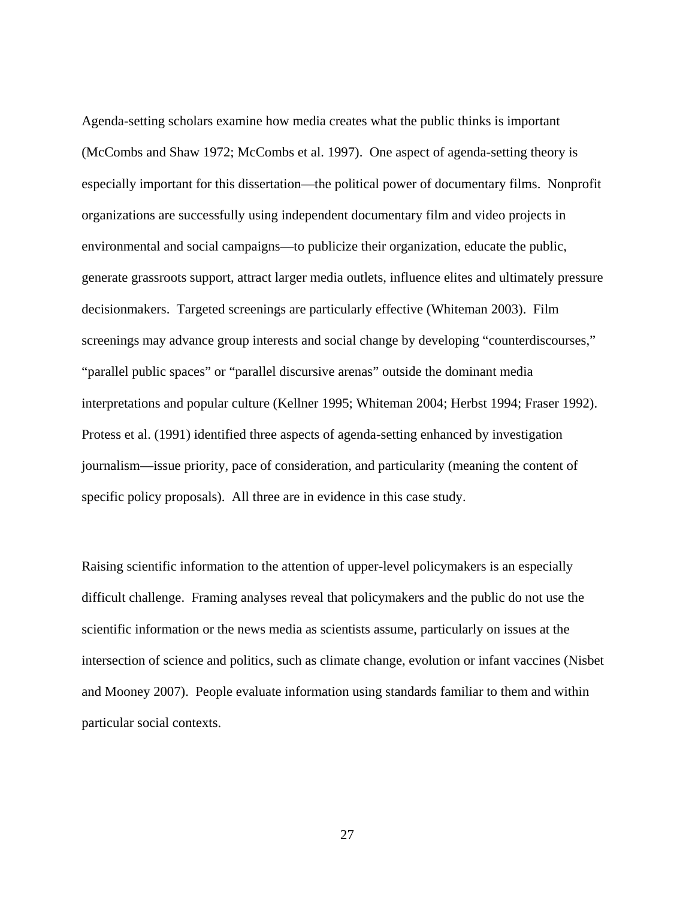Agenda-setting scholars examine how media creates what the public thinks is important (McCombs and Shaw 1972; McCombs et al. 1997). One aspect of agenda-setting theory is especially important for this dissertation—the political power of documentary films. Nonprofit organizations are successfully using independent documentary film and video projects in environmental and social campaigns—to publicize their organization, educate the public, generate grassroots support, attract larger media outlets, influence elites and ultimately pressure decisionmakers. Targeted screenings are particularly effective (Whiteman 2003). Film screenings may advance group interests and social change by developing "counterdiscourses," "parallel public spaces" or "parallel discursive arenas" outside the dominant media interpretations and popular culture (Kellner 1995; Whiteman 2004; Herbst 1994; Fraser 1992). Protess et al. (1991) identified three aspects of agenda-setting enhanced by investigation journalism—issue priority, pace of consideration, and particularity (meaning the content of specific policy proposals). All three are in evidence in this case study.

Raising scientific information to the attention of upper-level policymakers is an especially difficult challenge. Framing analyses reveal that policymakers and the public do not use the scientific information or the news media as scientists assume, particularly on issues at the intersection of science and politics, such as climate change, evolution or infant vaccines (Nisbet and Mooney 2007). People evaluate information using standards familiar to them and within particular social contexts.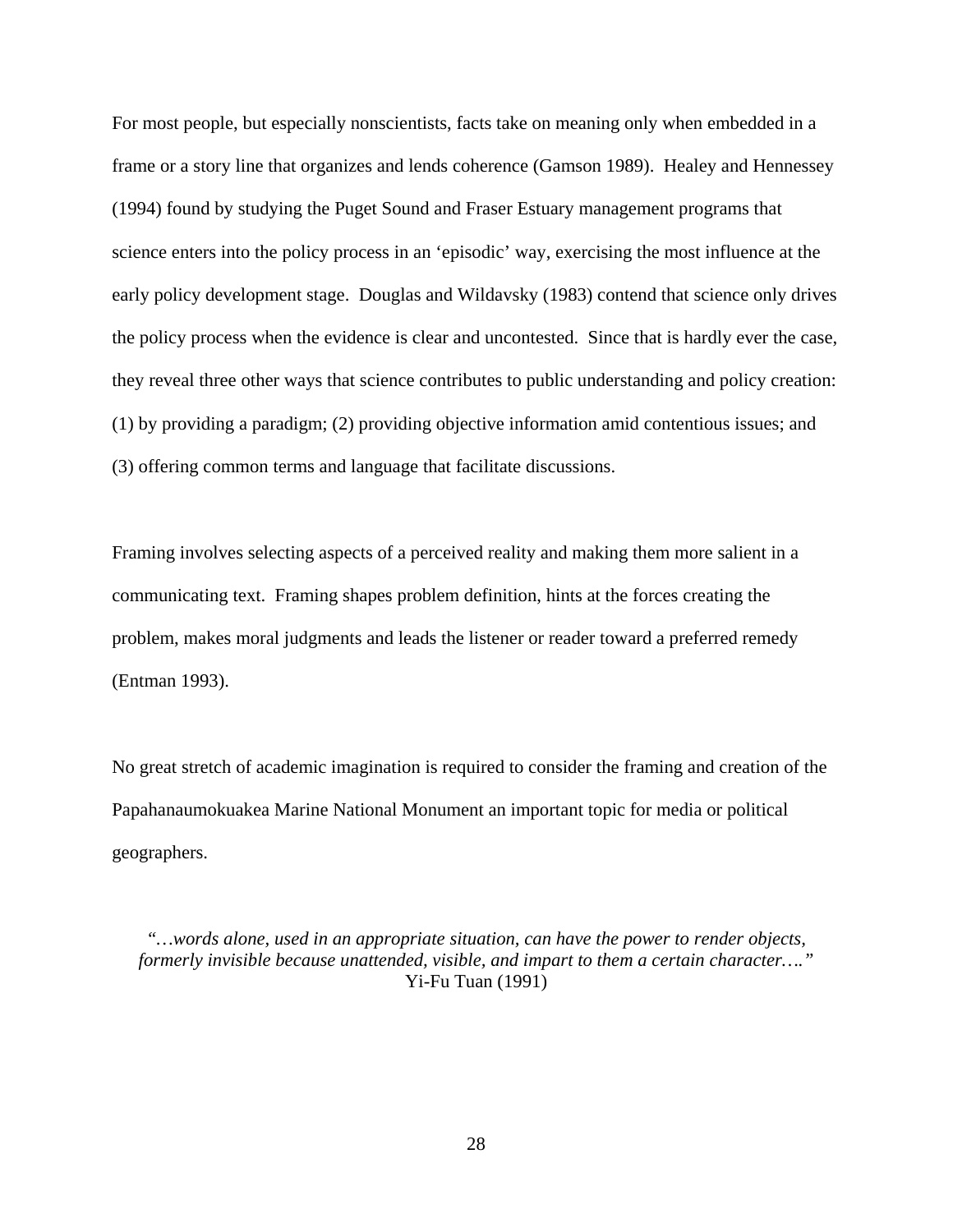For most people, but especially nonscientists, facts take on meaning only when embedded in a frame or a story line that organizes and lends coherence (Gamson 1989). Healey and Hennessey (1994) found by studying the Puget Sound and Fraser Estuary management programs that science enters into the policy process in an 'episodic' way, exercising the most influence at the early policy development stage. Douglas and Wildavsky (1983) contend that science only drives the policy process when the evidence is clear and uncontested. Since that is hardly ever the case, they reveal three other ways that science contributes to public understanding and policy creation: (1) by providing a paradigm; (2) providing objective information amid contentious issues; and (3) offering common terms and language that facilitate discussions.

Framing involves selecting aspects of a perceived reality and making them more salient in a communicating text. Framing shapes problem definition, hints at the forces creating the problem, makes moral judgments and leads the listener or reader toward a preferred remedy (Entman 1993).

No great stretch of academic imagination is required to consider the framing and creation of the Papahanaumokuakea Marine National Monument an important topic for media or political geographers.

*"…words alone, used in an appropriate situation, can have the power to render objects, formerly invisible because unattended, visible, and impart to them a certain character…."*
Yi-Fu Tuan (1991)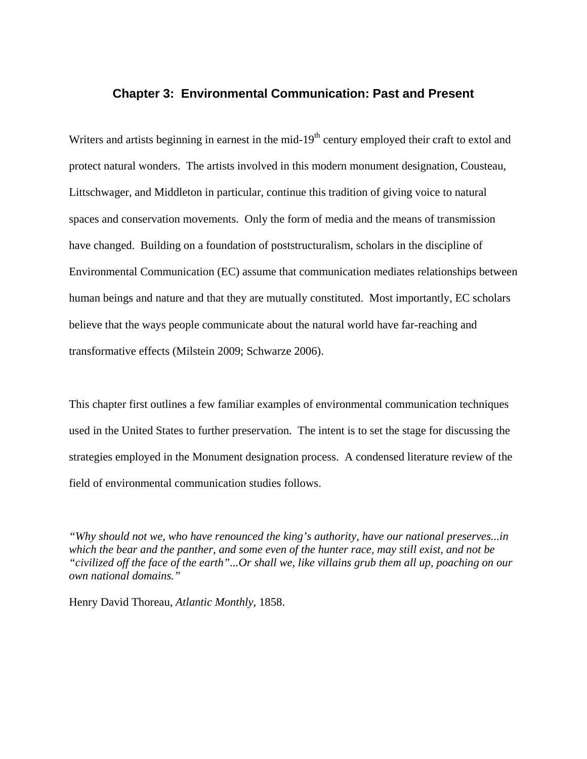# Chapter 3: Environmental Communication: Past and Present

Writers and artists beginning in earnest in the mid-19th century employed their craft to extol and protect natural wonders. The artists involved in this modern monument designation, Cousteau, Littschwager, and Middleton in particular, continue this tradition of giving voice to natural spaces and conservation movements. Only the form of media and the means of transmission have changed. Building on a foundation of poststructuralism, scholars in the discipline of Environmental Communication (EC) assume that communication mediates relationships between human beings and nature and that they are mutually constituted. Most importantly, EC scholars believe that the ways people communicate about the natural world have far-reaching and transformative effects (Milstein 2009; Schwarze 2006).

This chapter first outlines a few familiar examples of environmental communication techniques used in the United States to further preservation. The intent is to set the stage for discussing the strategies employed in the Monument designation process. A condensed literature review of the field of environmental communication studies follows.

*"Why should not we, who have renounced the king's authority, have our national preserves...in which the bear and the panther, and some even of the hunter race, may still exist, and not be "civilized off the face of the earth"...Or shall we, like villains grub them all up, poaching on our own national domains."*

Henry David Thoreau, *Atlantic Monthly*, 1858.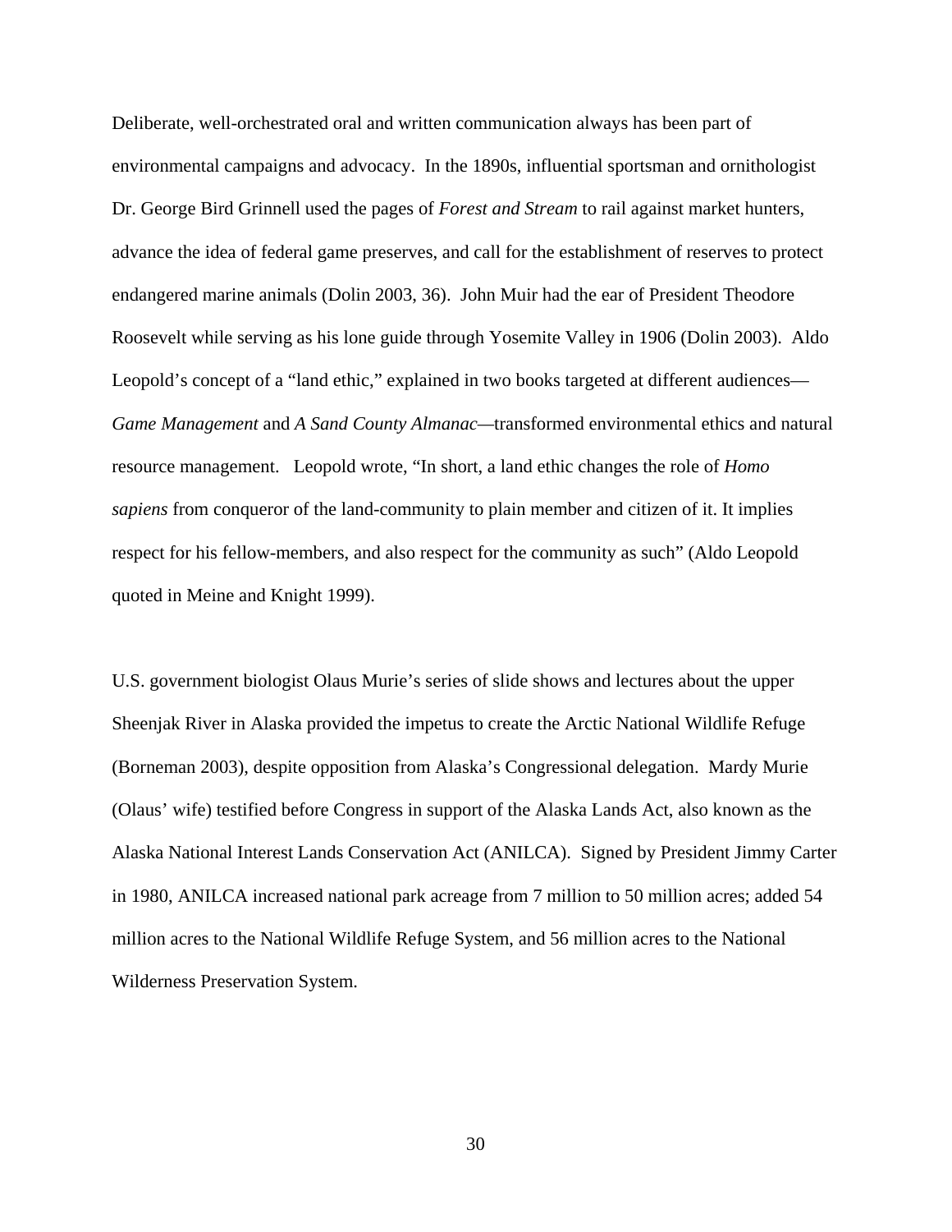Deliberate, well-orchestrated oral and written communication always has been part of environmental campaigns and advocacy. In the 1890s, influential sportsman and ornithologist Dr. George Bird Grinnell used the pages of *Forest and Stream* to rail against market hunters, advance the idea of federal game preserves, and call for the establishment of reserves to protect endangered marine animals (Dolin 2003, 36). John Muir had the ear of President Theodore Roosevelt while serving as his lone guide through Yosemite Valley in 1906 (Dolin 2003). Aldo Leopold's concept of a "land ethic," explained in two books targeted at different audiences—*Game Management* and *A Sand County Almanac*—transformed environmental ethics and natural resource management. Leopold wrote, "In short, a land ethic changes the role of *Homo sapiens* from conqueror of the land-community to plain member and citizen of it. It implies respect for his fellow-members, and also respect for the community as such" (Aldo Leopold quoted in Meine and Knight 1999).

U.S. government biologist Olaus Murie's series of slide shows and lectures about the upper Sheenjak River in Alaska provided the impetus to create the Arctic National Wildlife Refuge (Borneman 2003), despite opposition from Alaska's Congressional delegation. Mardy Murie (Olaus' wife) testified before Congress in support of the Alaska Lands Act, also known as the Alaska National Interest Lands Conservation Act (ANILCA). Signed by President Jimmy Carter in 1980, ANILCA increased national park acreage from 7 million to 50 million acres; added 54 million acres to the National Wildlife Refuge System, and 56 million acres to the National Wilderness Preservation System.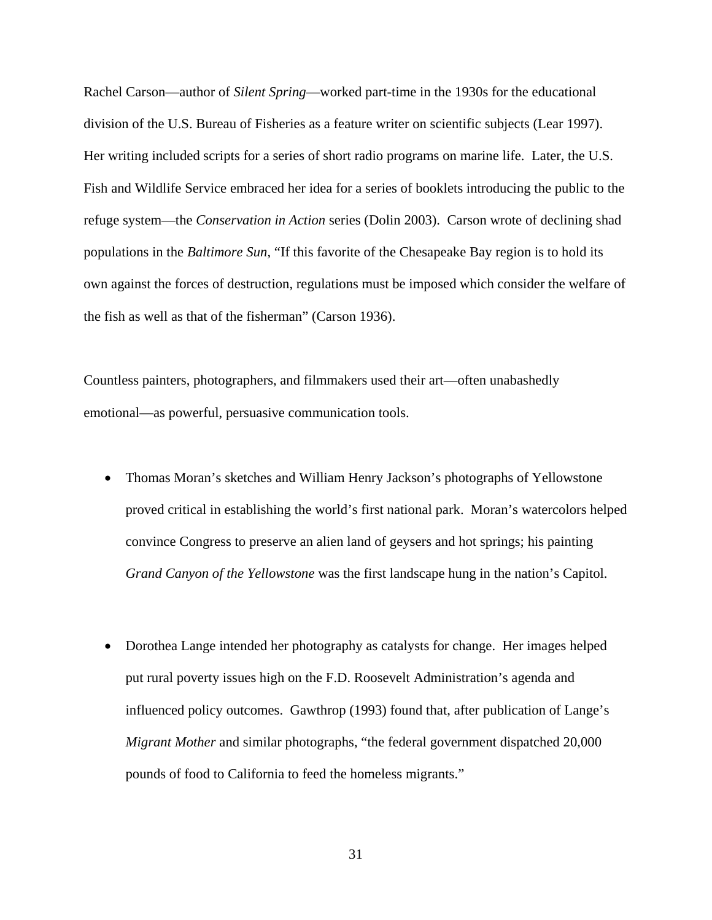Rachel Carson—author of *Silent Spring*—worked part-time in the 1930s for the educational division of the U.S. Bureau of Fisheries as a feature writer on scientific subjects (Lear 1997). Her writing included scripts for a series of short radio programs on marine life. Later, the U.S. Fish and Wildlife Service embraced her idea for a series of booklets introducing the public to the refuge system—the *Conservation in Action* series (Dolin 2003). Carson wrote of declining shad populations in the *Baltimore Sun*, "If this favorite of the Chesapeake Bay region is to hold its own against the forces of destruction, regulations must be imposed which consider the welfare of the fish as well as that of the fisherman" (Carson 1936).

Countless painters, photographers, and filmmakers used their art—often unabashedly emotional—as powerful, persuasive communication tools.

- Thomas Moran's sketches and William Henry Jackson's photographs of Yellowstone proved critical in establishing the world's first national park. Moran's watercolors helped convince Congress to preserve an alien land of geysers and hot springs; his painting *Grand Canyon of the Yellowstone* was the first landscape hung in the nation's Capitol.

- Dorothea Lange intended her photography as catalysts for change. Her images helped put rural poverty issues high on the F.D. Roosevelt Administration's agenda and influenced policy outcomes. Gawthrop (1993) found that, after publication of Lange's *Migrant Mother* and similar photographs, "the federal government dispatched 20,000 pounds of food to California to feed the homeless migrants."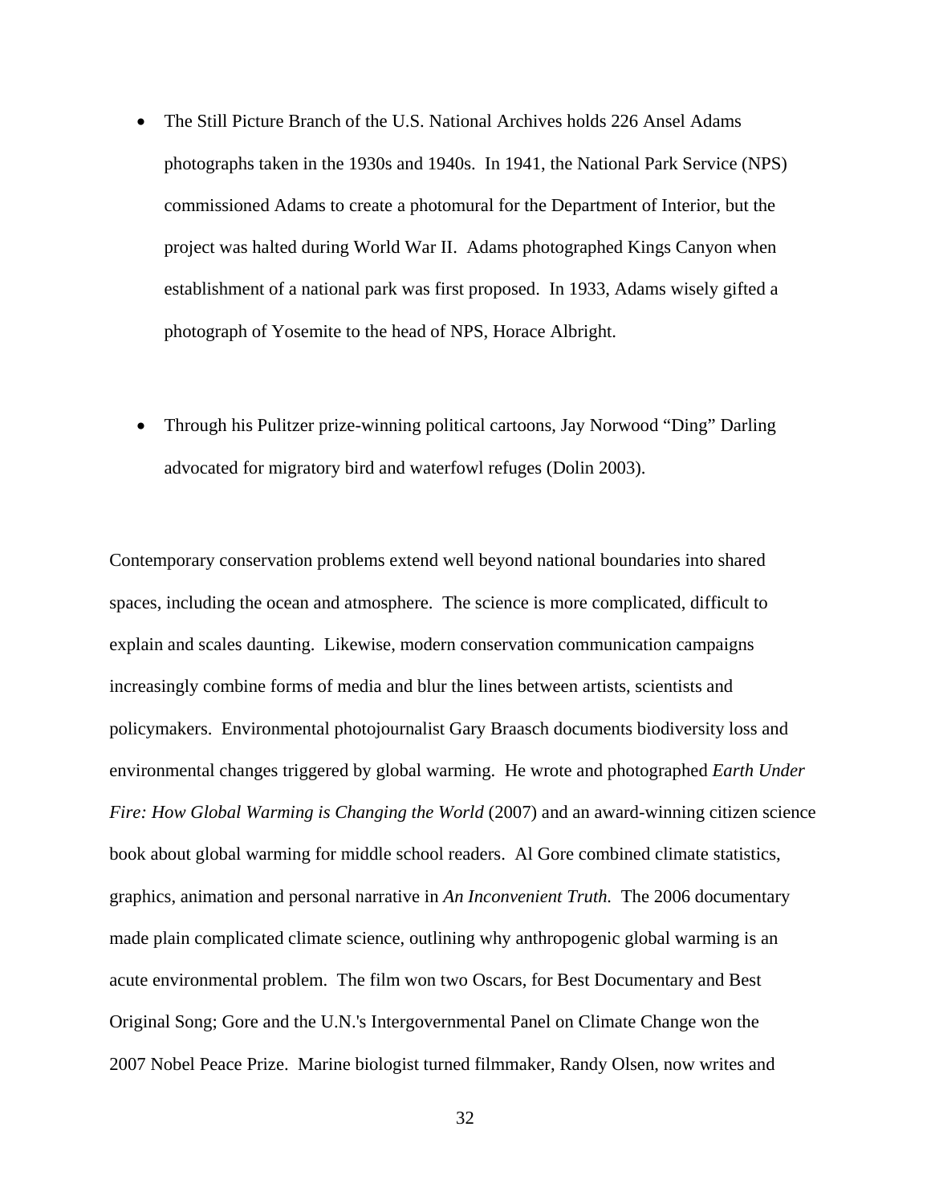- The Still Picture Branch of the U.S. National Archives holds 226 Ansel Adams photographs taken in the 1930s and 1940s. In 1941, the National Park Service (NPS) commissioned Adams to create a photomural for the Department of Interior, but the project was halted during World War II. Adams photographed Kings Canyon when establishment of a national park was first proposed. In 1933, Adams wisely gifted a photograph of Yosemite to the head of NPS, Horace Albright.

- Through his Pulitzer prize-winning political cartoons, Jay Norwood "Ding" Darling advocated for migratory bird and waterfowl refuges (Dolin 2003).

Contemporary conservation problems extend well beyond national boundaries into shared spaces, including the ocean and atmosphere. The science is more complicated, difficult to explain and scales daunting. Likewise, modern conservation communication campaigns increasingly combine forms of media and blur the lines between artists, scientists and policymakers. Environmental photojournalist Gary Braasch documents biodiversity loss and environmental changes triggered by global warming. He wrote and photographed *Earth Under Fire: How Global Warming is Changing the World* (2007) and an award-winning citizen science book about global warming for middle school readers. Al Gore combined climate statistics, graphics, animation and personal narrative in *An Inconvenient Truth.* The 2006 documentary made plain complicated climate science, outlining why anthropogenic global warming is an acute environmental problem. The film won two Oscars, for Best Documentary and Best Original Song; Gore and the U.N.'s Intergovernmental Panel on Climate Change won the 2007 Nobel Peace Prize. Marine biologist turned filmmaker, Randy Olsen, now writes and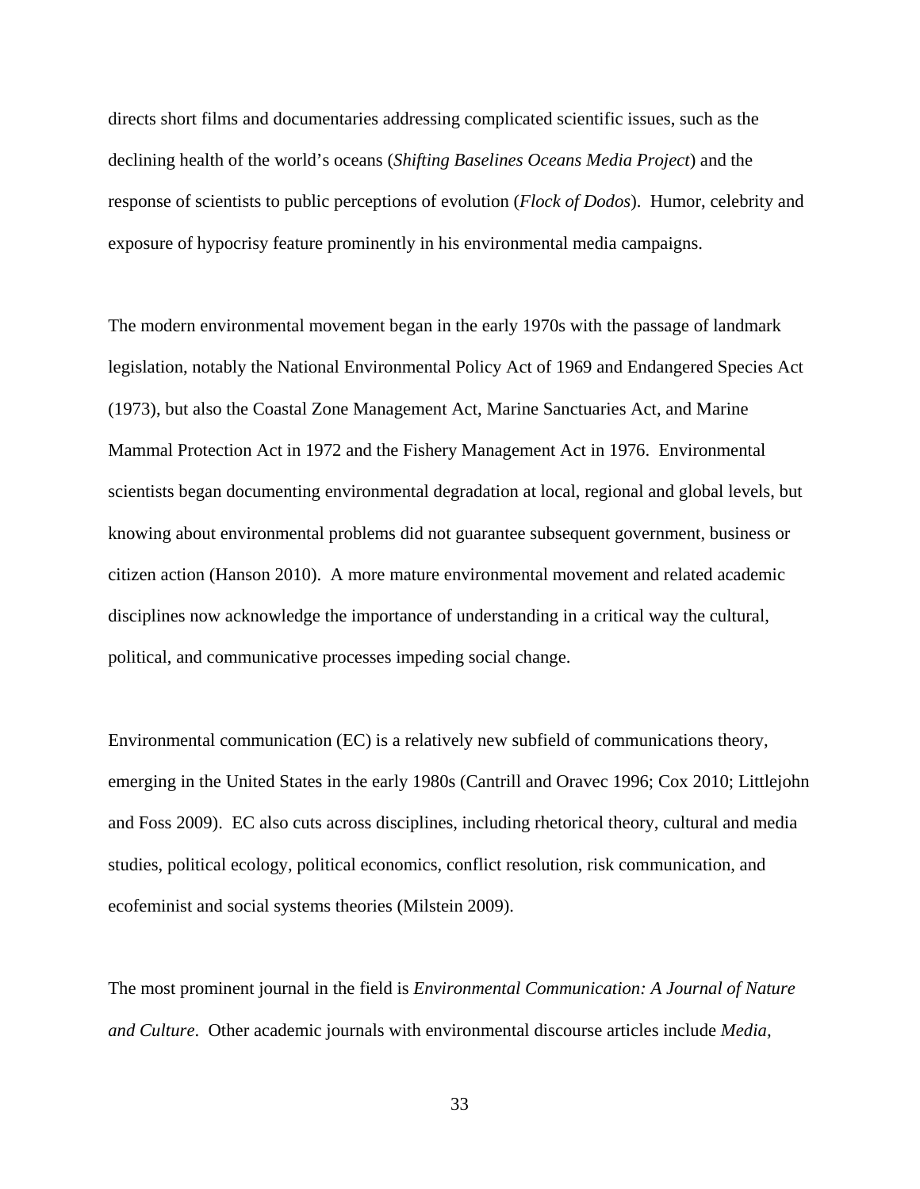directs short films and documentaries addressing complicated scientific issues, such as the declining health of the world's oceans (*Shifting Baselines Oceans Media Project*) and the response of scientists to public perceptions of evolution (*Flock of Dodos*). Humor, celebrity and exposure of hypocrisy feature prominently in his environmental media campaigns.

The modern environmental movement began in the early 1970s with the passage of landmark legislation, notably the National Environmental Policy Act of 1969 and Endangered Species Act (1973), but also the Coastal Zone Management Act, Marine Sanctuaries Act, and Marine Mammal Protection Act in 1972 and the Fishery Management Act in 1976. Environmental scientists began documenting environmental degradation at local, regional and global levels, but knowing about environmental problems did not guarantee subsequent government, business or citizen action (Hanson 2010). A more mature environmental movement and related academic disciplines now acknowledge the importance of understanding in a critical way the cultural, political, and communicative processes impeding social change.

Environmental communication (EC) is a relatively new subfield of communications theory, emerging in the United States in the early 1980s (Cantrill and Oravec 1996; Cox 2010; Littlejohn and Foss 2009). EC also cuts across disciplines, including rhetorical theory, cultural and media studies, political ecology, political economics, conflict resolution, risk communication, and ecofeminist and social systems theories (Milstein 2009).

The most prominent journal in the field is *Environmental Communication: A Journal of Nature and Culture*. Other academic journals with environmental discourse articles include *Media,*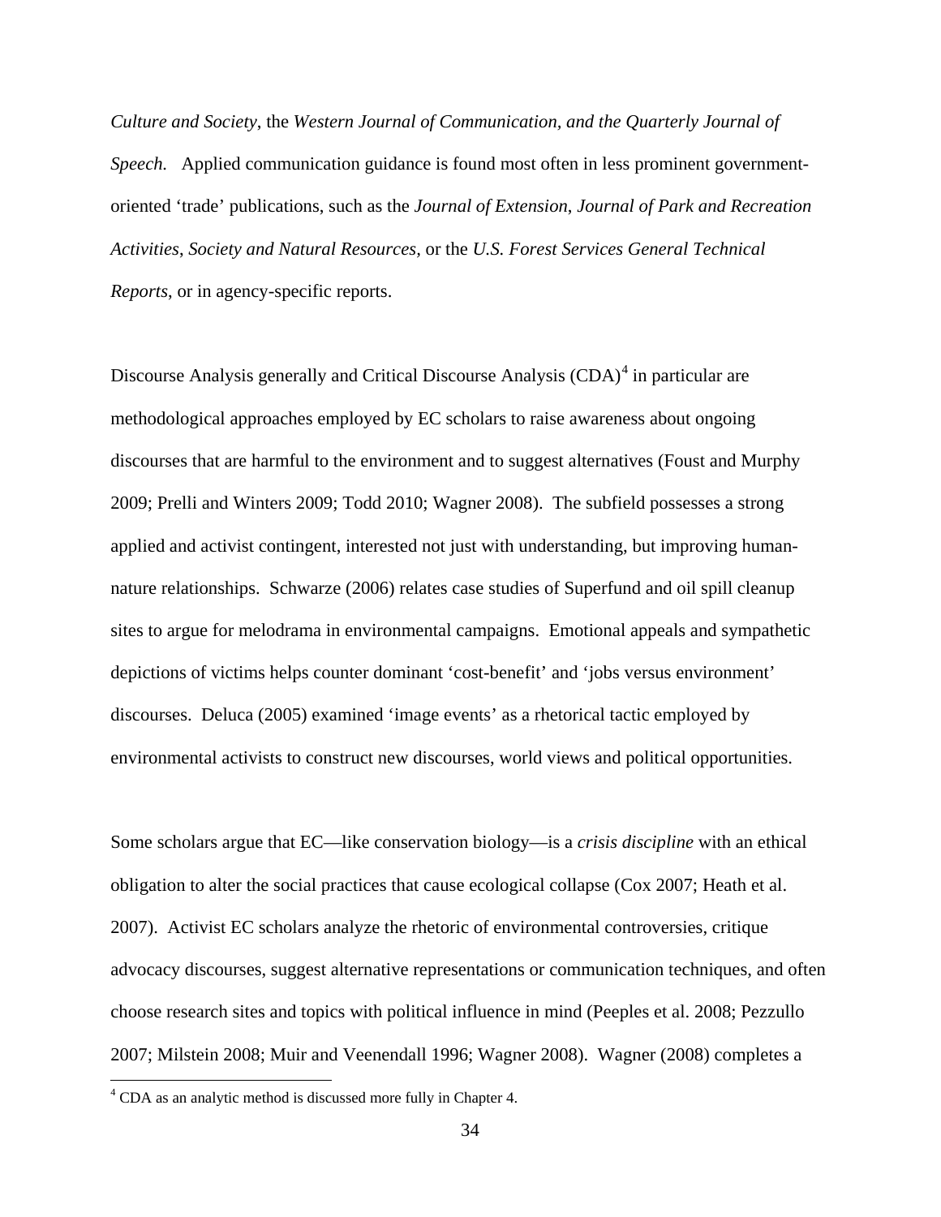*Culture and Society*, the *Western Journal of Communication, and the Quarterly Journal of Speech.* Applied communication guidance is found most often in less prominent government-oriented 'trade' publications, such as the *Journal of Extension*, *Journal of Park and Recreation Activities*, *Society and Natural Resources,* or the *U.S. Forest Services General Technical Reports*, or in agency-specific reports.

Discourse Analysis generally and Critical Discourse Analysis (CDA)[4] in particular are methodological approaches employed by EC scholars to raise awareness about ongoing discourses that are harmful to the environment and to suggest alternatives (Foust and Murphy 2009; Prelli and Winters 2009; Todd 2010; Wagner 2008). The subfield possesses a strong applied and activist contingent, interested not just with understanding, but improving human-nature relationships. Schwarze (2006) relates case studies of Superfund and oil spill cleanup sites to argue for melodrama in environmental campaigns. Emotional appeals and sympathetic depictions of victims helps counter dominant 'cost-benefit' and 'jobs versus environment' discourses. Deluca (2005) examined 'image events' as a rhetorical tactic employed by environmental activists to construct new discourses, world views and political opportunities.

Some scholars argue that EC—like conservation biology—is a *crisis discipline* with an ethical obligation to alter the social practices that cause ecological collapse (Cox 2007; Heath et al. 2007). Activist EC scholars analyze the rhetoric of environmental controversies, critique advocacy discourses, suggest alternative representations or communication techniques, and often choose research sites and topics with political influence in mind (Peeples et al. 2008; Pezzullo 2007; Milstein 2008; Muir and Veenendall 1996; Wagner 2008). Wagner (2008) completes a

[4] CDA as an analytic method is discussed more fully in Chapter 4.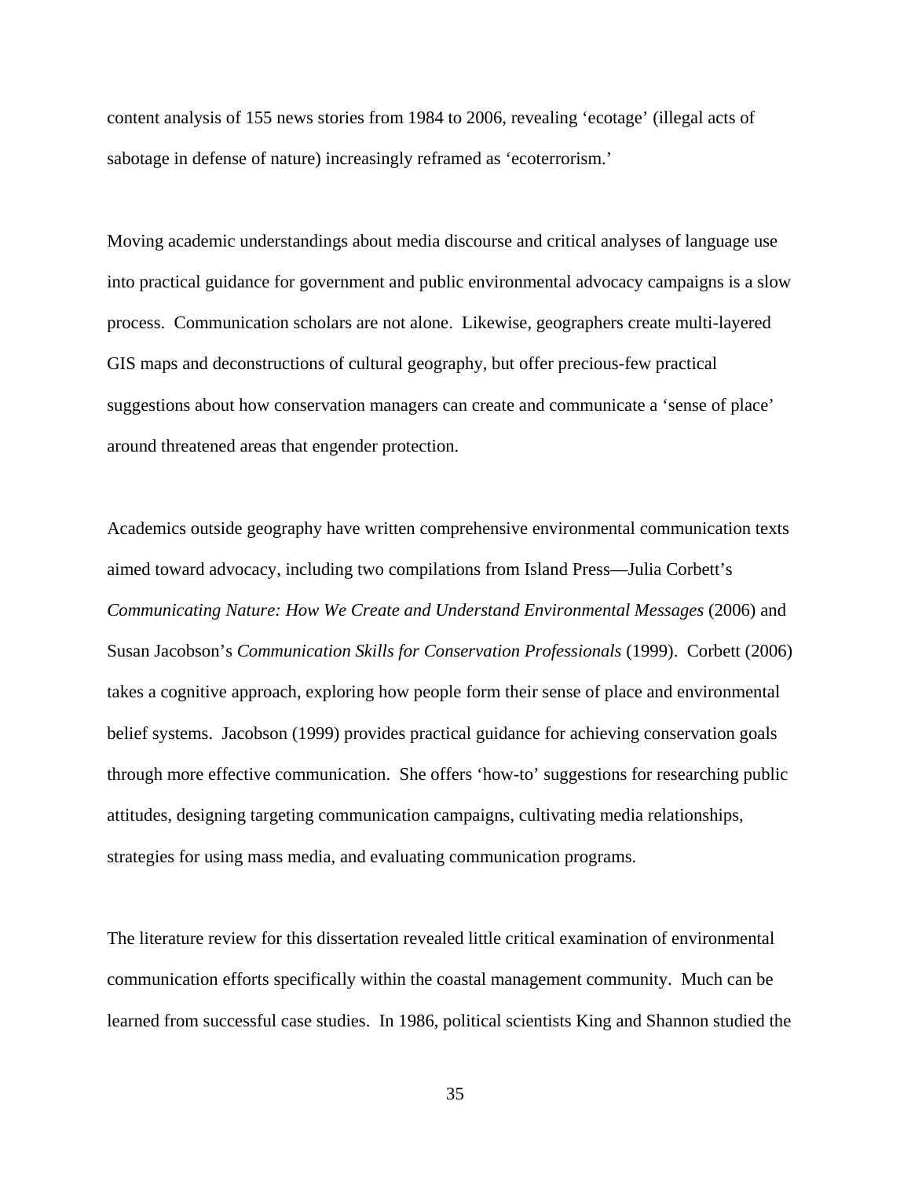content analysis of 155 news stories from 1984 to 2006, revealing 'ecotage' (illegal acts of sabotage in defense of nature) increasingly reframed as 'ecoterrorism.'

Moving academic understandings about media discourse and critical analyses of language use into practical guidance for government and public environmental advocacy campaigns is a slow process. Communication scholars are not alone. Likewise, geographers create multi-layered GIS maps and deconstructions of cultural geography, but offer precious-few practical suggestions about how conservation managers can create and communicate a 'sense of place' around threatened areas that engender protection.

Academics outside geography have written comprehensive environmental communication texts aimed toward advocacy, including two compilations from Island Press—Julia Corbett's *Communicating Nature: How We Create and Understand Environmental Messages* (2006) and Susan Jacobson's *Communication Skills for Conservation Professionals* (1999). Corbett (2006) takes a cognitive approach, exploring how people form their sense of place and environmental belief systems. Jacobson (1999) provides practical guidance for achieving conservation goals through more effective communication. She offers 'how-to' suggestions for researching public attitudes, designing targeting communication campaigns, cultivating media relationships, strategies for using mass media, and evaluating communication programs.

The literature review for this dissertation revealed little critical examination of environmental communication efforts specifically within the coastal management community. Much can be learned from successful case studies. In 1986, political scientists King and Shannon studied the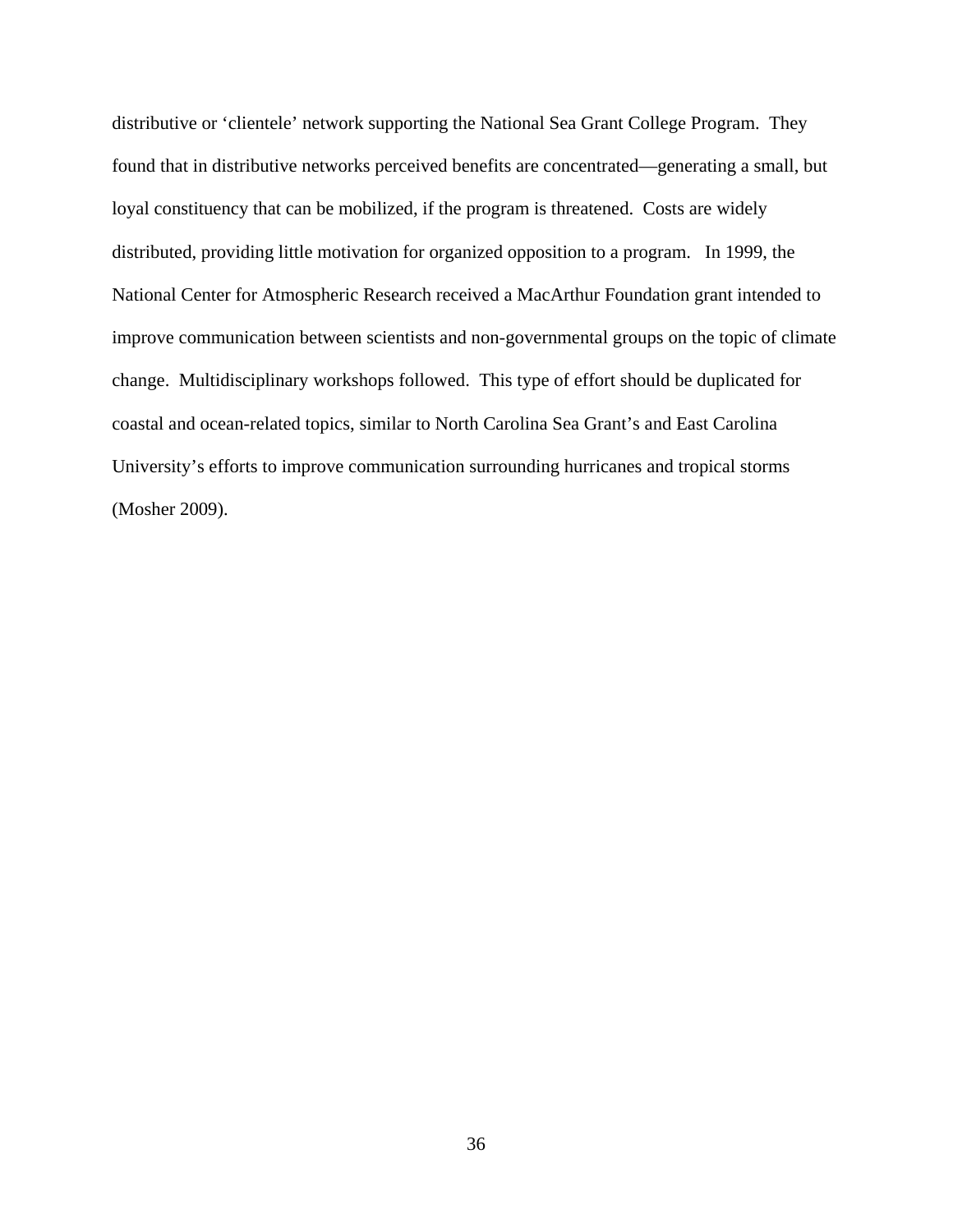distributive or 'clientele' network supporting the National Sea Grant College Program. They found that in distributive networks perceived benefits are concentrated—generating a small, but loyal constituency that can be mobilized, if the program is threatened. Costs are widely distributed, providing little motivation for organized opposition to a program. In 1999, the National Center for Atmospheric Research received a MacArthur Foundation grant intended to improve communication between scientists and non-governmental groups on the topic of climate change. Multidisciplinary workshops followed. This type of effort should be duplicated for coastal and ocean-related topics, similar to North Carolina Sea Grant's and East Carolina University's efforts to improve communication surrounding hurricanes and tropical storms (Mosher 2009).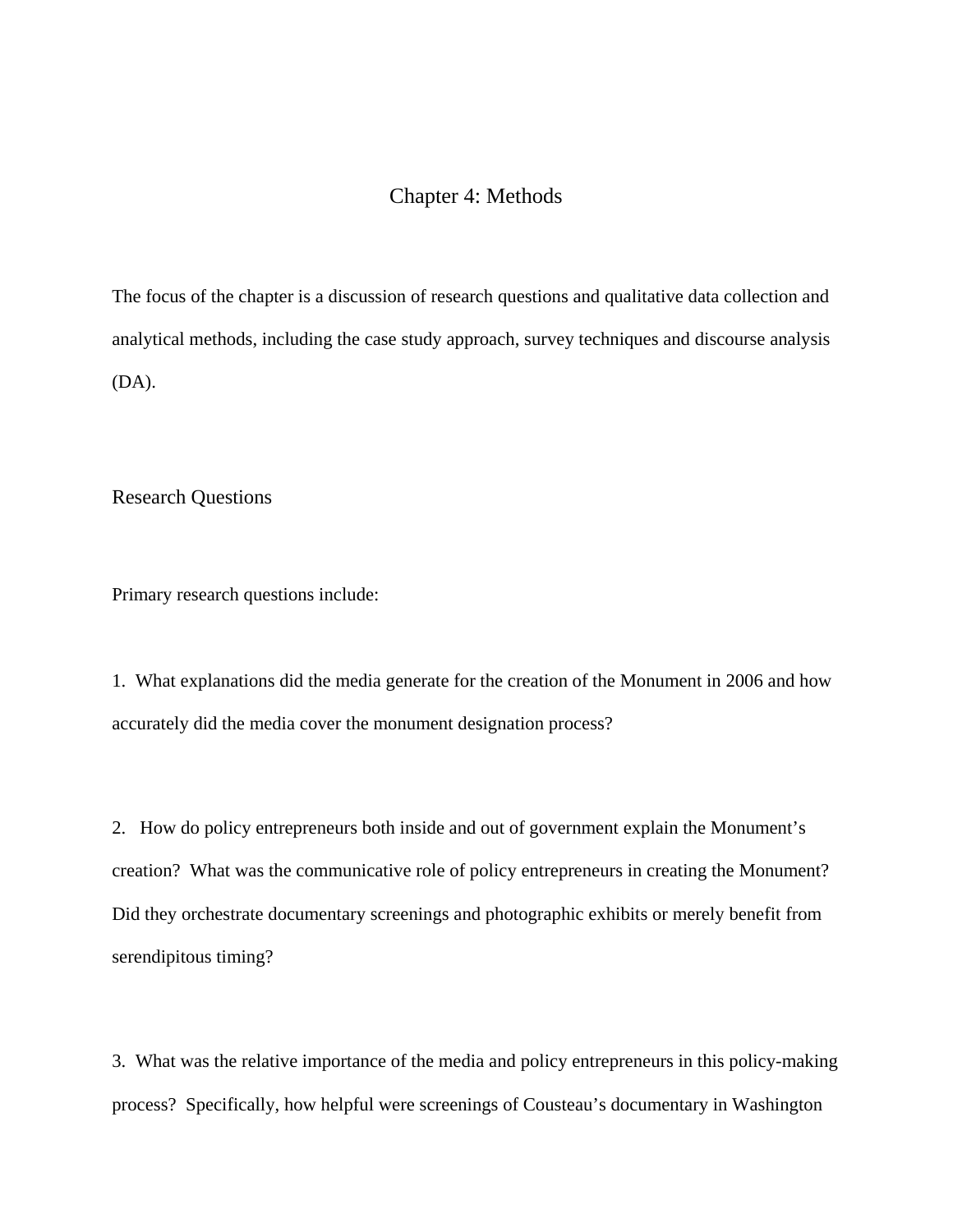# Chapter 4: Methods

The focus of the chapter is a discussion of research questions and qualitative data collection and analytical methods, including the case study approach, survey techniques and discourse analysis (DA).

## Research Questions

Primary research questions include:

1. What explanations did the media generate for the creation of the Monument in 2006 and how accurately did the media cover the monument designation process?

2. How do policy entrepreneurs both inside and out of government explain the Monument's creation? What was the communicative role of policy entrepreneurs in creating the Monument? Did they orchestrate documentary screenings and photographic exhibits or merely benefit from serendipitous timing?

3. What was the relative importance of the media and policy entrepreneurs in this policy-making process? Specifically, how helpful were screenings of Cousteau's documentary in Washington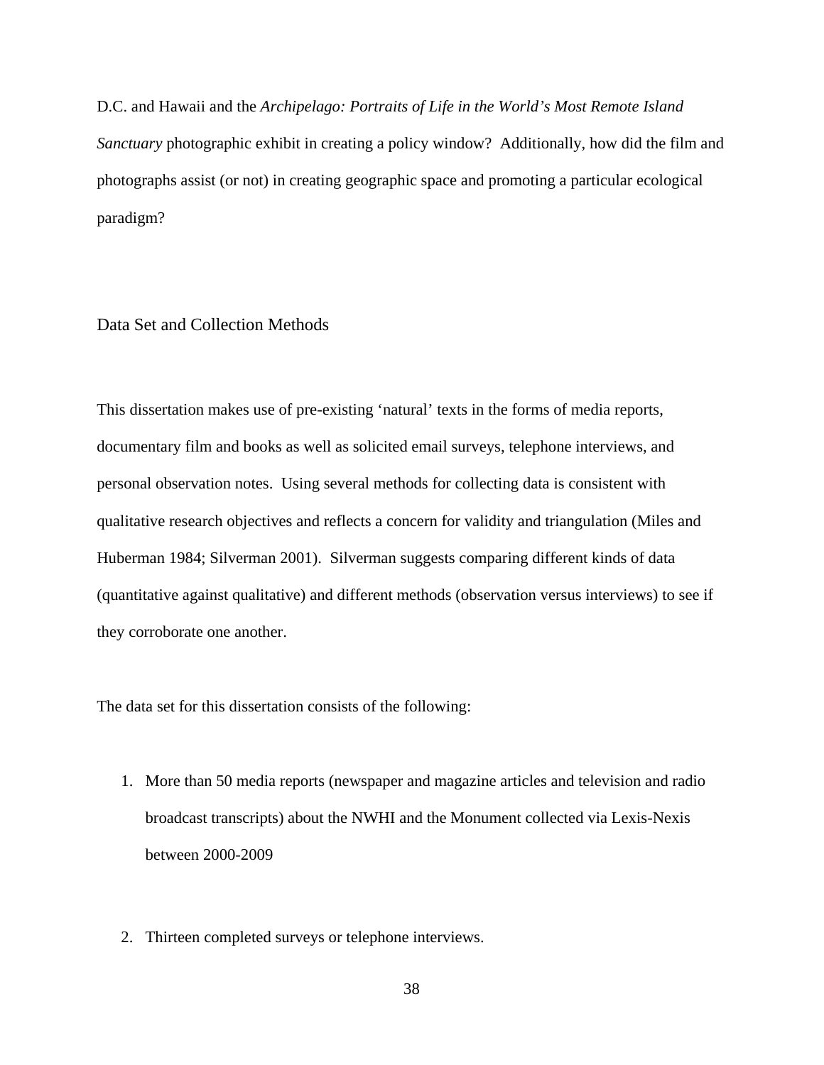D.C. and Hawaii and the *Archipelago: Portraits of Life in the World's Most Remote Island Sanctuary* photographic exhibit in creating a policy window? Additionally, how did the film and photographs assist (or not) in creating geographic space and promoting a particular ecological paradigm?

## Data Set and Collection Methods

This dissertation makes use of pre-existing 'natural' texts in the forms of media reports, documentary film and books as well as solicited email surveys, telephone interviews, and personal observation notes. Using several methods for collecting data is consistent with qualitative research objectives and reflects a concern for validity and triangulation (Miles and Huberman 1984; Silverman 2001). Silverman suggests comparing different kinds of data (quantitative against qualitative) and different methods (observation versus interviews) to see if they corroborate one another.

The data set for this dissertation consists of the following:

1. More than 50 media reports (newspaper and magazine articles and television and radio broadcast transcripts) about the NWHI and the Monument collected via Lexis-Nexis between 2000-2009

2. Thirteen completed surveys or telephone interviews.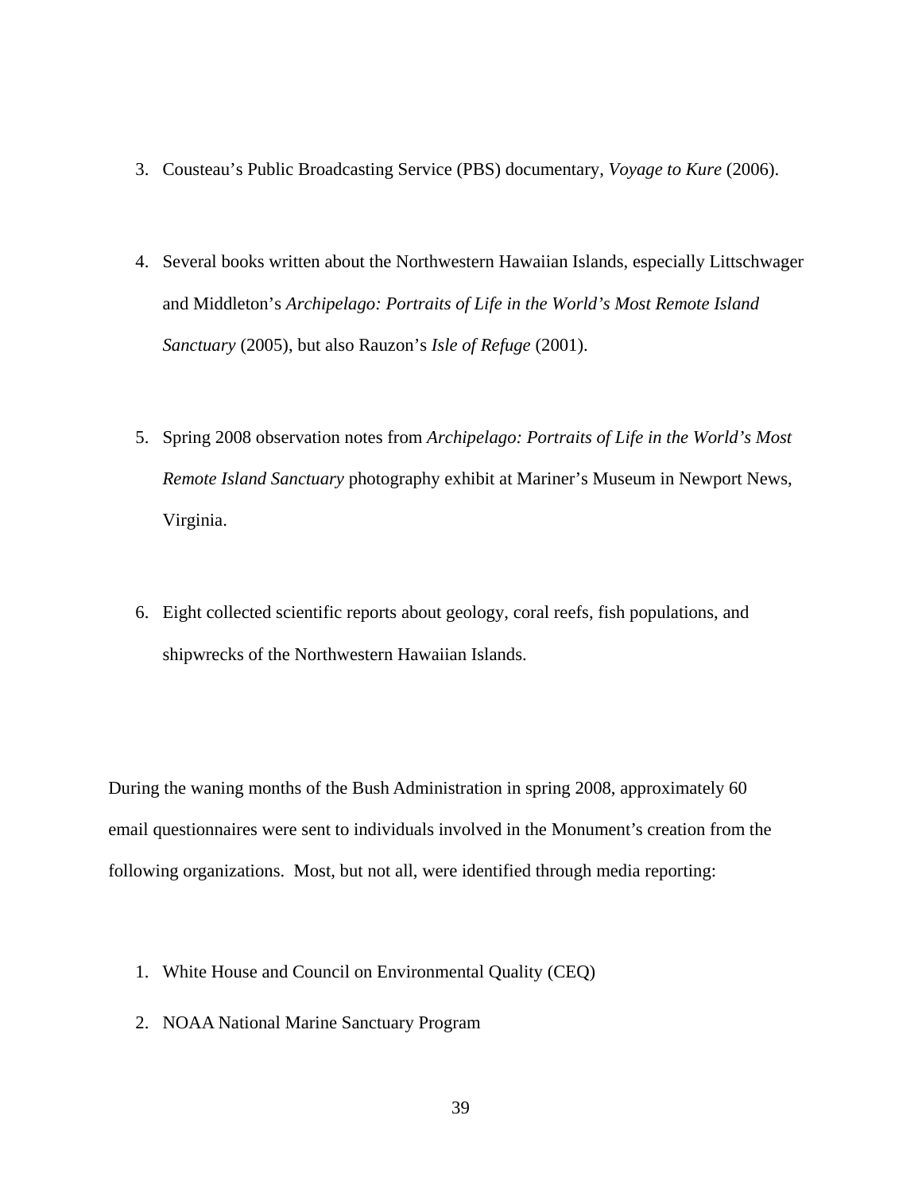3. Cousteau's Public Broadcasting Service (PBS) documentary, *Voyage to Kure* (2006).

4. Several books written about the Northwestern Hawaiian Islands, especially Littschwager and Middleton's *Archipelago: Portraits of Life in the World's Most Remote Island Sanctuary* (2005), but also Rauzon's *Isle of Refuge* (2001).

5. Spring 2008 observation notes from *Archipelago: Portraits of Life in the World's Most Remote Island Sanctuary* photography exhibit at Mariner's Museum in Newport News, Virginia.

6. Eight collected scientific reports about geology, coral reefs, fish populations, and shipwrecks of the Northwestern Hawaiian Islands.

During the waning months of the Bush Administration in spring 2008, approximately 60 email questionnaires were sent to individuals involved in the Monument's creation from the following organizations. Most, but not all, were identified through media reporting:

1. White House and Council on Environmental Quality (CEQ)
2. NOAA National Marine Sanctuary Program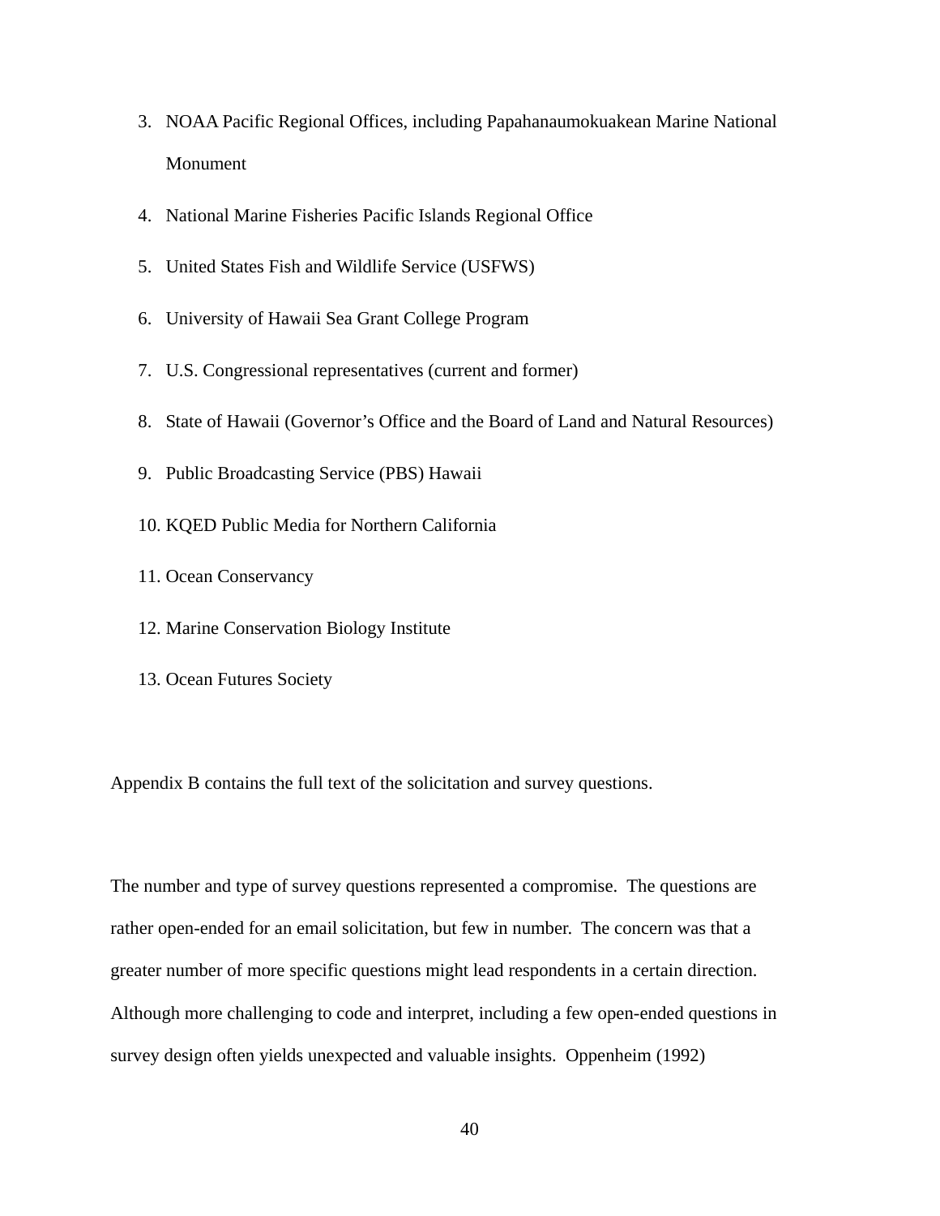3. NOAA Pacific Regional Offices, including Papahanaumokuakean Marine National Monument
4. National Marine Fisheries Pacific Islands Regional Office
5. United States Fish and Wildlife Service (USFWS)
6. University of Hawaii Sea Grant College Program
7. U.S. Congressional representatives (current and former)
8. State of Hawaii (Governor's Office and the Board of Land and Natural Resources)
9. Public Broadcasting Service (PBS) Hawaii
10. KQED Public Media for Northern California
11. Ocean Conservancy
12. Marine Conservation Biology Institute
13. Ocean Futures Society

Appendix B contains the full text of the solicitation and survey questions.

The number and type of survey questions represented a compromise. The questions are rather open-ended for an email solicitation, but few in number. The concern was that a greater number of more specific questions might lead respondents in a certain direction. Although more challenging to code and interpret, including a few open-ended questions in survey design often yields unexpected and valuable insights. Oppenheim (1992)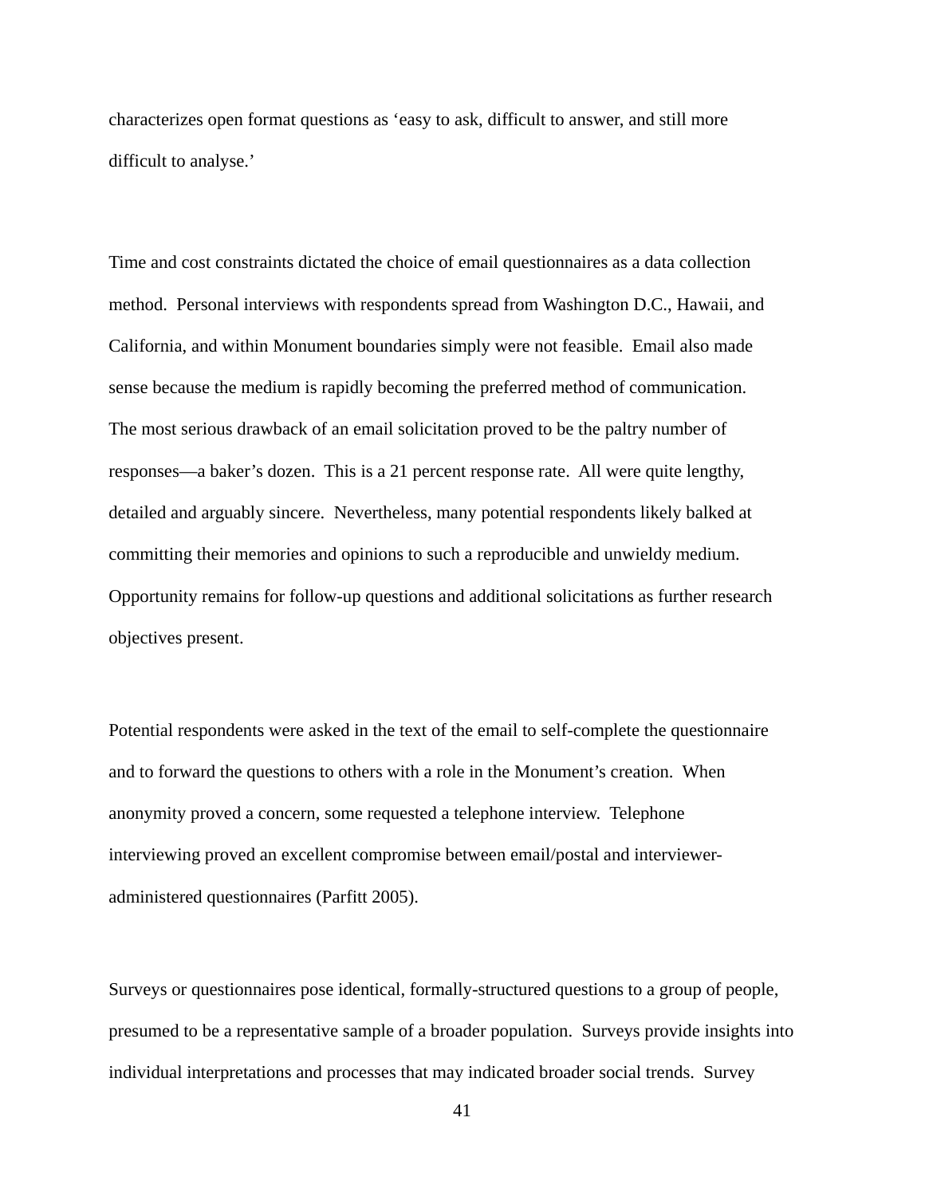characterizes open format questions as ‘easy to ask, difficult to answer, and still more difficult to analyse.’

Time and cost constraints dictated the choice of email questionnaires as a data collection method. Personal interviews with respondents spread from Washington D.C., Hawaii, and California, and within Monument boundaries simply were not feasible. Email also made sense because the medium is rapidly becoming the preferred method of communication. The most serious drawback of an email solicitation proved to be the paltry number of responses—a baker’s dozen. This is a 21 percent response rate. All were quite lengthy, detailed and arguably sincere. Nevertheless, many potential respondents likely balked at committing their memories and opinions to such a reproducible and unwieldy medium. Opportunity remains for follow-up questions and additional solicitations as further research objectives present.

Potential respondents were asked in the text of the email to self-complete the questionnaire and to forward the questions to others with a role in the Monument’s creation. When anonymity proved a concern, some requested a telephone interview. Telephone interviewing proved an excellent compromise between email/postal and interviewer-administered questionnaires (Parfitt 2005).

Surveys or questionnaires pose identical, formally-structured questions to a group of people, presumed to be a representative sample of a broader population. Surveys provide insights into individual interpretations and processes that may indicated broader social trends. Survey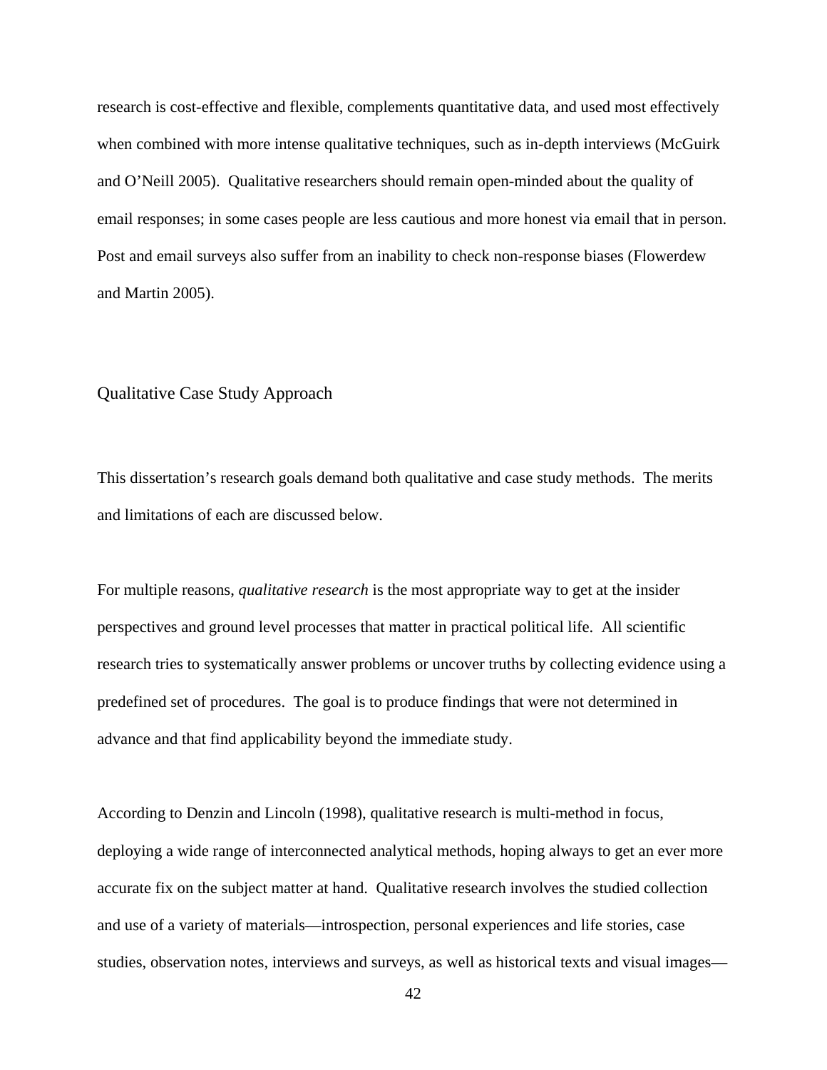research is cost-effective and flexible, complements quantitative data, and used most effectively when combined with more intense qualitative techniques, such as in-depth interviews (McGuirk and O'Neill 2005). Qualitative researchers should remain open-minded about the quality of email responses; in some cases people are less cautious and more honest via email that in person. Post and email surveys also suffer from an inability to check non-response biases (Flowerdew and Martin 2005).

## Qualitative Case Study Approach

This dissertation's research goals demand both qualitative and case study methods. The merits and limitations of each are discussed below.

For multiple reasons, *qualitative research* is the most appropriate way to get at the insider perspectives and ground level processes that matter in practical political life. All scientific research tries to systematically answer problems or uncover truths by collecting evidence using a predefined set of procedures. The goal is to produce findings that were not determined in advance and that find applicability beyond the immediate study.

According to Denzin and Lincoln (1998), qualitative research is multi-method in focus, deploying a wide range of interconnected analytical methods, hoping always to get an ever more accurate fix on the subject matter at hand. Qualitative research involves the studied collection and use of a variety of materials—introspection, personal experiences and life stories, case studies, observation notes, interviews and surveys, as well as historical texts and visual images—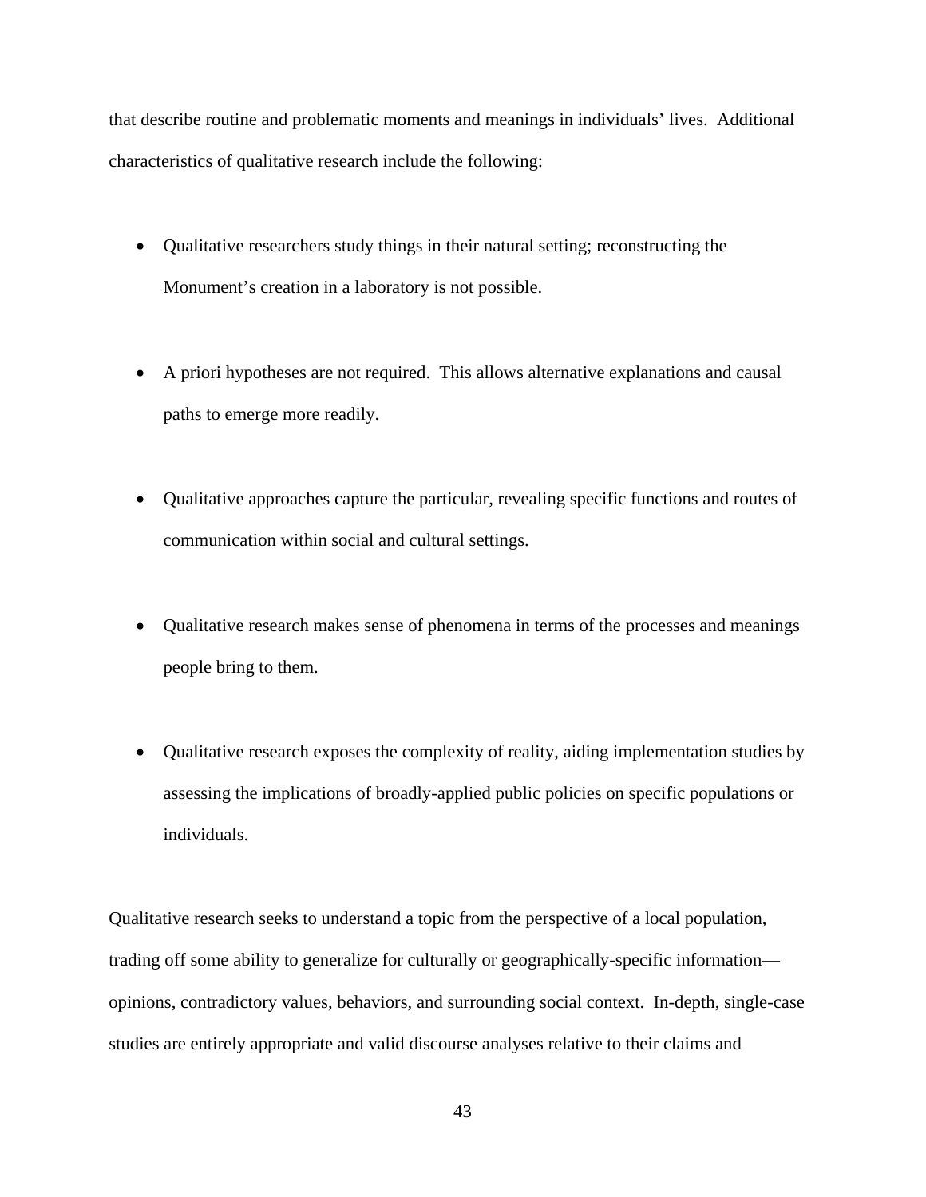that describe routine and problematic moments and meanings in individuals' lives. Additional characteristics of qualitative research include the following:

- Qualitative researchers study things in their natural setting; reconstructing the Monument's creation in a laboratory is not possible.

- A priori hypotheses are not required. This allows alternative explanations and causal paths to emerge more readily.

- Qualitative approaches capture the particular, revealing specific functions and routes of communication within social and cultural settings.

- Qualitative research makes sense of phenomena in terms of the processes and meanings people bring to them.

- Qualitative research exposes the complexity of reality, aiding implementation studies by assessing the implications of broadly-applied public policies on specific populations or individuals.

Qualitative research seeks to understand a topic from the perspective of a local population, trading off some ability to generalize for culturally or geographically-specific information—opinions, contradictory values, behaviors, and surrounding social context. In-depth, single-case studies are entirely appropriate and valid discourse analyses relative to their claims and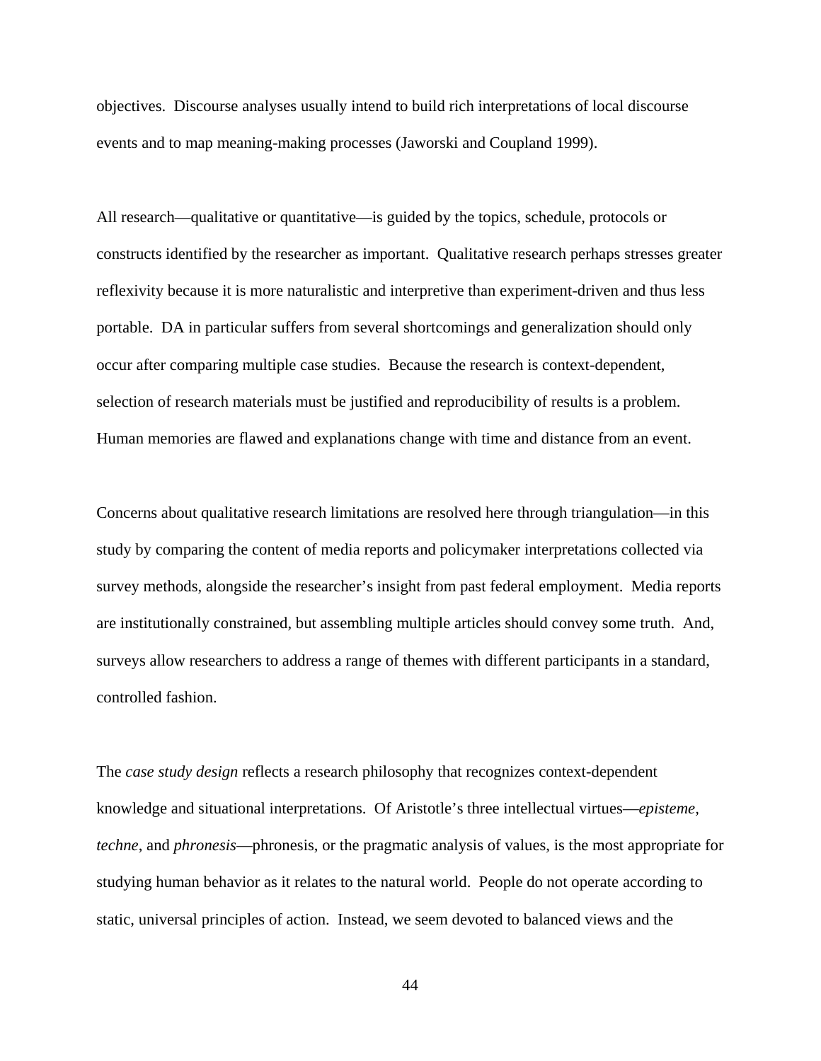objectives. Discourse analyses usually intend to build rich interpretations of local discourse events and to map meaning-making processes (Jaworski and Coupland 1999).

All research—qualitative or quantitative—is guided by the topics, schedule, protocols or constructs identified by the researcher as important. Qualitative research perhaps stresses greater reflexivity because it is more naturalistic and interpretive than experiment-driven and thus less portable. DA in particular suffers from several shortcomings and generalization should only occur after comparing multiple case studies. Because the research is context-dependent, selection of research materials must be justified and reproducibility of results is a problem. Human memories are flawed and explanations change with time and distance from an event.

Concerns about qualitative research limitations are resolved here through triangulation—in this study by comparing the content of media reports and policymaker interpretations collected via survey methods, alongside the researcher's insight from past federal employment. Media reports are institutionally constrained, but assembling multiple articles should convey some truth. And, surveys allow researchers to address a range of themes with different participants in a standard, controlled fashion.

The *case study design* reflects a research philosophy that recognizes context-dependent knowledge and situational interpretations. Of Aristotle's three intellectual virtues—*episteme, techne*, and *phronesis*—phronesis, or the pragmatic analysis of values, is the most appropriate for studying human behavior as it relates to the natural world. People do not operate according to static, universal principles of action. Instead, we seem devoted to balanced views and the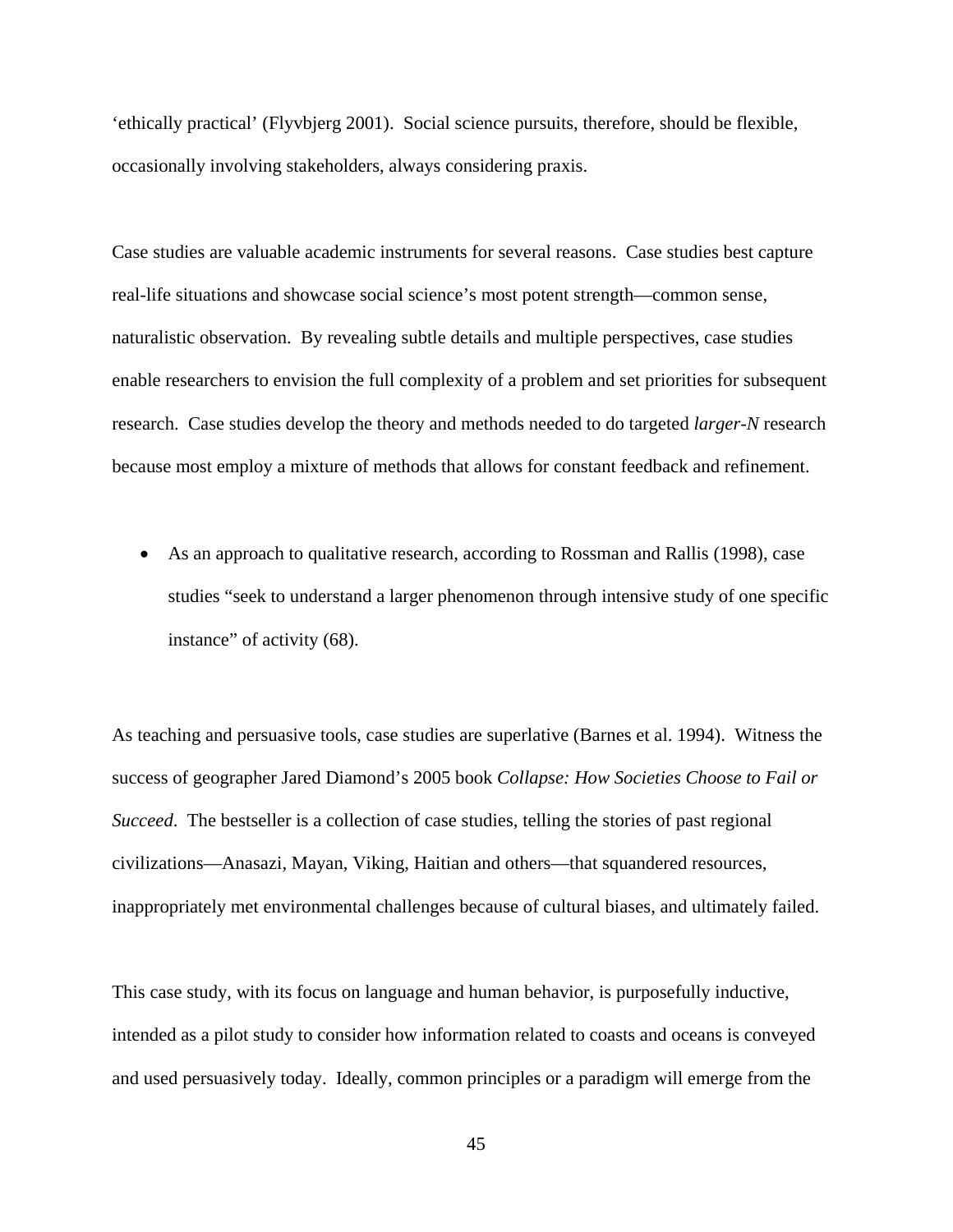'ethically practical' (Flyvbjerg 2001). Social science pursuits, therefore, should be flexible, occasionally involving stakeholders, always considering praxis.

Case studies are valuable academic instruments for several reasons. Case studies best capture real-life situations and showcase social science's most potent strength—common sense, naturalistic observation. By revealing subtle details and multiple perspectives, case studies enable researchers to envision the full complexity of a problem and set priorities for subsequent research. Case studies develop the theory and methods needed to do targeted *larger-N* research because most employ a mixture of methods that allows for constant feedback and refinement.

- As an approach to qualitative research, according to Rossman and Rallis (1998), case studies "seek to understand a larger phenomenon through intensive study of one specific instance" of activity (68).

As teaching and persuasive tools, case studies are superlative (Barnes et al. 1994). Witness the success of geographer Jared Diamond's 2005 book *Collapse: How Societies Choose to Fail or Succeed*. The bestseller is a collection of case studies, telling the stories of past regional civilizations—Anasazi, Mayan, Viking, Haitian and others—that squandered resources, inappropriately met environmental challenges because of cultural biases, and ultimately failed.

This case study, with its focus on language and human behavior, is purposefully inductive, intended as a pilot study to consider how information related to coasts and oceans is conveyed and used persuasively today. Ideally, common principles or a paradigm will emerge from the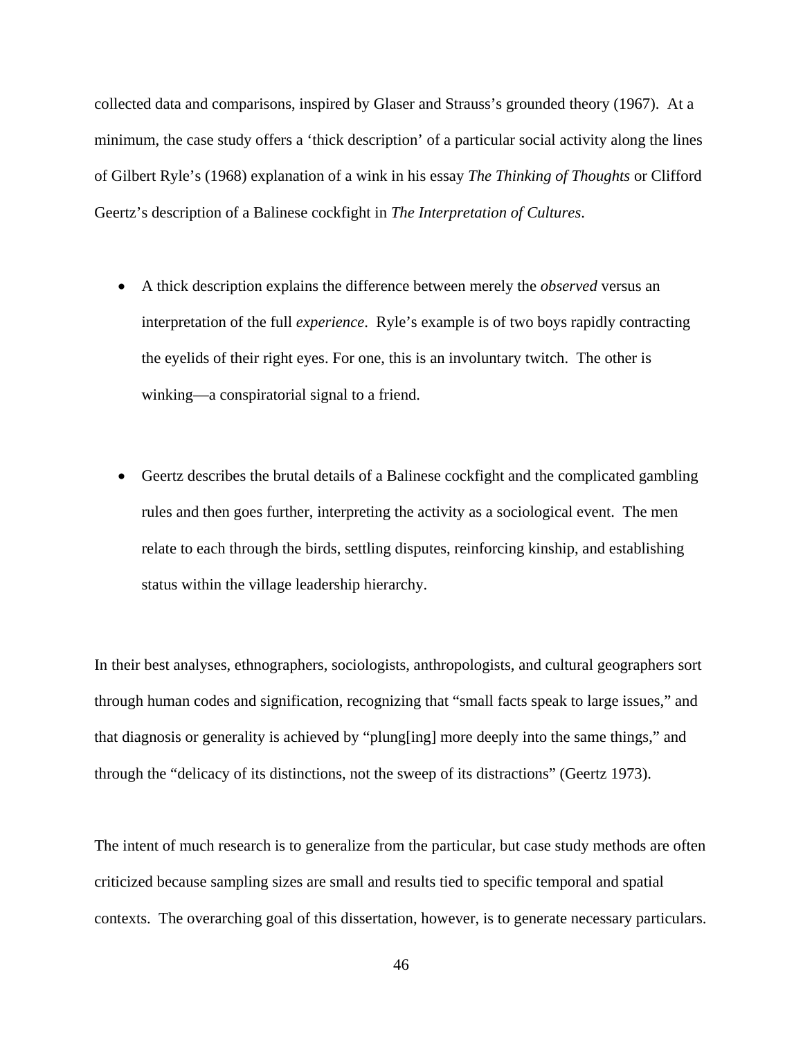collected data and comparisons, inspired by Glaser and Strauss's grounded theory (1967). At a minimum, the case study offers a 'thick description' of a particular social activity along the lines of Gilbert Ryle's (1968) explanation of a wink in his essay *The Thinking of Thoughts* or Clifford Geertz's description of a Balinese cockfight in *The Interpretation of Cultures*.

- A thick description explains the difference between merely the *observed* versus an interpretation of the full *experience*. Ryle's example is of two boys rapidly contracting the eyelids of their right eyes. For one, this is an involuntary twitch. The other is winking—a conspiratorial signal to a friend.

- Geertz describes the brutal details of a Balinese cockfight and the complicated gambling rules and then goes further, interpreting the activity as a sociological event. The men relate to each through the birds, settling disputes, reinforcing kinship, and establishing status within the village leadership hierarchy.

In their best analyses, ethnographers, sociologists, anthropologists, and cultural geographers sort through human codes and signification, recognizing that "small facts speak to large issues," and that diagnosis or generality is achieved by "plung[ing] more deeply into the same things," and through the "delicacy of its distinctions, not the sweep of its distractions" (Geertz 1973).

The intent of much research is to generalize from the particular, but case study methods are often criticized because sampling sizes are small and results tied to specific temporal and spatial contexts. The overarching goal of this dissertation, however, is to generate necessary particulars.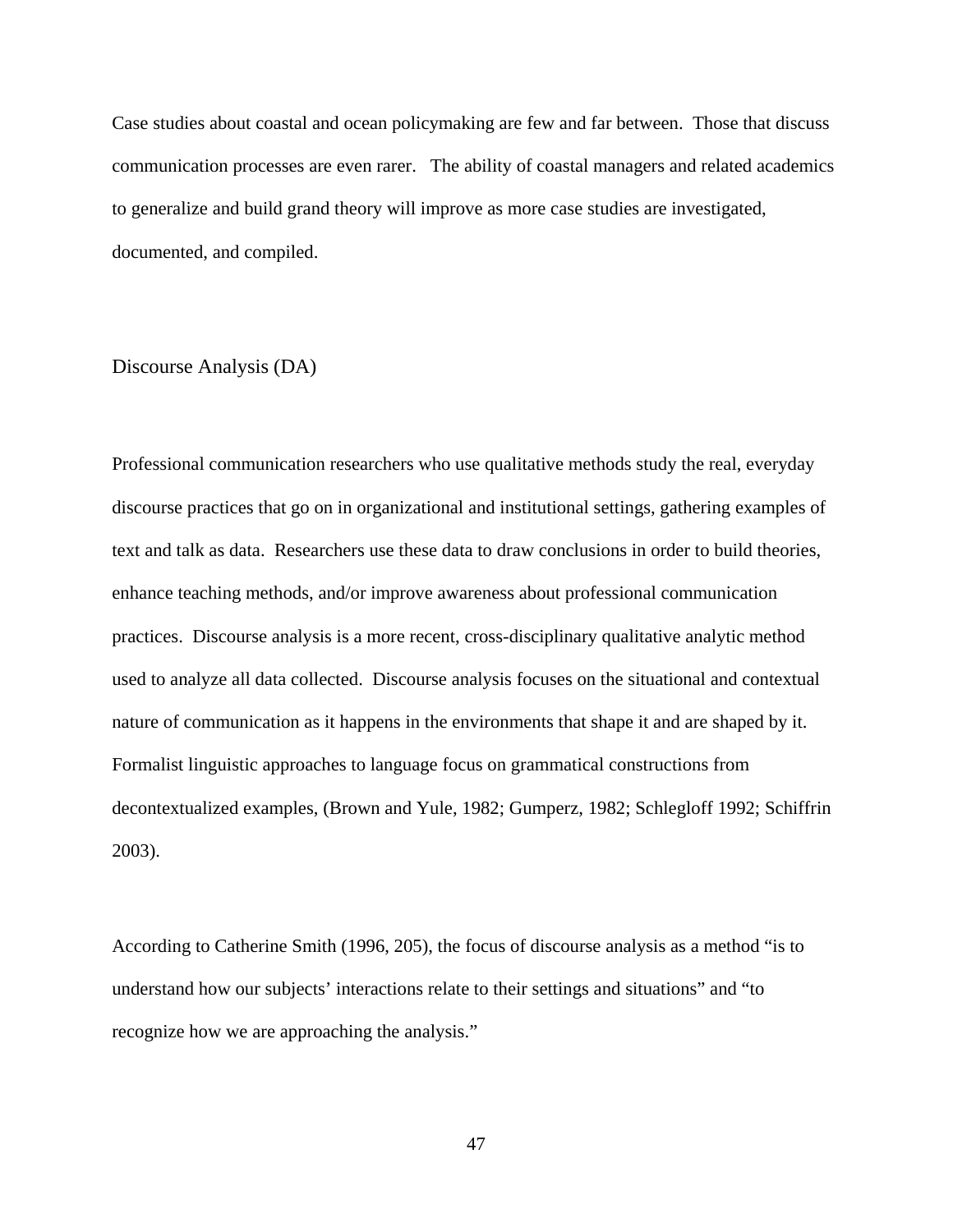Case studies about coastal and ocean policymaking are few and far between. Those that discuss communication processes are even rarer. The ability of coastal managers and related academics to generalize and build grand theory will improve as more case studies are investigated, documented, and compiled.

## Discourse Analysis (DA)

Professional communication researchers who use qualitative methods study the real, everyday discourse practices that go on in organizational and institutional settings, gathering examples of text and talk as data. Researchers use these data to draw conclusions in order to build theories, enhance teaching methods, and/or improve awareness about professional communication practices. Discourse analysis is a more recent, cross-disciplinary qualitative analytic method used to analyze all data collected. Discourse analysis focuses on the situational and contextual nature of communication as it happens in the environments that shape it and are shaped by it. Formalist linguistic approaches to language focus on grammatical constructions from decontextualized examples, (Brown and Yule, 1982; Gumperz, 1982; Schlegloff 1992; Schiffrin 2003).

According to Catherine Smith (1996, 205), the focus of discourse analysis as a method "is to understand how our subjects' interactions relate to their settings and situations" and "to recognize how we are approaching the analysis."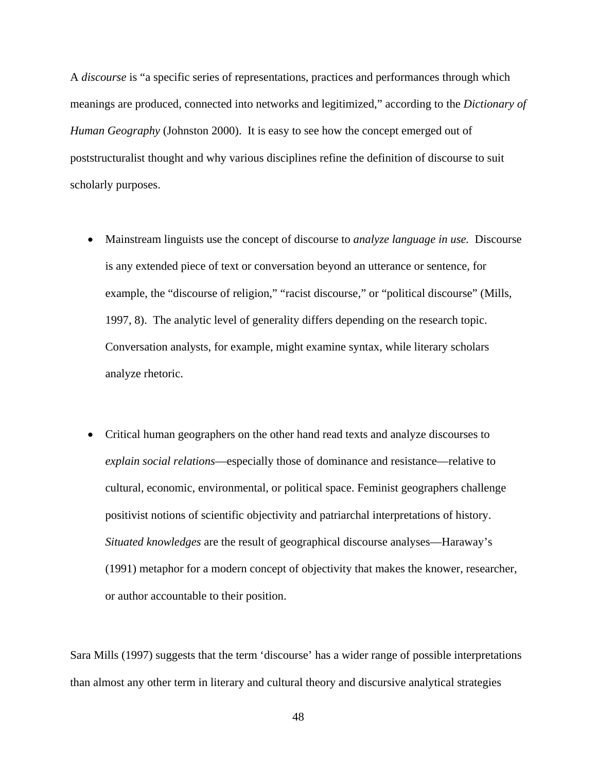A *discourse* is "a specific series of representations, practices and performances through which meanings are produced, connected into networks and legitimized," according to the *Dictionary of Human Geography* (Johnston 2000). It is easy to see how the concept emerged out of poststructuralist thought and why various disciplines refine the definition of discourse to suit scholarly purposes.

- Mainstream linguists use the concept of discourse to *analyze language in use.* Discourse is any extended piece of text or conversation beyond an utterance or sentence, for example, the "discourse of religion," "racist discourse," or "political discourse" (Mills, 1997, 8). The analytic level of generality differs depending on the research topic. Conversation analysts, for example, might examine syntax, while literary scholars analyze rhetoric.

- Critical human geographers on the other hand read texts and analyze discourses to *explain social relations*—especially those of dominance and resistance—relative to cultural, economic, environmental, or political space. Feminist geographers challenge positivist notions of scientific objectivity and patriarchal interpretations of history. *Situated knowledges* are the result of geographical discourse analyses—Haraway's (1991) metaphor for a modern concept of objectivity that makes the knower, researcher, or author accountable to their position.

Sara Mills (1997) suggests that the term 'discourse' has a wider range of possible interpretations than almost any other term in literary and cultural theory and discursive analytical strategies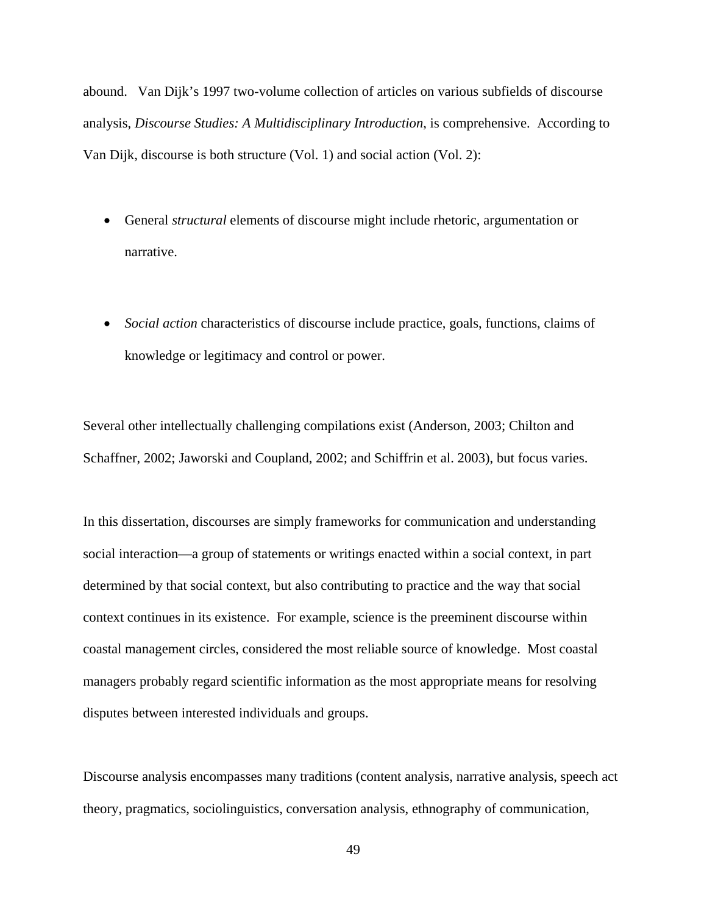abound. Van Dijk's 1997 two-volume collection of articles on various subfields of discourse analysis, *Discourse Studies: A Multidisciplinary Introduction*, is comprehensive. According to Van Dijk, discourse is both structure (Vol. 1) and social action (Vol. 2):

- General *structural* elements of discourse might include rhetoric, argumentation or narrative.

- *Social action* characteristics of discourse include practice, goals, functions, claims of knowledge or legitimacy and control or power.

Several other intellectually challenging compilations exist (Anderson, 2003; Chilton and Schaffner, 2002; Jaworski and Coupland, 2002; and Schiffrin et al. 2003), but focus varies.

In this dissertation, discourses are simply frameworks for communication and understanding social interaction—a group of statements or writings enacted within a social context, in part determined by that social context, but also contributing to practice and the way that social context continues in its existence. For example, science is the preeminent discourse within coastal management circles, considered the most reliable source of knowledge. Most coastal managers probably regard scientific information as the most appropriate means for resolving disputes between interested individuals and groups.

Discourse analysis encompasses many traditions (content analysis, narrative analysis, speech act theory, pragmatics, sociolinguistics, conversation analysis, ethnography of communication,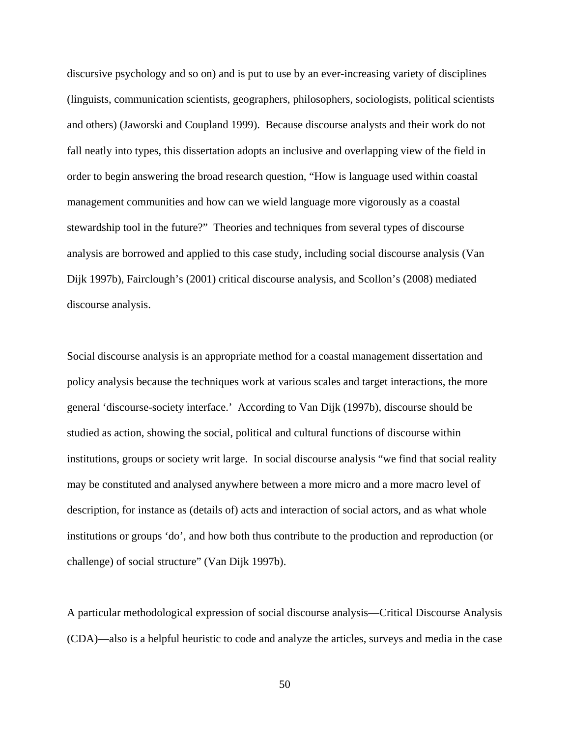discursive psychology and so on) and is put to use by an ever-increasing variety of disciplines (linguists, communication scientists, geographers, philosophers, sociologists, political scientists and others) (Jaworski and Coupland 1999). Because discourse analysts and their work do not fall neatly into types, this dissertation adopts an inclusive and overlapping view of the field in order to begin answering the broad research question, "How is language used within coastal management communities and how can we wield language more vigorously as a coastal stewardship tool in the future?" Theories and techniques from several types of discourse analysis are borrowed and applied to this case study, including social discourse analysis (Van Dijk 1997b), Fairclough's (2001) critical discourse analysis, and Scollon's (2008) mediated discourse analysis.

Social discourse analysis is an appropriate method for a coastal management dissertation and policy analysis because the techniques work at various scales and target interactions, the more general 'discourse-society interface.' According to Van Dijk (1997b), discourse should be studied as action, showing the social, political and cultural functions of discourse within institutions, groups or society writ large. In social discourse analysis "we find that social reality may be constituted and analysed anywhere between a more micro and a more macro level of description, for instance as (details of) acts and interaction of social actors, and as what whole institutions or groups 'do', and how both thus contribute to the production and reproduction (or challenge) of social structure" (Van Dijk 1997b).

A particular methodological expression of social discourse analysis—Critical Discourse Analysis (CDA)—also is a helpful heuristic to code and analyze the articles, surveys and media in the case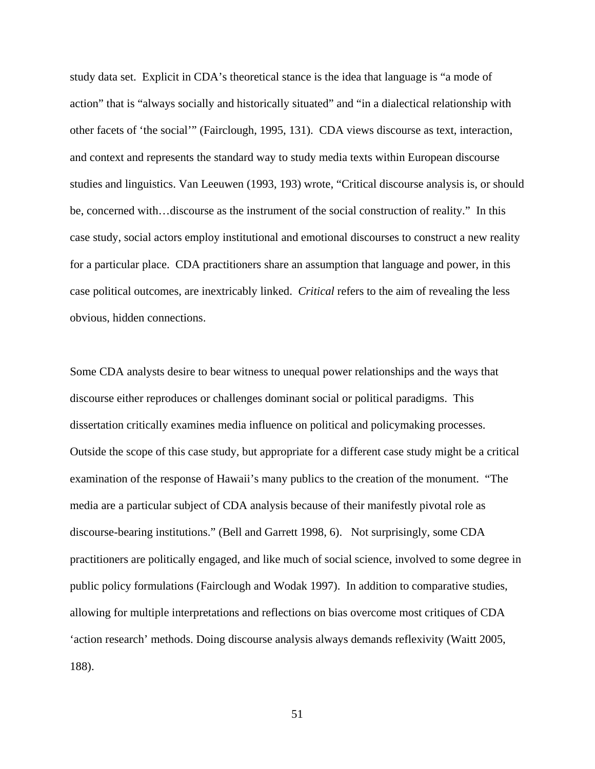study data set. Explicit in CDA's theoretical stance is the idea that language is "a mode of action" that is "always socially and historically situated" and "in a dialectical relationship with other facets of 'the social'" (Fairclough, 1995, 131). CDA views discourse as text, interaction, and context and represents the standard way to study media texts within European discourse studies and linguistics. Van Leeuwen (1993, 193) wrote, "Critical discourse analysis is, or should be, concerned with…discourse as the instrument of the social construction of reality." In this case study, social actors employ institutional and emotional discourses to construct a new reality for a particular place. CDA practitioners share an assumption that language and power, in this case political outcomes, are inextricably linked. *Critical* refers to the aim of revealing the less obvious, hidden connections.

Some CDA analysts desire to bear witness to unequal power relationships and the ways that discourse either reproduces or challenges dominant social or political paradigms. This dissertation critically examines media influence on political and policymaking processes. Outside the scope of this case study, but appropriate for a different case study might be a critical examination of the response of Hawaii's many publics to the creation of the monument. "The media are a particular subject of CDA analysis because of their manifestly pivotal role as discourse-bearing institutions." (Bell and Garrett 1998, 6). Not surprisingly, some CDA practitioners are politically engaged, and like much of social science, involved to some degree in public policy formulations (Fairclough and Wodak 1997). In addition to comparative studies, allowing for multiple interpretations and reflections on bias overcome most critiques of CDA 'action research' methods. Doing discourse analysis always demands reflexivity (Waitt 2005, 188).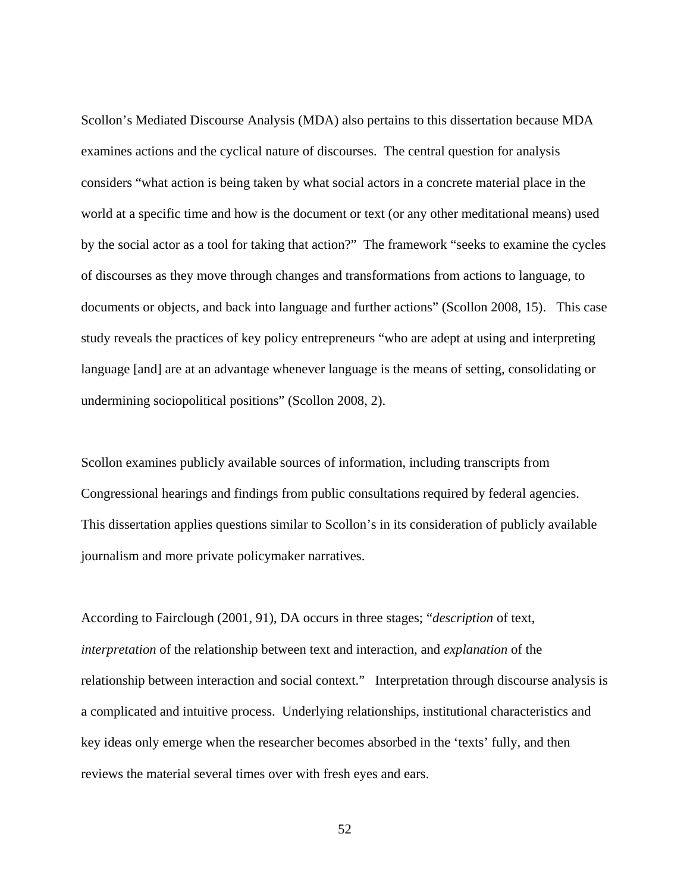Scollon's Mediated Discourse Analysis (MDA) also pertains to this dissertation because MDA examines actions and the cyclical nature of discourses.  The central question for analysis considers "what action is being taken by what social actors in a concrete material place in the world at a specific time and how is the document or text (or any other meditational means) used by the social actor as a tool for taking that action?"  The framework "seeks to examine the cycles of discourses as they move through changes and transformations from actions to language, to documents or objects, and back into language and further actions" (Scollon 2008, 15).   This case study reveals the practices of key policy entrepreneurs "who are adept at using and interpreting language [and] are at an advantage whenever language is the means of setting, consolidating or undermining sociopolitical positions" (Scollon 2008, 2).

Scollon examines publicly available sources of information, including transcripts from Congressional hearings and findings from public consultations required by federal agencies. This dissertation applies questions similar to Scollon's in its consideration of publicly available journalism and more private policymaker narratives.

According to Fairclough (2001, 91), DA occurs in three stages; "*description* of text, *interpretation* of the relationship between text and interaction, and *explanation* of the relationship between interaction and social context."   Interpretation through discourse analysis is a complicated and intuitive process.  Underlying relationships, institutional characteristics and key ideas only emerge when the researcher becomes absorbed in the 'texts' fully, and then reviews the material several times over with fresh eyes and ears.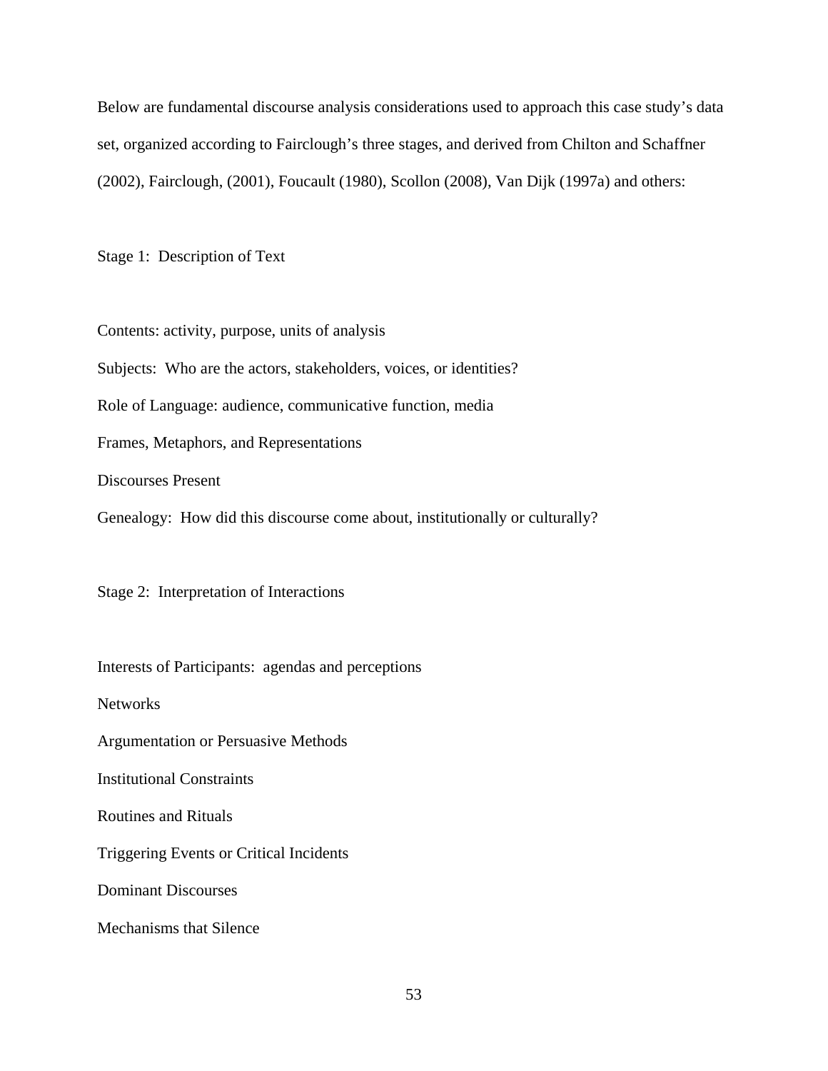Below are fundamental discourse analysis considerations used to approach this case study's data set, organized according to Fairclough's three stages, and derived from Chilton and Schaffner (2002), Fairclough, (2001), Foucault (1980), Scollon (2008), Van Dijk (1997a) and others:

Stage 1: Description of Text

Contents: activity, purpose, units of analysis

Subjects: Who are the actors, stakeholders, voices, or identities?

Role of Language: audience, communicative function, media

Frames, Metaphors, and Representations

Discourses Present

Genealogy: How did this discourse come about, institutionally or culturally?

Stage 2: Interpretation of Interactions

Interests of Participants: agendas and perceptions

Networks

Argumentation or Persuasive Methods

Institutional Constraints

Routines and Rituals

Triggering Events or Critical Incidents

Dominant Discourses

Mechanisms that Silence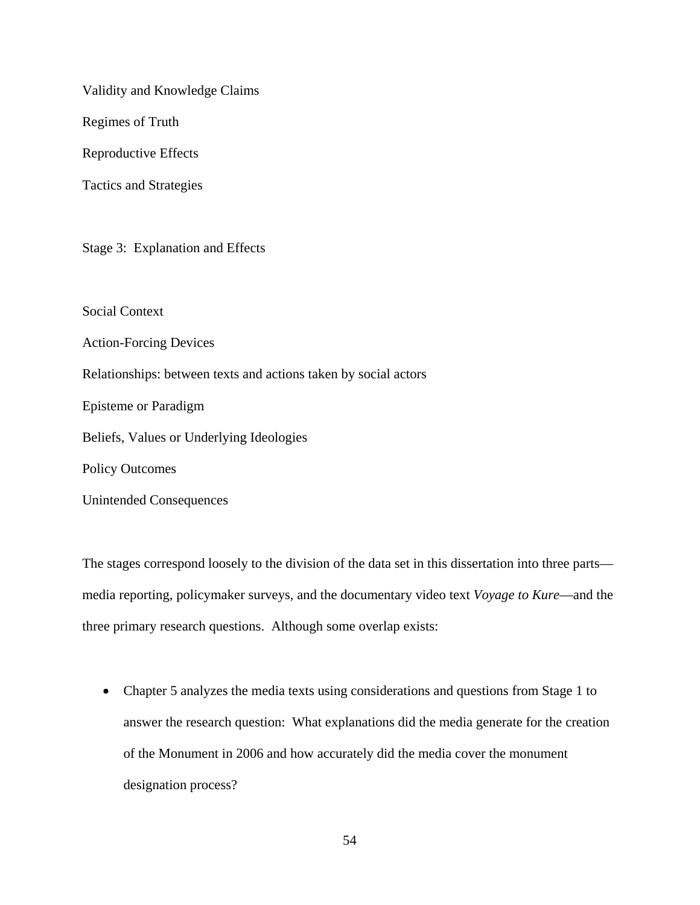Validity and Knowledge Claims

Regimes of Truth

Reproductive Effects

Tactics and Strategies

Stage 3: Explanation and Effects

Social Context

Action-Forcing Devices

Relationships: between texts and actions taken by social actors

Episteme or Paradigm

Beliefs, Values or Underlying Ideologies

Policy Outcomes

Unintended Consequences

The stages correspond loosely to the division of the data set in this dissertation into three parts—media reporting, policymaker surveys, and the documentary video text *Voyage to Kure*—and the three primary research questions. Although some overlap exists:

- Chapter 5 analyzes the media texts using considerations and questions from Stage 1 to answer the research question: What explanations did the media generate for the creation of the Monument in 2006 and how accurately did the media cover the monument designation process?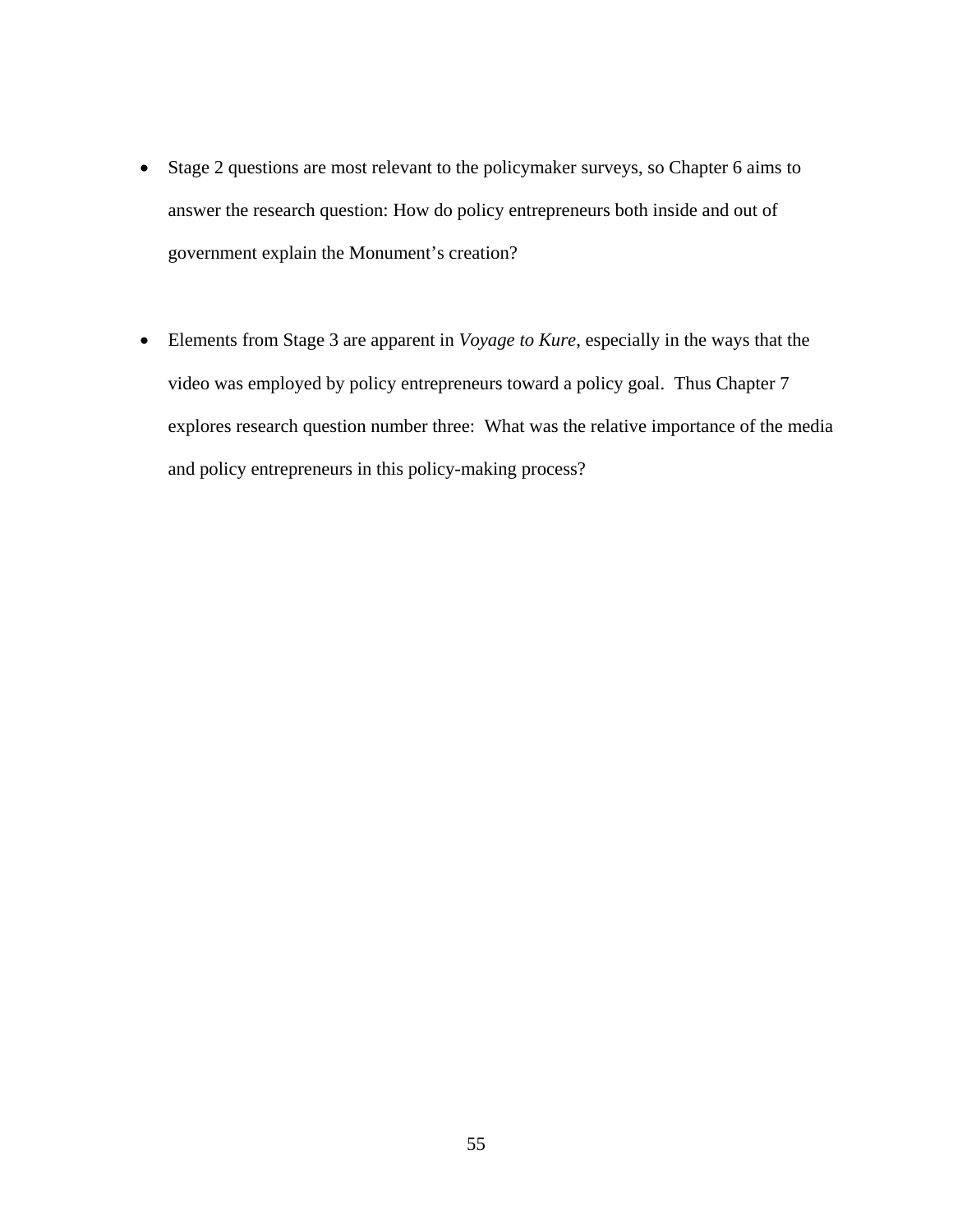- Stage 2 questions are most relevant to the policymaker surveys, so Chapter 6 aims to answer the research question: How do policy entrepreneurs both inside and out of government explain the Monument's creation?

- Elements from Stage 3 are apparent in *Voyage to Kure*, especially in the ways that the video was employed by policy entrepreneurs toward a policy goal. Thus Chapter 7 explores research question number three: What was the relative importance of the media and policy entrepreneurs in this policy-making process?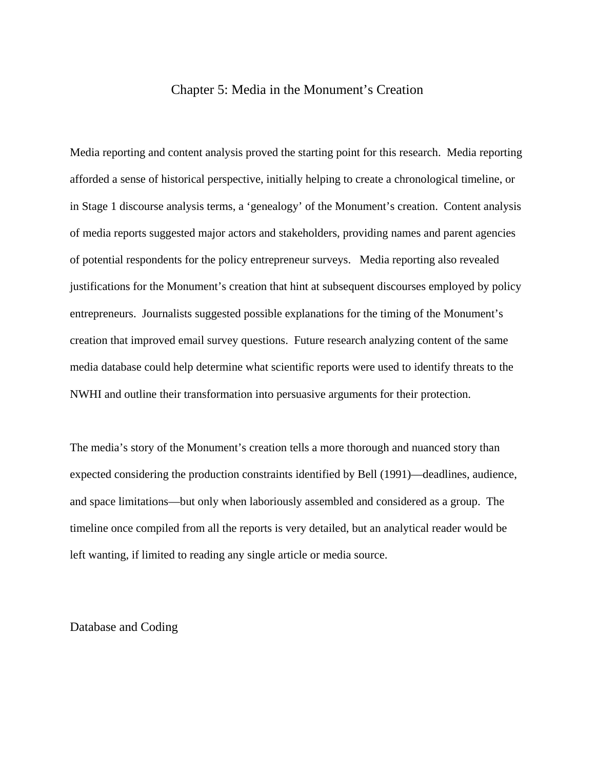# Chapter 5: Media in the Monument's Creation

Media reporting and content analysis proved the starting point for this research. Media reporting afforded a sense of historical perspective, initially helping to create a chronological timeline, or in Stage 1 discourse analysis terms, a 'genealogy' of the Monument's creation. Content analysis of media reports suggested major actors and stakeholders, providing names and parent agencies of potential respondents for the policy entrepreneur surveys. Media reporting also revealed justifications for the Monument's creation that hint at subsequent discourses employed by policy entrepreneurs. Journalists suggested possible explanations for the timing of the Monument's creation that improved email survey questions. Future research analyzing content of the same media database could help determine what scientific reports were used to identify threats to the NWHI and outline their transformation into persuasive arguments for their protection.

The media's story of the Monument's creation tells a more thorough and nuanced story than expected considering the production constraints identified by Bell (1991)—deadlines, audience, and space limitations—but only when laboriously assembled and considered as a group. The timeline once compiled from all the reports is very detailed, but an analytical reader would be left wanting, if limited to reading any single article or media source.

## Database and Coding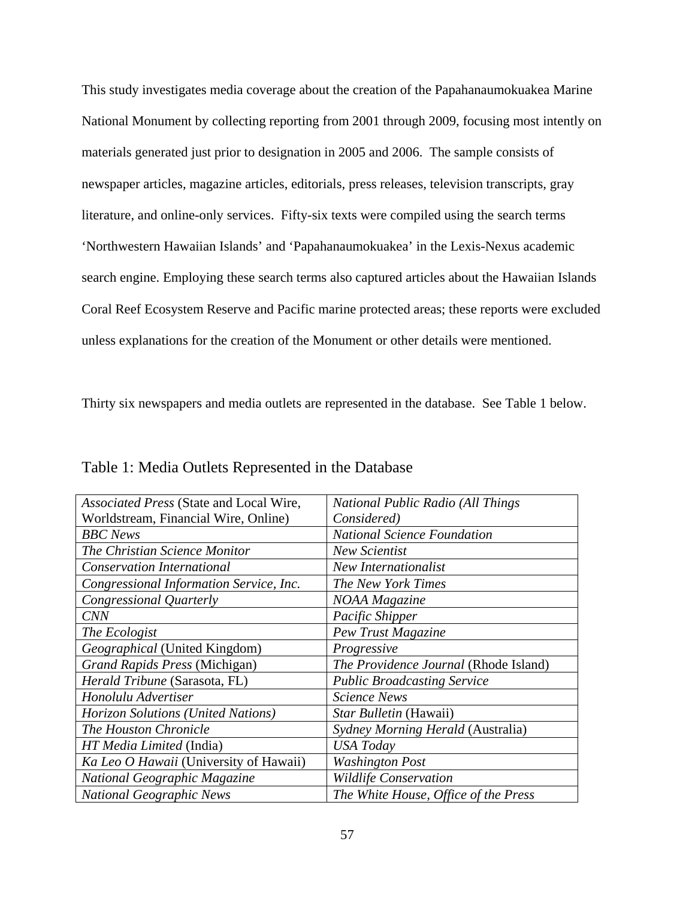This study investigates media coverage about the creation of the Papahanaumokuakea Marine National Monument by collecting reporting from 2001 through 2009, focusing most intently on materials generated just prior to designation in 2005 and 2006. The sample consists of newspaper articles, magazine articles, editorials, press releases, television transcripts, gray literature, and online-only services. Fifty-six texts were compiled using the search terms 'Northwestern Hawaiian Islands' and 'Papahanaumokuakea' in the Lexis-Nexus academic search engine. Employing these search terms also captured articles about the Hawaiian Islands Coral Reef Ecosystem Reserve and Pacific marine protected areas; these reports were excluded unless explanations for the creation of the Monument or other details were mentioned.

Thirty six newspapers and media outlets are represented in the database. See Table 1 below.

Table 1: Media Outlets Represented in the Database

| | |
|---|---|
| *Associated Press* (State and Local Wire, Worldstream, Financial Wire, Online) | *National Public Radio (All Things Considered)* |
| *BBC News* | *National Science Foundation* |
| *The Christian Science Monitor* | *New Scientist* |
| *Conservation International* | *New Internationalist* |
| *Congressional Information Service, Inc.* | *The New York Times* |
| *Congressional Quarterly* | *NOAA Magazine* |
| *CNN* | *Pacific Shipper* |
| *The Ecologist* | *Pew Trust Magazine* |
| *Geographical* (United Kingdom) | *Progressive* |
| *Grand Rapids Press* (Michigan) | *The Providence Journal* (Rhode Island) |
| *Herald Tribune* (Sarasota, FL) | *Public Broadcasting Service* |
| *Honolulu Advertiser* | *Science News* |
| *Horizon Solutions (United Nations)* | *Star Bulletin* (Hawaii) |
| *The Houston Chronicle* | *Sydney Morning Herald* (Australia) |
| *HT Media Limited* (India) | *USA Today* |
| *Ka Leo O Hawaii* (University of Hawaii) | *Washington Post* |
| *National Geographic Magazine* | *Wildlife Conservation* |
| *National Geographic News* | *The White House, Office of the Press* |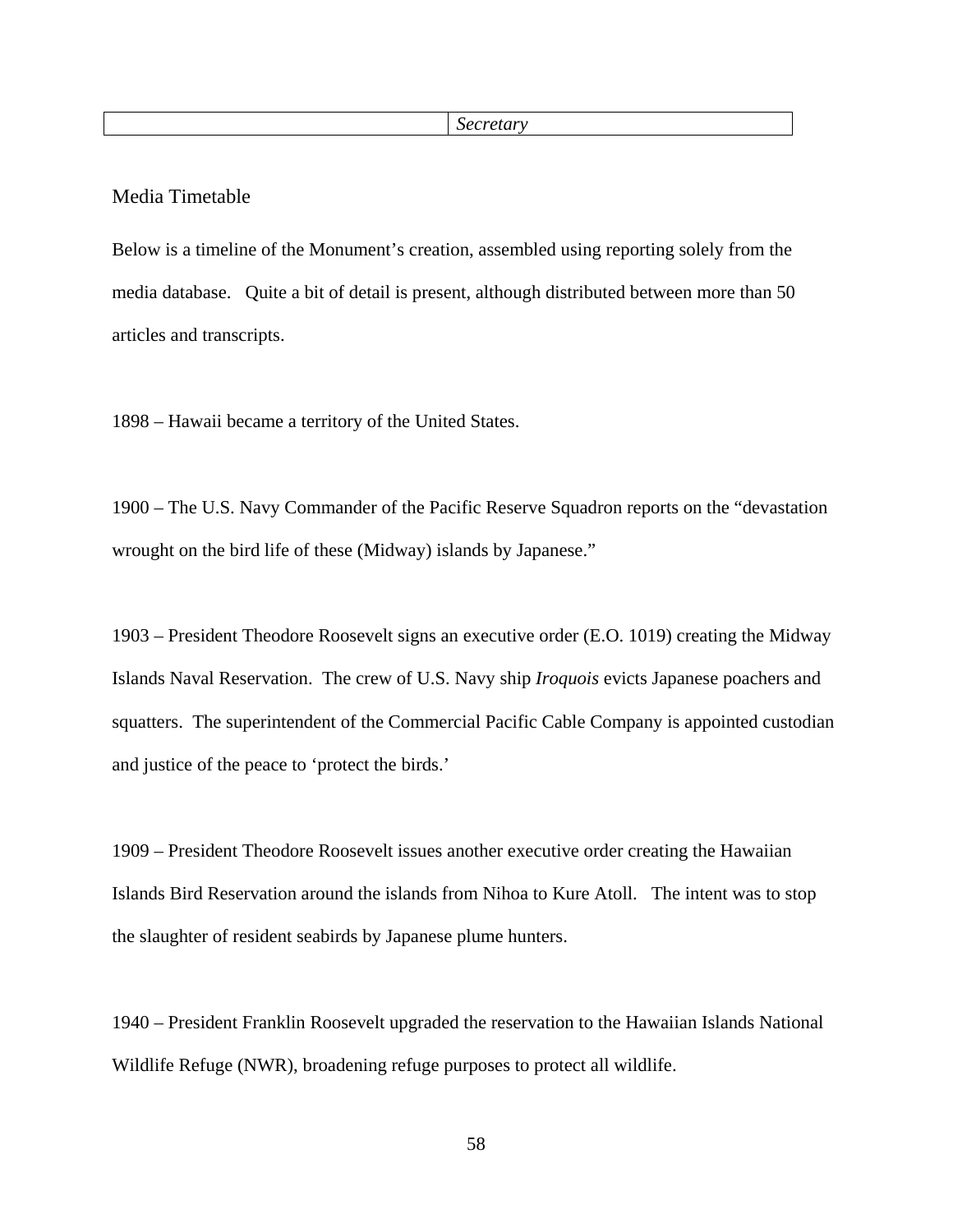|  | *Secretary* |
| --- | --- |

## Media Timetable

Below is a timeline of the Monument's creation, assembled using reporting solely from the media database. Quite a bit of detail is present, although distributed between more than 50 articles and transcripts.

1898 – Hawaii became a territory of the United States.

1900 – The U.S. Navy Commander of the Pacific Reserve Squadron reports on the "devastation wrought on the bird life of these (Midway) islands by Japanese."

1903 – President Theodore Roosevelt signs an executive order (E.O. 1019) creating the Midway Islands Naval Reservation. The crew of U.S. Navy ship *Iroquois* evicts Japanese poachers and squatters. The superintendent of the Commercial Pacific Cable Company is appointed custodian and justice of the peace to 'protect the birds.'

1909 – President Theodore Roosevelt issues another executive order creating the Hawaiian Islands Bird Reservation around the islands from Nihoa to Kure Atoll. The intent was to stop the slaughter of resident seabirds by Japanese plume hunters.

1940 – President Franklin Roosevelt upgraded the reservation to the Hawaiian Islands National Wildlife Refuge (NWR), broadening refuge purposes to protect all wildlife.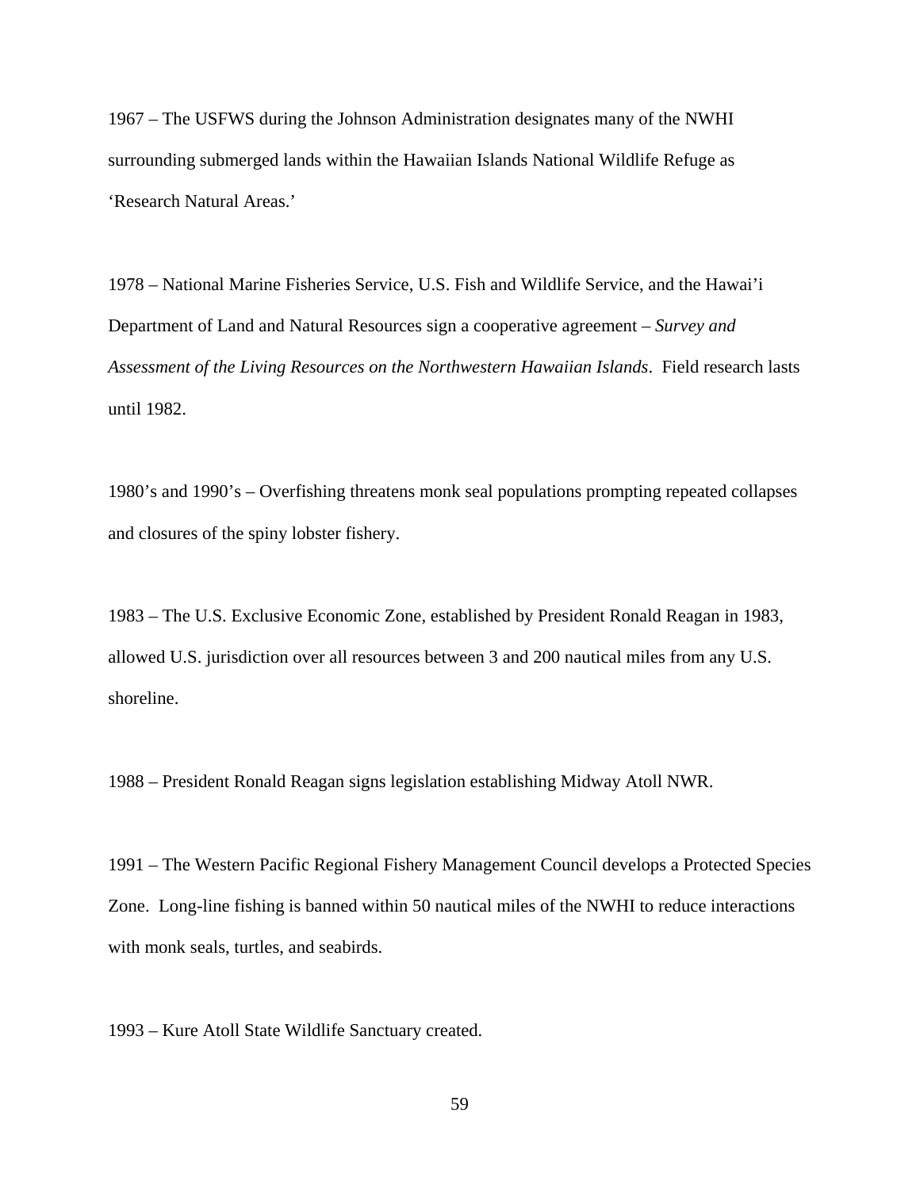1967 – The USFWS during the Johnson Administration designates many of the NWHI surrounding submerged lands within the Hawaiian Islands National Wildlife Refuge as 'Research Natural Areas.'

1978 – National Marine Fisheries Service, U.S. Fish and Wildlife Service, and the Hawai'i Department of Land and Natural Resources sign a cooperative agreement – *Survey and Assessment of the Living Resources on the Northwestern Hawaiian Islands*. Field research lasts until 1982.

1980's and 1990's – Overfishing threatens monk seal populations prompting repeated collapses and closures of the spiny lobster fishery.

1983 – The U.S. Exclusive Economic Zone, established by President Ronald Reagan in 1983, allowed U.S. jurisdiction over all resources between 3 and 200 nautical miles from any U.S. shoreline.

1988 – President Ronald Reagan signs legislation establishing Midway Atoll NWR.

1991 – The Western Pacific Regional Fishery Management Council develops a Protected Species Zone. Long-line fishing is banned within 50 nautical miles of the NWHI to reduce interactions with monk seals, turtles, and seabirds.

1993 – Kure Atoll State Wildlife Sanctuary created.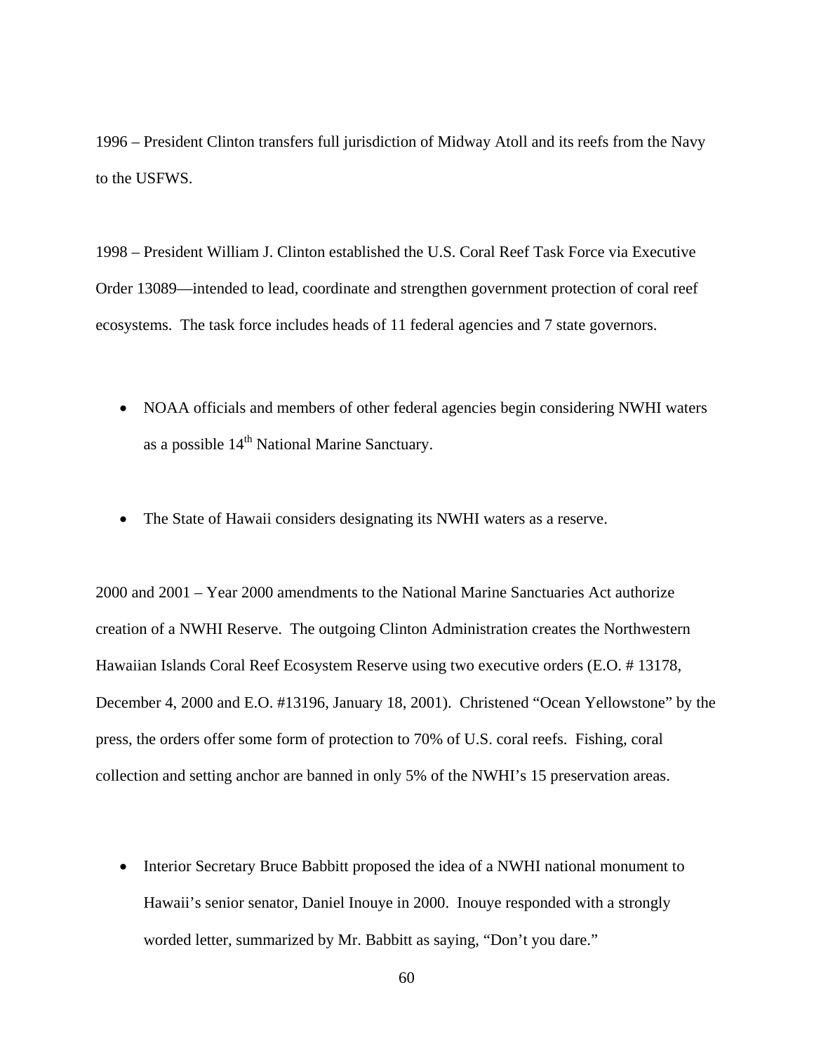1996 – President Clinton transfers full jurisdiction of Midway Atoll and its reefs from the Navy to the USFWS.

1998 – President William J. Clinton established the U.S. Coral Reef Task Force via Executive Order 13089—intended to lead, coordinate and strengthen government protection of coral reef ecosystems. The task force includes heads of 11 federal agencies and 7 state governors.

- NOAA officials and members of other federal agencies begin considering NWHI waters as a possible 14th National Marine Sanctuary.

- The State of Hawaii considers designating its NWHI waters as a reserve.

2000 and 2001 – Year 2000 amendments to the National Marine Sanctuaries Act authorize creation of a NWHI Reserve. The outgoing Clinton Administration creates the Northwestern Hawaiian Islands Coral Reef Ecosystem Reserve using two executive orders (E.O. # 13178, December 4, 2000 and E.O. #13196, January 18, 2001). Christened "Ocean Yellowstone" by the press, the orders offer some form of protection to 70% of U.S. coral reefs. Fishing, coral collection and setting anchor are banned in only 5% of the NWHI's 15 preservation areas.

- Interior Secretary Bruce Babbitt proposed the idea of a NWHI national monument to Hawaii's senior senator, Daniel Inouye in 2000. Inouye responded with a strongly worded letter, summarized by Mr. Babbitt as saying, "Don't you dare."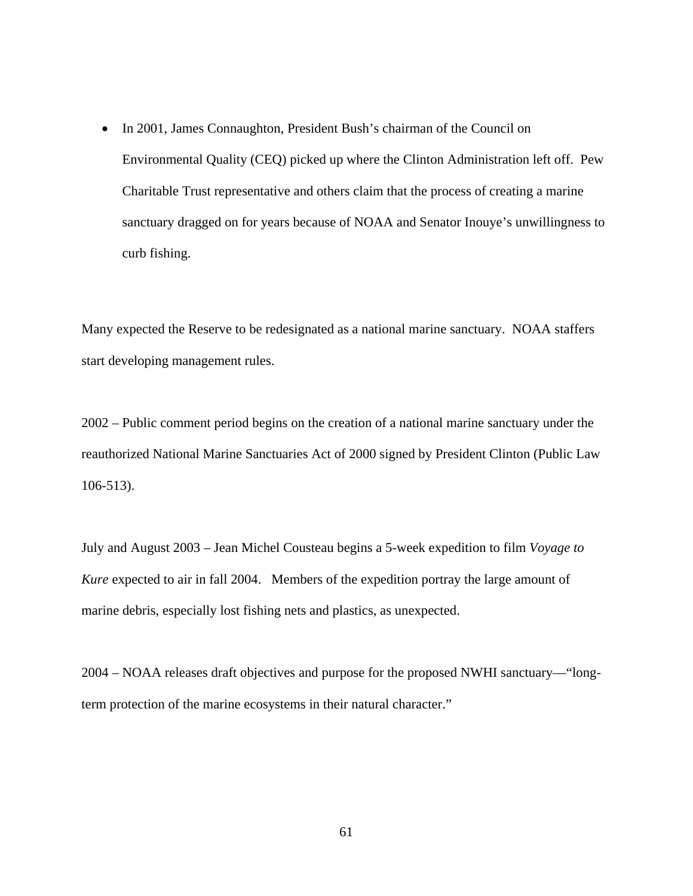- In 2001, James Connaughton, President Bush's chairman of the Council on Environmental Quality (CEQ) picked up where the Clinton Administration left off. Pew Charitable Trust representative and others claim that the process of creating a marine sanctuary dragged on for years because of NOAA and Senator Inouye's unwillingness to curb fishing.

Many expected the Reserve to be redesignated as a national marine sanctuary. NOAA staffers start developing management rules.

2002 – Public comment period begins on the creation of a national marine sanctuary under the reauthorized National Marine Sanctuaries Act of 2000 signed by President Clinton (Public Law 106-513).

July and August 2003 – Jean Michel Cousteau begins a 5-week expedition to film *Voyage to Kure* expected to air in fall 2004. Members of the expedition portray the large amount of marine debris, especially lost fishing nets and plastics, as unexpected.

2004 – NOAA releases draft objectives and purpose for the proposed NWHI sanctuary—"long-term protection of the marine ecosystems in their natural character."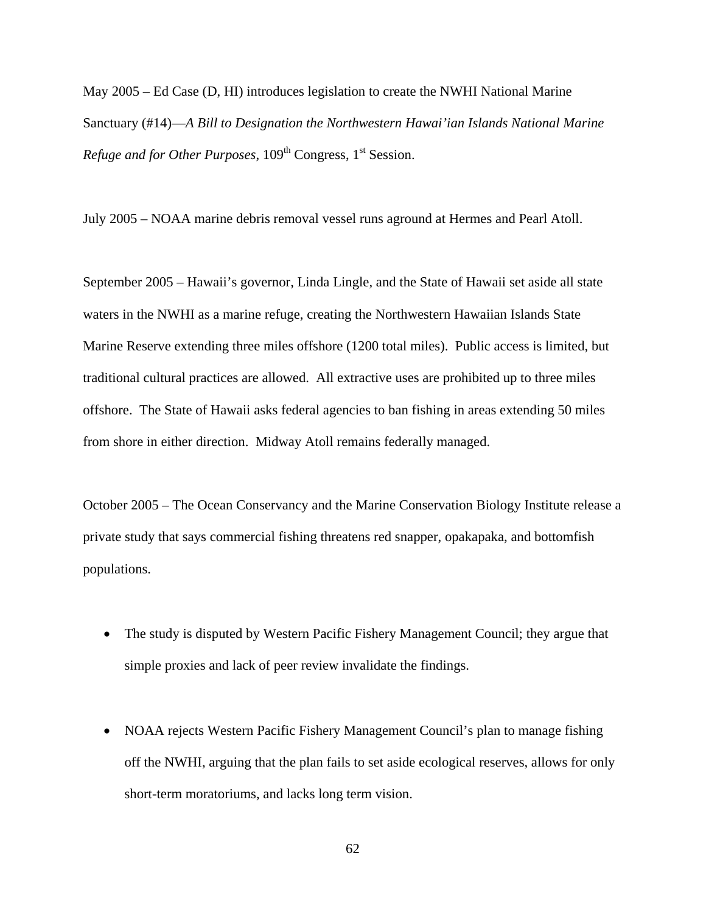May 2005 – Ed Case (D, HI) introduces legislation to create the NWHI National Marine Sanctuary (#14)—*A Bill to Designation the Northwestern Hawai'ian Islands National Marine Refuge and for Other Purposes*, 109th Congress, 1st Session.

July 2005 – NOAA marine debris removal vessel runs aground at Hermes and Pearl Atoll.

September 2005 – Hawaii's governor, Linda Lingle, and the State of Hawaii set aside all state waters in the NWHI as a marine refuge, creating the Northwestern Hawaiian Islands State Marine Reserve extending three miles offshore (1200 total miles). Public access is limited, but traditional cultural practices are allowed. All extractive uses are prohibited up to three miles offshore. The State of Hawaii asks federal agencies to ban fishing in areas extending 50 miles from shore in either direction. Midway Atoll remains federally managed.

October 2005 – The Ocean Conservancy and the Marine Conservation Biology Institute release a private study that says commercial fishing threatens red snapper, opakapaka, and bottomfish populations.

- The study is disputed by Western Pacific Fishery Management Council; they argue that simple proxies and lack of peer review invalidate the findings.

- NOAA rejects Western Pacific Fishery Management Council's plan to manage fishing off the NWHI, arguing that the plan fails to set aside ecological reserves, allows for only short-term moratoriums, and lacks long term vision.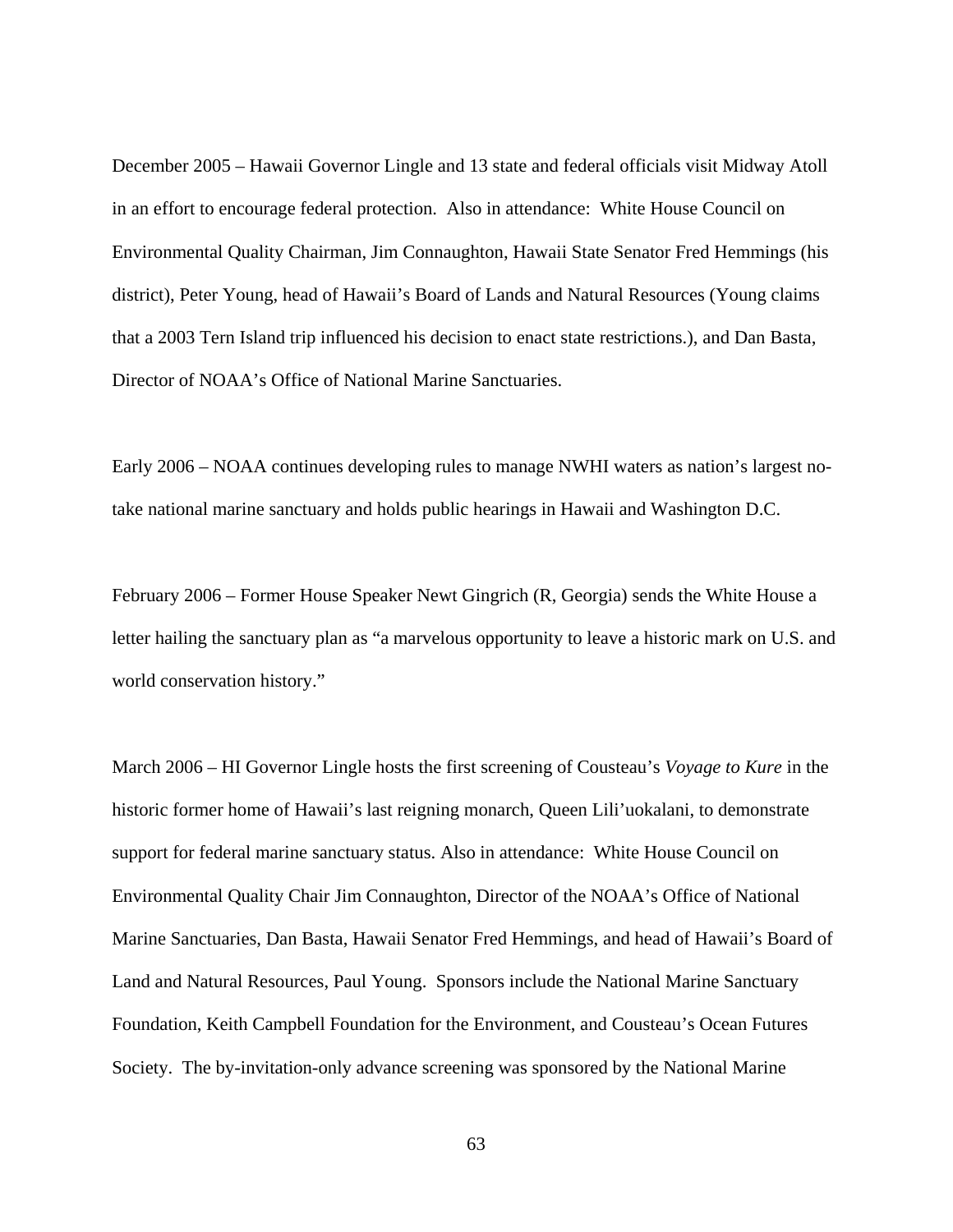December 2005 – Hawaii Governor Lingle and 13 state and federal officials visit Midway Atoll in an effort to encourage federal protection. Also in attendance: White House Council on Environmental Quality Chairman, Jim Connaughton, Hawaii State Senator Fred Hemmings (his district), Peter Young, head of Hawaii's Board of Lands and Natural Resources (Young claims that a 2003 Tern Island trip influenced his decision to enact state restrictions.), and Dan Basta, Director of NOAA's Office of National Marine Sanctuaries.

Early 2006 – NOAA continues developing rules to manage NWHI waters as nation's largest no-take national marine sanctuary and holds public hearings in Hawaii and Washington D.C.

February 2006 – Former House Speaker Newt Gingrich (R, Georgia) sends the White House a letter hailing the sanctuary plan as "a marvelous opportunity to leave a historic mark on U.S. and world conservation history."

March 2006 – HI Governor Lingle hosts the first screening of Cousteau's *Voyage to Kure* in the historic former home of Hawaii's last reigning monarch, Queen Lili'uokalani, to demonstrate support for federal marine sanctuary status. Also in attendance: White House Council on Environmental Quality Chair Jim Connaughton, Director of the NOAA's Office of National Marine Sanctuaries, Dan Basta, Hawaii Senator Fred Hemmings, and head of Hawaii's Board of Land and Natural Resources, Paul Young. Sponsors include the National Marine Sanctuary Foundation, Keith Campbell Foundation for the Environment, and Cousteau's Ocean Futures Society. The by-invitation-only advance screening was sponsored by the National Marine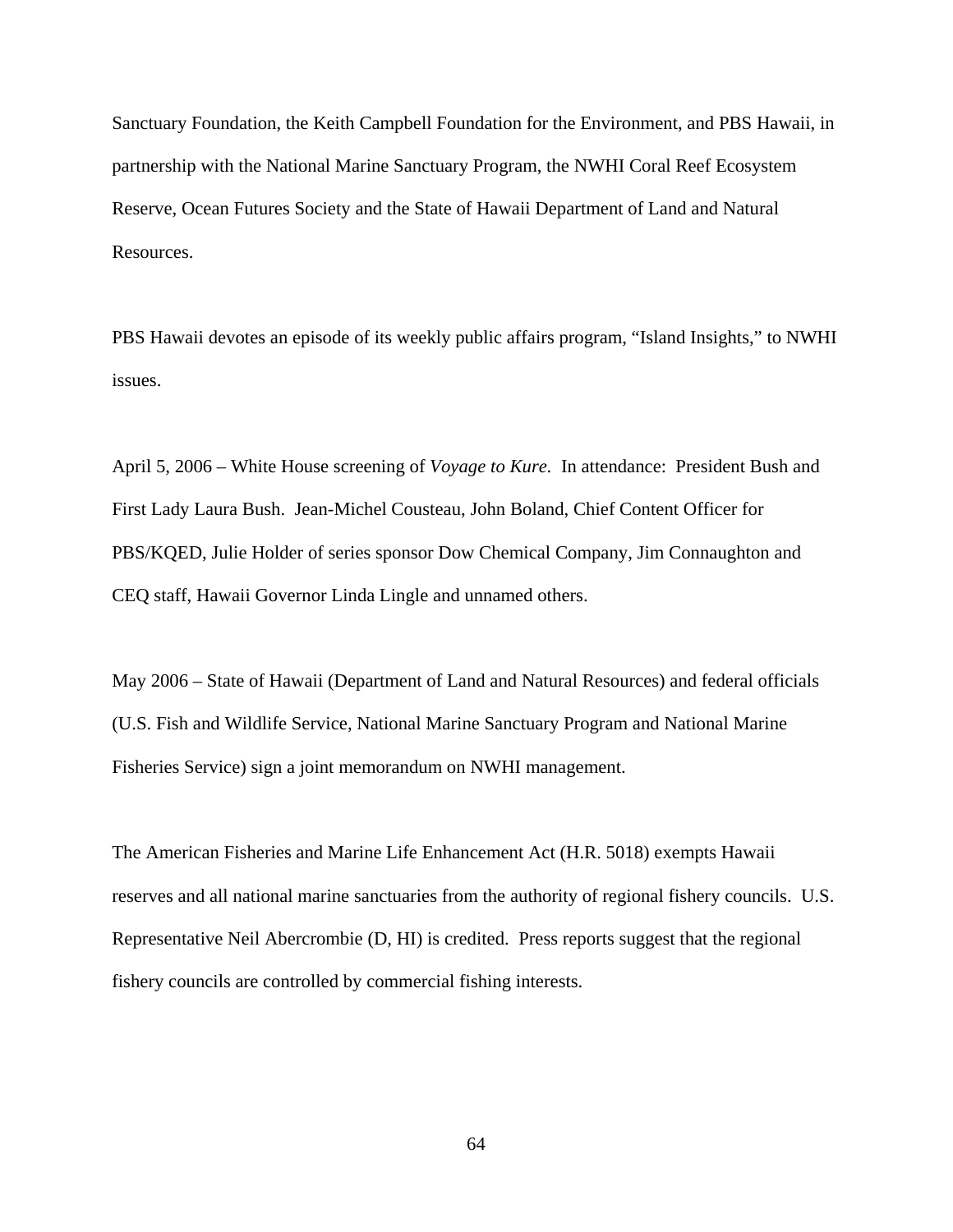Sanctuary Foundation, the Keith Campbell Foundation for the Environment, and PBS Hawaii, in partnership with the National Marine Sanctuary Program, the NWHI Coral Reef Ecosystem Reserve, Ocean Futures Society and the State of Hawaii Department of Land and Natural Resources.

PBS Hawaii devotes an episode of its weekly public affairs program, “Island Insights,” to NWHI issues.

April 5, 2006 – White House screening of *Voyage to Kure*. In attendance: President Bush and First Lady Laura Bush. Jean-Michel Cousteau, John Boland, Chief Content Officer for PBS/KQED, Julie Holder of series sponsor Dow Chemical Company, Jim Connaughton and CEQ staff, Hawaii Governor Linda Lingle and unnamed others.

May 2006 – State of Hawaii (Department of Land and Natural Resources) and federal officials (U.S. Fish and Wildlife Service, National Marine Sanctuary Program and National Marine Fisheries Service) sign a joint memorandum on NWHI management.

The American Fisheries and Marine Life Enhancement Act (H.R. 5018) exempts Hawaii reserves and all national marine sanctuaries from the authority of regional fishery councils. U.S. Representative Neil Abercrombie (D, HI) is credited. Press reports suggest that the regional fishery councils are controlled by commercial fishing interests.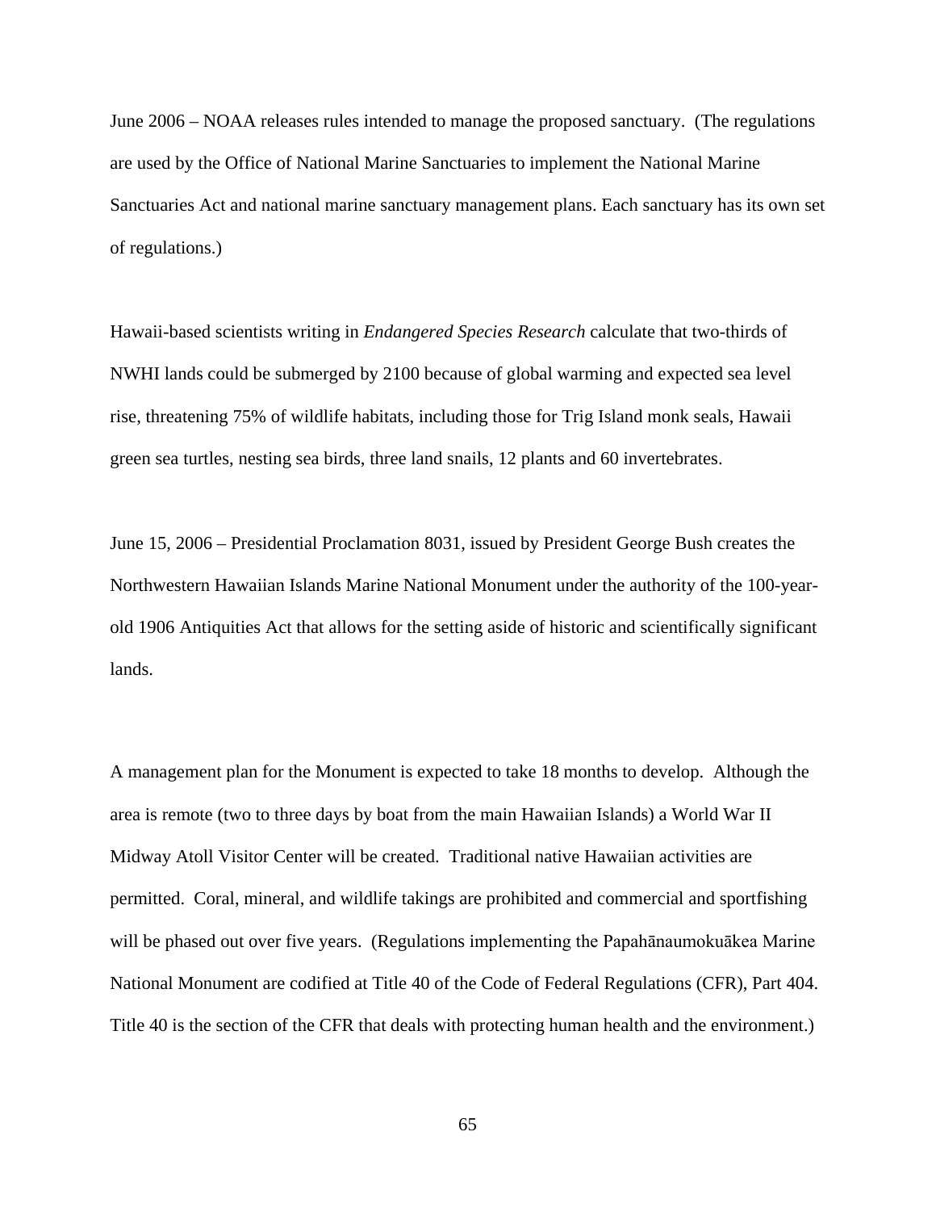June 2006 – NOAA releases rules intended to manage the proposed sanctuary. (The regulations are used by the Office of National Marine Sanctuaries to implement the National Marine Sanctuaries Act and national marine sanctuary management plans. Each sanctuary has its own set of regulations.)

Hawaii-based scientists writing in *Endangered Species Research* calculate that two-thirds of NWHI lands could be submerged by 2100 because of global warming and expected sea level rise, threatening 75% of wildlife habitats, including those for Trig Island monk seals, Hawaii green sea turtles, nesting sea birds, three land snails, 12 plants and 60 invertebrates.

June 15, 2006 – Presidential Proclamation 8031, issued by President George Bush creates the Northwestern Hawaiian Islands Marine National Monument under the authority of the 100-year-old 1906 Antiquities Act that allows for the setting aside of historic and scientifically significant lands.

A management plan for the Monument is expected to take 18 months to develop. Although the area is remote (two to three days by boat from the main Hawaiian Islands) a World War II Midway Atoll Visitor Center will be created. Traditional native Hawaiian activities are permitted. Coral, mineral, and wildlife takings are prohibited and commercial and sportfishing will be phased out over five years. (Regulations implementing the Papahānaumokuākea Marine National Monument are codified at Title 40 of the Code of Federal Regulations (CFR), Part 404. Title 40 is the section of the CFR that deals with protecting human health and the environment.)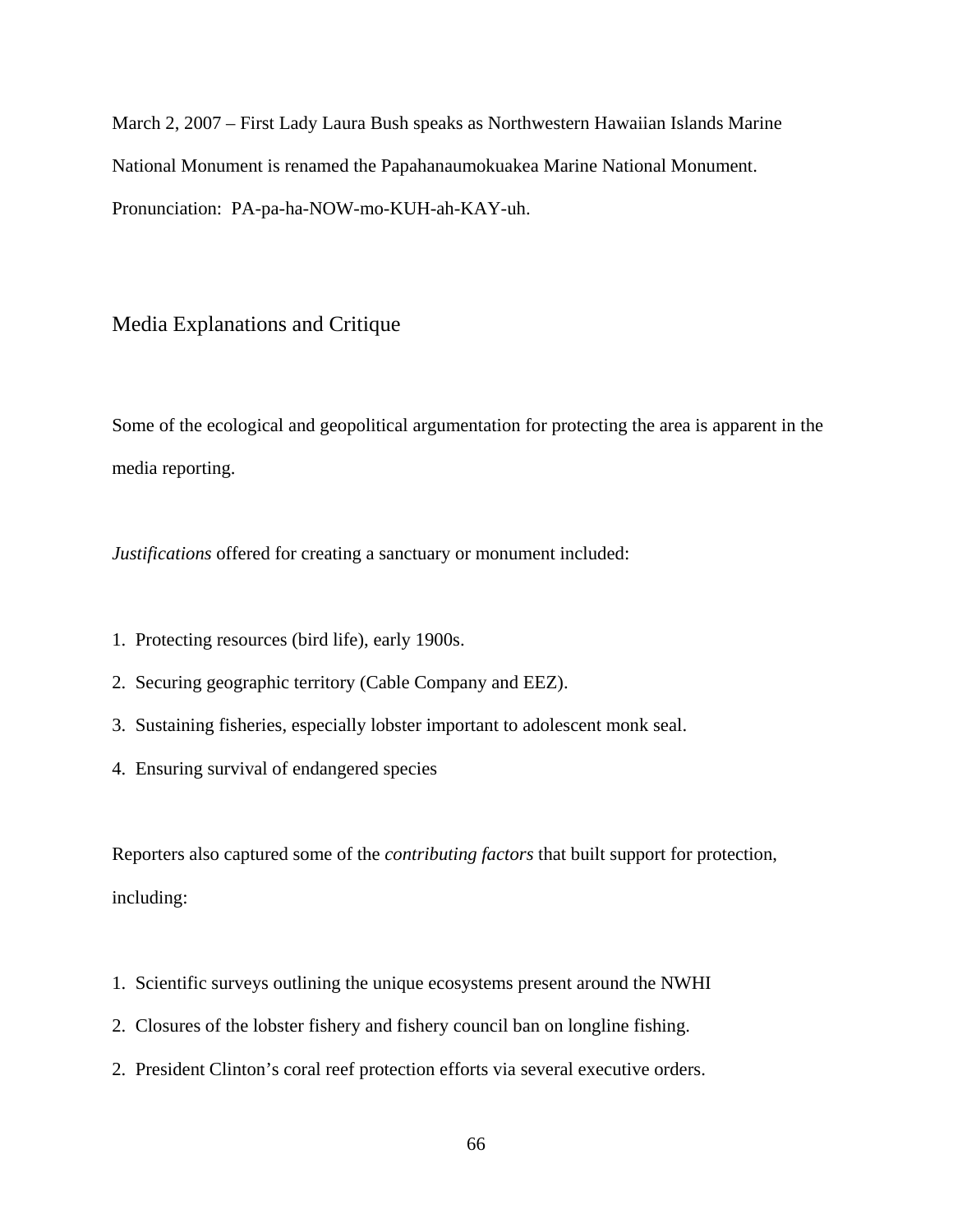March 2, 2007 – First Lady Laura Bush speaks as Northwestern Hawaiian Islands Marine National Monument is renamed the Papahanaumokuakea Marine National Monument. Pronunciation: PA-pa-ha-NOW-mo-KUH-ah-KAY-uh.

## Media Explanations and Critique

Some of the ecological and geopolitical argumentation for protecting the area is apparent in the media reporting.

*Justifications* offered for creating a sanctuary or monument included:

1. Protecting resources (bird life), early 1900s.
2. Securing geographic territory (Cable Company and EEZ).
3. Sustaining fisheries, especially lobster important to adolescent monk seal.
4. Ensuring survival of endangered species

Reporters also captured some of the *contributing factors* that built support for protection, including:

1. Scientific surveys outlining the unique ecosystems present around the NWHI
2. Closures of the lobster fishery and fishery council ban on longline fishing.
2. President Clinton's coral reef protection efforts via several executive orders.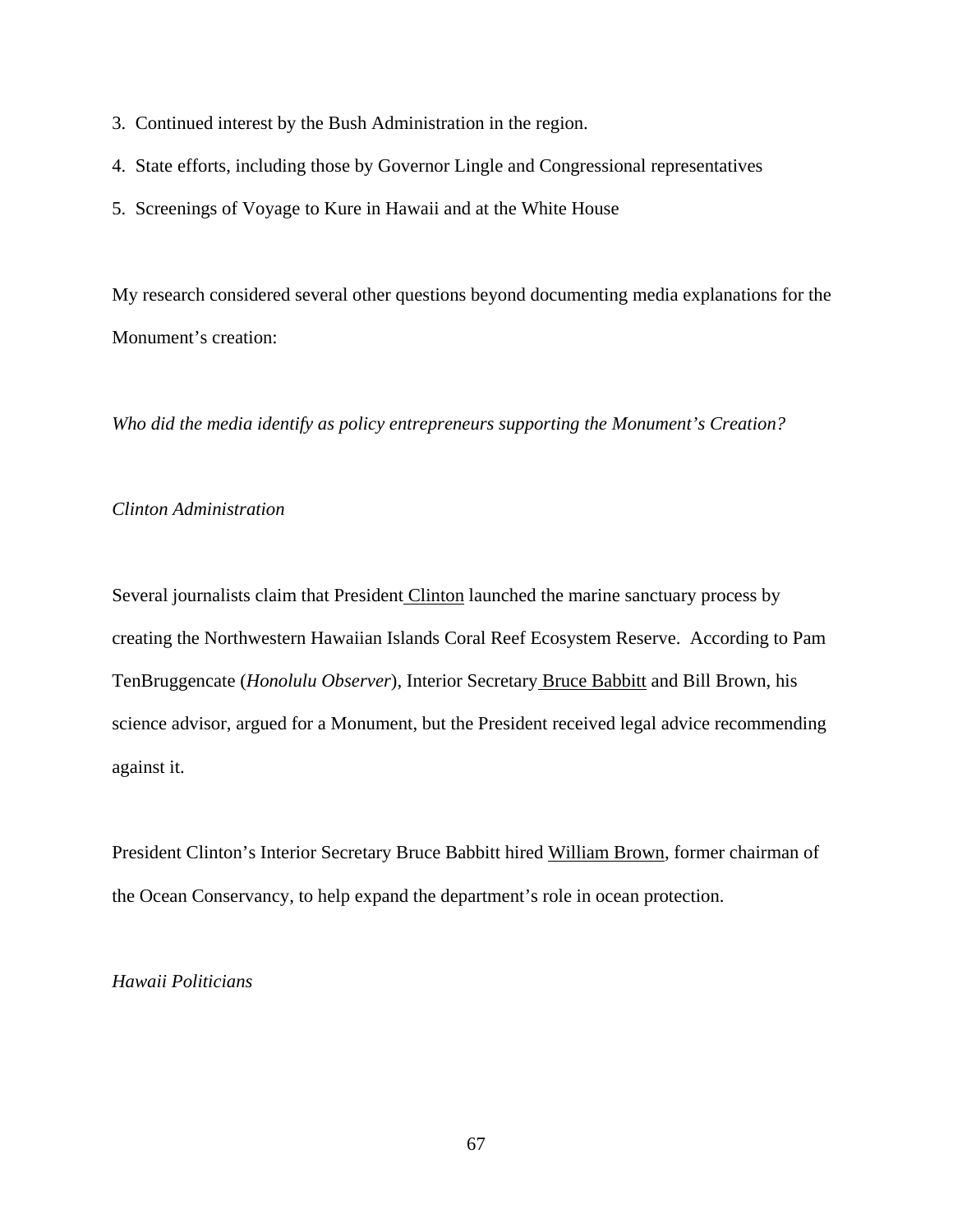3. Continued interest by the Bush Administration in the region.
4. State efforts, including those by Governor Lingle and Congressional representatives
5. Screenings of Voyage to Kure in Hawaii and at the White House

My research considered several other questions beyond documenting media explanations for the Monument's creation:

*Who did the media identify as policy entrepreneurs supporting the Monument's Creation?*

*Clinton Administration*

Several journalists claim that President Clinton launched the marine sanctuary process by creating the Northwestern Hawaiian Islands Coral Reef Ecosystem Reserve. According to Pam TenBruggencate (*Honolulu Observer*), Interior Secretary Bruce Babbitt and Bill Brown, his science advisor, argued for a Monument, but the President received legal advice recommending against it.

President Clinton's Interior Secretary Bruce Babbitt hired William Brown, former chairman of the Ocean Conservancy, to help expand the department's role in ocean protection.

*Hawaii Politicians*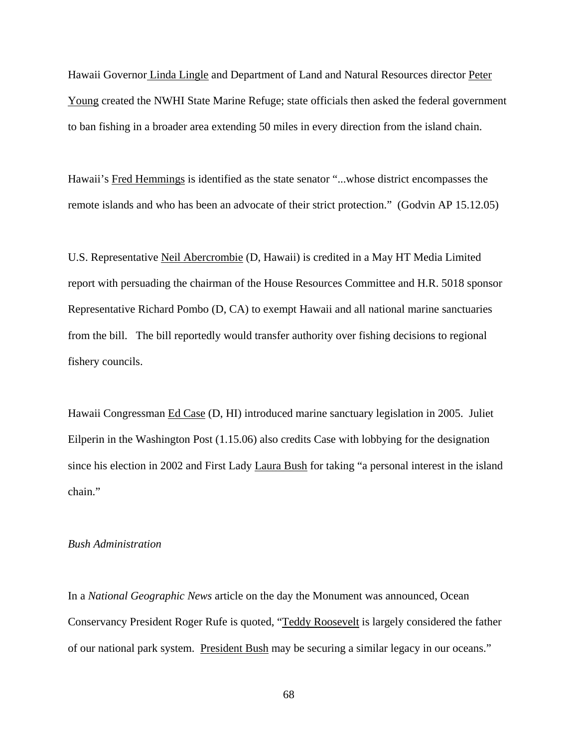Hawaii Governor Linda Lingle and Department of Land and Natural Resources director Peter Young created the NWHI State Marine Refuge; state officials then asked the federal government to ban fishing in a broader area extending 50 miles in every direction from the island chain.

Hawaii's Fred Hemmings is identified as the state senator "...whose district encompasses the remote islands and who has been an advocate of their strict protection." (Godvin AP 15.12.05)

U.S. Representative Neil Abercrombie (D, Hawaii) is credited in a May HT Media Limited report with persuading the chairman of the House Resources Committee and H.R. 5018 sponsor Representative Richard Pombo (D, CA) to exempt Hawaii and all national marine sanctuaries from the bill. The bill reportedly would transfer authority over fishing decisions to regional fishery councils.

Hawaii Congressman Ed Case (D, HI) introduced marine sanctuary legislation in 2005. Juliet Eilperin in the Washington Post (1.15.06) also credits Case with lobbying for the designation since his election in 2002 and First Lady Laura Bush for taking "a personal interest in the island chain."

*Bush Administration*

In a *National Geographic News* article on the day the Monument was announced, Ocean Conservancy President Roger Rufe is quoted, "Teddy Roosevelt is largely considered the father of our national park system. President Bush may be securing a similar legacy in our oceans."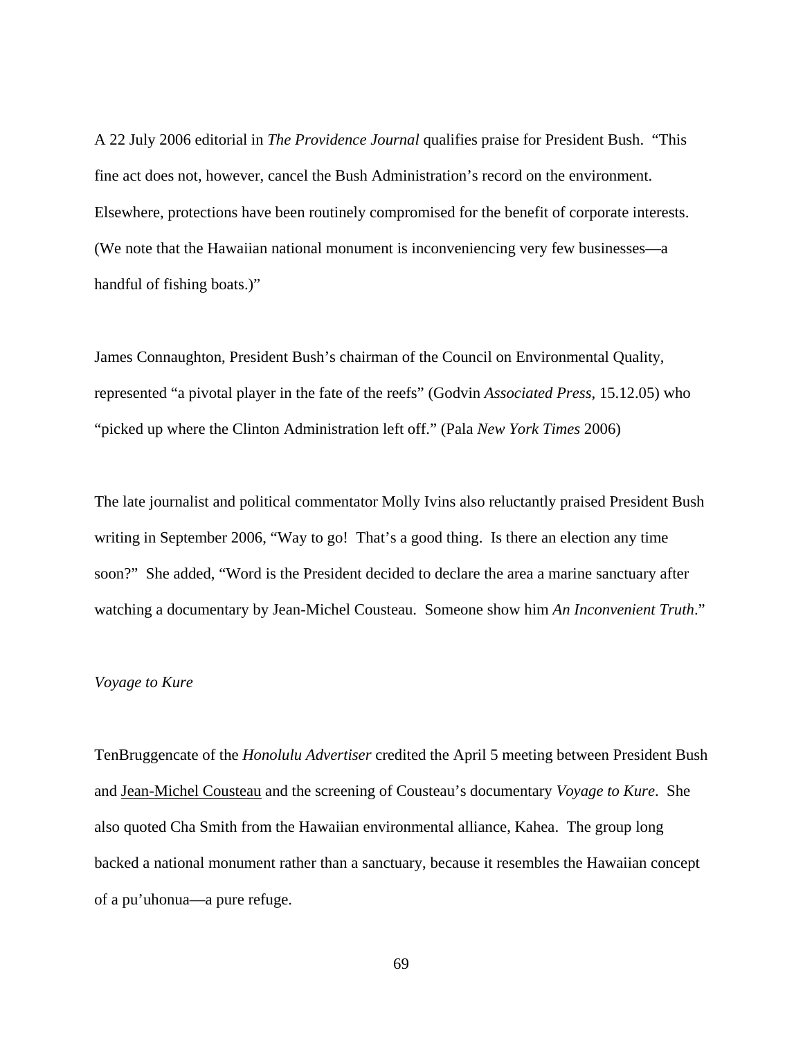A 22 July 2006 editorial in *The Providence Journal* qualifies praise for President Bush. "This fine act does not, however, cancel the Bush Administration's record on the environment. Elsewhere, protections have been routinely compromised for the benefit of corporate interests. (We note that the Hawaiian national monument is inconveniencing very few businesses—a handful of fishing boats.)"

James Connaughton, President Bush's chairman of the Council on Environmental Quality, represented "a pivotal player in the fate of the reefs" (Godvin *Associated Press*, 15.12.05) who "picked up where the Clinton Administration left off." (Pala *New York Times* 2006)

The late journalist and political commentator Molly Ivins also reluctantly praised President Bush writing in September 2006, "Way to go! That's a good thing. Is there an election any time soon?" She added, "Word is the President decided to declare the area a marine sanctuary after watching a documentary by Jean-Michel Cousteau. Someone show him *An Inconvenient Truth*."

*Voyage to Kure*

TenBruggencate of the *Honolulu Advertiser* credited the April 5 meeting between President Bush and Jean-Michel Cousteau and the screening of Cousteau's documentary *Voyage to Kure*. She also quoted Cha Smith from the Hawaiian environmental alliance, Kahea. The group long backed a national monument rather than a sanctuary, because it resembles the Hawaiian concept of a pu'uhonua—a pure refuge.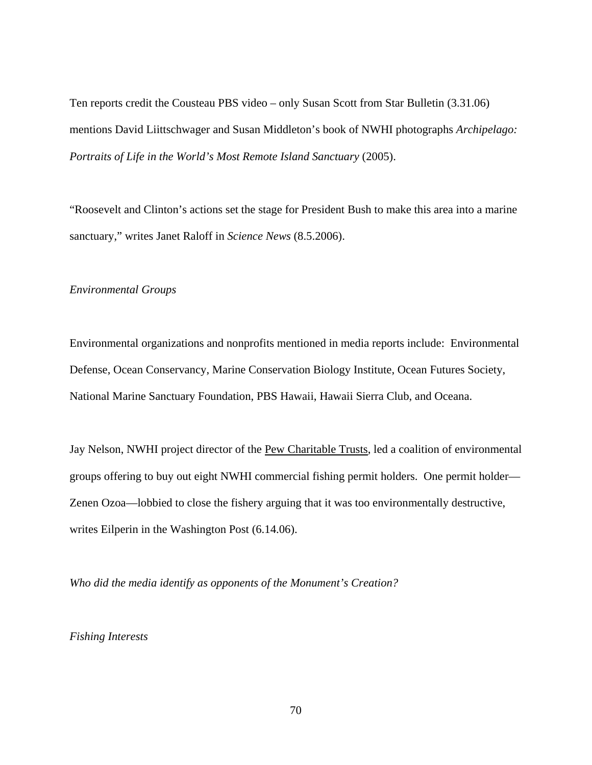Ten reports credit the Cousteau PBS video – only Susan Scott from Star Bulletin (3.31.06) mentions David Liittschwager and Susan Middleton's book of NWHI photographs *Archipelago: Portraits of Life in the World's Most Remote Island Sanctuary* (2005).

"Roosevelt and Clinton's actions set the stage for President Bush to make this area into a marine sanctuary," writes Janet Raloff in *Science News* (8.5.2006).

*Environmental Groups*

Environmental organizations and nonprofits mentioned in media reports include: Environmental Defense, Ocean Conservancy, Marine Conservation Biology Institute, Ocean Futures Society, National Marine Sanctuary Foundation, PBS Hawaii, Hawaii Sierra Club, and Oceana.

Jay Nelson, NWHI project director of the Pew Charitable Trusts, led a coalition of environmental groups offering to buy out eight NWHI commercial fishing permit holders. One permit holder—Zenen Ozoa—lobbied to close the fishery arguing that it was too environmentally destructive, writes Eilperin in the Washington Post (6.14.06).

*Who did the media identify as opponents of the Monument's Creation?*

*Fishing Interests*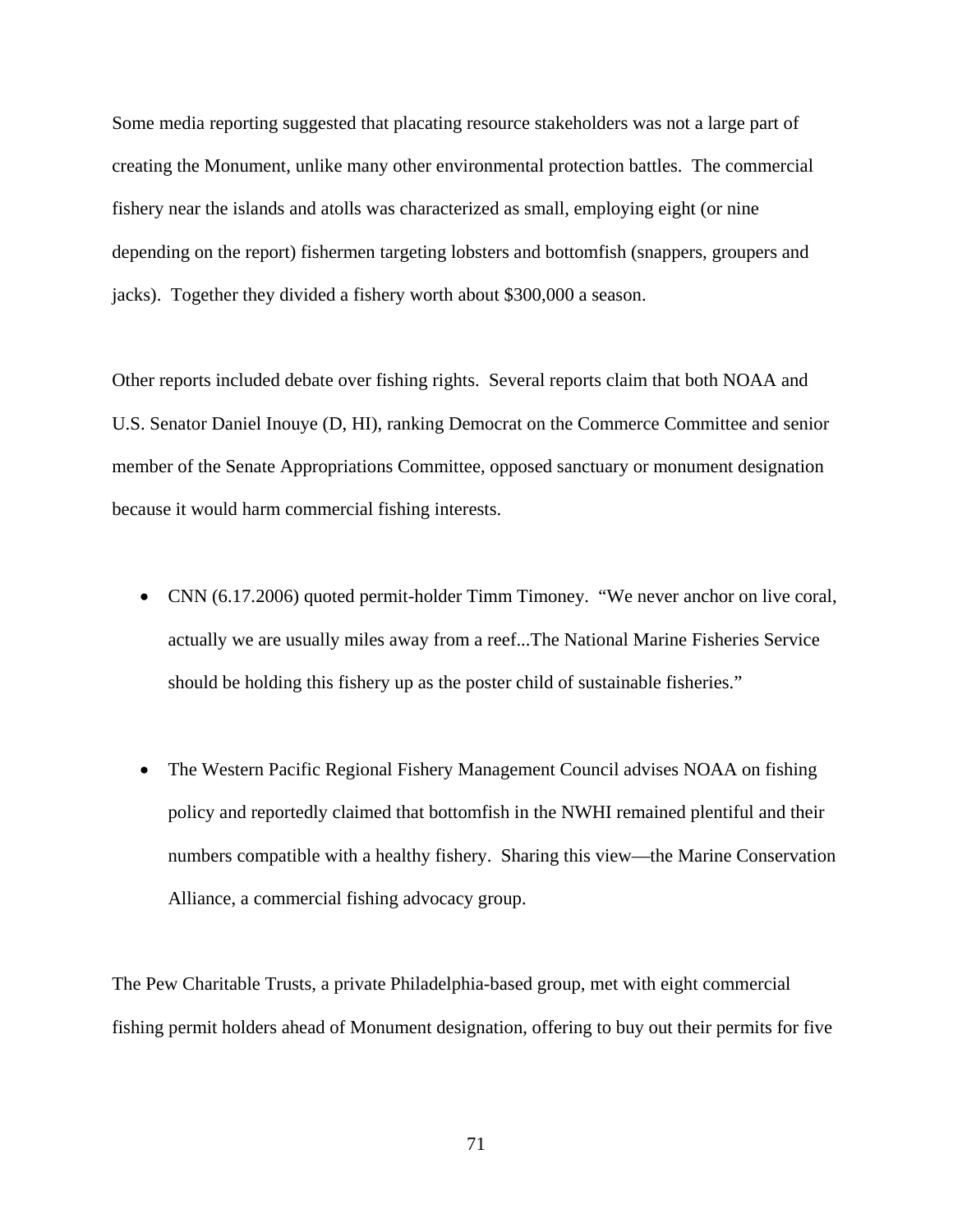Some media reporting suggested that placating resource stakeholders was not a large part of creating the Monument, unlike many other environmental protection battles. The commercial fishery near the islands and atolls was characterized as small, employing eight (or nine depending on the report) fishermen targeting lobsters and bottomfish (snappers, groupers and jacks). Together they divided a fishery worth about $300,000 a season.

Other reports included debate over fishing rights. Several reports claim that both NOAA and U.S. Senator Daniel Inouye (D, HI), ranking Democrat on the Commerce Committee and senior member of the Senate Appropriations Committee, opposed sanctuary or monument designation because it would harm commercial fishing interests.

- CNN (6.17.2006) quoted permit-holder Timm Timoney. "We never anchor on live coral, actually we are usually miles away from a reef...The National Marine Fisheries Service should be holding this fishery up as the poster child of sustainable fisheries."

- The Western Pacific Regional Fishery Management Council advises NOAA on fishing policy and reportedly claimed that bottomfish in the NWHI remained plentiful and their numbers compatible with a healthy fishery. Sharing this view—the Marine Conservation Alliance, a commercial fishing advocacy group.

The Pew Charitable Trusts, a private Philadelphia-based group, met with eight commercial fishing permit holders ahead of Monument designation, offering to buy out their permits for five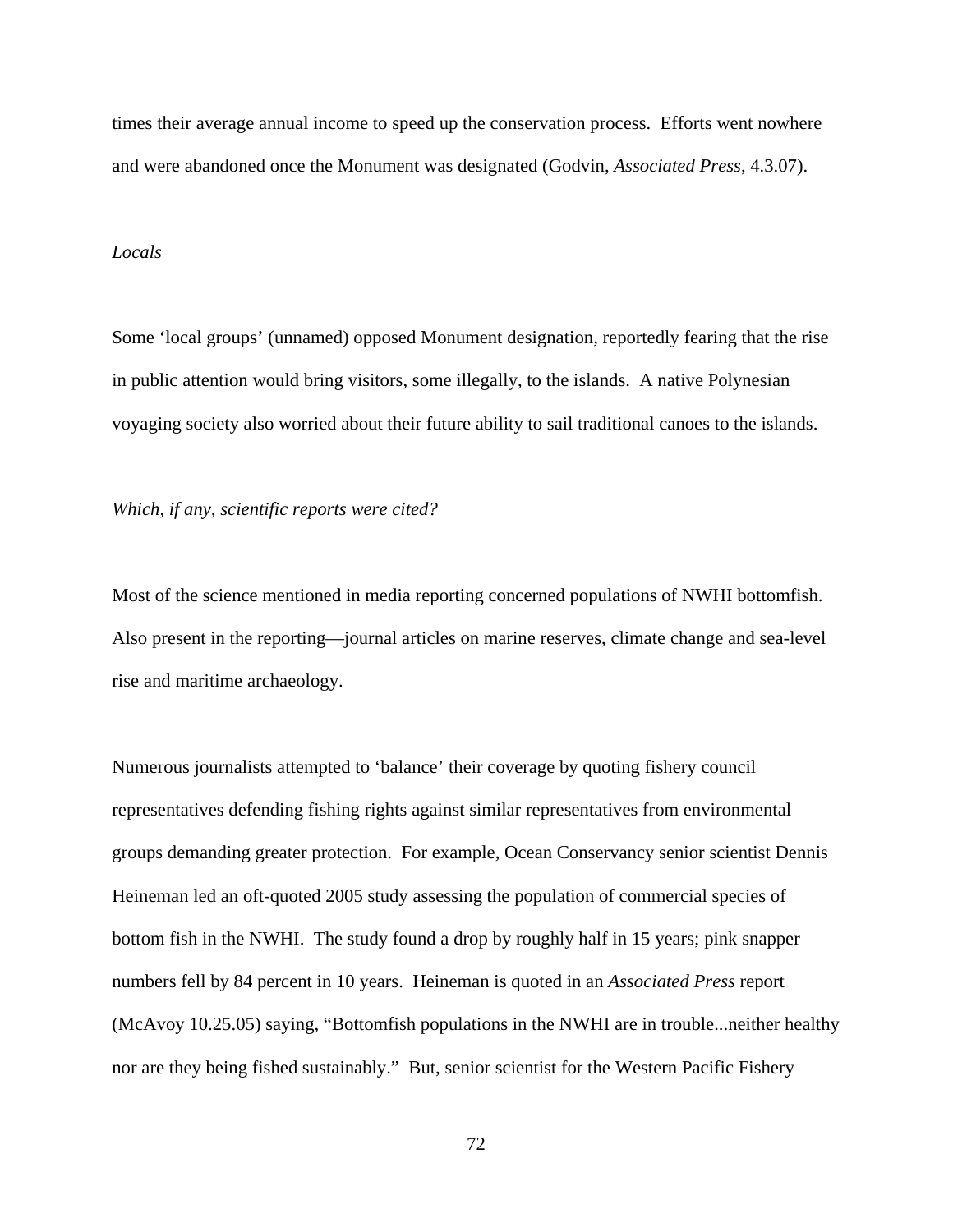times their average annual income to speed up the conservation process. Efforts went nowhere and were abandoned once the Monument was designated (Godvin, *Associated Press*, 4.3.07).

*Locals*

Some 'local groups' (unnamed) opposed Monument designation, reportedly fearing that the rise in public attention would bring visitors, some illegally, to the islands. A native Polynesian voyaging society also worried about their future ability to sail traditional canoes to the islands.

*Which, if any, scientific reports were cited?*

Most of the science mentioned in media reporting concerned populations of NWHI bottomfish. Also present in the reporting—journal articles on marine reserves, climate change and sea-level rise and maritime archaeology.

Numerous journalists attempted to 'balance' their coverage by quoting fishery council representatives defending fishing rights against similar representatives from environmental groups demanding greater protection. For example, Ocean Conservancy senior scientist Dennis Heineman led an oft-quoted 2005 study assessing the population of commercial species of bottom fish in the NWHI. The study found a drop by roughly half in 15 years; pink snapper numbers fell by 84 percent in 10 years. Heineman is quoted in an *Associated Press* report (McAvoy 10.25.05) saying, "Bottomfish populations in the NWHI are in trouble...neither healthy nor are they being fished sustainably." But, senior scientist for the Western Pacific Fishery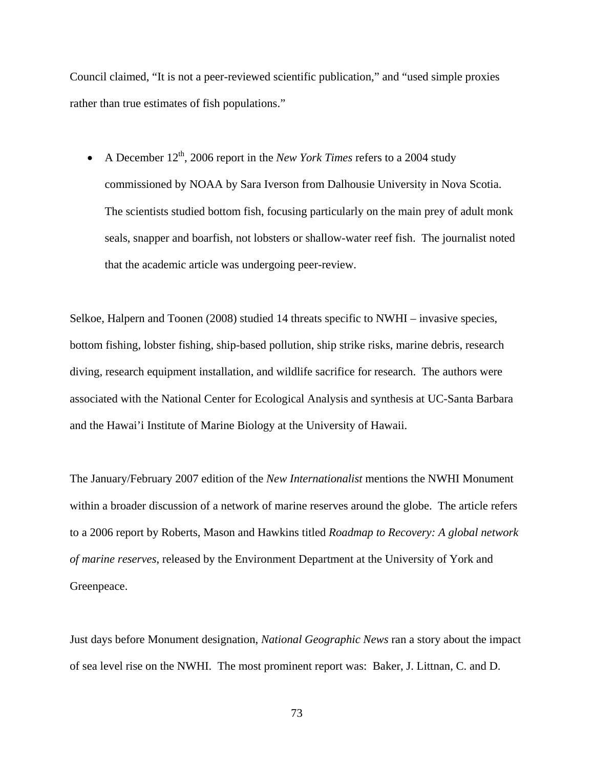Council claimed, "It is not a peer-reviewed scientific publication," and "used simple proxies rather than true estimates of fish populations."

- A December 12th, 2006 report in the *New York Times* refers to a 2004 study commissioned by NOAA by Sara Iverson from Dalhousie University in Nova Scotia. The scientists studied bottom fish, focusing particularly on the main prey of adult monk seals, snapper and boarfish, not lobsters or shallow-water reef fish. The journalist noted that the academic article was undergoing peer-review.

Selkoe, Halpern and Toonen (2008) studied 14 threats specific to NWHI – invasive species, bottom fishing, lobster fishing, ship-based pollution, ship strike risks, marine debris, research diving, research equipment installation, and wildlife sacrifice for research. The authors were associated with the National Center for Ecological Analysis and synthesis at UC-Santa Barbara and the Hawai'i Institute of Marine Biology at the University of Hawaii.

The January/February 2007 edition of the *New Internationalist* mentions the NWHI Monument within a broader discussion of a network of marine reserves around the globe. The article refers to a 2006 report by Roberts, Mason and Hawkins titled *Roadmap to Recovery: A global network of marine reserves*, released by the Environment Department at the University of York and Greenpeace.

Just days before Monument designation, *National Geographic News* ran a story about the impact of sea level rise on the NWHI. The most prominent report was: Baker, J. Littnan, C. and D.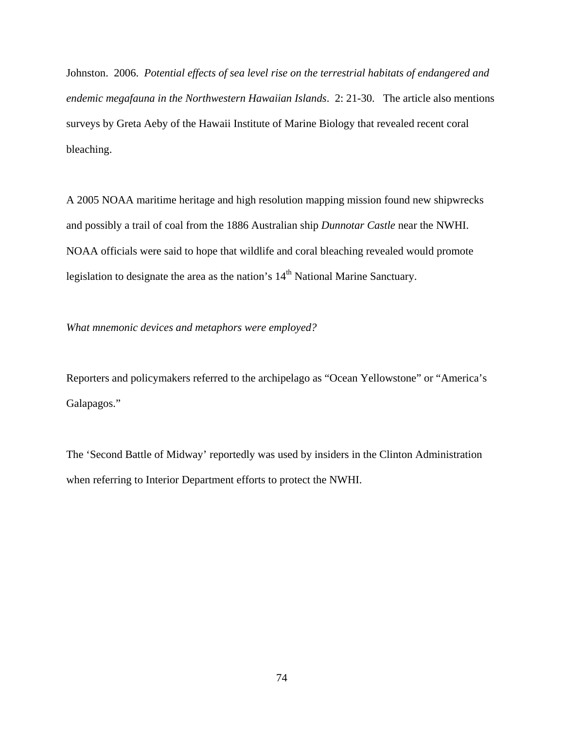Johnston. 2006. *Potential effects of sea level rise on the terrestrial habitats of endangered and endemic megafauna in the Northwestern Hawaiian Islands*. 2: 21-30. The article also mentions surveys by Greta Aeby of the Hawaii Institute of Marine Biology that revealed recent coral bleaching.

A 2005 NOAA maritime heritage and high resolution mapping mission found new shipwrecks and possibly a trail of coal from the 1886 Australian ship *Dunnotar Castle* near the NWHI. NOAA officials were said to hope that wildlife and coral bleaching revealed would promote legislation to designate the area as the nation's 14th National Marine Sanctuary.

*What mnemonic devices and metaphors were employed?*

Reporters and policymakers referred to the archipelago as "Ocean Yellowstone" or "America's Galapagos."

The 'Second Battle of Midway' reportedly was used by insiders in the Clinton Administration when referring to Interior Department efforts to protect the NWHI.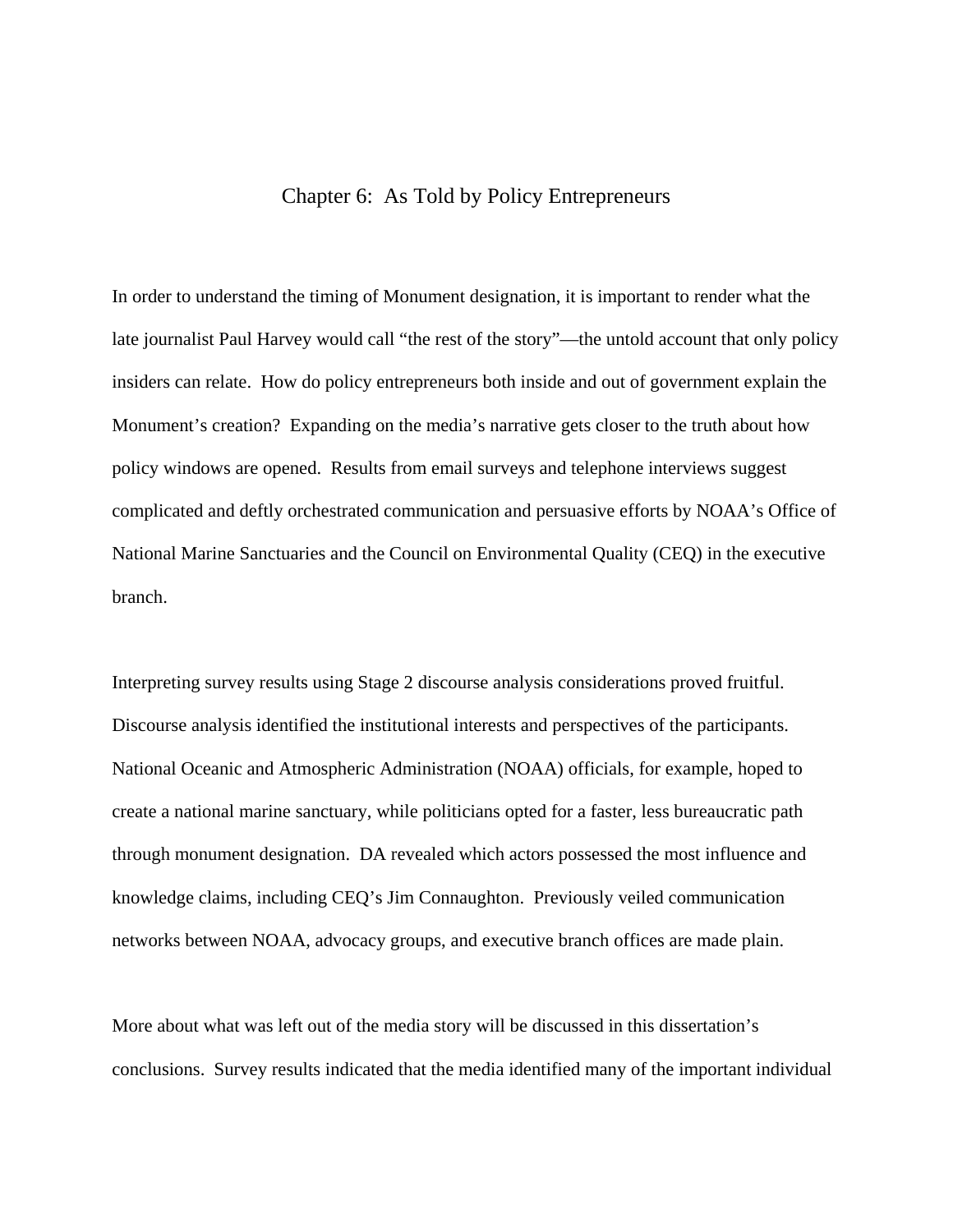# Chapter 6: As Told by Policy Entrepreneurs

In order to understand the timing of Monument designation, it is important to render what the late journalist Paul Harvey would call "the rest of the story"—the untold account that only policy insiders can relate. How do policy entrepreneurs both inside and out of government explain the Monument's creation? Expanding on the media's narrative gets closer to the truth about how policy windows are opened. Results from email surveys and telephone interviews suggest complicated and deftly orchestrated communication and persuasive efforts by NOAA's Office of National Marine Sanctuaries and the Council on Environmental Quality (CEQ) in the executive branch.

Interpreting survey results using Stage 2 discourse analysis considerations proved fruitful. Discourse analysis identified the institutional interests and perspectives of the participants. National Oceanic and Atmospheric Administration (NOAA) officials, for example, hoped to create a national marine sanctuary, while politicians opted for a faster, less bureaucratic path through monument designation. DA revealed which actors possessed the most influence and knowledge claims, including CEQ's Jim Connaughton. Previously veiled communication networks between NOAA, advocacy groups, and executive branch offices are made plain.

More about what was left out of the media story will be discussed in this dissertation's conclusions. Survey results indicated that the media identified many of the important individual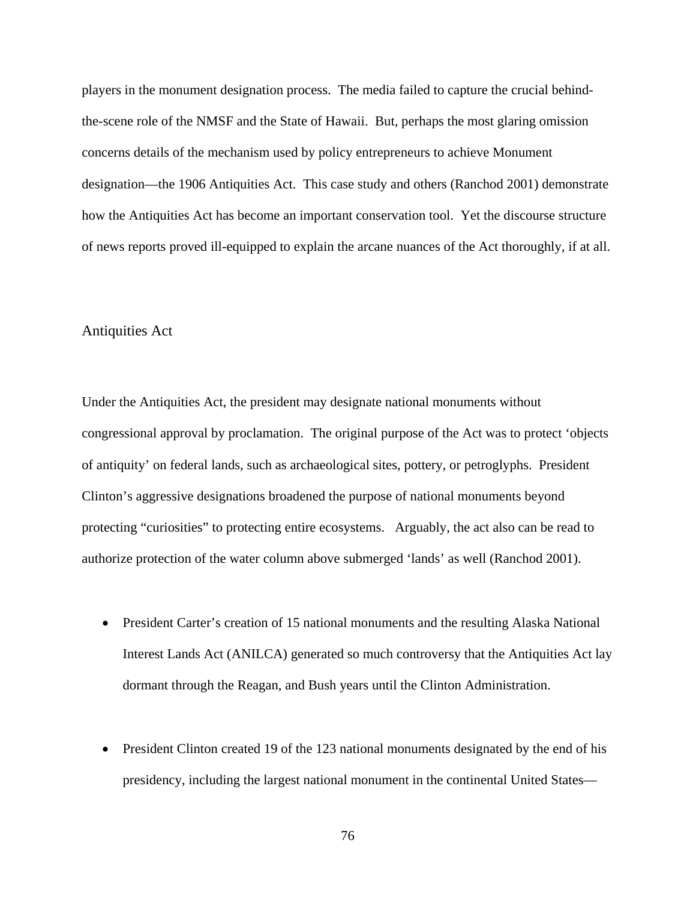players in the monument designation process. The media failed to capture the crucial behind-the-scene role of the NMSF and the State of Hawaii. But, perhaps the most glaring omission concerns details of the mechanism used by policy entrepreneurs to achieve Monument designation—the 1906 Antiquities Act. This case study and others (Ranchod 2001) demonstrate how the Antiquities Act has become an important conservation tool. Yet the discourse structure of news reports proved ill-equipped to explain the arcane nuances of the Act thoroughly, if at all.

## Antiquities Act

Under the Antiquities Act, the president may designate national monuments without congressional approval by proclamation. The original purpose of the Act was to protect 'objects of antiquity' on federal lands, such as archaeological sites, pottery, or petroglyphs. President Clinton's aggressive designations broadened the purpose of national monuments beyond protecting "curiosities" to protecting entire ecosystems. Arguably, the act also can be read to authorize protection of the water column above submerged 'lands' as well (Ranchod 2001).

- President Carter's creation of 15 national monuments and the resulting Alaska National Interest Lands Act (ANILCA) generated so much controversy that the Antiquities Act lay dormant through the Reagan, and Bush years until the Clinton Administration.

- President Clinton created 19 of the 123 national monuments designated by the end of his presidency, including the largest national monument in the continental United States—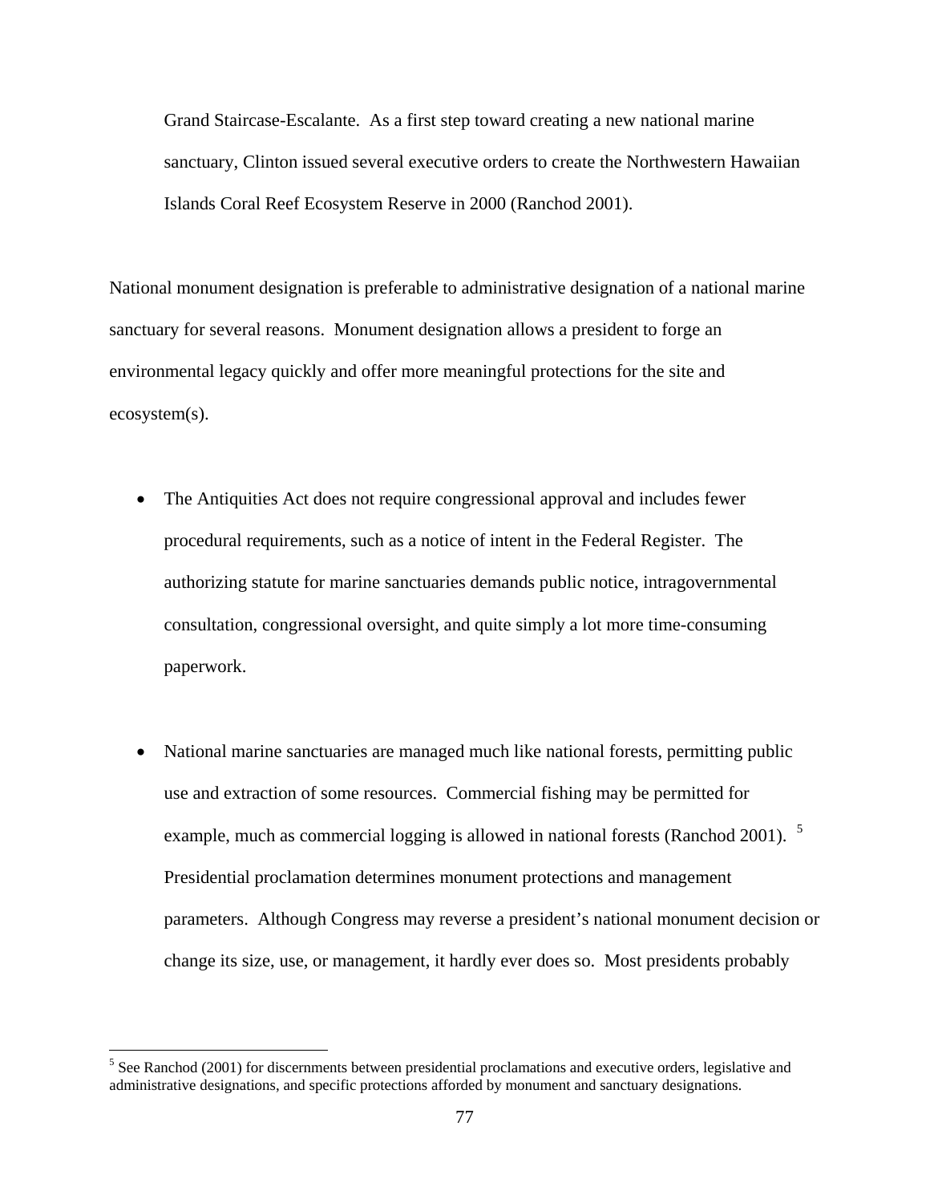Grand Staircase-Escalante. As a first step toward creating a new national marine sanctuary, Clinton issued several executive orders to create the Northwestern Hawaiian Islands Coral Reef Ecosystem Reserve in 2000 (Ranchod 2001).

National monument designation is preferable to administrative designation of a national marine sanctuary for several reasons. Monument designation allows a president to forge an environmental legacy quickly and offer more meaningful protections for the site and ecosystem(s).

- The Antiquities Act does not require congressional approval and includes fewer procedural requirements, such as a notice of intent in the Federal Register. The authorizing statute for marine sanctuaries demands public notice, intragovernmental consultation, congressional oversight, and quite simply a lot more time-consuming paperwork.

- National marine sanctuaries are managed much like national forests, permitting public use and extraction of some resources. Commercial fishing may be permitted for example, much as commercial logging is allowed in national forests (Ranchod 2001). [5] Presidential proclamation determines monument protections and management parameters. Although Congress may reverse a president's national monument decision or change its size, use, or management, it hardly ever does so. Most presidents probably

[5] See Ranchod (2001) for discernments between presidential proclamations and executive orders, legislative and administrative designations, and specific protections afforded by monument and sanctuary designations.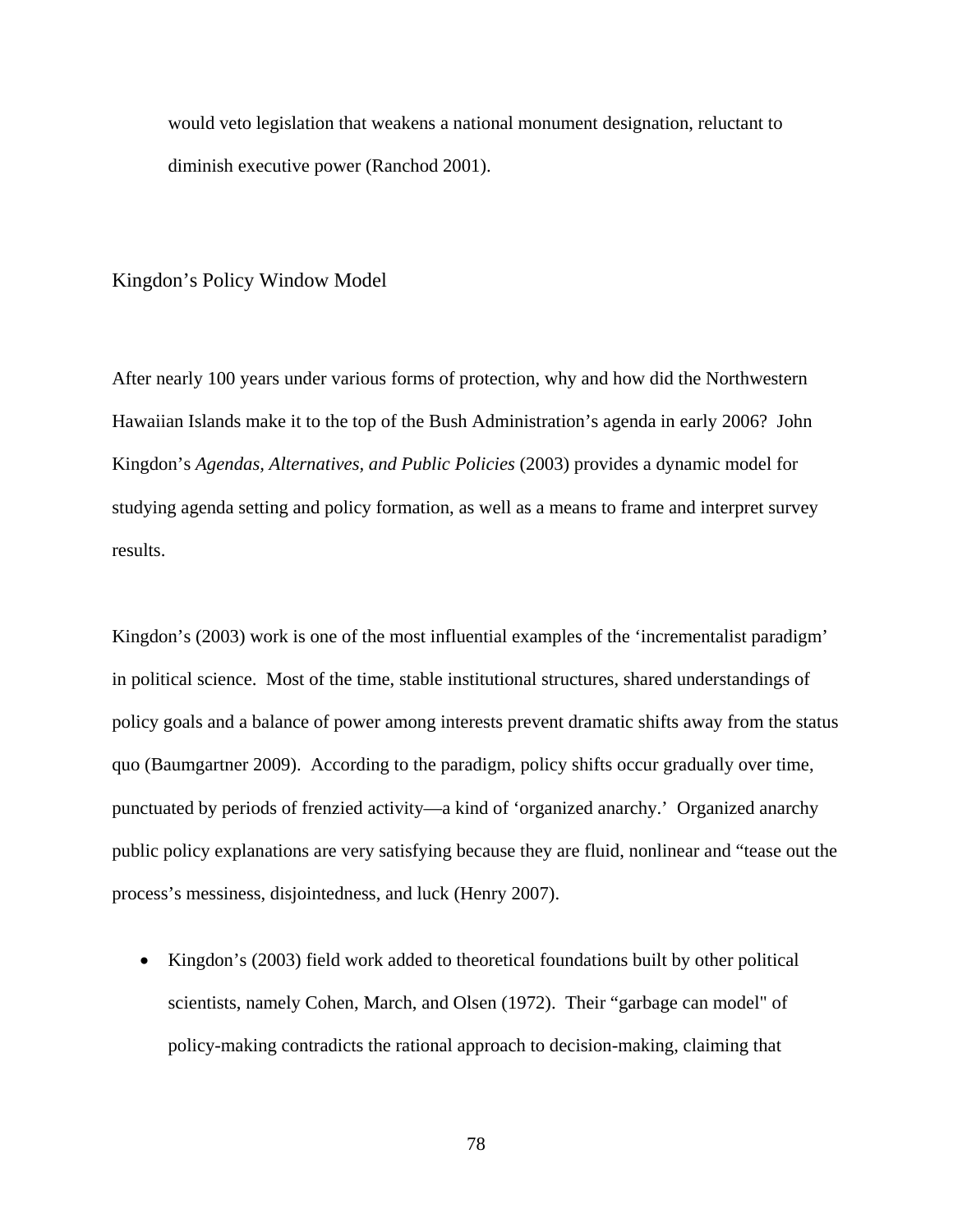would veto legislation that weakens a national monument designation, reluctant to diminish executive power (Ranchod 2001).

## Kingdon's Policy Window Model

After nearly 100 years under various forms of protection, why and how did the Northwestern Hawaiian Islands make it to the top of the Bush Administration's agenda in early 2006? John Kingdon's *Agendas, Alternatives, and Public Policies* (2003) provides a dynamic model for studying agenda setting and policy formation, as well as a means to frame and interpret survey results.

Kingdon's (2003) work is one of the most influential examples of the 'incrementalist paradigm' in political science. Most of the time, stable institutional structures, shared understandings of policy goals and a balance of power among interests prevent dramatic shifts away from the status quo (Baumgartner 2009). According to the paradigm, policy shifts occur gradually over time, punctuated by periods of frenzied activity—a kind of 'organized anarchy.' Organized anarchy public policy explanations are very satisfying because they are fluid, nonlinear and "tease out the process's messiness, disjointedness, and luck (Henry 2007).

- Kingdon's (2003) field work added to theoretical foundations built by other political scientists, namely Cohen, March, and Olsen (1972). Their "garbage can model" of policy-making contradicts the rational approach to decision-making, claiming that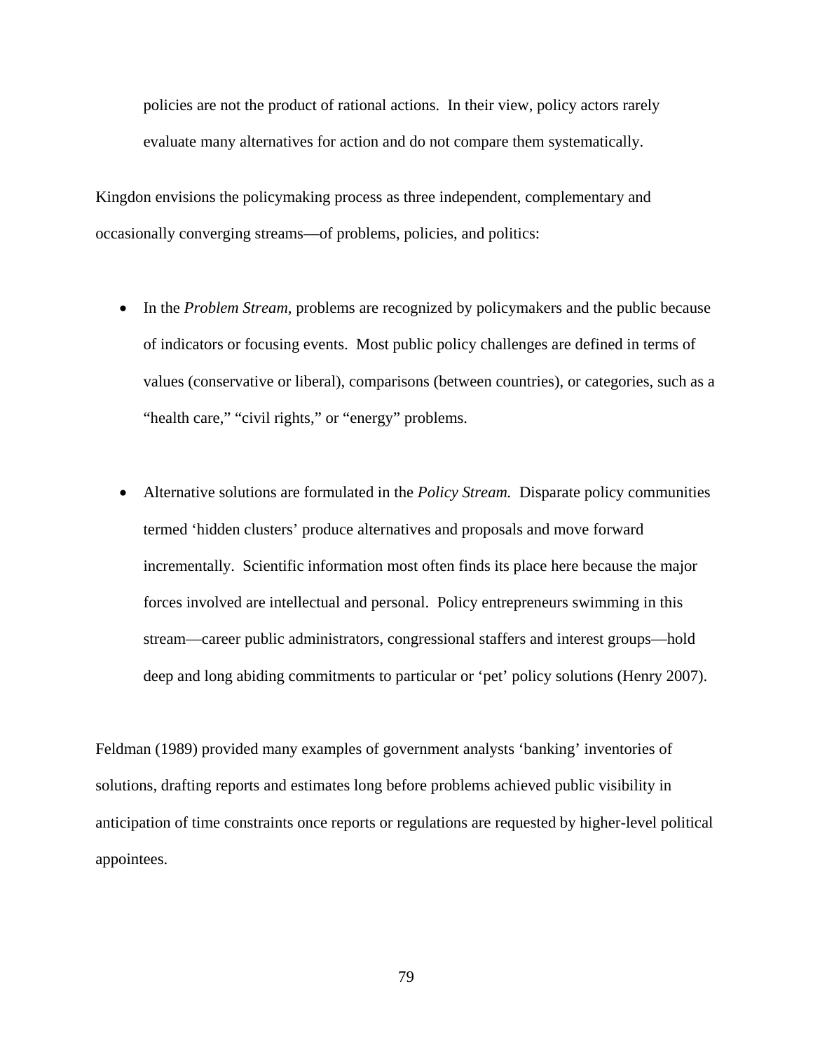policies are not the product of rational actions. In their view, policy actors rarely evaluate many alternatives for action and do not compare them systematically.

Kingdon envisions the policymaking process as three independent, complementary and occasionally converging streams—of problems, policies, and politics:

- In the *Problem Stream*, problems are recognized by policymakers and the public because of indicators or focusing events. Most public policy challenges are defined in terms of values (conservative or liberal), comparisons (between countries), or categories, such as a "health care," "civil rights," or "energy" problems.

- Alternative solutions are formulated in the *Policy Stream.* Disparate policy communities termed 'hidden clusters' produce alternatives and proposals and move forward incrementally. Scientific information most often finds its place here because the major forces involved are intellectual and personal. Policy entrepreneurs swimming in this stream—career public administrators, congressional staffers and interest groups—hold deep and long abiding commitments to particular or 'pet' policy solutions (Henry 2007).

Feldman (1989) provided many examples of government analysts 'banking' inventories of solutions, drafting reports and estimates long before problems achieved public visibility in anticipation of time constraints once reports or regulations are requested by higher-level political appointees.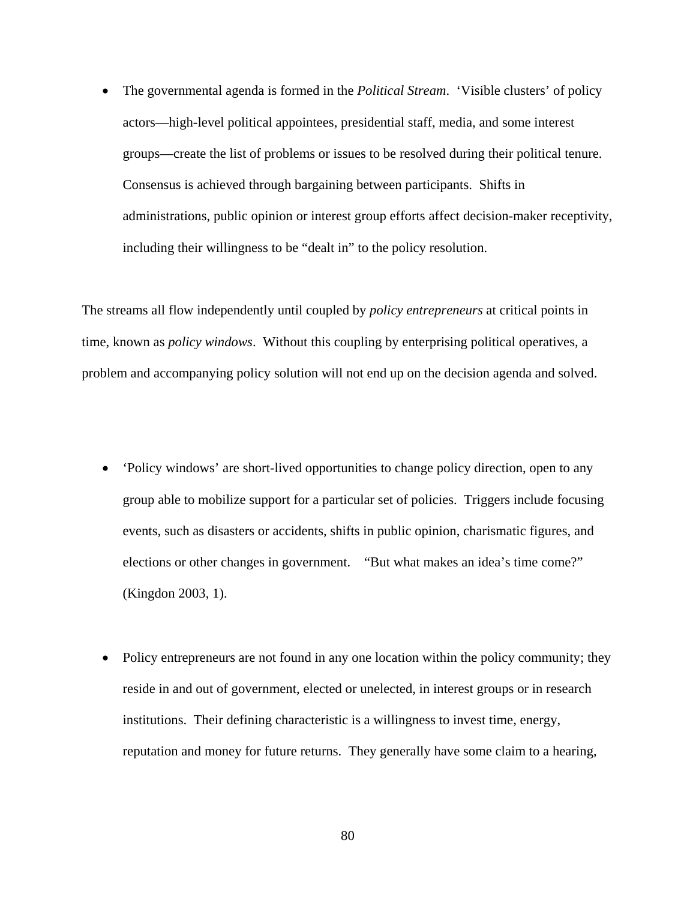- The governmental agenda is formed in the *Political Stream*. 'Visible clusters' of policy actors—high-level political appointees, presidential staff, media, and some interest groups—create the list of problems or issues to be resolved during their political tenure. Consensus is achieved through bargaining between participants. Shifts in administrations, public opinion or interest group efforts affect decision-maker receptivity, including their willingness to be "dealt in" to the policy resolution.

The streams all flow independently until coupled by *policy entrepreneurs* at critical points in time, known as *policy windows*. Without this coupling by enterprising political operatives, a problem and accompanying policy solution will not end up on the decision agenda and solved.

- 'Policy windows' are short-lived opportunities to change policy direction, open to any group able to mobilize support for a particular set of policies. Triggers include focusing events, such as disasters or accidents, shifts in public opinion, charismatic figures, and elections or other changes in government. "But what makes an idea's time come?" (Kingdon 2003, 1).

- Policy entrepreneurs are not found in any one location within the policy community; they reside in and out of government, elected or unelected, in interest groups or in research institutions. Their defining characteristic is a willingness to invest time, energy, reputation and money for future returns. They generally have some claim to a hearing,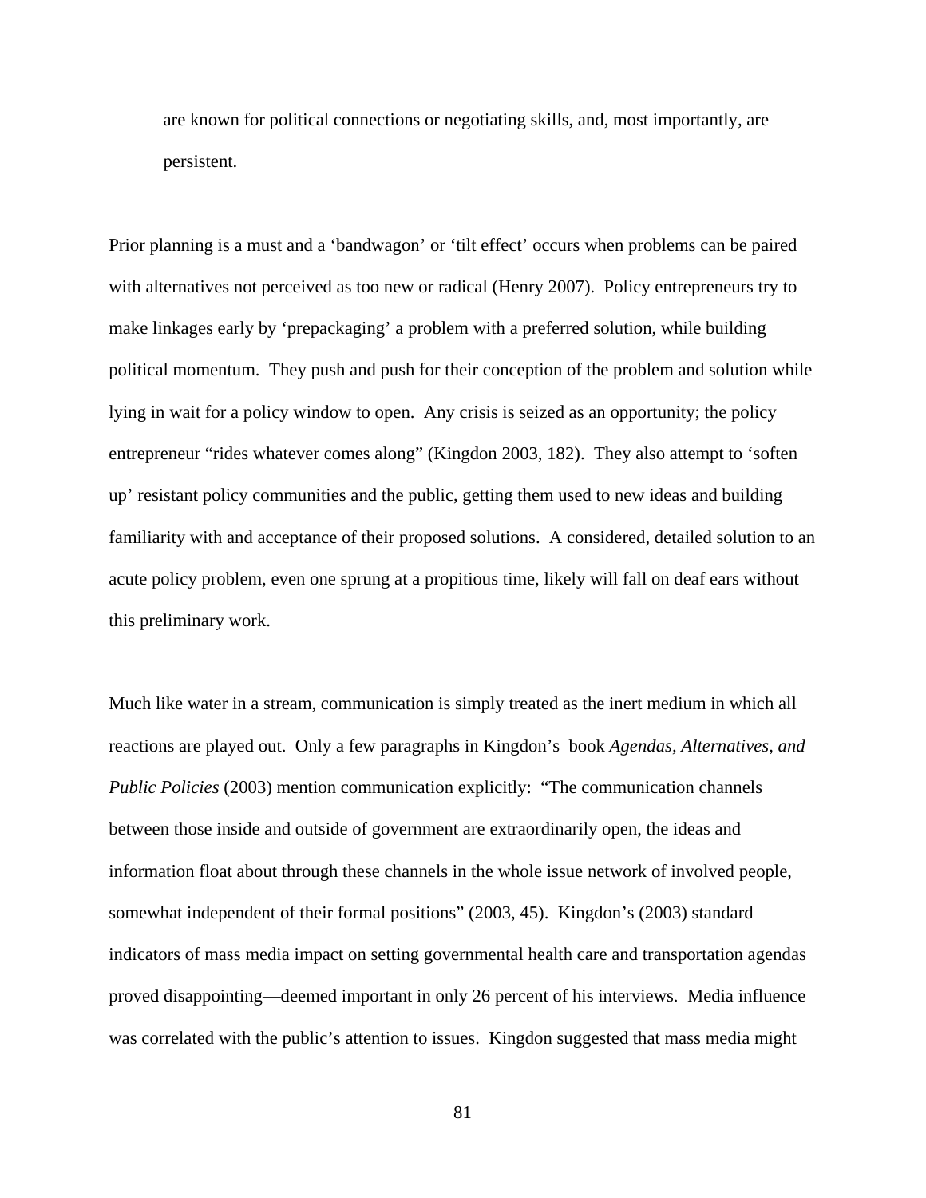are known for political connections or negotiating skills, and, most importantly, are persistent.

Prior planning is a must and a 'bandwagon' or 'tilt effect' occurs when problems can be paired with alternatives not perceived as too new or radical (Henry 2007). Policy entrepreneurs try to make linkages early by 'prepackaging' a problem with a preferred solution, while building political momentum. They push and push for their conception of the problem and solution while lying in wait for a policy window to open. Any crisis is seized as an opportunity; the policy entrepreneur "rides whatever comes along" (Kingdon 2003, 182). They also attempt to 'soften up' resistant policy communities and the public, getting them used to new ideas and building familiarity with and acceptance of their proposed solutions. A considered, detailed solution to an acute policy problem, even one sprung at a propitious time, likely will fall on deaf ears without this preliminary work.

Much like water in a stream, communication is simply treated as the inert medium in which all reactions are played out. Only a few paragraphs in Kingdon's book *Agendas, Alternatives, and Public Policies* (2003) mention communication explicitly: "The communication channels between those inside and outside of government are extraordinarily open, the ideas and information float about through these channels in the whole issue network of involved people, somewhat independent of their formal positions" (2003, 45). Kingdon's (2003) standard indicators of mass media impact on setting governmental health care and transportation agendas proved disappointing—deemed important in only 26 percent of his interviews. Media influence was correlated with the public's attention to issues. Kingdon suggested that mass media might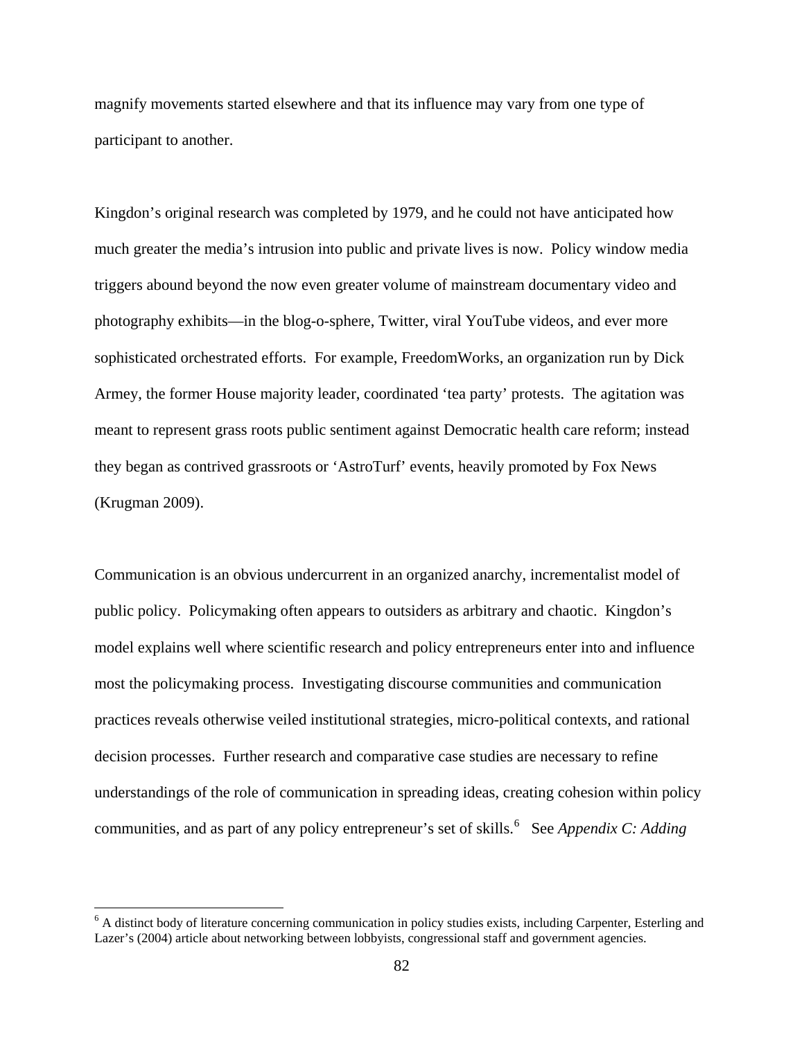magnify movements started elsewhere and that its influence may vary from one type of participant to another.

Kingdon's original research was completed by 1979, and he could not have anticipated how much greater the media's intrusion into public and private lives is now. Policy window media triggers abound beyond the now even greater volume of mainstream documentary video and photography exhibits—in the blog-o-sphere, Twitter, viral YouTube videos, and ever more sophisticated orchestrated efforts. For example, FreedomWorks, an organization run by Dick Armey, the former House majority leader, coordinated 'tea party' protests. The agitation was meant to represent grass roots public sentiment against Democratic health care reform; instead they began as contrived grassroots or 'AstroTurf' events, heavily promoted by Fox News (Krugman 2009).

Communication is an obvious undercurrent in an organized anarchy, incrementalist model of public policy. Policymaking often appears to outsiders as arbitrary and chaotic. Kingdon's model explains well where scientific research and policy entrepreneurs enter into and influence most the policymaking process. Investigating discourse communities and communication practices reveals otherwise veiled institutional strategies, micro-political contexts, and rational decision processes. Further research and comparative case studies are necessary to refine understandings of the role of communication in spreading ideas, creating cohesion within policy communities, and as part of any policy entrepreneur's set of skills.[6] See *Appendix C: Adding*

[6] A distinct body of literature concerning communication in policy studies exists, including Carpenter, Esterling and Lazer's (2004) article about networking between lobbyists, congressional staff and government agencies.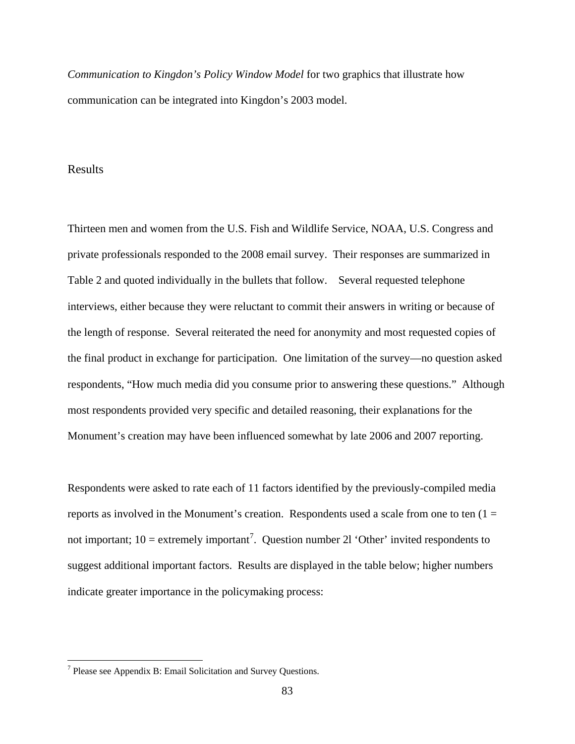*Communication to Kingdon's Policy Window Model* for two graphics that illustrate how communication can be integrated into Kingdon's 2003 model.

## Results

Thirteen men and women from the U.S. Fish and Wildlife Service, NOAA, U.S. Congress and private professionals responded to the 2008 email survey. Their responses are summarized in Table 2 and quoted individually in the bullets that follow. Several requested telephone interviews, either because they were reluctant to commit their answers in writing or because of the length of response. Several reiterated the need for anonymity and most requested copies of the final product in exchange for participation. One limitation of the survey—no question asked respondents, "How much media did you consume prior to answering these questions." Although most respondents provided very specific and detailed reasoning, their explanations for the Monument's creation may have been influenced somewhat by late 2006 and 2007 reporting.

Respondents were asked to rate each of 11 factors identified by the previously-compiled media reports as involved in the Monument's creation. Respondents used a scale from one to ten (1 = not important; 10 = extremely important[7]. Question number 2l 'Other' invited respondents to suggest additional important factors. Results are displayed in the table below; higher numbers indicate greater importance in the policymaking process:

[7] Please see Appendix B: Email Solicitation and Survey Questions.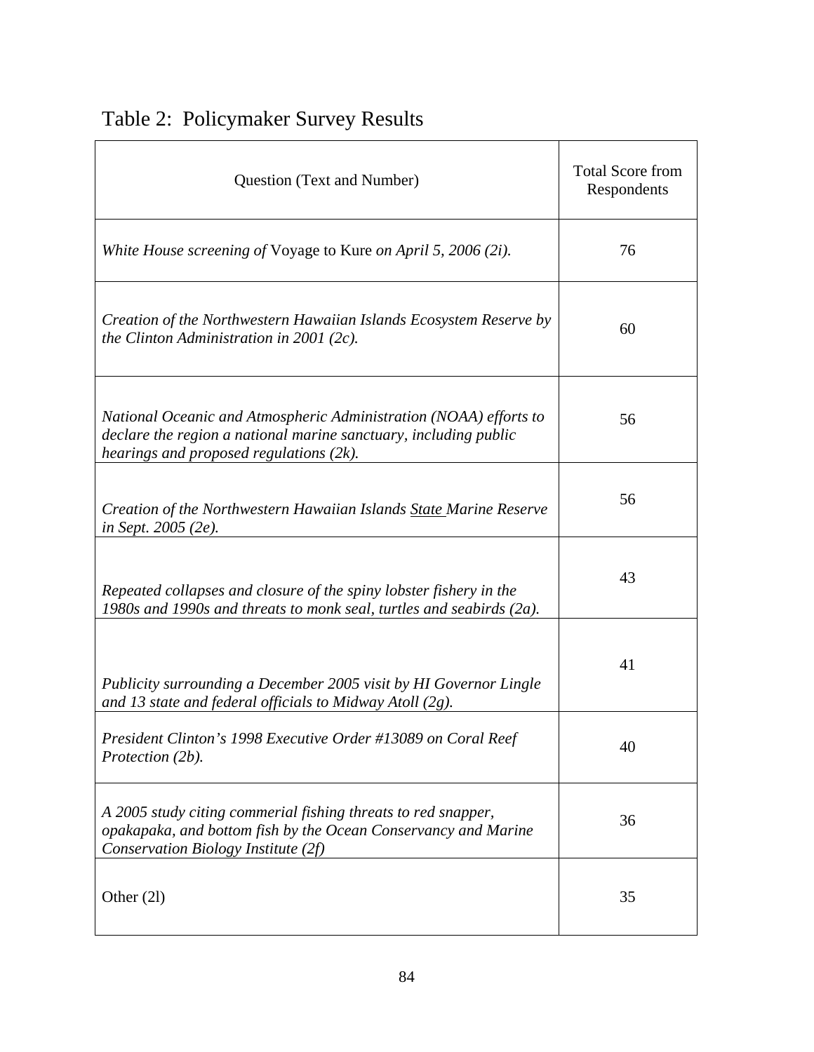# Table 2: Policymaker Survey Results

| Question (Text and Number) | Total Score from Respondents |
| --- | --- |
| *White House screening of* Voyage to Kure *on April 5, 2006 (2i).* | 76 |
| *Creation of the Northwestern Hawaiian Islands Ecosystem Reserve by the Clinton Administration in 2001 (2c).* | 60 |
| *National Oceanic and Atmospheric Administration (NOAA) efforts to declare the region a national marine sanctuary, including public hearings and proposed regulations (2k).* | 56 |
| *Creation of the Northwestern Hawaiian Islands State Marine Reserve in Sept. 2005 (2e).* | 56 |
| *Repeated collapses and closure of the spiny lobster fishery in the 1980s and 1990s and threats to monk seal, turtles and seabirds (2a).* | 43 |
| *Publicity surrounding a December 2005 visit by HI Governor Lingle and 13 state and federal officials to Midway Atoll (2g).* | 41 |
| *President Clinton's 1998 Executive Order #13089 on Coral Reef Protection (2b).* | 40 |
| *A 2005 study citing commerial fishing threats to red snapper, opakapaka, and bottom fish by the Ocean Conservancy and Marine Conservation Biology Institute (2f)* | 36 |
| Other (2l) | 35 |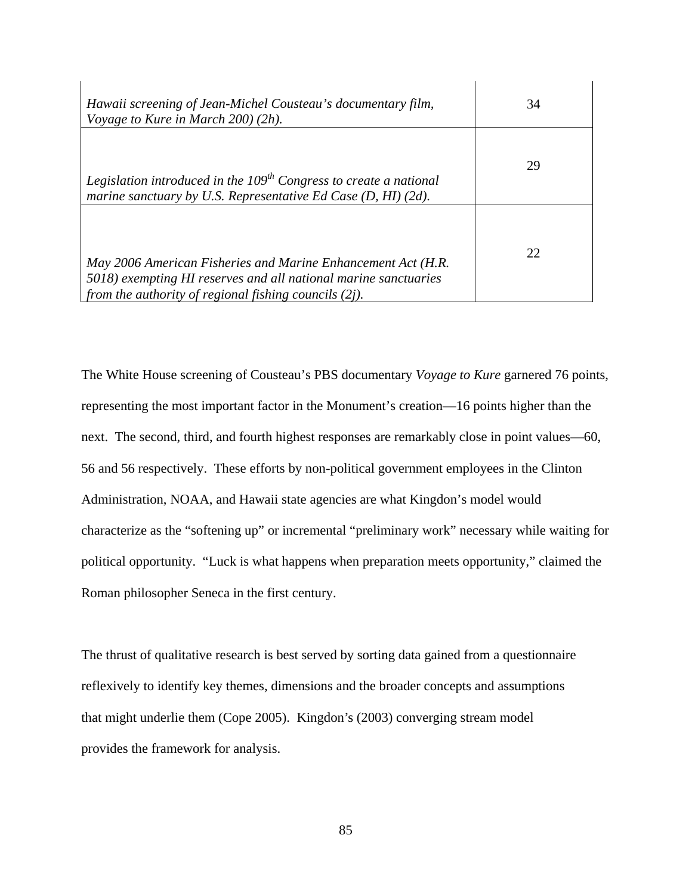| | |
|---|---|
| *Hawaii screening of Jean-Michel Cousteau's documentary film, Voyage to Kure in March 200) (2h).* | 34 |
| *Legislation introduced in the $109^{th}$ Congress to create a national marine sanctuary by U.S. Representative Ed Case (D, HI) (2d).* | 29 |
| *May 2006 American Fisheries and Marine Enhancement Act (H.R. 5018) exempting HI reserves and all national marine sanctuaries from the authority of regional fishing councils (2j).* | 22 |

The White House screening of Cousteau's PBS documentary *Voyage to Kure* garnered 76 points, representing the most important factor in the Monument's creation—16 points higher than the next. The second, third, and fourth highest responses are remarkably close in point values—60, 56 and 56 respectively. These efforts by non-political government employees in the Clinton Administration, NOAA, and Hawaii state agencies are what Kingdon's model would characterize as the "softening up" or incremental "preliminary work" necessary while waiting for political opportunity. "Luck is what happens when preparation meets opportunity," claimed the Roman philosopher Seneca in the first century.

The thrust of qualitative research is best served by sorting data gained from a questionnaire reflexively to identify key themes, dimensions and the broader concepts and assumptions that might underlie them (Cope 2005). Kingdon's (2003) converging stream model provides the framework for analysis.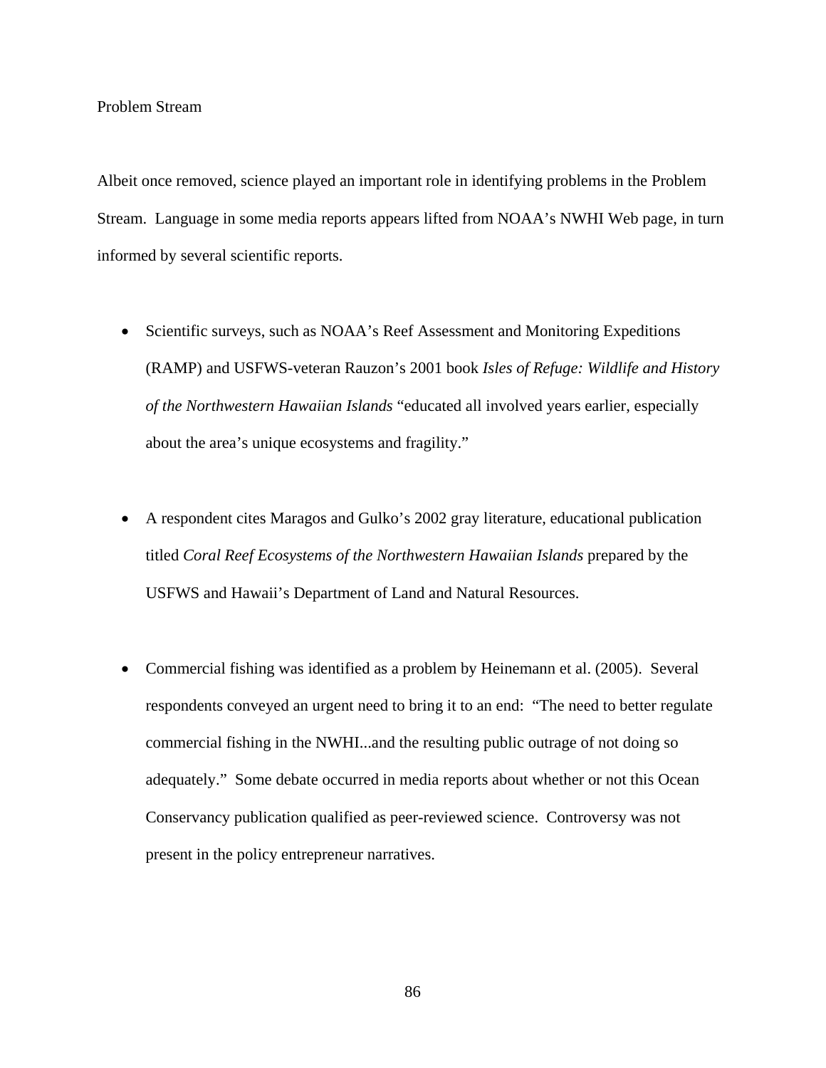Problem Stream

Albeit once removed, science played an important role in identifying problems in the Problem Stream. Language in some media reports appears lifted from NOAA's NWHI Web page, in turn informed by several scientific reports.

- Scientific surveys, such as NOAA's Reef Assessment and Monitoring Expeditions (RAMP) and USFWS-veteran Rauzon's 2001 book *Isles of Refuge: Wildlife and History of the Northwestern Hawaiian Islands* "educated all involved years earlier, especially about the area's unique ecosystems and fragility."

- A respondent cites Maragos and Gulko's 2002 gray literature, educational publication titled *Coral Reef Ecosystems of the Northwestern Hawaiian Islands* prepared by the USFWS and Hawaii's Department of Land and Natural Resources.

- Commercial fishing was identified as a problem by Heinemann et al. (2005). Several respondents conveyed an urgent need to bring it to an end: "The need to better regulate commercial fishing in the NWHI...and the resulting public outrage of not doing so adequately." Some debate occurred in media reports about whether or not this Ocean Conservancy publication qualified as peer-reviewed science. Controversy was not present in the policy entrepreneur narratives.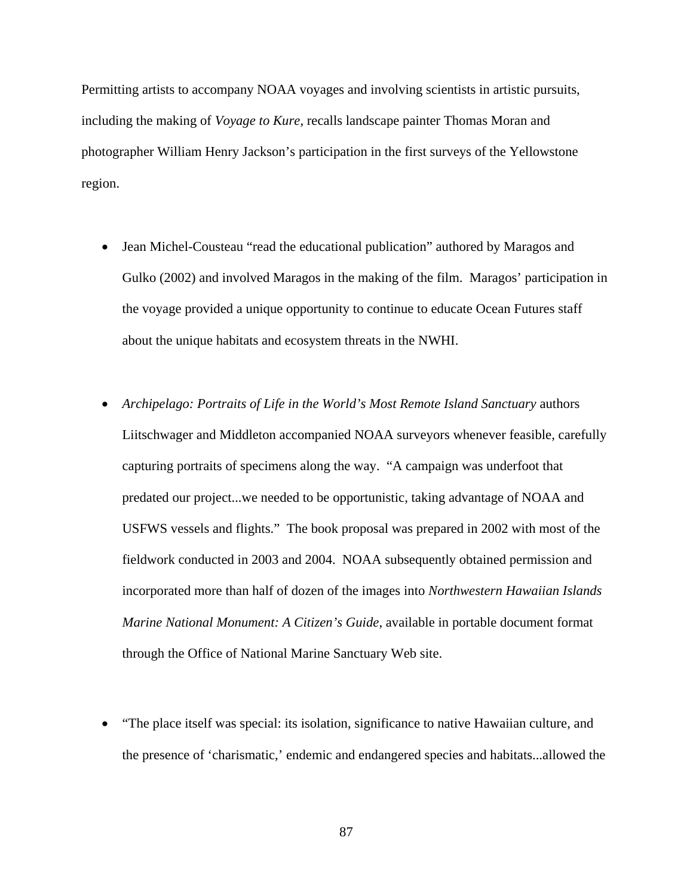Permitting artists to accompany NOAA voyages and involving scientists in artistic pursuits, including the making of *Voyage to Kure*, recalls landscape painter Thomas Moran and photographer William Henry Jackson's participation in the first surveys of the Yellowstone region.

- Jean Michel-Cousteau "read the educational publication" authored by Maragos and Gulko (2002) and involved Maragos in the making of the film. Maragos' participation in the voyage provided a unique opportunity to continue to educate Ocean Futures staff about the unique habitats and ecosystem threats in the NWHI.

- *Archipelago: Portraits of Life in the World's Most Remote Island Sanctuary* authors Liitschwager and Middleton accompanied NOAA surveyors whenever feasible, carefully capturing portraits of specimens along the way. "A campaign was underfoot that predated our project...we needed to be opportunistic, taking advantage of NOAA and USFWS vessels and flights." The book proposal was prepared in 2002 with most of the fieldwork conducted in 2003 and 2004. NOAA subsequently obtained permission and incorporated more than half of dozen of the images into *Northwestern Hawaiian Islands Marine National Monument: A Citizen's Guide*, available in portable document format through the Office of National Marine Sanctuary Web site.

- "The place itself was special: its isolation, significance to native Hawaiian culture, and the presence of 'charismatic,' endemic and endangered species and habitats...allowed the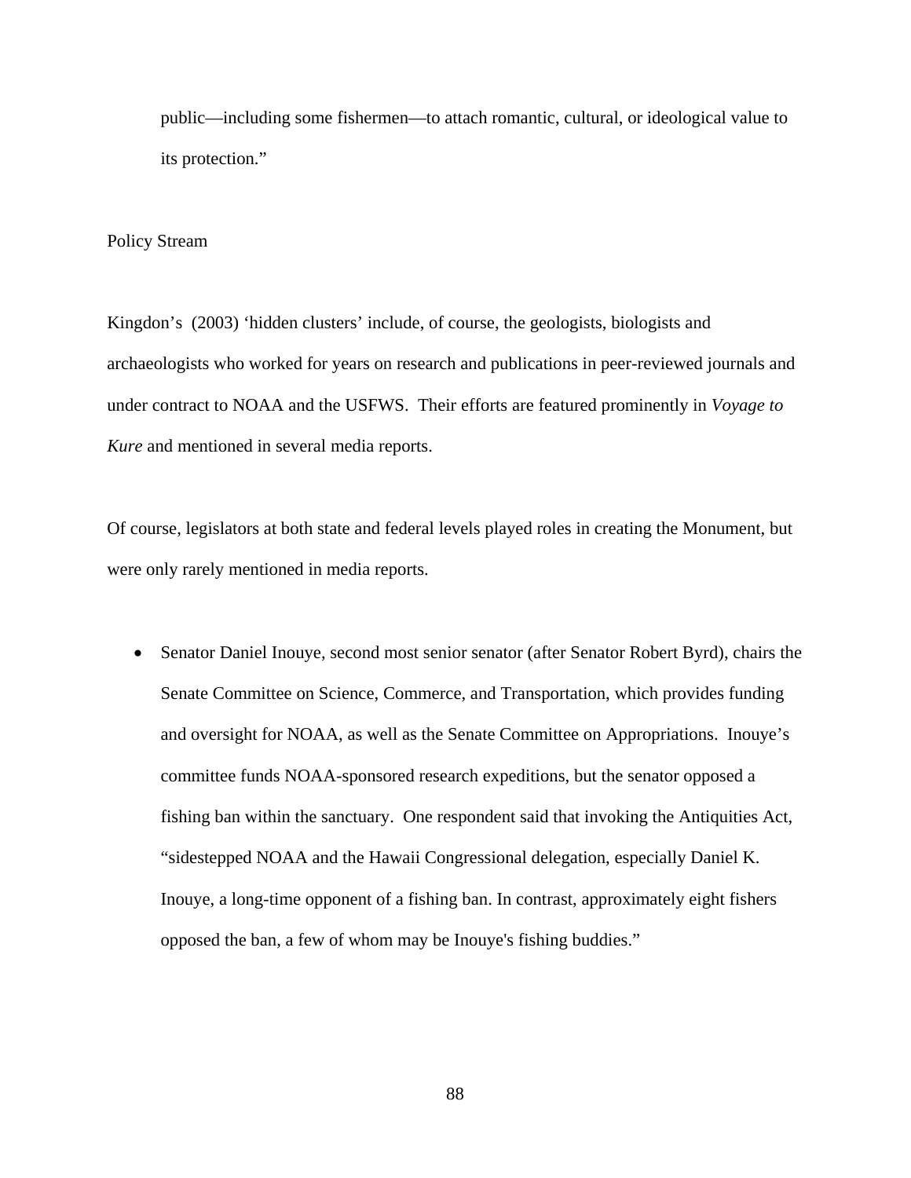public—including some fishermen—to attach romantic, cultural, or ideological value to its protection."

Policy Stream

Kingdon's (2003) 'hidden clusters' include, of course, the geologists, biologists and archaeologists who worked for years on research and publications in peer-reviewed journals and under contract to NOAA and the USFWS. Their efforts are featured prominently in *Voyage to Kure* and mentioned in several media reports.

Of course, legislators at both state and federal levels played roles in creating the Monument, but were only rarely mentioned in media reports.

- Senator Daniel Inouye, second most senior senator (after Senator Robert Byrd), chairs the Senate Committee on Science, Commerce, and Transportation, which provides funding and oversight for NOAA, as well as the Senate Committee on Appropriations. Inouye's committee funds NOAA-sponsored research expeditions, but the senator opposed a fishing ban within the sanctuary. One respondent said that invoking the Antiquities Act, "sidestepped NOAA and the Hawaii Congressional delegation, especially Daniel K. Inouye, a long-time opponent of a fishing ban. In contrast, approximately eight fishers opposed the ban, a few of whom may be Inouye's fishing buddies."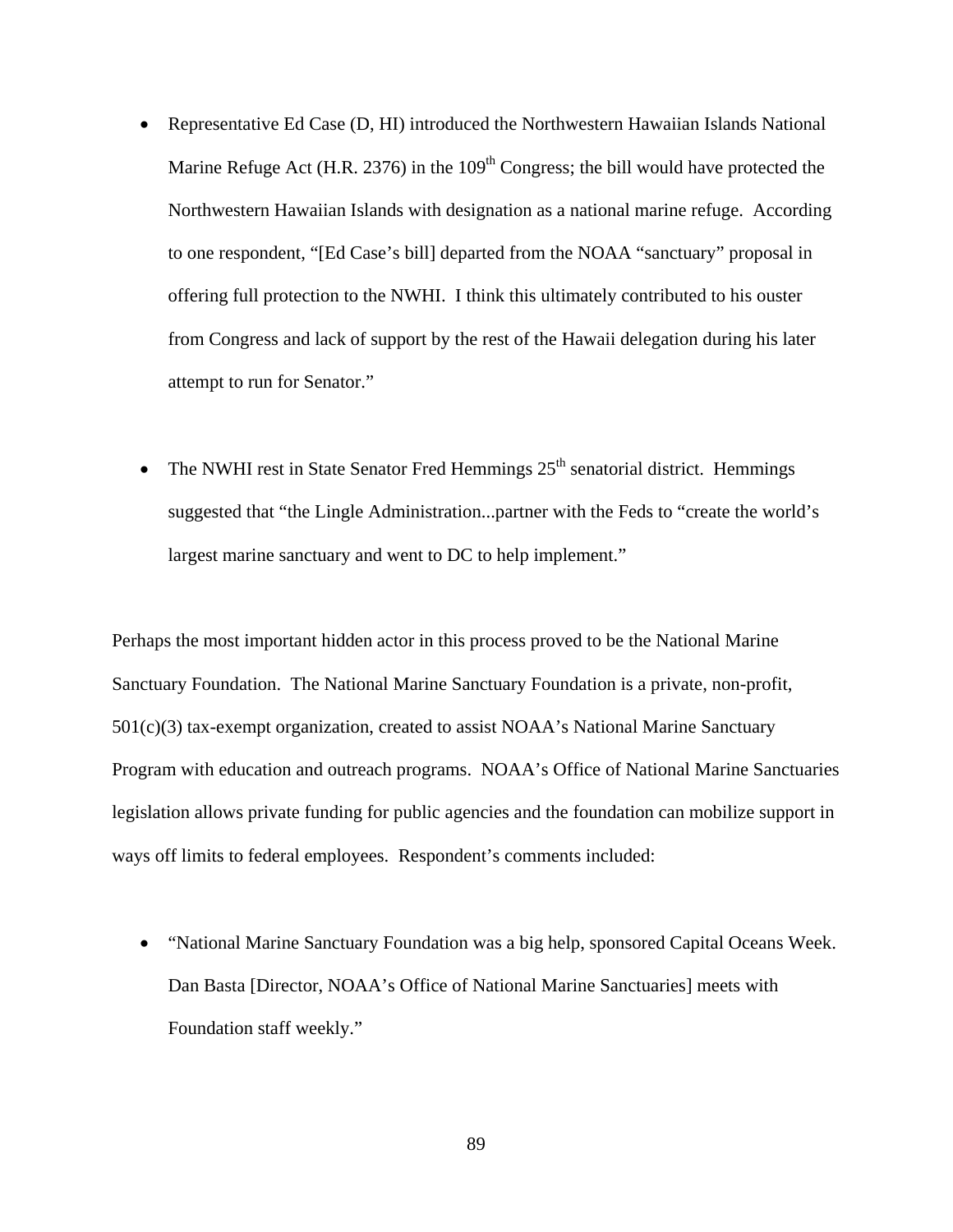- Representative Ed Case (D, HI) introduced the Northwestern Hawaiian Islands National Marine Refuge Act (H.R. 2376) in the 109th Congress; the bill would have protected the Northwestern Hawaiian Islands with designation as a national marine refuge. According to one respondent, "[Ed Case's bill] departed from the NOAA "sanctuary" proposal in offering full protection to the NWHI. I think this ultimately contributed to his ouster from Congress and lack of support by the rest of the Hawaii delegation during his later attempt to run for Senator."

- The NWHI rest in State Senator Fred Hemmings 25th senatorial district. Hemmings suggested that "the Lingle Administration...partner with the Feds to "create the world's largest marine sanctuary and went to DC to help implement."

Perhaps the most important hidden actor in this process proved to be the National Marine Sanctuary Foundation. The National Marine Sanctuary Foundation is a private, non-profit, 501(c)(3) tax-exempt organization, created to assist NOAA's National Marine Sanctuary Program with education and outreach programs. NOAA's Office of National Marine Sanctuaries legislation allows private funding for public agencies and the foundation can mobilize support in ways off limits to federal employees. Respondent's comments included:

- "National Marine Sanctuary Foundation was a big help, sponsored Capital Oceans Week. Dan Basta [Director, NOAA's Office of National Marine Sanctuaries] meets with Foundation staff weekly."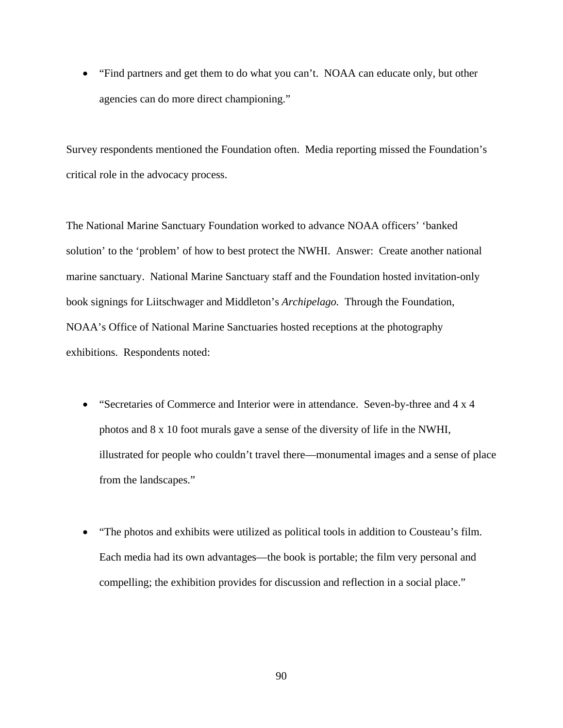- "Find partners and get them to do what you can't. NOAA can educate only, but other agencies can do more direct championing."

Survey respondents mentioned the Foundation often. Media reporting missed the Foundation's critical role in the advocacy process.

The National Marine Sanctuary Foundation worked to advance NOAA officers' 'banked solution' to the 'problem' of how to best protect the NWHI. Answer: Create another national marine sanctuary. National Marine Sanctuary staff and the Foundation hosted invitation-only book signings for Liitschwager and Middleton's *Archipelago.* Through the Foundation, NOAA's Office of National Marine Sanctuaries hosted receptions at the photography exhibitions. Respondents noted:

- "Secretaries of Commerce and Interior were in attendance. Seven-by-three and 4 x 4 photos and 8 x 10 foot murals gave a sense of the diversity of life in the NWHI, illustrated for people who couldn't travel there—monumental images and a sense of place from the landscapes."

- "The photos and exhibits were utilized as political tools in addition to Cousteau's film. Each media had its own advantages—the book is portable; the film very personal and compelling; the exhibition provides for discussion and reflection in a social place."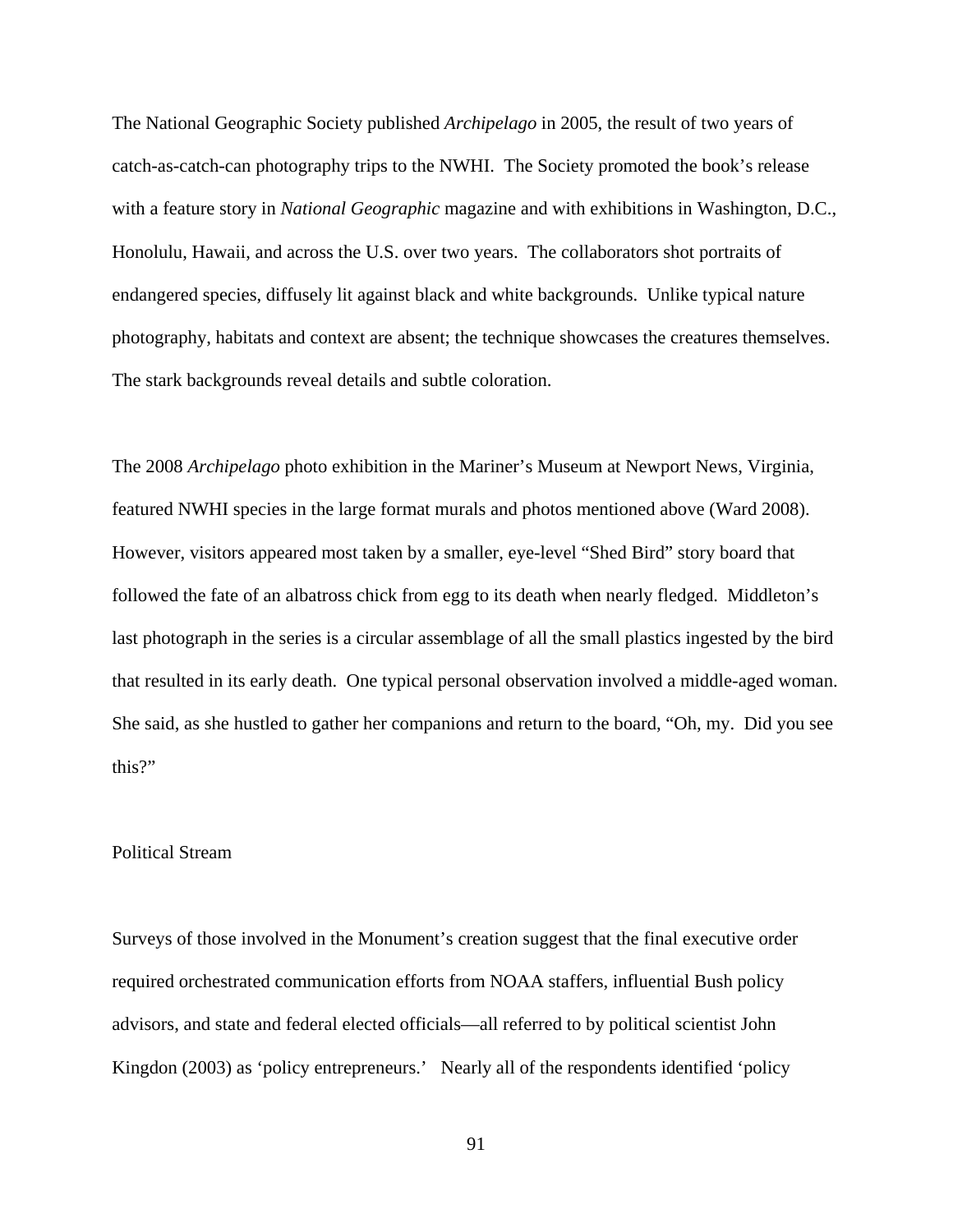The National Geographic Society published *Archipelago* in 2005, the result of two years of catch-as-catch-can photography trips to the NWHI. The Society promoted the book's release with a feature story in *National Geographic* magazine and with exhibitions in Washington, D.C., Honolulu, Hawaii, and across the U.S. over two years. The collaborators shot portraits of endangered species, diffusely lit against black and white backgrounds. Unlike typical nature photography, habitats and context are absent; the technique showcases the creatures themselves. The stark backgrounds reveal details and subtle coloration.

The 2008 *Archipelago* photo exhibition in the Mariner's Museum at Newport News, Virginia, featured NWHI species in the large format murals and photos mentioned above (Ward 2008). However, visitors appeared most taken by a smaller, eye-level "Shed Bird" story board that followed the fate of an albatross chick from egg to its death when nearly fledged. Middleton's last photograph in the series is a circular assemblage of all the small plastics ingested by the bird that resulted in its early death. One typical personal observation involved a middle-aged woman. She said, as she hustled to gather her companions and return to the board, "Oh, my. Did you see this?"

## Political Stream

Surveys of those involved in the Monument's creation suggest that the final executive order required orchestrated communication efforts from NOAA staffers, influential Bush policy advisors, and state and federal elected officials—all referred to by political scientist John Kingdon (2003) as 'policy entrepreneurs.' Nearly all of the respondents identified 'policy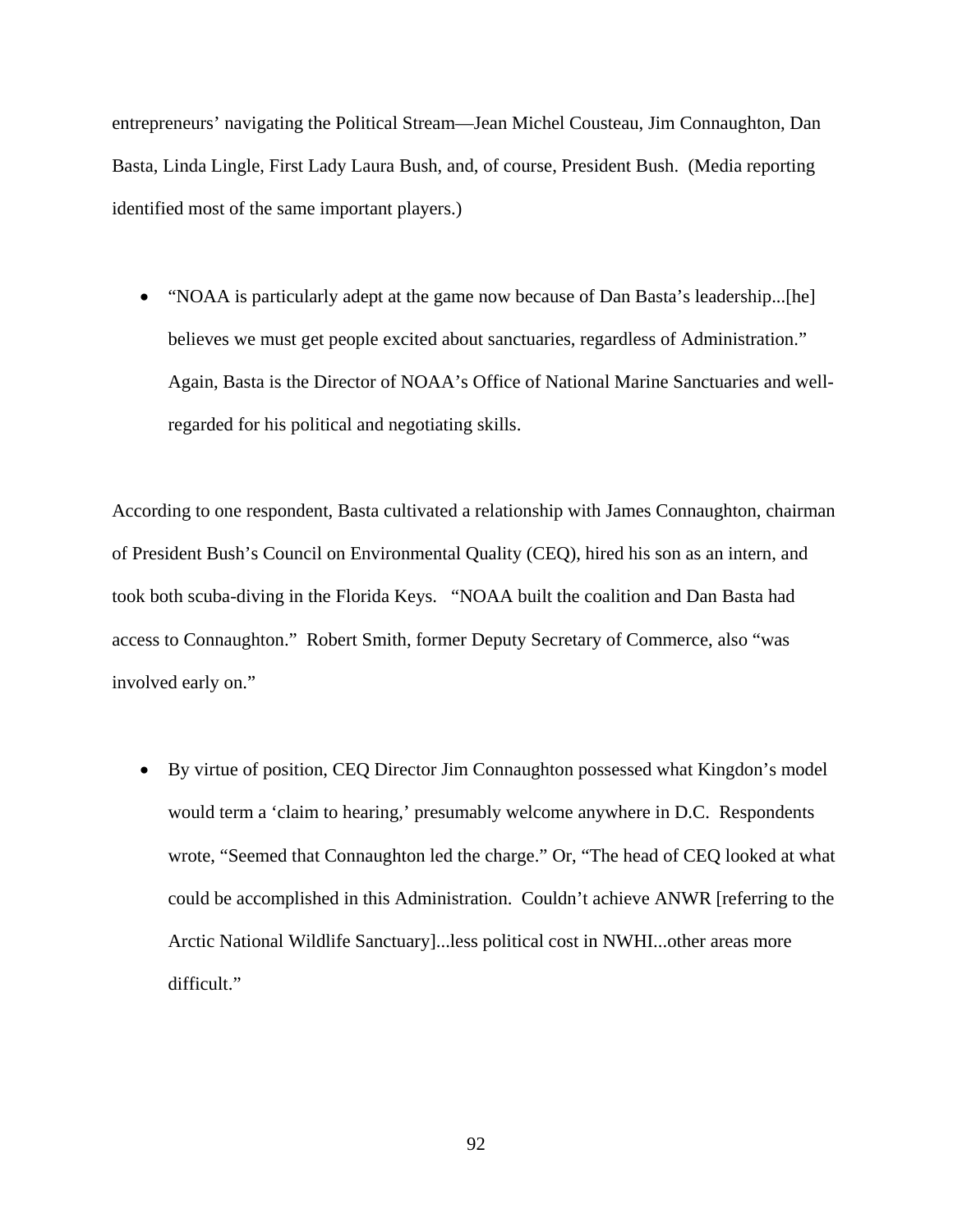entrepreneurs' navigating the Political Stream—Jean Michel Cousteau, Jim Connaughton, Dan Basta, Linda Lingle, First Lady Laura Bush, and, of course, President Bush. (Media reporting identified most of the same important players.)

- "NOAA is particularly adept at the game now because of Dan Basta's leadership...[he] believes we must get people excited about sanctuaries, regardless of Administration." Again, Basta is the Director of NOAA's Office of National Marine Sanctuaries and well-regarded for his political and negotiating skills.

According to one respondent, Basta cultivated a relationship with James Connaughton, chairman of President Bush's Council on Environmental Quality (CEQ), hired his son as an intern, and took both scuba-diving in the Florida Keys. "NOAA built the coalition and Dan Basta had access to Connaughton." Robert Smith, former Deputy Secretary of Commerce, also "was involved early on."

- By virtue of position, CEQ Director Jim Connaughton possessed what Kingdon's model would term a 'claim to hearing,' presumably welcome anywhere in D.C. Respondents wrote, "Seemed that Connaughton led the charge." Or, "The head of CEQ looked at what could be accomplished in this Administration. Couldn't achieve ANWR [referring to the Arctic National Wildlife Sanctuary]...less political cost in NWHI...other areas more difficult."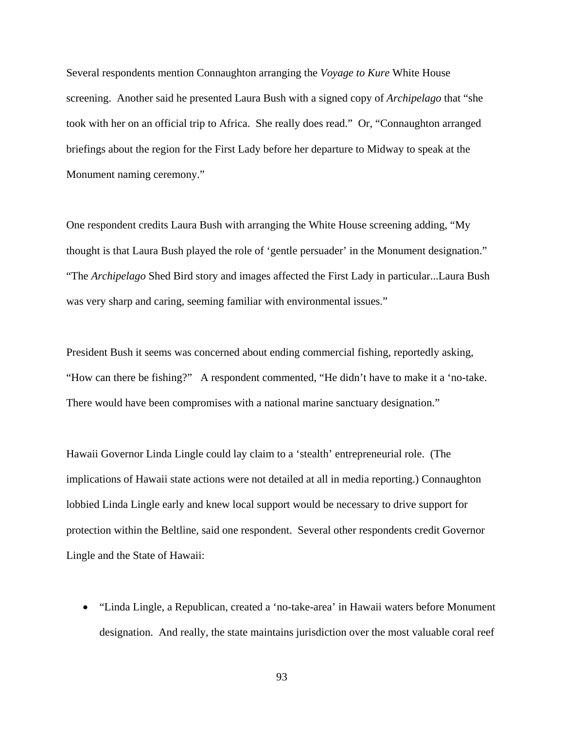Several respondents mention Connaughton arranging the *Voyage to Kure* White House screening. Another said he presented Laura Bush with a signed copy of *Archipelago* that "she took with her on an official trip to Africa. She really does read." Or, "Connaughton arranged briefings about the region for the First Lady before her departure to Midway to speak at the Monument naming ceremony."

One respondent credits Laura Bush with arranging the White House screening adding, "My thought is that Laura Bush played the role of 'gentle persuader' in the Monument designation." "The *Archipelago* Shed Bird story and images affected the First Lady in particular...Laura Bush was very sharp and caring, seeming familiar with environmental issues."

President Bush it seems was concerned about ending commercial fishing, reportedly asking, "How can there be fishing?" A respondent commented, "He didn't have to make it a 'no-take. There would have been compromises with a national marine sanctuary designation."

Hawaii Governor Linda Lingle could lay claim to a 'stealth' entrepreneurial role. (The implications of Hawaii state actions were not detailed at all in media reporting.) Connaughton lobbied Linda Lingle early and knew local support would be necessary to drive support for protection within the Beltline, said one respondent. Several other respondents credit Governor Lingle and the State of Hawaii:

- "Linda Lingle, a Republican, created a 'no-take-area' in Hawaii waters before Monument designation. And really, the state maintains jurisdiction over the most valuable coral reef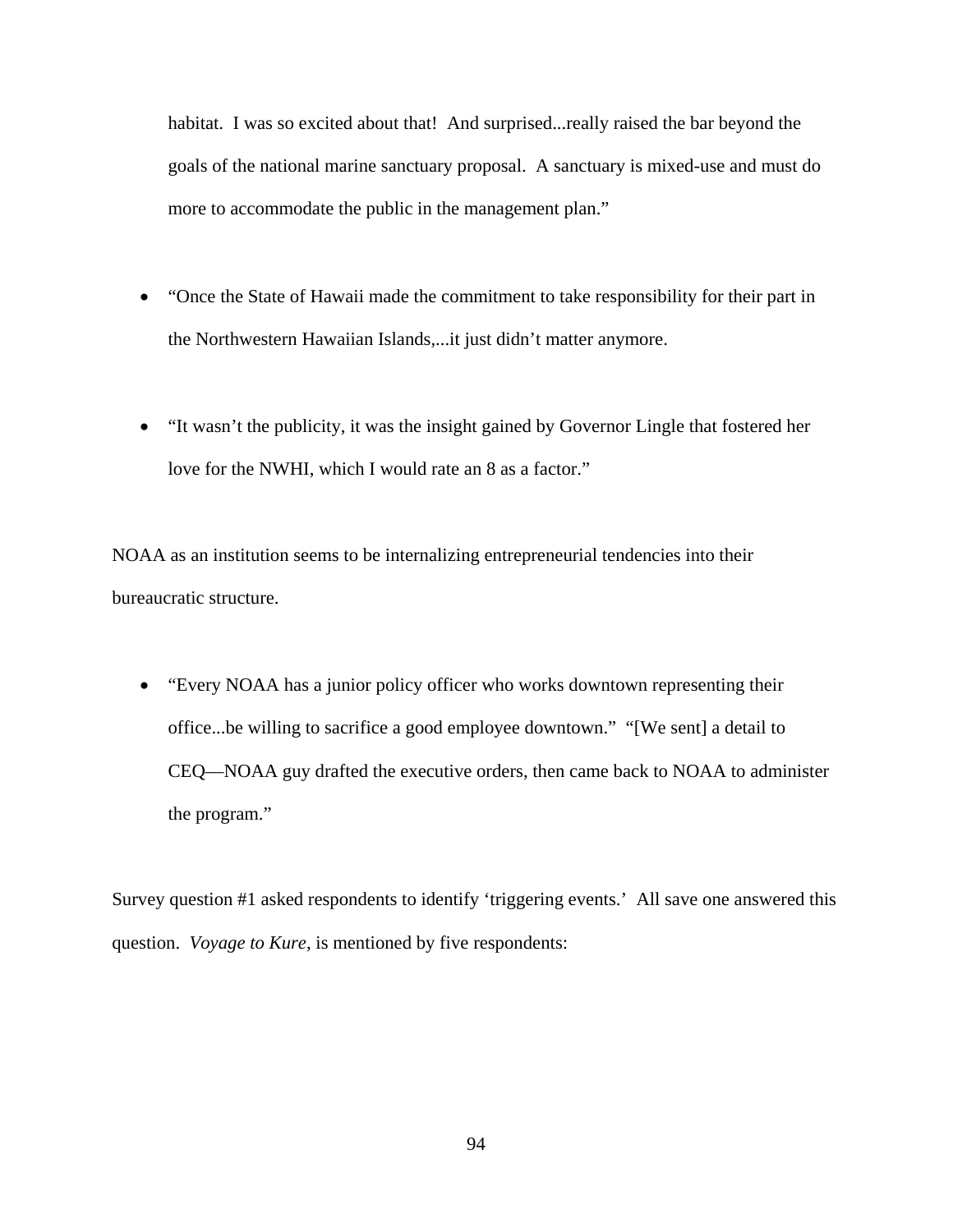habitat. I was so excited about that! And surprised...really raised the bar beyond the goals of the national marine sanctuary proposal. A sanctuary is mixed-use and must do more to accommodate the public in the management plan."

- "Once the State of Hawaii made the commitment to take responsibility for their part in the Northwestern Hawaiian Islands,...it just didn't matter anymore.

- "It wasn't the publicity, it was the insight gained by Governor Lingle that fostered her love for the NWHI, which I would rate an 8 as a factor."

NOAA as an institution seems to be internalizing entrepreneurial tendencies into their bureaucratic structure.

- "Every NOAA has a junior policy officer who works downtown representing their office...be willing to sacrifice a good employee downtown." "[We sent] a detail to CEQ—NOAA guy drafted the executive orders, then came back to NOAA to administer the program."

Survey question #1 asked respondents to identify 'triggering events.' All save one answered this question. *Voyage to Kure*, is mentioned by five respondents: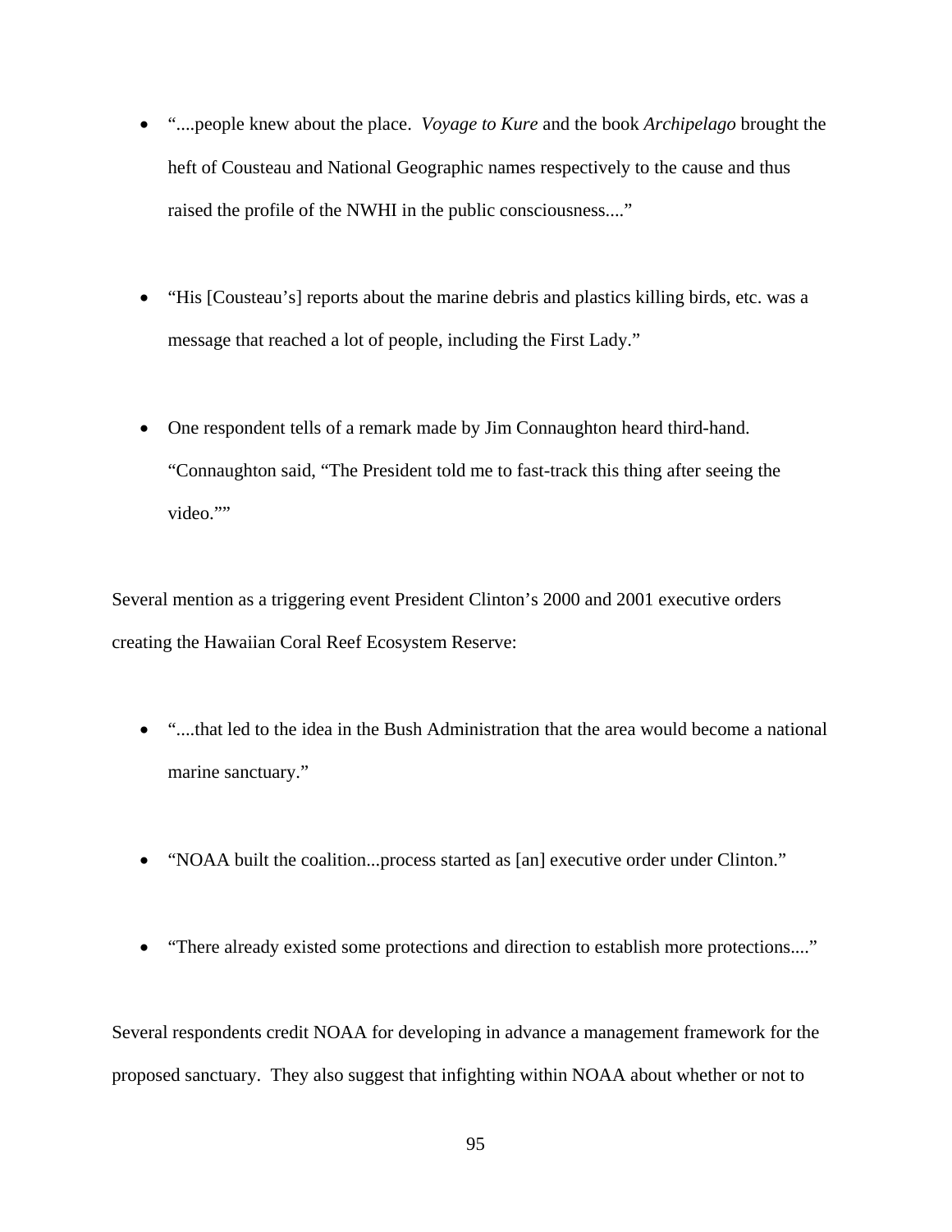- "....people knew about the place. *Voyage to Kure* and the book *Archipelago* brought the heft of Cousteau and National Geographic names respectively to the cause and thus raised the profile of the NWHI in the public consciousness...."

- "His [Cousteau's] reports about the marine debris and plastics killing birds, etc. was a message that reached a lot of people, including the First Lady."

- One respondent tells of a remark made by Jim Connaughton heard third-hand. "Connaughton said, "The President told me to fast-track this thing after seeing the video.""

Several mention as a triggering event President Clinton's 2000 and 2001 executive orders creating the Hawaiian Coral Reef Ecosystem Reserve:

- "....that led to the idea in the Bush Administration that the area would become a national marine sanctuary."

- "NOAA built the coalition...process started as [an] executive order under Clinton."

- "There already existed some protections and direction to establish more protections...."

Several respondents credit NOAA for developing in advance a management framework for the proposed sanctuary. They also suggest that infighting within NOAA about whether or not to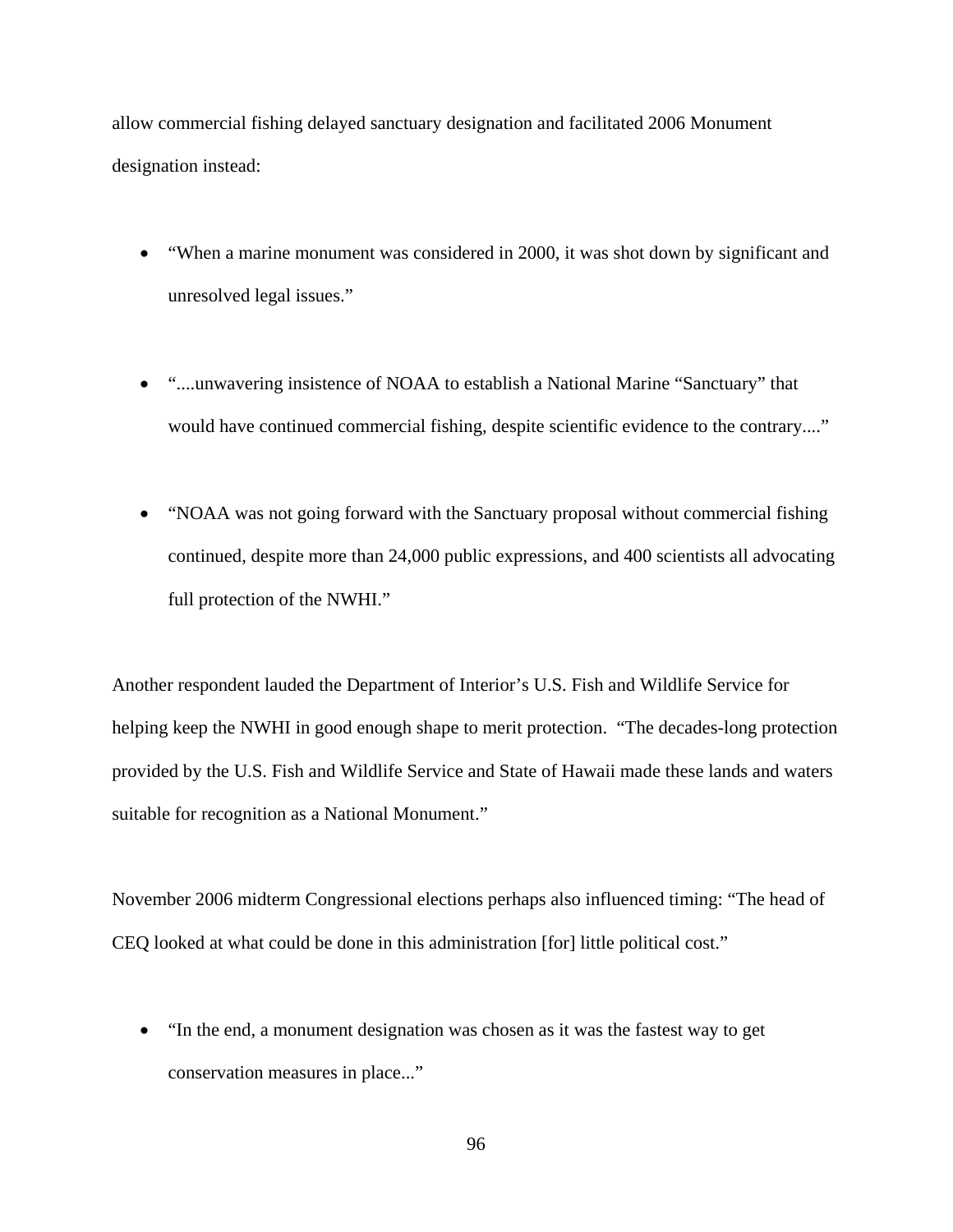allow commercial fishing delayed sanctuary designation and facilitated 2006 Monument designation instead:

- "When a marine monument was considered in 2000, it was shot down by significant and unresolved legal issues."

- "....unwavering insistence of NOAA to establish a National Marine "Sanctuary" that would have continued commercial fishing, despite scientific evidence to the contrary...."

- "NOAA was not going forward with the Sanctuary proposal without commercial fishing continued, despite more than 24,000 public expressions, and 400 scientists all advocating full protection of the NWHI."

Another respondent lauded the Department of Interior's U.S. Fish and Wildlife Service for helping keep the NWHI in good enough shape to merit protection. "The decades-long protection provided by the U.S. Fish and Wildlife Service and State of Hawaii made these lands and waters suitable for recognition as a National Monument."

November 2006 midterm Congressional elections perhaps also influenced timing: "The head of CEQ looked at what could be done in this administration [for] little political cost."

- "In the end, a monument designation was chosen as it was the fastest way to get conservation measures in place..."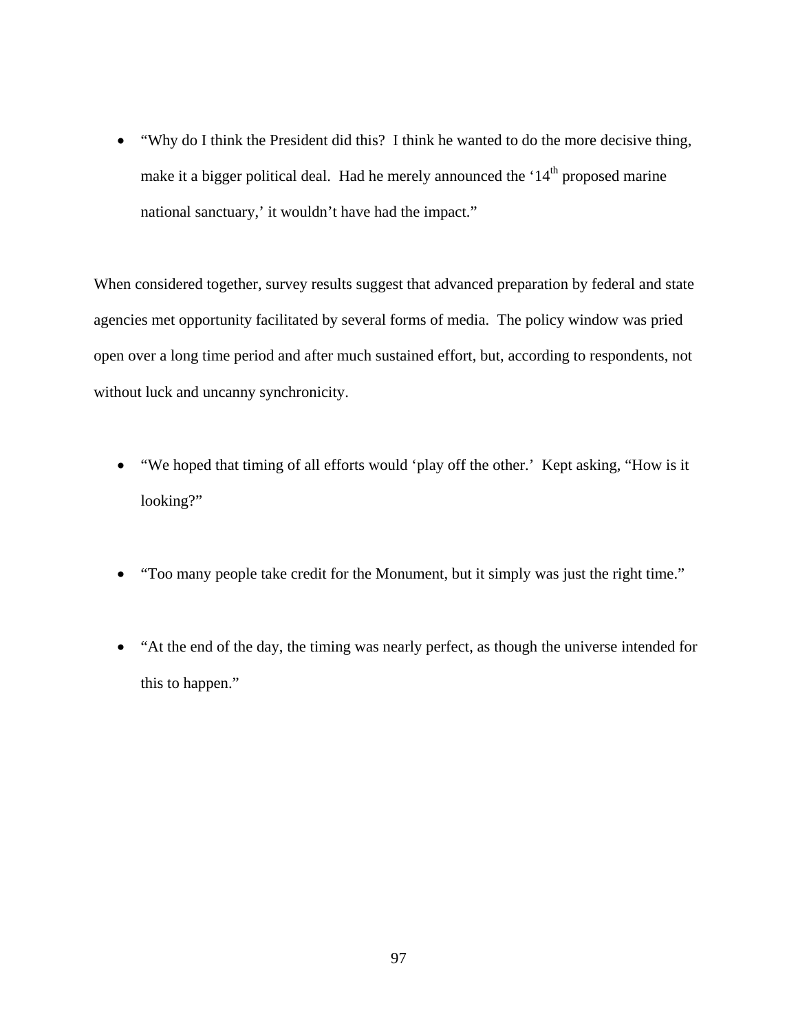- "Why do I think the President did this?  I think he wanted to do the more decisive thing, make it a bigger political deal.  Had he merely announced the '14th proposed marine national sanctuary,' it wouldn't have had the impact."

When considered together, survey results suggest that advanced preparation by federal and state agencies met opportunity facilitated by several forms of media.  The policy window was pried open over a long time period and after much sustained effort, but, according to respondents, not without luck and uncanny synchronicity.

- "We hoped that timing of all efforts would 'play off the other.'  Kept asking, "How is it looking?"

- "Too many people take credit for the Monument, but it simply was just the right time."

- "At the end of the day, the timing was nearly perfect, as though the universe intended for this to happen."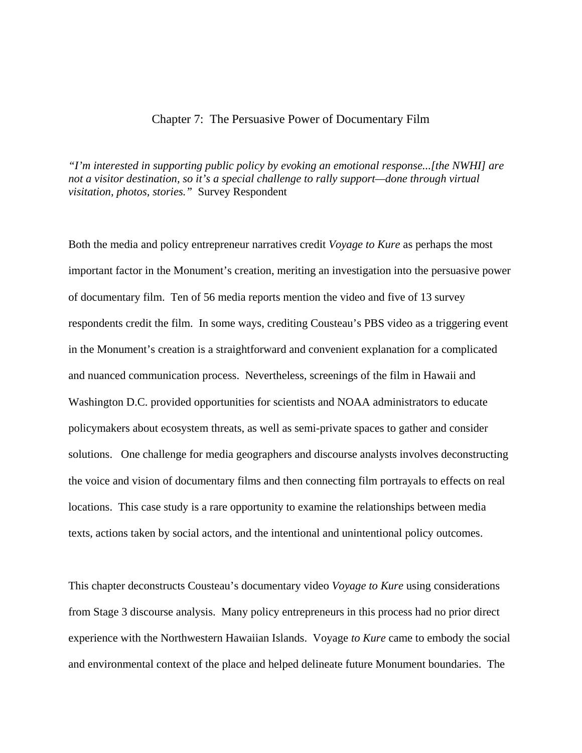# Chapter 7: The Persuasive Power of Documentary Film

*"I'm interested in supporting public policy by evoking an emotional response...[the NWHI] are not a visitor destination, so it's a special challenge to rally support—done through virtual visitation, photos, stories."* Survey Respondent

Both the media and policy entrepreneur narratives credit *Voyage to Kure* as perhaps the most important factor in the Monument's creation, meriting an investigation into the persuasive power of documentary film. Ten of 56 media reports mention the video and five of 13 survey respondents credit the film. In some ways, crediting Cousteau's PBS video as a triggering event in the Monument's creation is a straightforward and convenient explanation for a complicated and nuanced communication process. Nevertheless, screenings of the film in Hawaii and Washington D.C. provided opportunities for scientists and NOAA administrators to educate policymakers about ecosystem threats, as well as semi-private spaces to gather and consider solutions. One challenge for media geographers and discourse analysts involves deconstructing the voice and vision of documentary films and then connecting film portrayals to effects on real locations. This case study is a rare opportunity to examine the relationships between media texts, actions taken by social actors, and the intentional and unintentional policy outcomes.

This chapter deconstructs Cousteau's documentary video *Voyage to Kure* using considerations from Stage 3 discourse analysis. Many policy entrepreneurs in this process had no prior direct experience with the Northwestern Hawaiian Islands. Voyage *to Kure* came to embody the social and environmental context of the place and helped delineate future Monument boundaries. The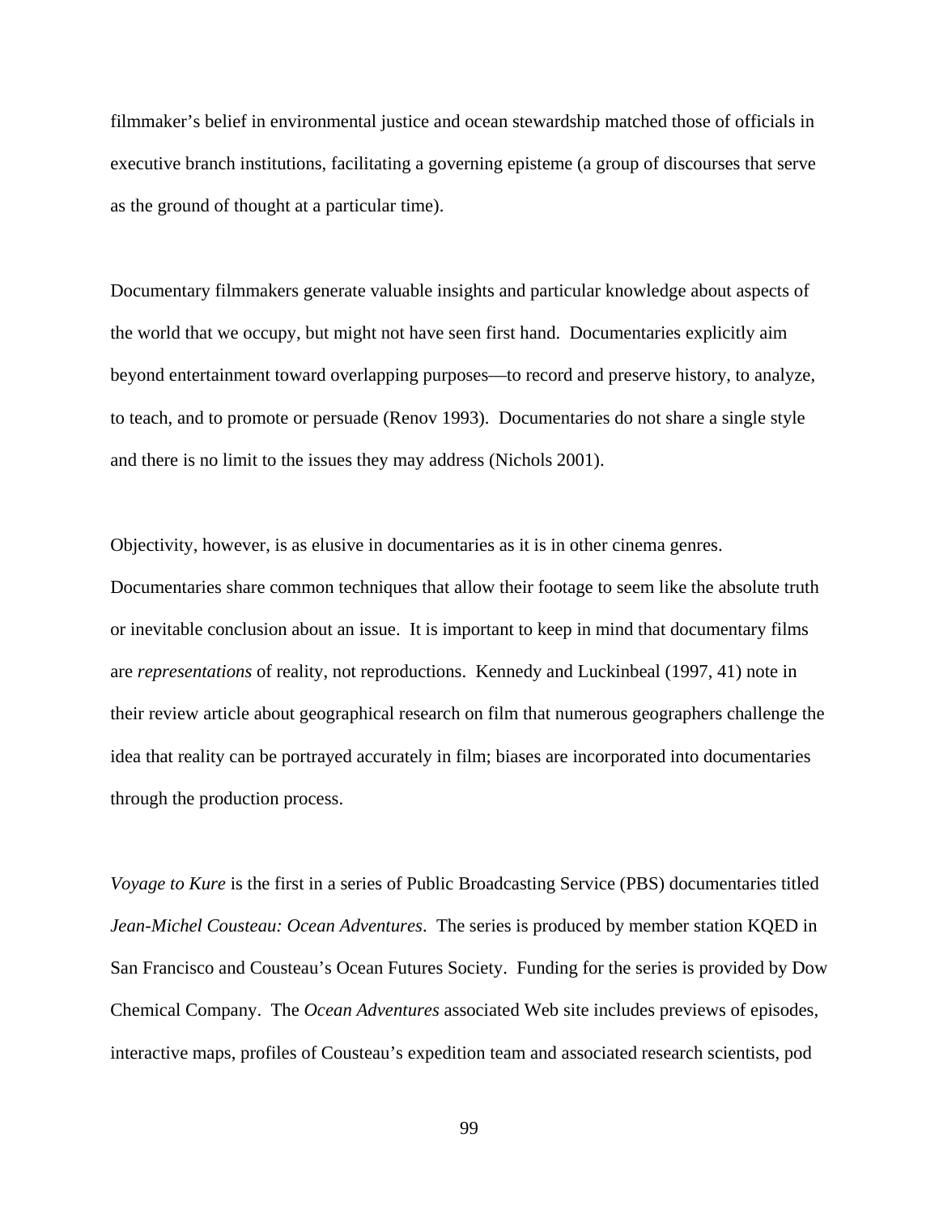filmmaker's belief in environmental justice and ocean stewardship matched those of officials in executive branch institutions, facilitating a governing episteme (a group of discourses that serve as the ground of thought at a particular time).

Documentary filmmakers generate valuable insights and particular knowledge about aspects of the world that we occupy, but might not have seen first hand. Documentaries explicitly aim beyond entertainment toward overlapping purposes—to record and preserve history, to analyze, to teach, and to promote or persuade (Renov 1993). Documentaries do not share a single style and there is no limit to the issues they may address (Nichols 2001).

Objectivity, however, is as elusive in documentaries as it is in other cinema genres. Documentaries share common techniques that allow their footage to seem like the absolute truth or inevitable conclusion about an issue. It is important to keep in mind that documentary films are *representations* of reality, not reproductions. Kennedy and Luckinbeal (1997, 41) note in their review article about geographical research on film that numerous geographers challenge the idea that reality can be portrayed accurately in film; biases are incorporated into documentaries through the production process.

*Voyage to Kure* is the first in a series of Public Broadcasting Service (PBS) documentaries titled *Jean-Michel Cousteau: Ocean Adventures*. The series is produced by member station KQED in San Francisco and Cousteau's Ocean Futures Society. Funding for the series is provided by Dow Chemical Company. The *Ocean Adventures* associated Web site includes previews of episodes, interactive maps, profiles of Cousteau's expedition team and associated research scientists, pod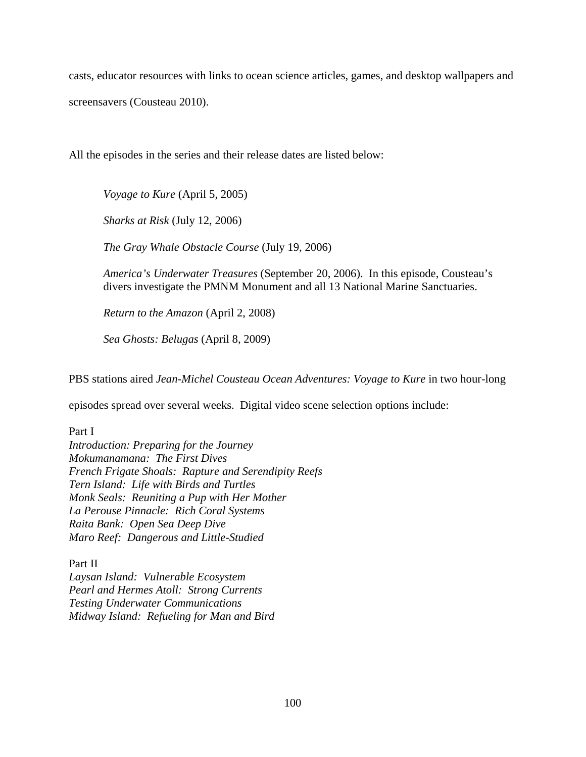casts, educator resources with links to ocean science articles, games, and desktop wallpapers and screensavers (Cousteau 2010).

All the episodes in the series and their release dates are listed below:

> *Voyage to Kure* (April 5, 2005)
>
> *Sharks at Risk* (July 12, 2006)
>
> *The Gray Whale Obstacle Course* (July 19, 2006)
>
> *America's Underwater Treasures* (September 20, 2006). In this episode, Cousteau's divers investigate the PMNM Monument and all 13 National Marine Sanctuaries.
>
> *Return to the Amazon* (April 2, 2008)
>
> *Sea Ghosts: Belugas* (April 8, 2009)

PBS stations aired *Jean-Michel Cousteau Ocean Adventures: Voyage to Kure* in two hour-long episodes spread over several weeks. Digital video scene selection options include:

Part I  
*Introduction: Preparing for the Journey*  
*Mokumanamana: The First Dives*  
*French Frigate Shoals: Rapture and Serendipity Reefs*  
*Tern Island: Life with Birds and Turtles*  
*Monk Seals: Reuniting a Pup with Her Mother*  
*La Perouse Pinnacle: Rich Coral Systems*  
*Raita Bank: Open Sea Deep Dive*  
*Maro Reef: Dangerous and Little-Studied*

Part II  
*Laysan Island: Vulnerable Ecosystem*  
*Pearl and Hermes Atoll: Strong Currents*  
*Testing Underwater Communications*  
*Midway Island: Refueling for Man and Bird*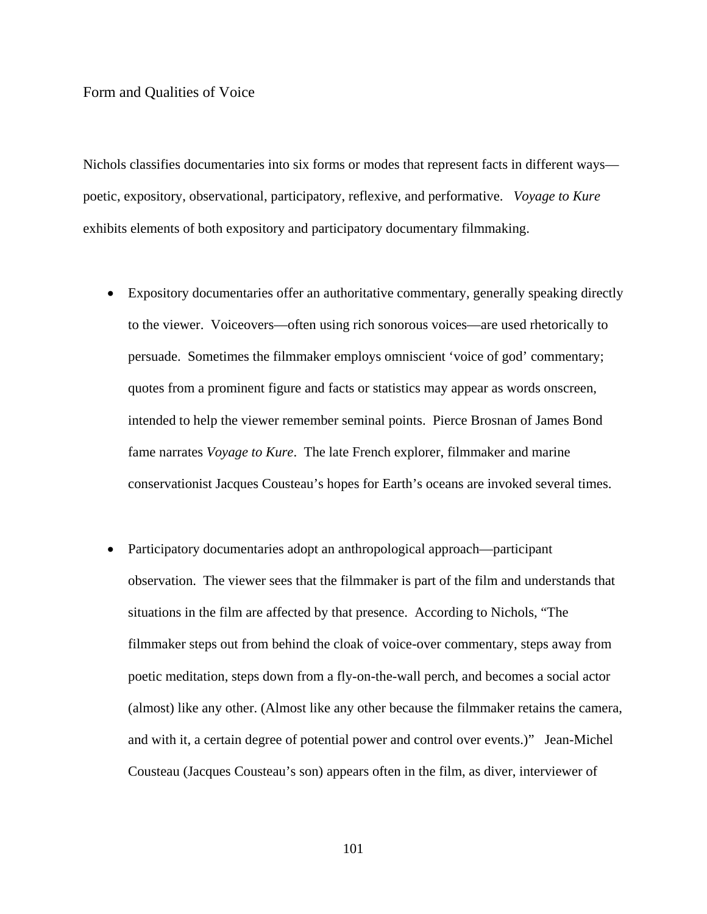## Form and Qualities of Voice

Nichols classifies documentaries into six forms or modes that represent facts in different ways—poetic, expository, observational, participatory, reflexive, and performative. *Voyage to Kure* exhibits elements of both expository and participatory documentary filmmaking.

- Expository documentaries offer an authoritative commentary, generally speaking directly to the viewer. Voiceovers—often using rich sonorous voices—are used rhetorically to persuade. Sometimes the filmmaker employs omniscient 'voice of god' commentary; quotes from a prominent figure and facts or statistics may appear as words onscreen, intended to help the viewer remember seminal points. Pierce Brosnan of James Bond fame narrates *Voyage to Kure*. The late French explorer, filmmaker and marine conservationist Jacques Cousteau's hopes for Earth's oceans are invoked several times.

- Participatory documentaries adopt an anthropological approach—participant observation. The viewer sees that the filmmaker is part of the film and understands that situations in the film are affected by that presence. According to Nichols, "The filmmaker steps out from behind the cloak of voice-over commentary, steps away from poetic meditation, steps down from a fly-on-the-wall perch, and becomes a social actor (almost) like any other. (Almost like any other because the filmmaker retains the camera, and with it, a certain degree of potential power and control over events.)" Jean-Michel Cousteau (Jacques Cousteau's son) appears often in the film, as diver, interviewer of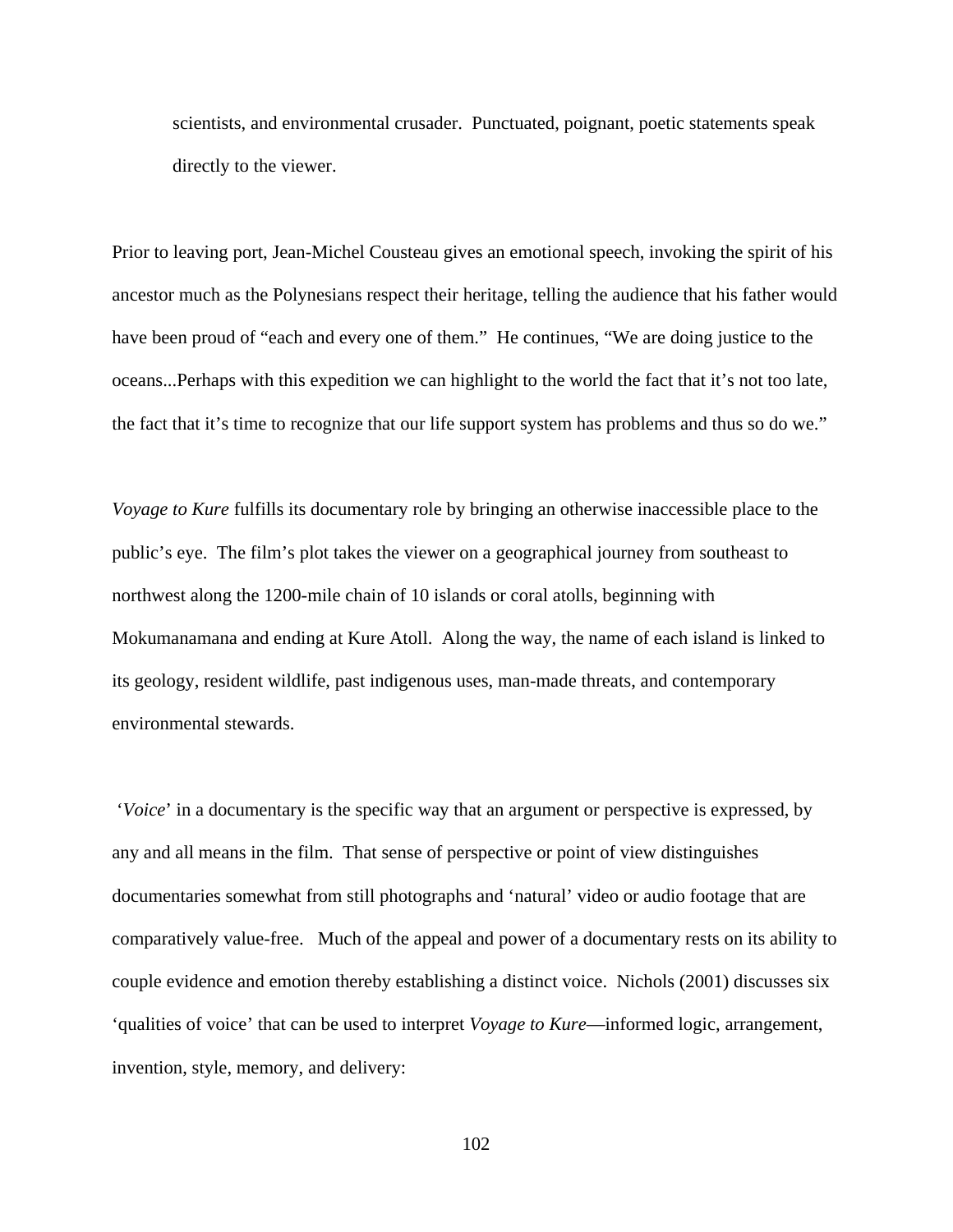scientists, and environmental crusader. Punctuated, poignant, poetic statements speak directly to the viewer.

Prior to leaving port, Jean-Michel Cousteau gives an emotional speech, invoking the spirit of his ancestor much as the Polynesians respect their heritage, telling the audience that his father would have been proud of "each and every one of them." He continues, "We are doing justice to the oceans...Perhaps with this expedition we can highlight to the world the fact that it's not too late, the fact that it's time to recognize that our life support system has problems and thus so do we."

*Voyage to Kure* fulfills its documentary role by bringing an otherwise inaccessible place to the public's eye. The film's plot takes the viewer on a geographical journey from southeast to northwest along the 1200-mile chain of 10 islands or coral atolls, beginning with Mokumanamana and ending at Kure Atoll. Along the way, the name of each island is linked to its geology, resident wildlife, past indigenous uses, man-made threats, and contemporary environmental stewards.

'*Voice*' in a documentary is the specific way that an argument or perspective is expressed, by any and all means in the film. That sense of perspective or point of view distinguishes documentaries somewhat from still photographs and 'natural' video or audio footage that are comparatively value-free. Much of the appeal and power of a documentary rests on its ability to couple evidence and emotion thereby establishing a distinct voice. Nichols (2001) discusses six 'qualities of voice' that can be used to interpret *Voyage to Kure*—informed logic, arrangement, invention, style, memory, and delivery: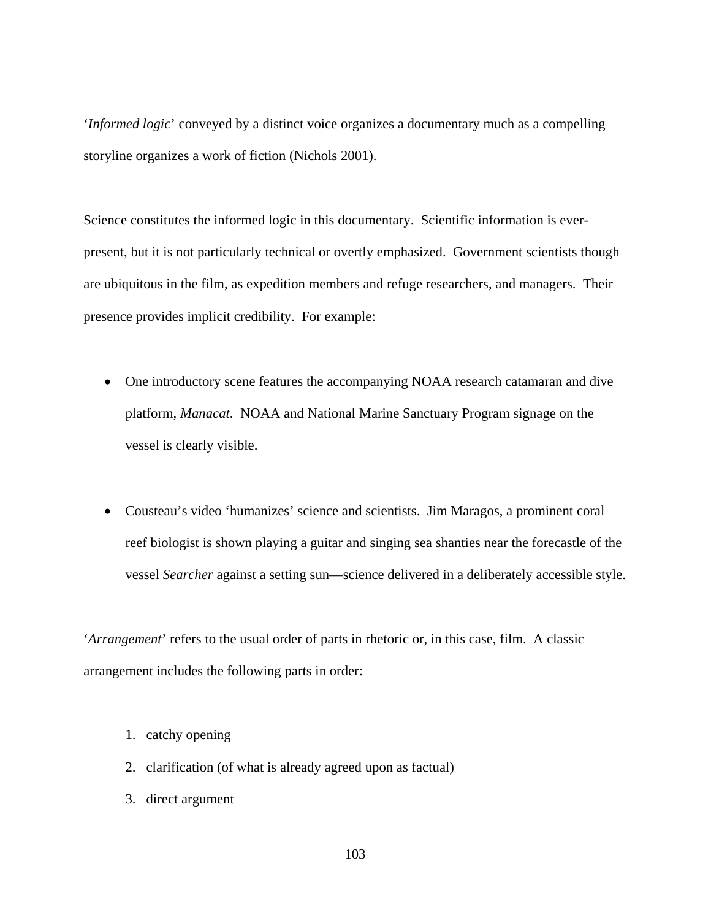'*Informed logic*' conveyed by a distinct voice organizes a documentary much as a compelling storyline organizes a work of fiction (Nichols 2001).

Science constitutes the informed logic in this documentary. Scientific information is ever-present, but it is not particularly technical or overtly emphasized. Government scientists though are ubiquitous in the film, as expedition members and refuge researchers, and managers. Their presence provides implicit credibility. For example:

- One introductory scene features the accompanying NOAA research catamaran and dive platform, *Manacat*. NOAA and National Marine Sanctuary Program signage on the vessel is clearly visible.

- Cousteau's video 'humanizes' science and scientists. Jim Maragos, a prominent coral reef biologist is shown playing a guitar and singing sea shanties near the forecastle of the vessel *Searcher* against a setting sun—science delivered in a deliberately accessible style.

'*Arrangement*' refers to the usual order of parts in rhetoric or, in this case, film. A classic arrangement includes the following parts in order:

1. catchy opening
2. clarification (of what is already agreed upon as factual)
3. direct argument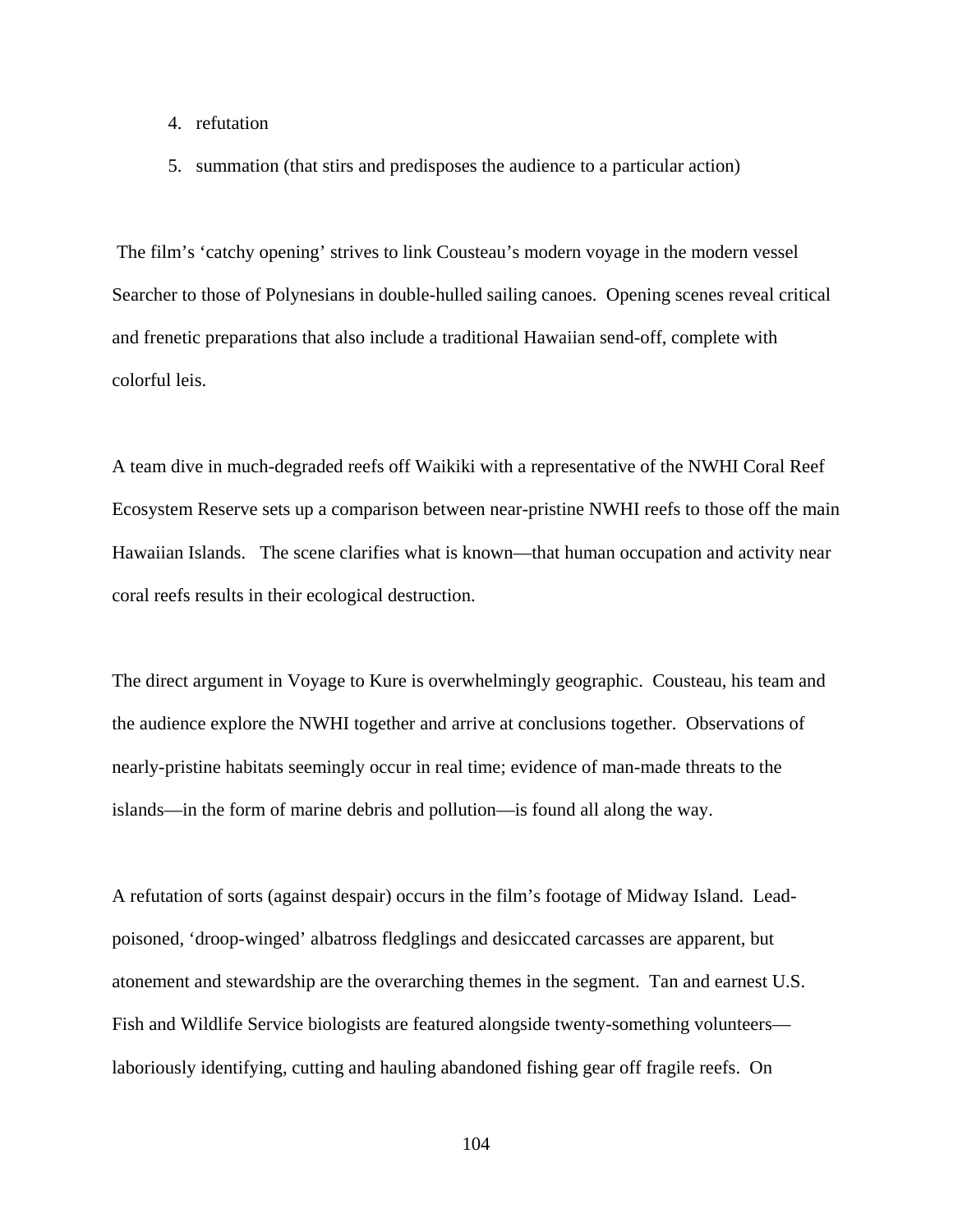4. refutation
5. summation (that stirs and predisposes the audience to a particular action)

The film's 'catchy opening' strives to link Cousteau's modern voyage in the modern vessel Searcher to those of Polynesians in double-hulled sailing canoes. Opening scenes reveal critical and frenetic preparations that also include a traditional Hawaiian send-off, complete with colorful leis.

A team dive in much-degraded reefs off Waikiki with a representative of the NWHI Coral Reef Ecosystem Reserve sets up a comparison between near-pristine NWHI reefs to those off the main Hawaiian Islands. The scene clarifies what is known—that human occupation and activity near coral reefs results in their ecological destruction.

The direct argument in Voyage to Kure is overwhelmingly geographic. Cousteau, his team and the audience explore the NWHI together and arrive at conclusions together. Observations of nearly-pristine habitats seemingly occur in real time; evidence of man-made threats to the islands—in the form of marine debris and pollution—is found all along the way.

A refutation of sorts (against despair) occurs in the film's footage of Midway Island. Lead-poisoned, 'droop-winged' albatross fledglings and desiccated carcasses are apparent, but atonement and stewardship are the overarching themes in the segment. Tan and earnest U.S. Fish and Wildlife Service biologists are featured alongside twenty-something volunteers—laboriously identifying, cutting and hauling abandoned fishing gear off fragile reefs. On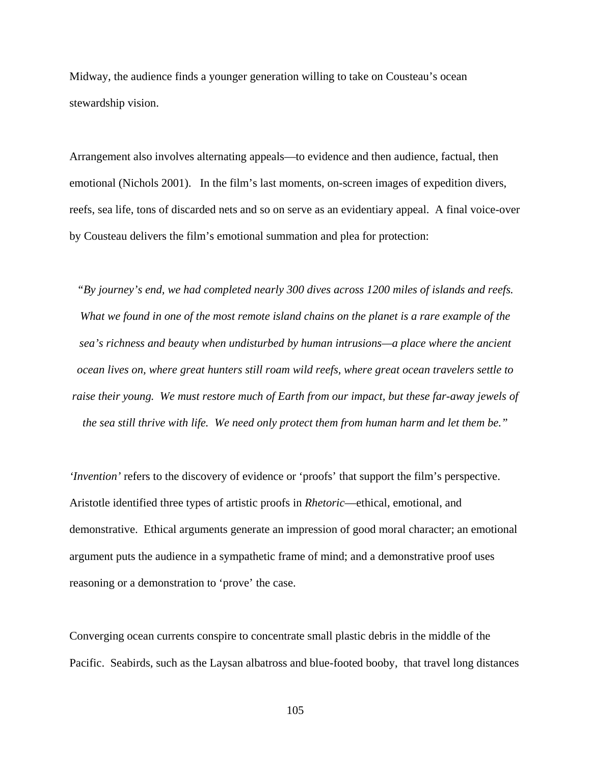Midway, the audience finds a younger generation willing to take on Cousteau's ocean stewardship vision.

Arrangement also involves alternating appeals—to evidence and then audience, factual, then emotional (Nichols 2001). In the film's last moments, on-screen images of expedition divers, reefs, sea life, tons of discarded nets and so on serve as an evidentiary appeal. A final voice-over by Cousteau delivers the film's emotional summation and plea for protection:

> "*By journey's end, we had completed nearly 300 dives across 1200 miles of islands and reefs. What we found in one of the most remote island chains on the planet is a rare example of the sea's richness and beauty when undisturbed by human intrusions—a place where the ancient ocean lives on, where great hunters still roam wild reefs, where great ocean travelers settle to raise their young. We must restore much of Earth from our impact, but these far-away jewels of the sea still thrive with life. We need only protect them from human harm and let them be.*"

*'Invention'* refers to the discovery of evidence or 'proofs' that support the film's perspective. Aristotle identified three types of artistic proofs in *Rhetoric*—ethical, emotional, and demonstrative. Ethical arguments generate an impression of good moral character; an emotional argument puts the audience in a sympathetic frame of mind; and a demonstrative proof uses reasoning or a demonstration to 'prove' the case.

Converging ocean currents conspire to concentrate small plastic debris in the middle of the Pacific. Seabirds, such as the Laysan albatross and blue-footed booby, that travel long distances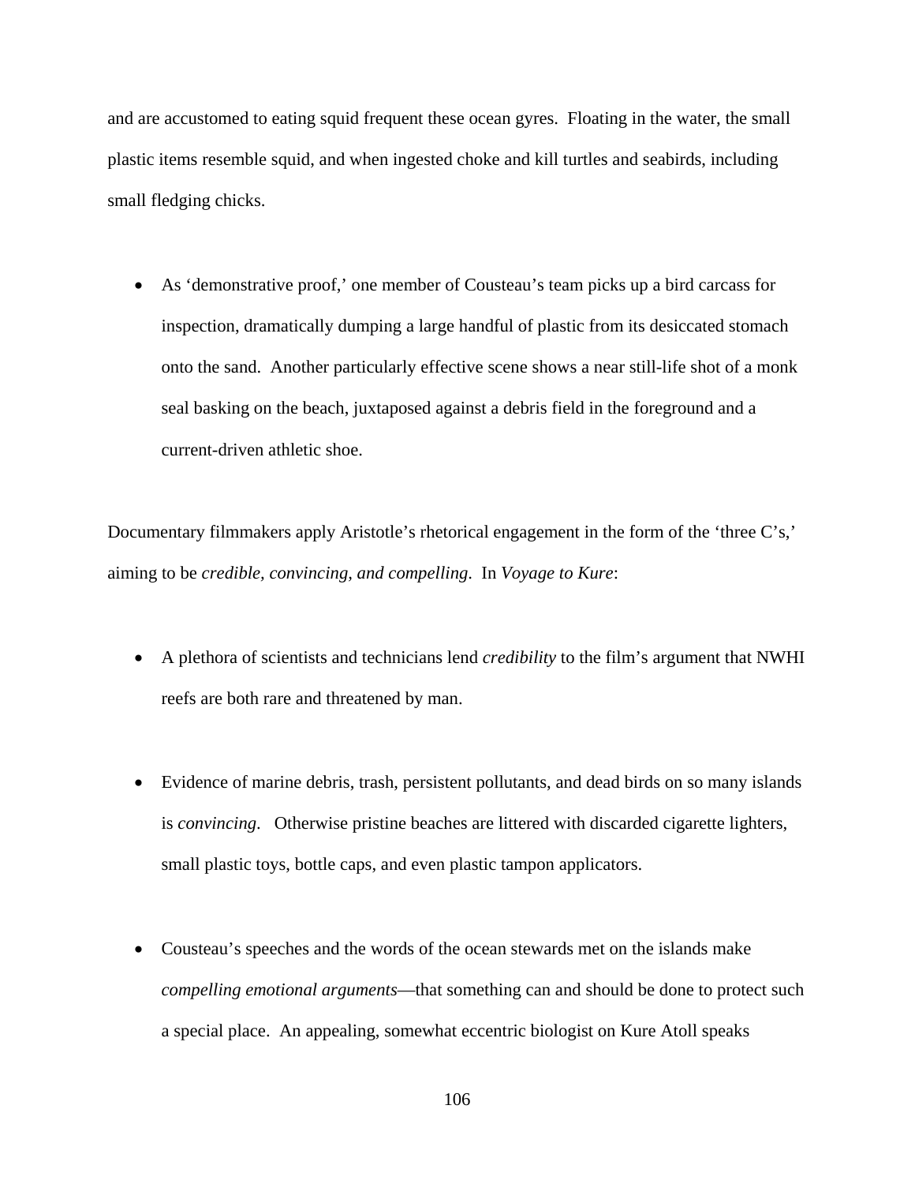and are accustomed to eating squid frequent these ocean gyres. Floating in the water, the small plastic items resemble squid, and when ingested choke and kill turtles and seabirds, including small fledging chicks.

- As 'demonstrative proof,' one member of Cousteau's team picks up a bird carcass for inspection, dramatically dumping a large handful of plastic from its desiccated stomach onto the sand. Another particularly effective scene shows a near still-life shot of a monk seal basking on the beach, juxtaposed against a debris field in the foreground and a current-driven athletic shoe.

Documentary filmmakers apply Aristotle's rhetorical engagement in the form of the 'three C's,' aiming to be *credible, convincing, and compelling*. In *Voyage to Kure*:

- A plethora of scientists and technicians lend *credibility* to the film's argument that NWHI reefs are both rare and threatened by man.

- Evidence of marine debris, trash, persistent pollutants, and dead birds on so many islands is *convincing*. Otherwise pristine beaches are littered with discarded cigarette lighters, small plastic toys, bottle caps, and even plastic tampon applicators.

- Cousteau's speeches and the words of the ocean stewards met on the islands make *compelling emotional arguments*—that something can and should be done to protect such a special place. An appealing, somewhat eccentric biologist on Kure Atoll speaks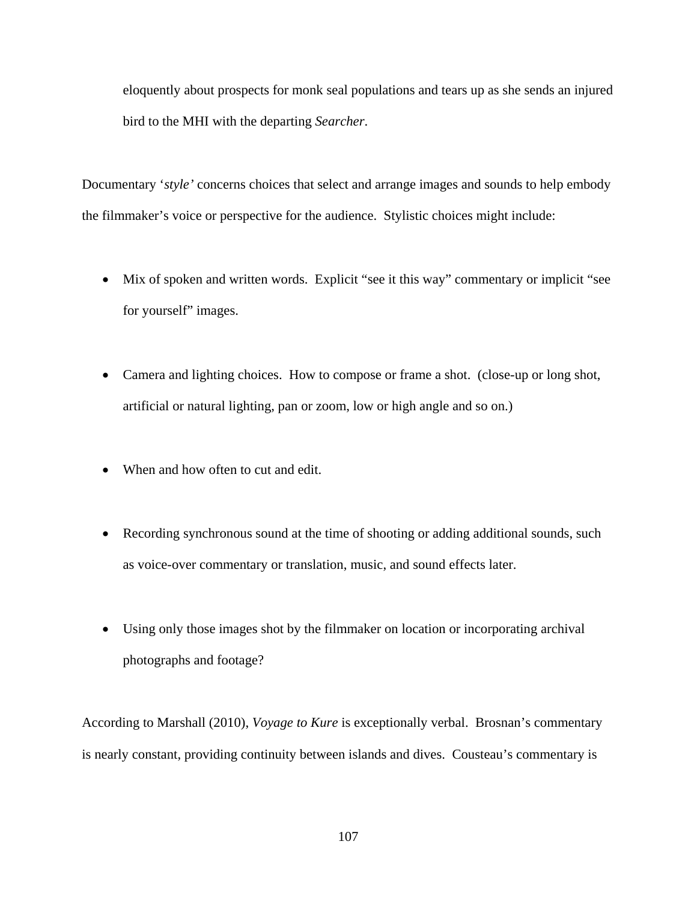eloquently about prospects for monk seal populations and tears up as she sends an injured bird to the MHI with the departing *Searcher*.

Documentary '*style'* concerns choices that select and arrange images and sounds to help embody the filmmaker's voice or perspective for the audience. Stylistic choices might include:

- Mix of spoken and written words. Explicit "see it this way" commentary or implicit "see for yourself" images.

- Camera and lighting choices. How to compose or frame a shot. (close-up or long shot, artificial or natural lighting, pan or zoom, low or high angle and so on.)

- When and how often to cut and edit.

- Recording synchronous sound at the time of shooting or adding additional sounds, such as voice-over commentary or translation, music, and sound effects later.

- Using only those images shot by the filmmaker on location or incorporating archival photographs and footage?

According to Marshall (2010), *Voyage to Kure* is exceptionally verbal. Brosnan's commentary is nearly constant, providing continuity between islands and dives. Cousteau's commentary is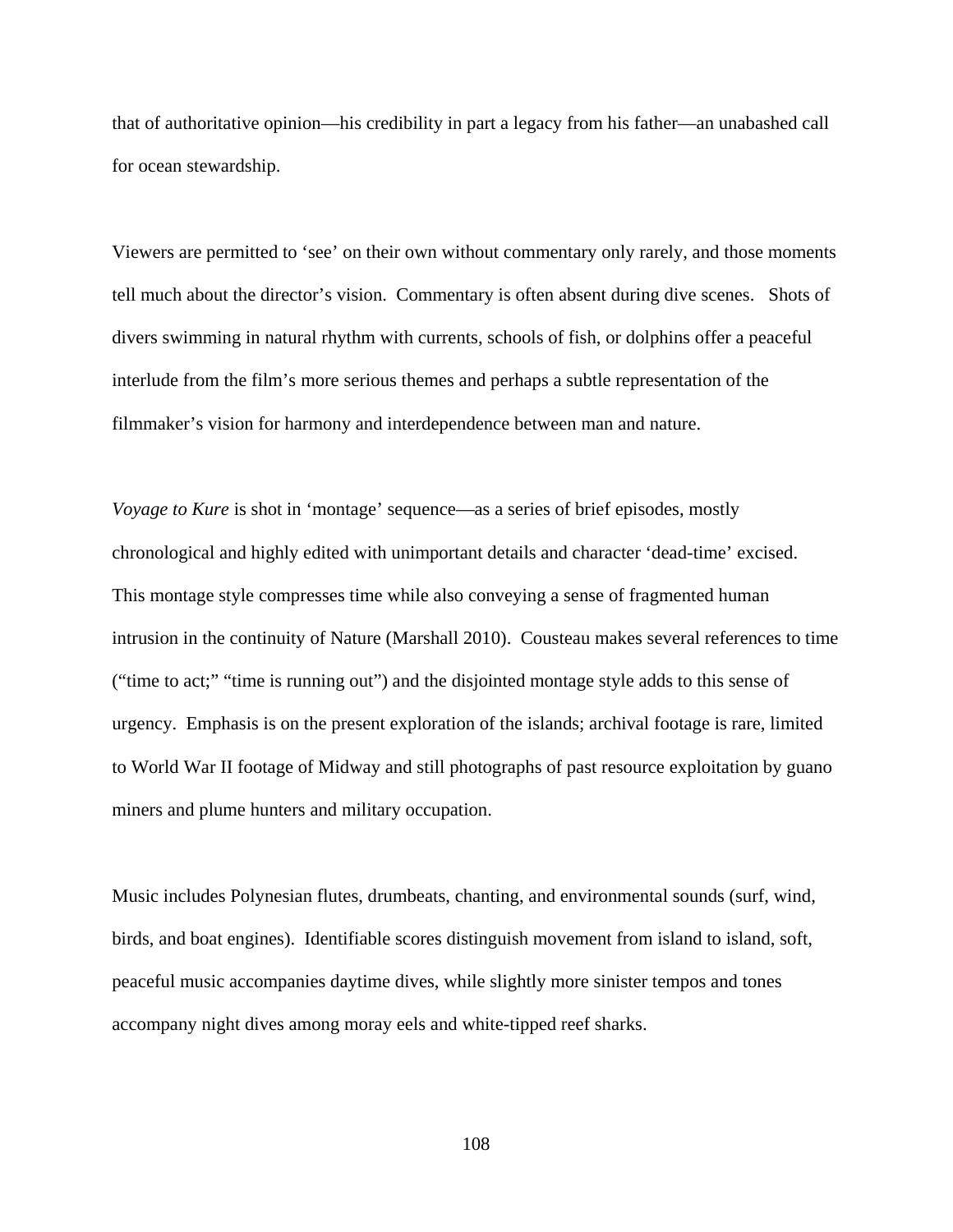that of authoritative opinion—his credibility in part a legacy from his father—an unabashed call for ocean stewardship.

Viewers are permitted to 'see' on their own without commentary only rarely, and those moments tell much about the director's vision. Commentary is often absent during dive scenes. Shots of divers swimming in natural rhythm with currents, schools of fish, or dolphins offer a peaceful interlude from the film's more serious themes and perhaps a subtle representation of the filmmaker's vision for harmony and interdependence between man and nature.

*Voyage to Kure* is shot in 'montage' sequence—as a series of brief episodes, mostly chronological and highly edited with unimportant details and character 'dead-time' excised. This montage style compresses time while also conveying a sense of fragmented human intrusion in the continuity of Nature (Marshall 2010). Cousteau makes several references to time ("time to act;" "time is running out") and the disjointed montage style adds to this sense of urgency. Emphasis is on the present exploration of the islands; archival footage is rare, limited to World War II footage of Midway and still photographs of past resource exploitation by guano miners and plume hunters and military occupation.

Music includes Polynesian flutes, drumbeats, chanting, and environmental sounds (surf, wind, birds, and boat engines). Identifiable scores distinguish movement from island to island, soft, peaceful music accompanies daytime dives, while slightly more sinister tempos and tones accompany night dives among moray eels and white-tipped reef sharks.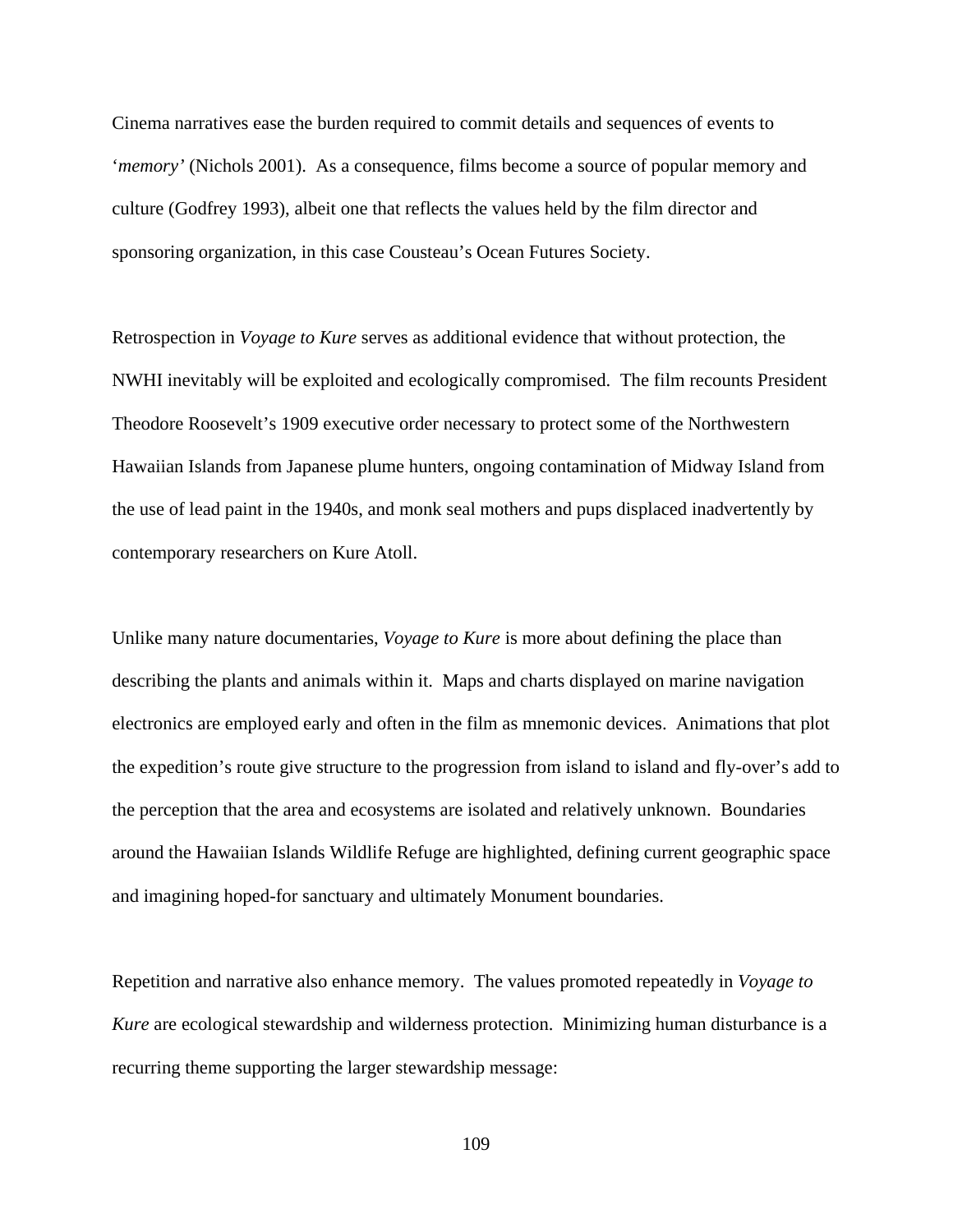Cinema narratives ease the burden required to commit details and sequences of events to '*memory'* (Nichols 2001). As a consequence, films become a source of popular memory and culture (Godfrey 1993), albeit one that reflects the values held by the film director and sponsoring organization, in this case Cousteau's Ocean Futures Society.

Retrospection in *Voyage to Kure* serves as additional evidence that without protection, the NWHI inevitably will be exploited and ecologically compromised. The film recounts President Theodore Roosevelt's 1909 executive order necessary to protect some of the Northwestern Hawaiian Islands from Japanese plume hunters, ongoing contamination of Midway Island from the use of lead paint in the 1940s, and monk seal mothers and pups displaced inadvertently by contemporary researchers on Kure Atoll.

Unlike many nature documentaries, *Voyage to Kure* is more about defining the place than describing the plants and animals within it. Maps and charts displayed on marine navigation electronics are employed early and often in the film as mnemonic devices. Animations that plot the expedition's route give structure to the progression from island to island and fly-over's add to the perception that the area and ecosystems are isolated and relatively unknown. Boundaries around the Hawaiian Islands Wildlife Refuge are highlighted, defining current geographic space and imagining hoped-for sanctuary and ultimately Monument boundaries.

Repetition and narrative also enhance memory. The values promoted repeatedly in *Voyage to Kure* are ecological stewardship and wilderness protection. Minimizing human disturbance is a recurring theme supporting the larger stewardship message: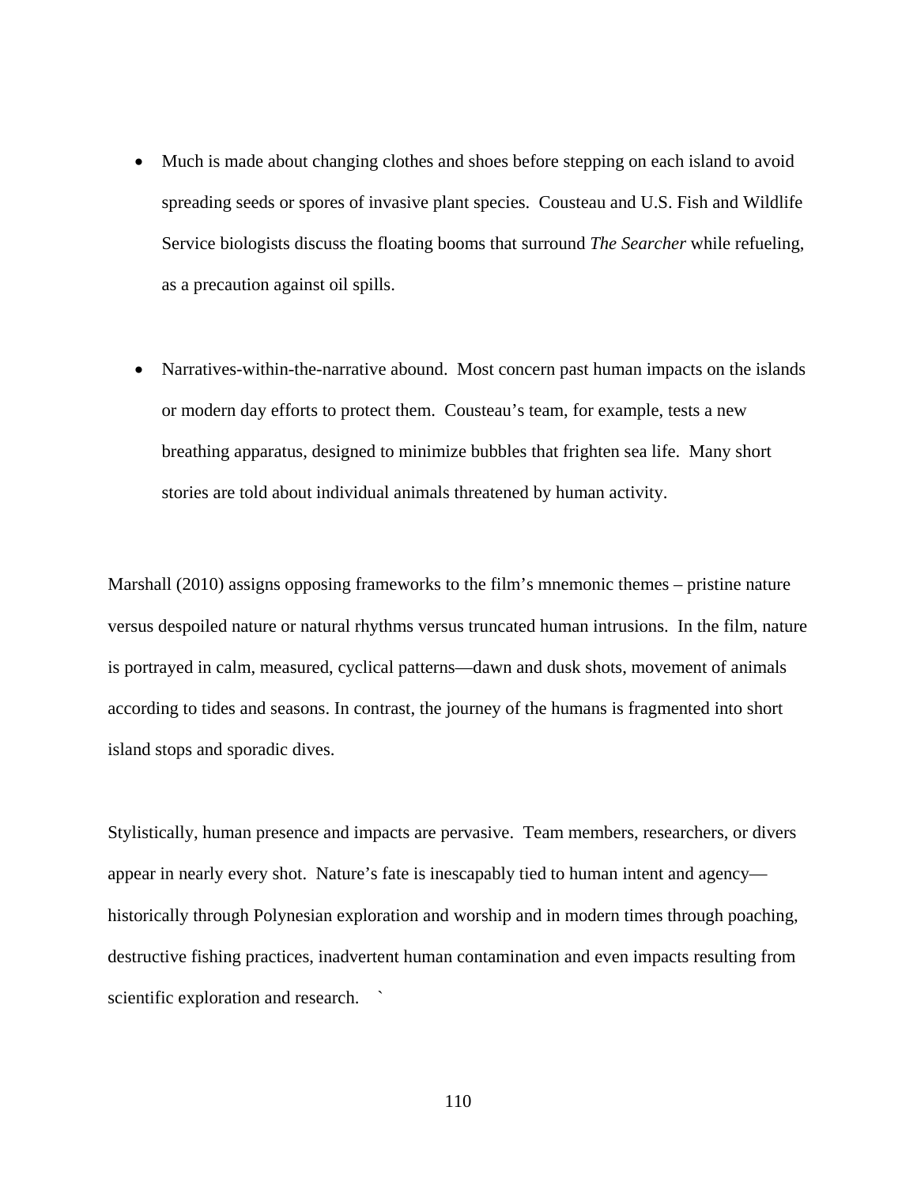- Much is made about changing clothes and shoes before stepping on each island to avoid spreading seeds or spores of invasive plant species. Cousteau and U.S. Fish and Wildlife Service biologists discuss the floating booms that surround *The Searcher* while refueling, as a precaution against oil spills.

- Narratives-within-the-narrative abound. Most concern past human impacts on the islands or modern day efforts to protect them. Cousteau's team, for example, tests a new breathing apparatus, designed to minimize bubbles that frighten sea life. Many short stories are told about individual animals threatened by human activity.

Marshall (2010) assigns opposing frameworks to the film's mnemonic themes – pristine nature versus despoiled nature or natural rhythms versus truncated human intrusions. In the film, nature is portrayed in calm, measured, cyclical patterns—dawn and dusk shots, movement of animals according to tides and seasons. In contrast, the journey of the humans is fragmented into short island stops and sporadic dives.

Stylistically, human presence and impacts are pervasive. Team members, researchers, or divers appear in nearly every shot. Nature's fate is inescapably tied to human intent and agency—historically through Polynesian exploration and worship and in modern times through poaching, destructive fishing practices, inadvertent human contamination and even impacts resulting from scientific exploration and research. `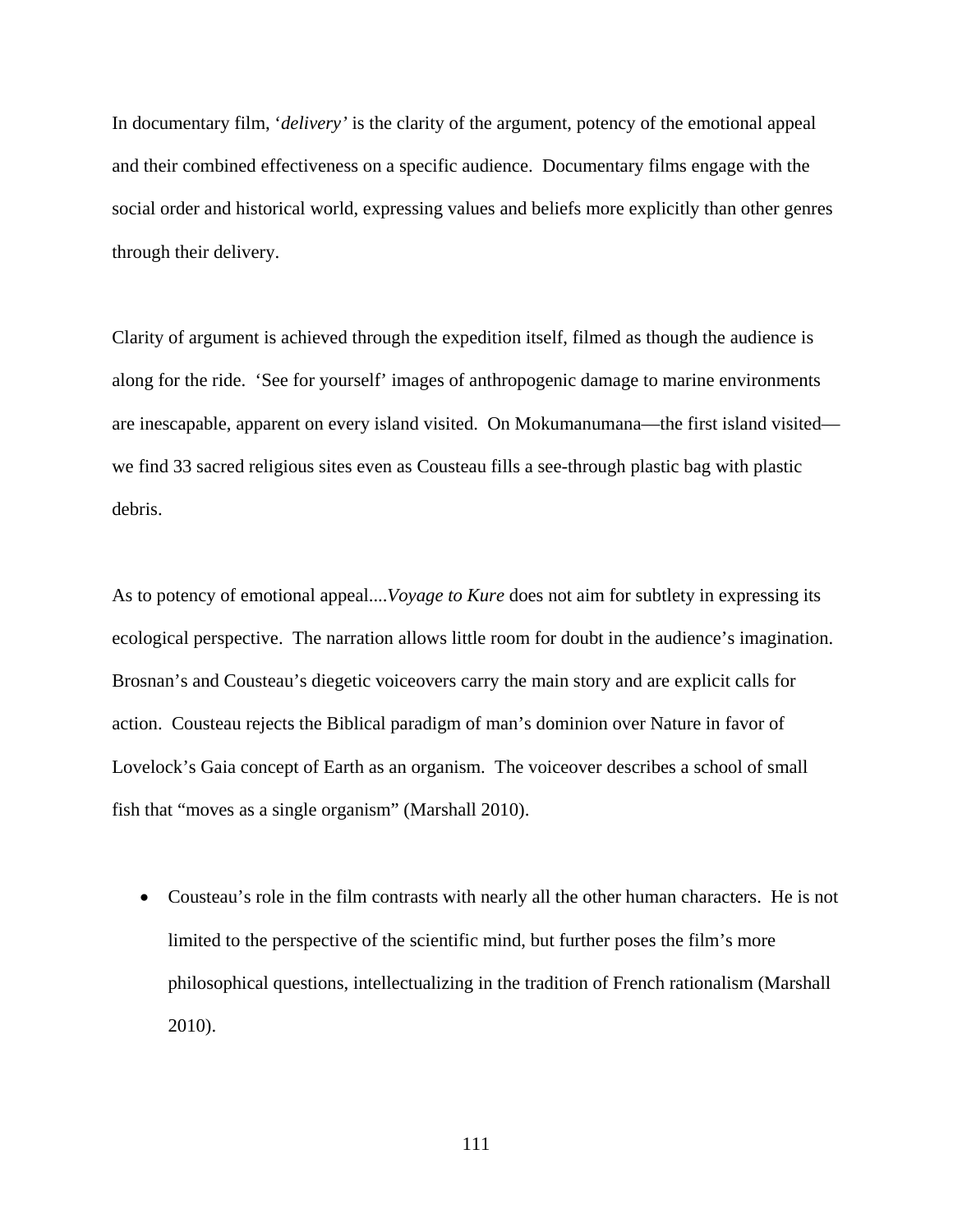In documentary film, '*delivery'* is the clarity of the argument, potency of the emotional appeal and their combined effectiveness on a specific audience. Documentary films engage with the social order and historical world, expressing values and beliefs more explicitly than other genres through their delivery.

Clarity of argument is achieved through the expedition itself, filmed as though the audience is along for the ride. 'See for yourself' images of anthropogenic damage to marine environments are inescapable, apparent on every island visited. On Mokumanumana—the first island visited—we find 33 sacred religious sites even as Cousteau fills a see-through plastic bag with plastic debris.

As to potency of emotional appeal....*Voyage to Kure* does not aim for subtlety in expressing its ecological perspective. The narration allows little room for doubt in the audience's imagination. Brosnan's and Cousteau's diegetic voiceovers carry the main story and are explicit calls for action. Cousteau rejects the Biblical paradigm of man's dominion over Nature in favor of Lovelock's Gaia concept of Earth as an organism. The voiceover describes a school of small fish that "moves as a single organism" (Marshall 2010).

- Cousteau's role in the film contrasts with nearly all the other human characters. He is not limited to the perspective of the scientific mind, but further poses the film's more philosophical questions, intellectualizing in the tradition of French rationalism (Marshall 2010).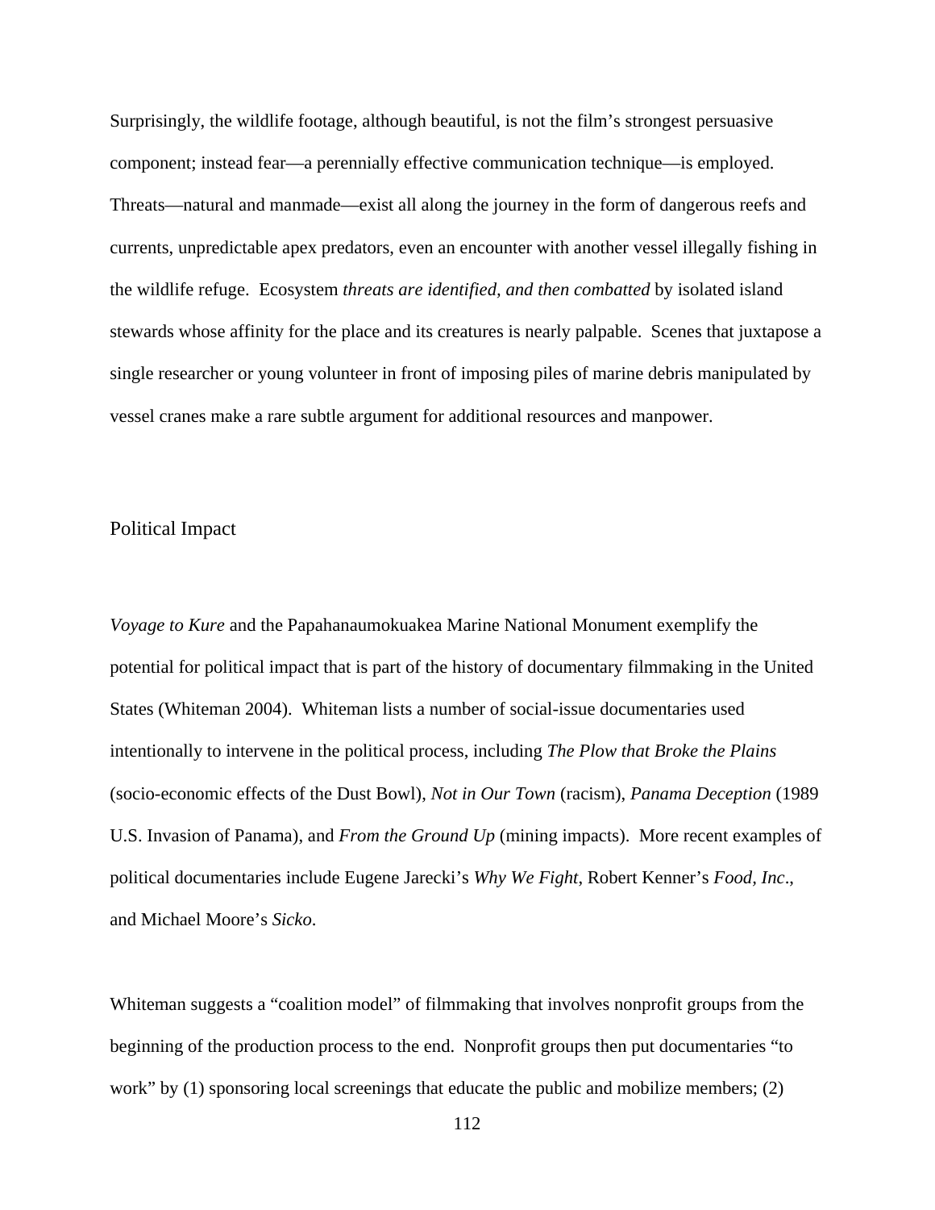Surprisingly, the wildlife footage, although beautiful, is not the film's strongest persuasive component; instead fear—a perennially effective communication technique—is employed. Threats—natural and manmade—exist all along the journey in the form of dangerous reefs and currents, unpredictable apex predators, even an encounter with another vessel illegally fishing in the wildlife refuge. Ecosystem *threats are identified, and then combatted* by isolated island stewards whose affinity for the place and its creatures is nearly palpable. Scenes that juxtapose a single researcher or young volunteer in front of imposing piles of marine debris manipulated by vessel cranes make a rare subtle argument for additional resources and manpower.

## Political Impact

*Voyage to Kure* and the Papahanaumokuakea Marine National Monument exemplify the potential for political impact that is part of the history of documentary filmmaking in the United States (Whiteman 2004). Whiteman lists a number of social-issue documentaries used intentionally to intervene in the political process, including *The Plow that Broke the Plains* (socio-economic effects of the Dust Bowl), *Not in Our Town* (racism), *Panama Deception* (1989 U.S. Invasion of Panama), and *From the Ground Up* (mining impacts). More recent examples of political documentaries include Eugene Jarecki's *Why We Fight*, Robert Kenner's *Food, Inc*., and Michael Moore's *Sicko*.

Whiteman suggests a "coalition model" of filmmaking that involves nonprofit groups from the beginning of the production process to the end. Nonprofit groups then put documentaries "to work" by (1) sponsoring local screenings that educate the public and mobilize members; (2)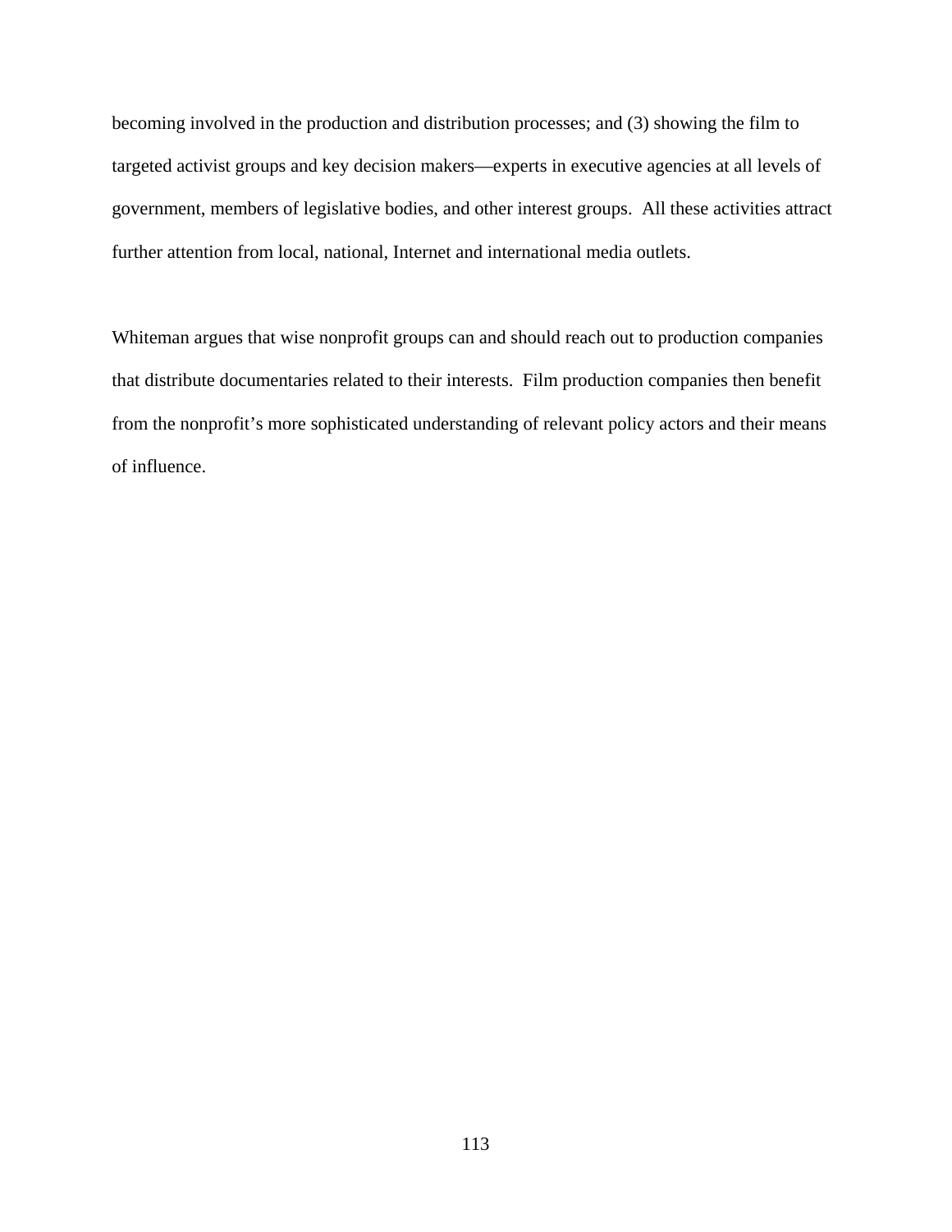becoming involved in the production and distribution processes; and (3) showing the film to targeted activist groups and key decision makers—experts in executive agencies at all levels of government, members of legislative bodies, and other interest groups. All these activities attract further attention from local, national, Internet and international media outlets.

Whiteman argues that wise nonprofit groups can and should reach out to production companies that distribute documentaries related to their interests. Film production companies then benefit from the nonprofit's more sophisticated understanding of relevant policy actors and their means of influence.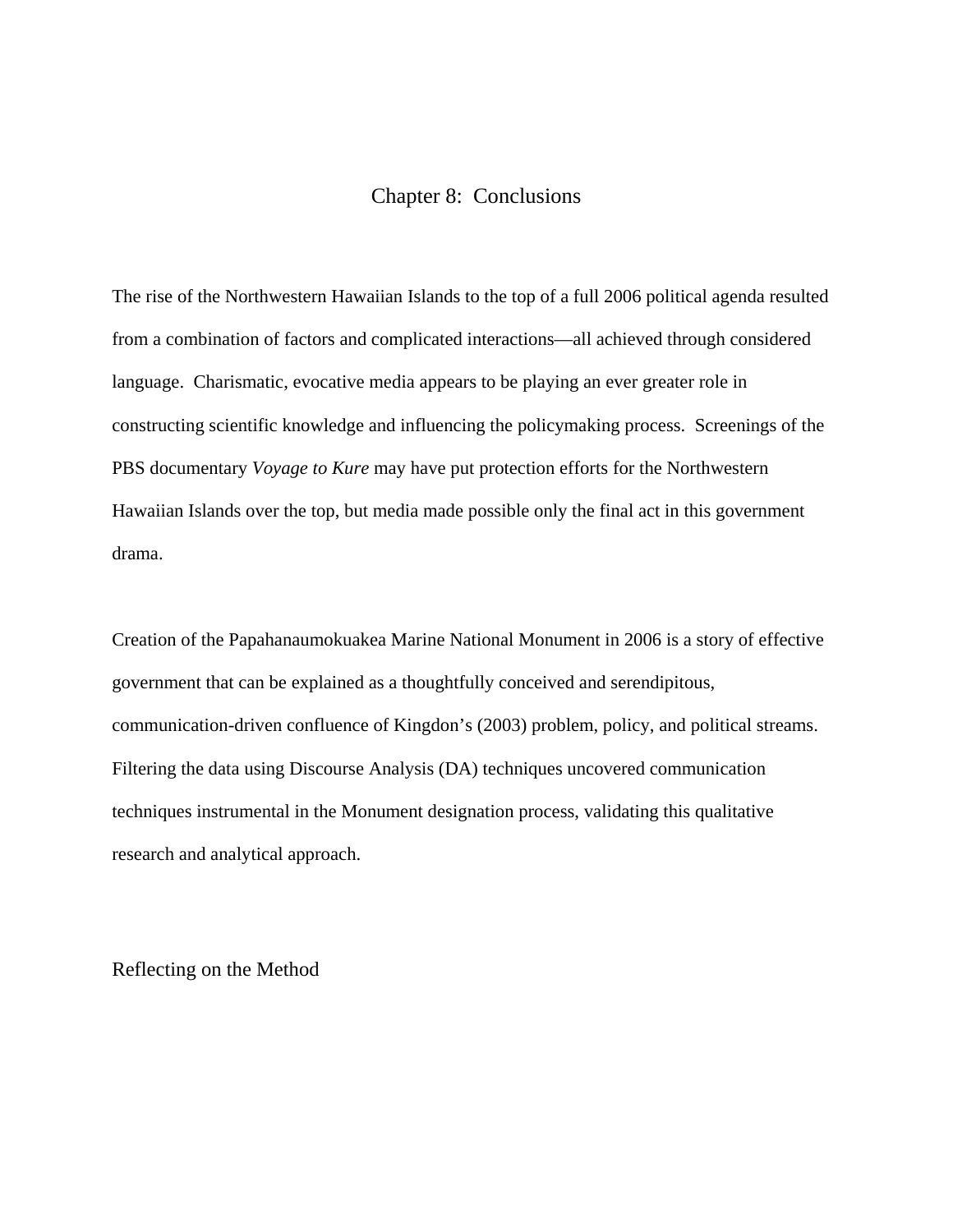# Chapter 8: Conclusions

The rise of the Northwestern Hawaiian Islands to the top of a full 2006 political agenda resulted from a combination of factors and complicated interactions—all achieved through considered language. Charismatic, evocative media appears to be playing an ever greater role in constructing scientific knowledge and influencing the policymaking process. Screenings of the PBS documentary *Voyage to Kure* may have put protection efforts for the Northwestern Hawaiian Islands over the top, but media made possible only the final act in this government drama.

Creation of the Papahanaumokuakea Marine National Monument in 2006 is a story of effective government that can be explained as a thoughtfully conceived and serendipitous, communication-driven confluence of Kingdon's (2003) problem, policy, and political streams. Filtering the data using Discourse Analysis (DA) techniques uncovered communication techniques instrumental in the Monument designation process, validating this qualitative research and analytical approach.

## Reflecting on the Method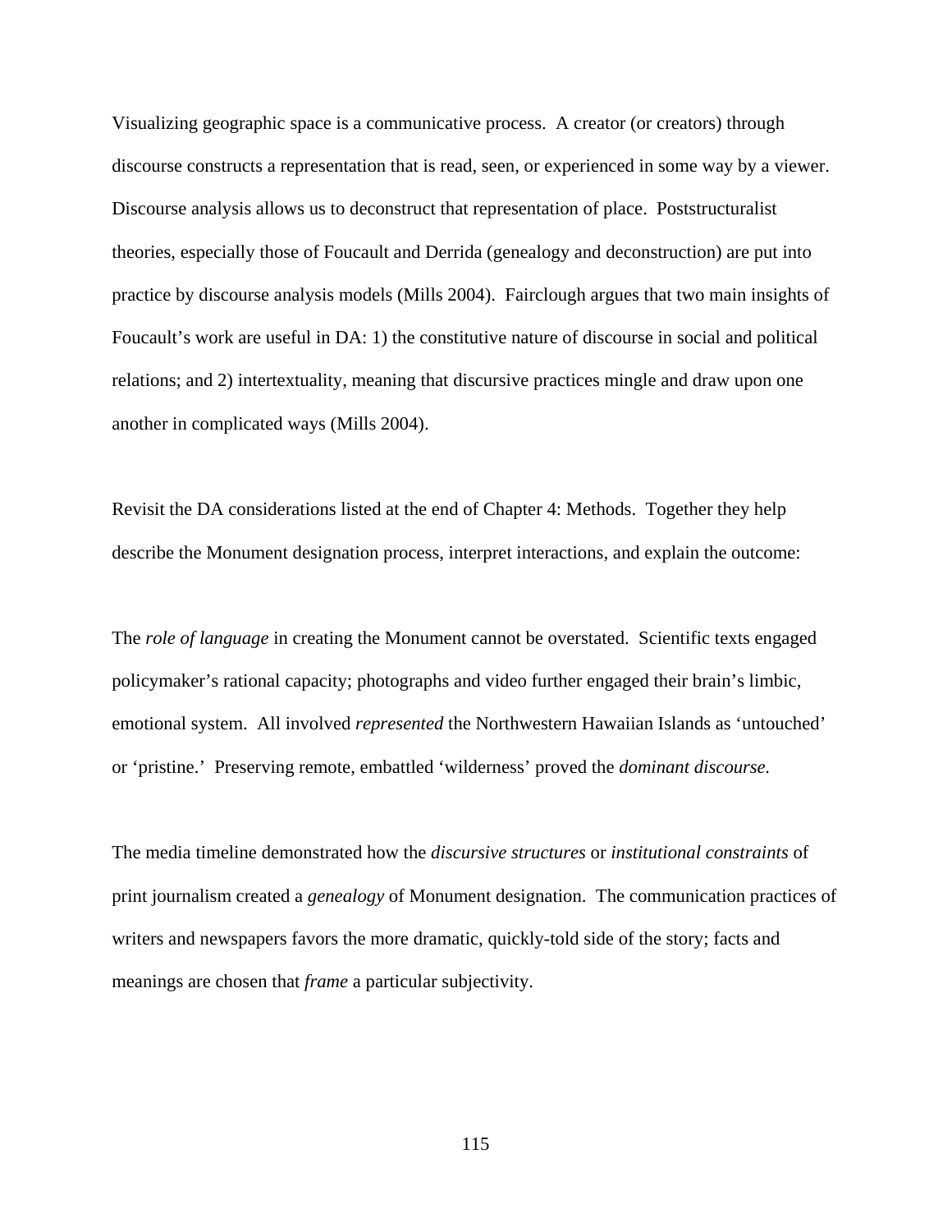Visualizing geographic space is a communicative process. A creator (or creators) through discourse constructs a representation that is read, seen, or experienced in some way by a viewer. Discourse analysis allows us to deconstruct that representation of place. Poststructuralist theories, especially those of Foucault and Derrida (genealogy and deconstruction) are put into practice by discourse analysis models (Mills 2004). Fairclough argues that two main insights of Foucault's work are useful in DA: 1) the constitutive nature of discourse in social and political relations; and 2) intertextuality, meaning that discursive practices mingle and draw upon one another in complicated ways (Mills 2004).

Revisit the DA considerations listed at the end of Chapter 4: Methods. Together they help describe the Monument designation process, interpret interactions, and explain the outcome:

The *role of language* in creating the Monument cannot be overstated. Scientific texts engaged policymaker's rational capacity; photographs and video further engaged their brain's limbic, emotional system. All involved *represented* the Northwestern Hawaiian Islands as 'untouched' or 'pristine.' Preserving remote, embattled 'wilderness' proved the *dominant discourse.*

The media timeline demonstrated how the *discursive structures* or *institutional constraints* of print journalism created a *genealogy* of Monument designation. The communication practices of writers and newspapers favors the more dramatic, quickly-told side of the story; facts and meanings are chosen that *frame* a particular subjectivity.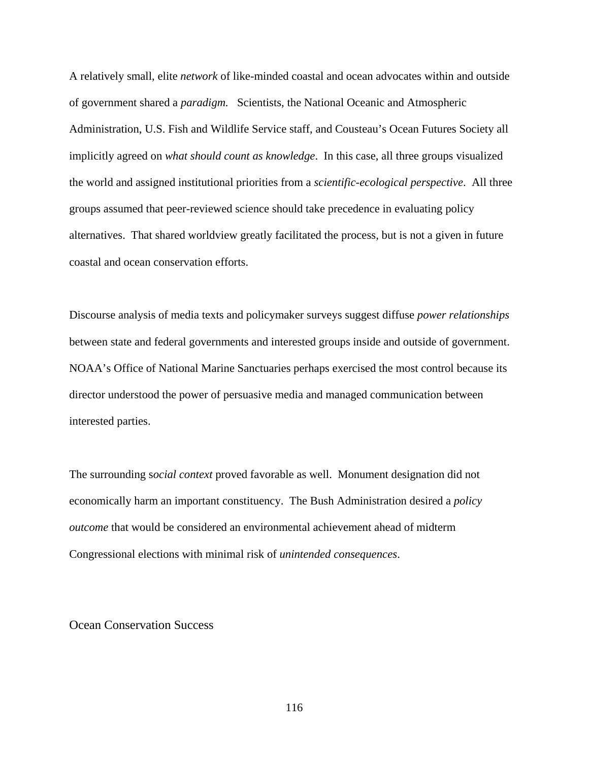A relatively small, elite *network* of like-minded coastal and ocean advocates within and outside of government shared a *paradigm.* Scientists, the National Oceanic and Atmospheric Administration, U.S. Fish and Wildlife Service staff, and Cousteau's Ocean Futures Society all implicitly agreed on *what should count as knowledge*. In this case, all three groups visualized the world and assigned institutional priorities from a *scientific-ecological perspective*. All three groups assumed that peer-reviewed science should take precedence in evaluating policy alternatives. That shared worldview greatly facilitated the process, but is not a given in future coastal and ocean conservation efforts.

Discourse analysis of media texts and policymaker surveys suggest diffuse *power relationships* between state and federal governments and interested groups inside and outside of government. NOAA's Office of National Marine Sanctuaries perhaps exercised the most control because its director understood the power of persuasive media and managed communication between interested parties.

The surrounding s*ocial context* proved favorable as well. Monument designation did not economically harm an important constituency. The Bush Administration desired a *policy outcome* that would be considered an environmental achievement ahead of midterm Congressional elections with minimal risk of *unintended consequences*.

## Ocean Conservation Success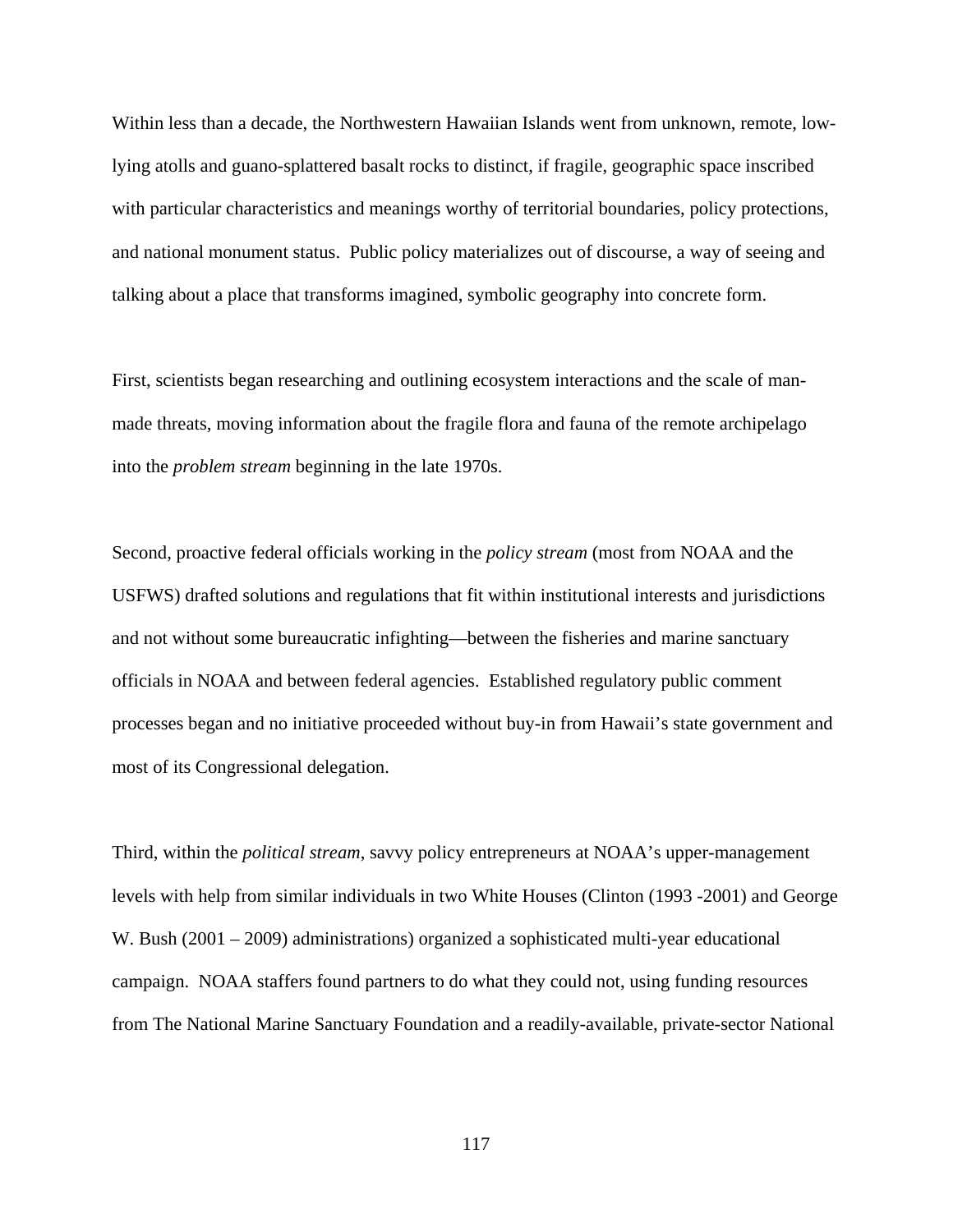Within less than a decade, the Northwestern Hawaiian Islands went from unknown, remote, low-lying atolls and guano-splattered basalt rocks to distinct, if fragile, geographic space inscribed with particular characteristics and meanings worthy of territorial boundaries, policy protections, and national monument status. Public policy materializes out of discourse, a way of seeing and talking about a place that transforms imagined, symbolic geography into concrete form.

First, scientists began researching and outlining ecosystem interactions and the scale of man-made threats, moving information about the fragile flora and fauna of the remote archipelago into the *problem stream* beginning in the late 1970s.

Second, proactive federal officials working in the *policy stream* (most from NOAA and the USFWS) drafted solutions and regulations that fit within institutional interests and jurisdictions and not without some bureaucratic infighting—between the fisheries and marine sanctuary officials in NOAA and between federal agencies. Established regulatory public comment processes began and no initiative proceeded without buy-in from Hawaii's state government and most of its Congressional delegation.

Third, within the *political stream*, savvy policy entrepreneurs at NOAA's upper-management levels with help from similar individuals in two White Houses (Clinton (1993 -2001) and George W. Bush (2001 – 2009) administrations) organized a sophisticated multi-year educational campaign. NOAA staffers found partners to do what they could not, using funding resources from The National Marine Sanctuary Foundation and a readily-available, private-sector National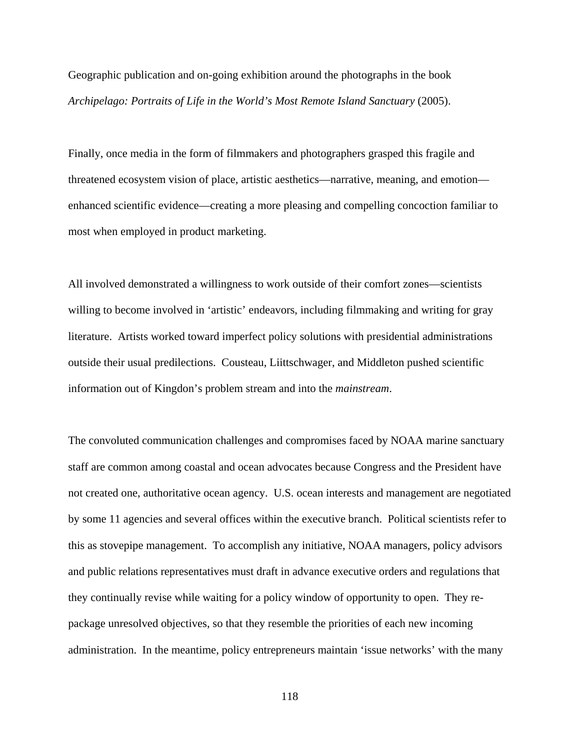Geographic publication and on-going exhibition around the photographs in the book *Archipelago: Portraits of Life in the World's Most Remote Island Sanctuary* (2005).

Finally, once media in the form of filmmakers and photographers grasped this fragile and threatened ecosystem vision of place, artistic aesthetics—narrative, meaning, and emotion—enhanced scientific evidence—creating a more pleasing and compelling concoction familiar to most when employed in product marketing.

All involved demonstrated a willingness to work outside of their comfort zones—scientists willing to become involved in 'artistic' endeavors, including filmmaking and writing for gray literature. Artists worked toward imperfect policy solutions with presidential administrations outside their usual predilections. Cousteau, Liittschwager, and Middleton pushed scientific information out of Kingdon's problem stream and into the *mainstream*.

The convoluted communication challenges and compromises faced by NOAA marine sanctuary staff are common among coastal and ocean advocates because Congress and the President have not created one, authoritative ocean agency. U.S. ocean interests and management are negotiated by some 11 agencies and several offices within the executive branch. Political scientists refer to this as stovepipe management. To accomplish any initiative, NOAA managers, policy advisors and public relations representatives must draft in advance executive orders and regulations that they continually revise while waiting for a policy window of opportunity to open. They re-package unresolved objectives, so that they resemble the priorities of each new incoming administration. In the meantime, policy entrepreneurs maintain 'issue networks' with the many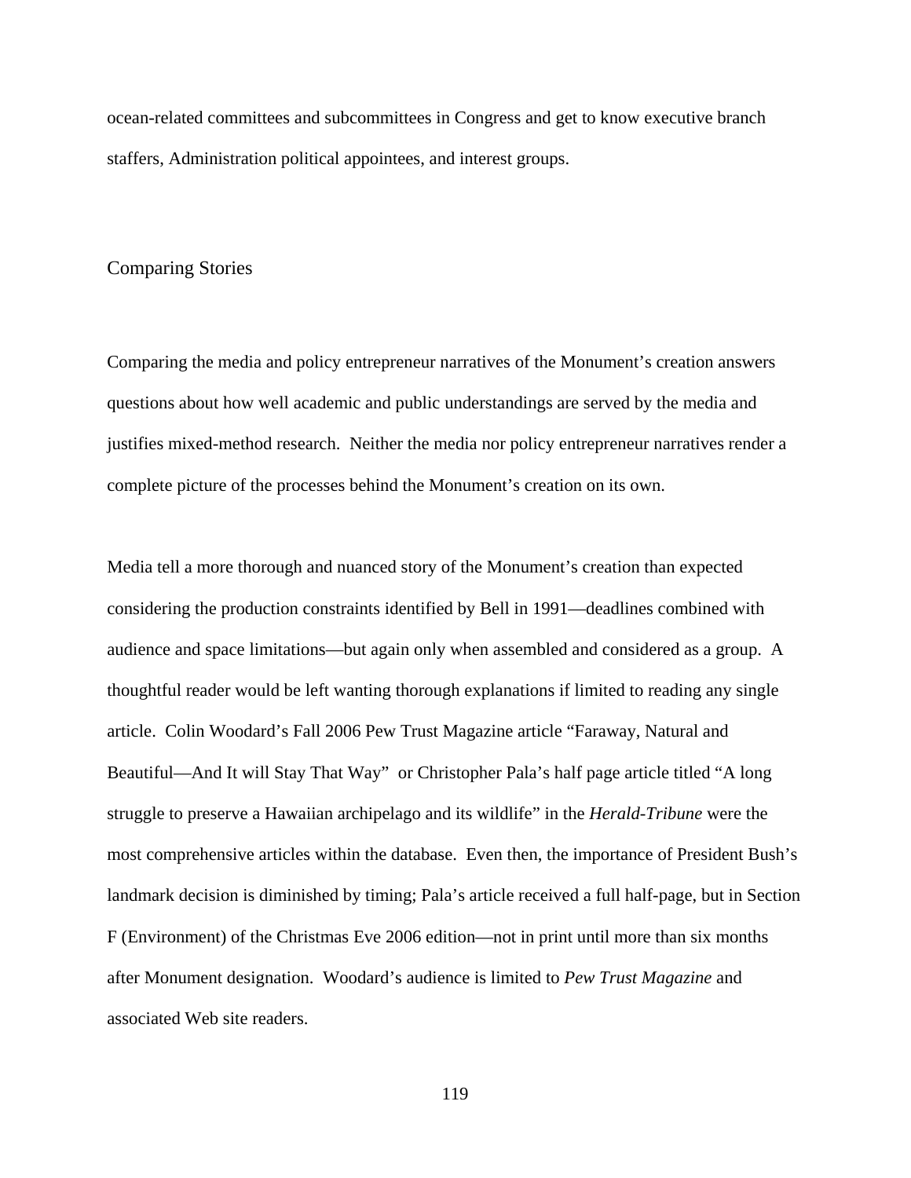ocean-related committees and subcommittees in Congress and get to know executive branch staffers, Administration political appointees, and interest groups.

## Comparing Stories

Comparing the media and policy entrepreneur narratives of the Monument's creation answers questions about how well academic and public understandings are served by the media and justifies mixed-method research. Neither the media nor policy entrepreneur narratives render a complete picture of the processes behind the Monument's creation on its own.

Media tell a more thorough and nuanced story of the Monument's creation than expected considering the production constraints identified by Bell in 1991—deadlines combined with audience and space limitations—but again only when assembled and considered as a group. A thoughtful reader would be left wanting thorough explanations if limited to reading any single article. Colin Woodard's Fall 2006 Pew Trust Magazine article "Faraway, Natural and Beautiful—And It will Stay That Way" or Christopher Pala's half page article titled "A long struggle to preserve a Hawaiian archipelago and its wildlife" in the *Herald-Tribune* were the most comprehensive articles within the database. Even then, the importance of President Bush's landmark decision is diminished by timing; Pala's article received a full half-page, but in Section F (Environment) of the Christmas Eve 2006 edition—not in print until more than six months after Monument designation. Woodard's audience is limited to *Pew Trust Magazine* and associated Web site readers.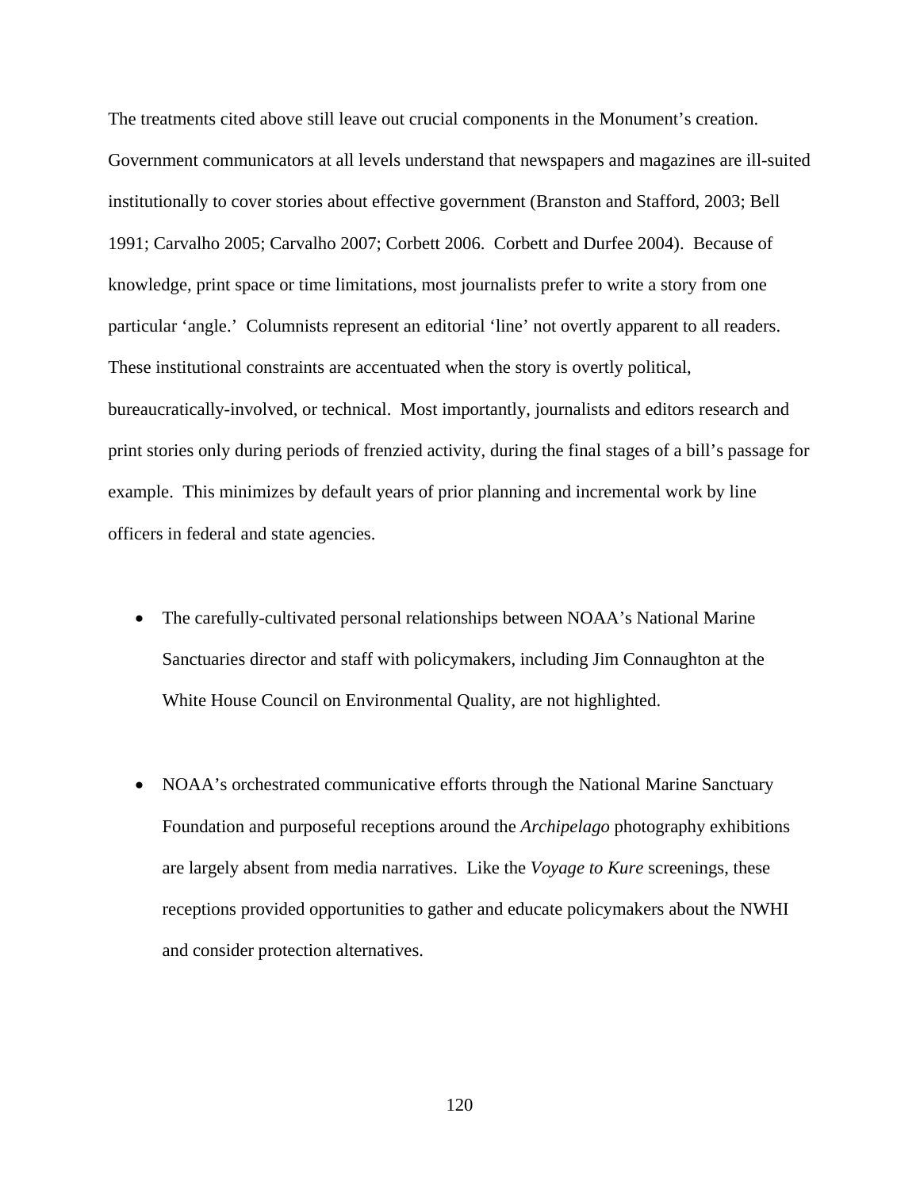The treatments cited above still leave out crucial components in the Monument's creation. Government communicators at all levels understand that newspapers and magazines are ill-suited institutionally to cover stories about effective government (Branston and Stafford, 2003; Bell 1991; Carvalho 2005; Carvalho 2007; Corbett 2006. Corbett and Durfee 2004). Because of knowledge, print space or time limitations, most journalists prefer to write a story from one particular 'angle.' Columnists represent an editorial 'line' not overtly apparent to all readers. These institutional constraints are accentuated when the story is overtly political, bureaucratically-involved, or technical. Most importantly, journalists and editors research and print stories only during periods of frenzied activity, during the final stages of a bill's passage for example. This minimizes by default years of prior planning and incremental work by line officers in federal and state agencies.

- The carefully-cultivated personal relationships between NOAA's National Marine Sanctuaries director and staff with policymakers, including Jim Connaughton at the White House Council on Environmental Quality, are not highlighted.

- NOAA's orchestrated communicative efforts through the National Marine Sanctuary Foundation and purposeful receptions around the *Archipelago* photography exhibitions are largely absent from media narratives. Like the *Voyage to Kure* screenings, these receptions provided opportunities to gather and educate policymakers about the NWHI and consider protection alternatives.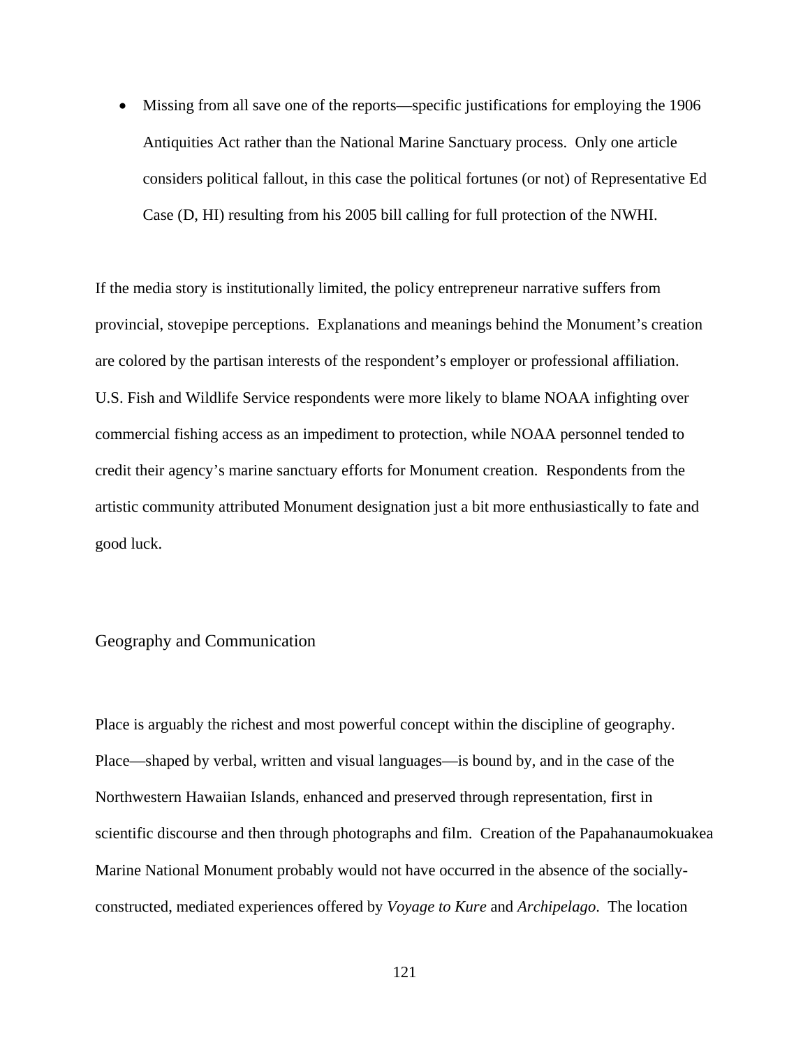- Missing from all save one of the reports—specific justifications for employing the 1906 Antiquities Act rather than the National Marine Sanctuary process. Only one article considers political fallout, in this case the political fortunes (or not) of Representative Ed Case (D, HI) resulting from his 2005 bill calling for full protection of the NWHI.

If the media story is institutionally limited, the policy entrepreneur narrative suffers from provincial, stovepipe perceptions. Explanations and meanings behind the Monument's creation are colored by the partisan interests of the respondent's employer or professional affiliation. U.S. Fish and Wildlife Service respondents were more likely to blame NOAA infighting over commercial fishing access as an impediment to protection, while NOAA personnel tended to credit their agency's marine sanctuary efforts for Monument creation. Respondents from the artistic community attributed Monument designation just a bit more enthusiastically to fate and good luck.

## Geography and Communication

Place is arguably the richest and most powerful concept within the discipline of geography. Place—shaped by verbal, written and visual languages—is bound by, and in the case of the Northwestern Hawaiian Islands, enhanced and preserved through representation, first in scientific discourse and then through photographs and film. Creation of the Papahanaumokuakea Marine National Monument probably would not have occurred in the absence of the socially-constructed, mediated experiences offered by *Voyage to Kure* and *Archipelago*. The location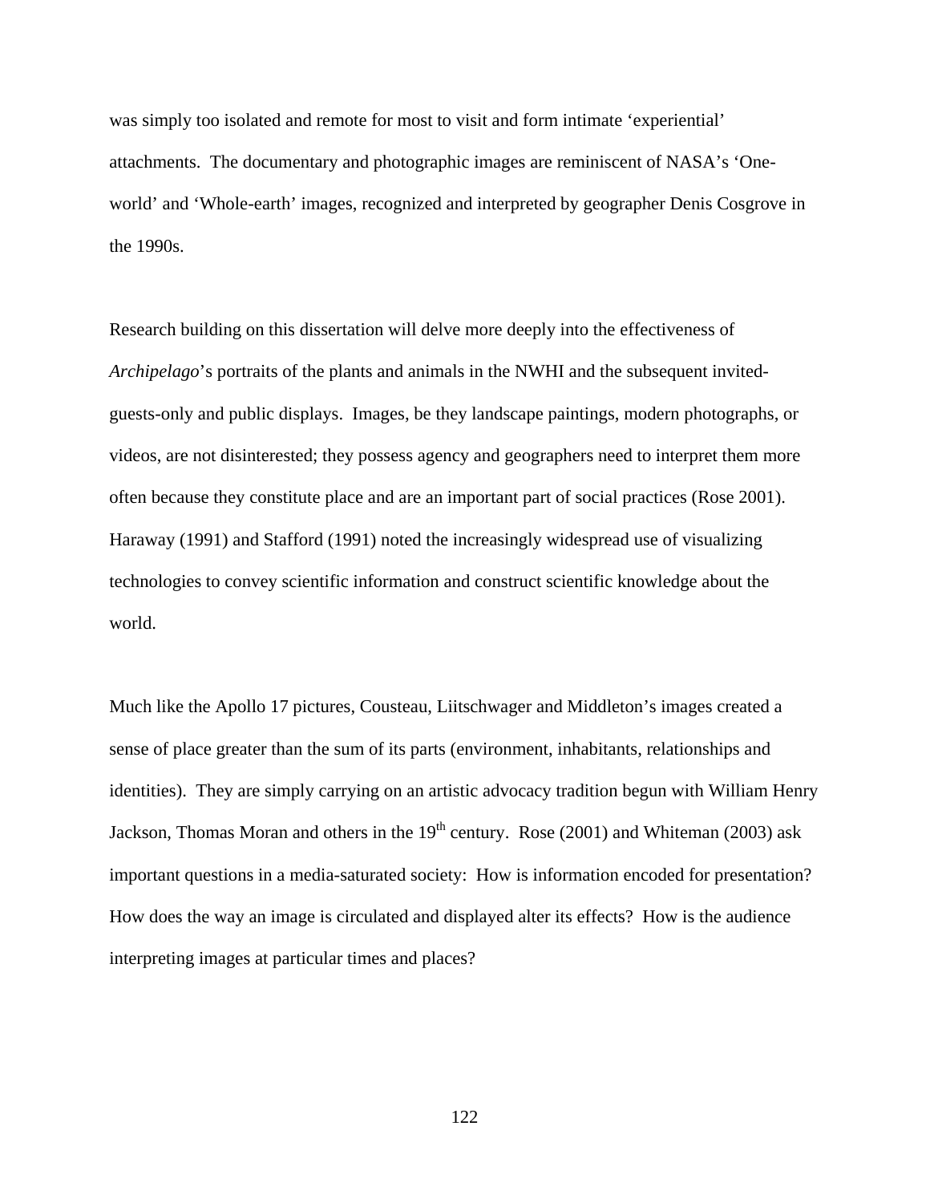was simply too isolated and remote for most to visit and form intimate 'experiential' attachments. The documentary and photographic images are reminiscent of NASA's 'One-world' and 'Whole-earth' images, recognized and interpreted by geographer Denis Cosgrove in the 1990s.

Research building on this dissertation will delve more deeply into the effectiveness of *Archipelago*'s portraits of the plants and animals in the NWHI and the subsequent invited-guests-only and public displays. Images, be they landscape paintings, modern photographs, or videos, are not disinterested; they possess agency and geographers need to interpret them more often because they constitute place and are an important part of social practices (Rose 2001). Haraway (1991) and Stafford (1991) noted the increasingly widespread use of visualizing technologies to convey scientific information and construct scientific knowledge about the world.

Much like the Apollo 17 pictures, Cousteau, Liitschwager and Middleton's images created a sense of place greater than the sum of its parts (environment, inhabitants, relationships and identities). They are simply carrying on an artistic advocacy tradition begun with William Henry Jackson, Thomas Moran and others in the 19th century. Rose (2001) and Whiteman (2003) ask important questions in a media-saturated society: How is information encoded for presentation? How does the way an image is circulated and displayed alter its effects? How is the audience interpreting images at particular times and places?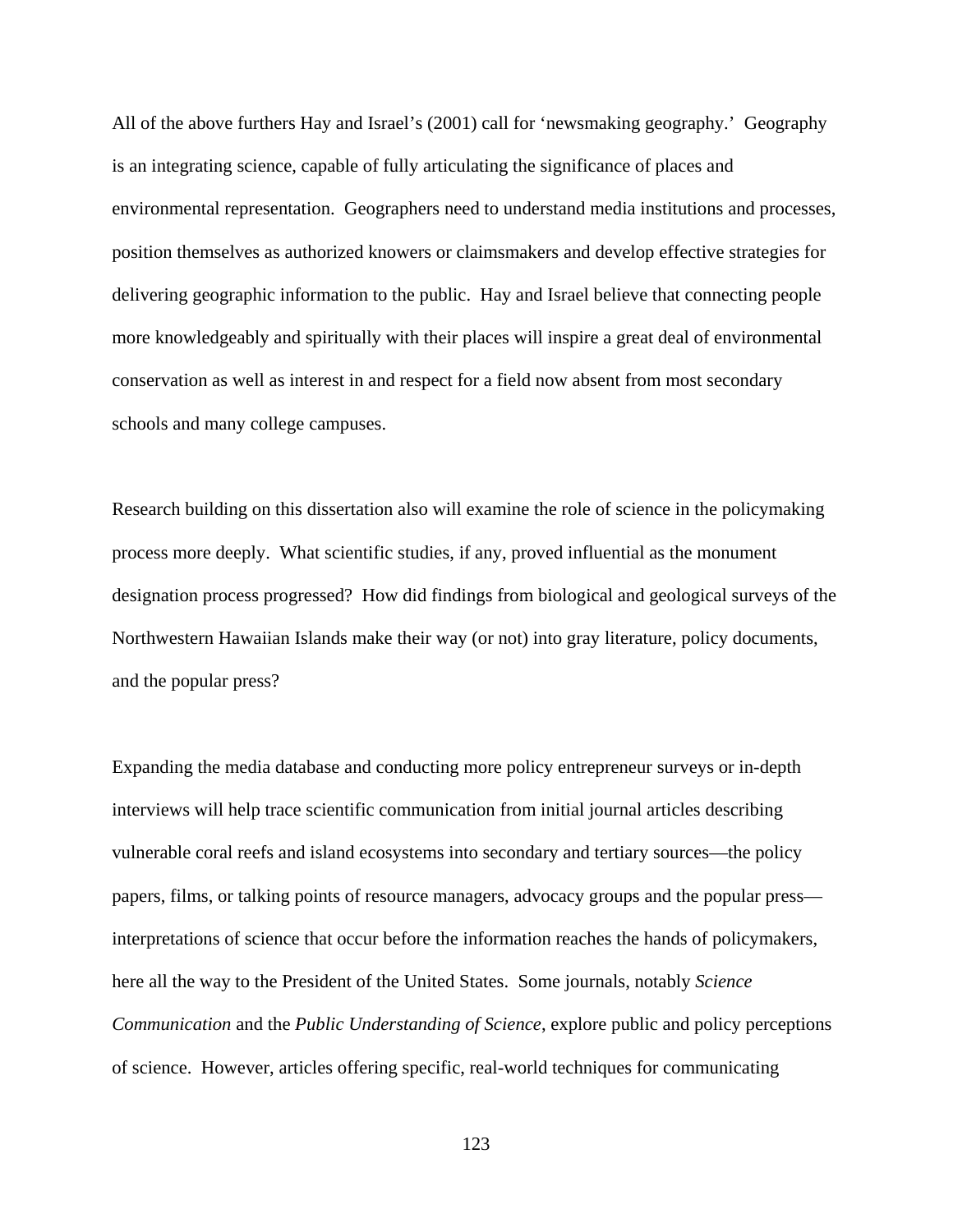All of the above furthers Hay and Israel's (2001) call for 'newsmaking geography.' Geography is an integrating science, capable of fully articulating the significance of places and environmental representation. Geographers need to understand media institutions and processes, position themselves as authorized knowers or claimsmakers and develop effective strategies for delivering geographic information to the public. Hay and Israel believe that connecting people more knowledgeably and spiritually with their places will inspire a great deal of environmental conservation as well as interest in and respect for a field now absent from most secondary schools and many college campuses.

Research building on this dissertation also will examine the role of science in the policymaking process more deeply. What scientific studies, if any, proved influential as the monument designation process progressed? How did findings from biological and geological surveys of the Northwestern Hawaiian Islands make their way (or not) into gray literature, policy documents, and the popular press?

Expanding the media database and conducting more policy entrepreneur surveys or in-depth interviews will help trace scientific communication from initial journal articles describing vulnerable coral reefs and island ecosystems into secondary and tertiary sources—the policy papers, films, or talking points of resource managers, advocacy groups and the popular press—interpretations of science that occur before the information reaches the hands of policymakers, here all the way to the President of the United States. Some journals, notably *Science Communication* and the *Public Understanding of Science*, explore public and policy perceptions of science. However, articles offering specific, real-world techniques for communicating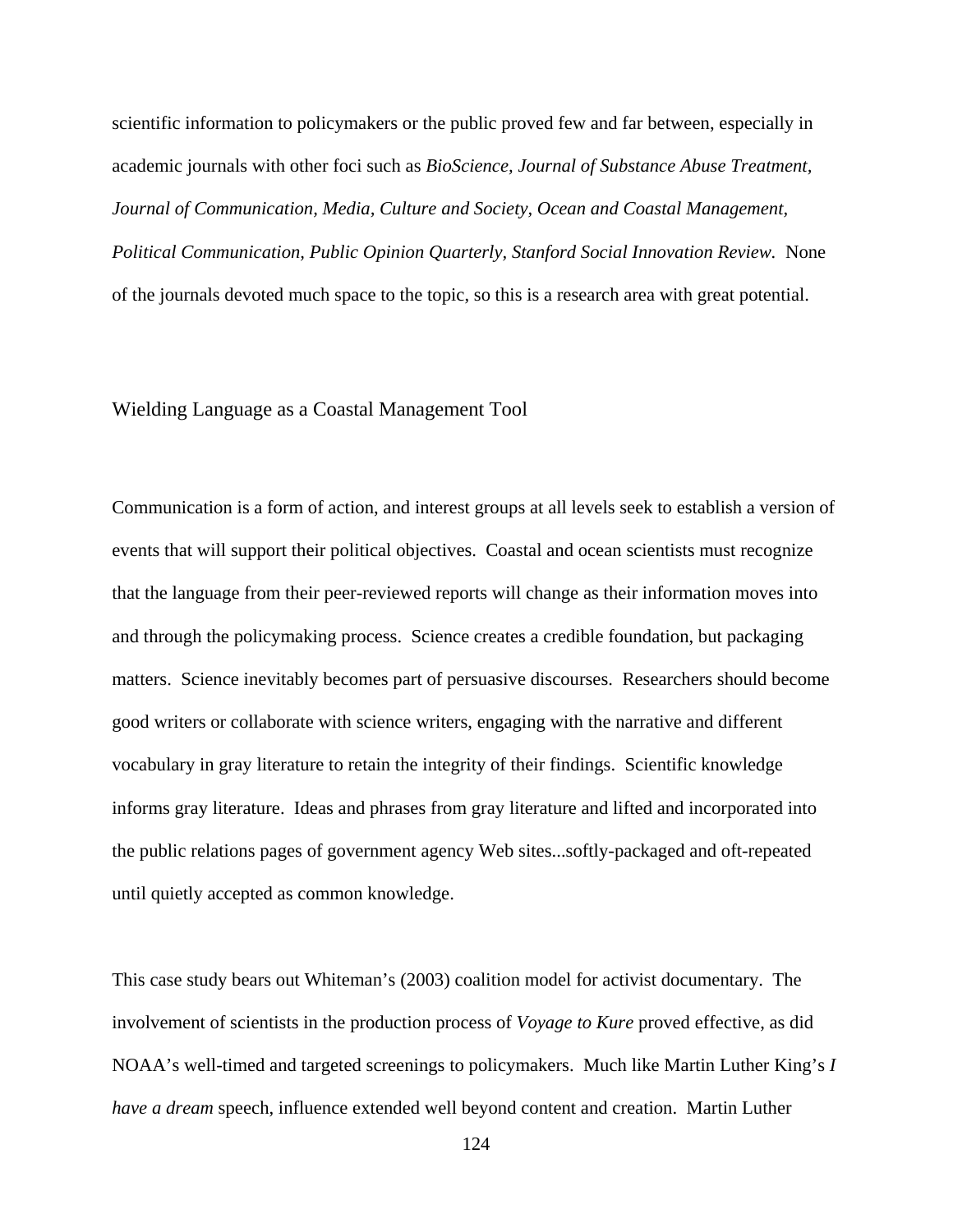scientific information to policymakers or the public proved few and far between, especially in academic journals with other foci such as *BioScience, Journal of Substance Abuse Treatment, Journal of Communication, Media, Culture and Society, Ocean and Coastal Management, Political Communication, Public Opinion Quarterly, Stanford Social Innovation Review.* None of the journals devoted much space to the topic, so this is a research area with great potential.

## Wielding Language as a Coastal Management Tool

Communication is a form of action, and interest groups at all levels seek to establish a version of events that will support their political objectives. Coastal and ocean scientists must recognize that the language from their peer-reviewed reports will change as their information moves into and through the policymaking process. Science creates a credible foundation, but packaging matters. Science inevitably becomes part of persuasive discourses. Researchers should become good writers or collaborate with science writers, engaging with the narrative and different vocabulary in gray literature to retain the integrity of their findings. Scientific knowledge informs gray literature. Ideas and phrases from gray literature and lifted and incorporated into the public relations pages of government agency Web sites...softly-packaged and oft-repeated until quietly accepted as common knowledge.

This case study bears out Whiteman's (2003) coalition model for activist documentary. The involvement of scientists in the production process of *Voyage to Kure* proved effective, as did NOAA's well-timed and targeted screenings to policymakers. Much like Martin Luther King's *I have a dream* speech, influence extended well beyond content and creation. Martin Luther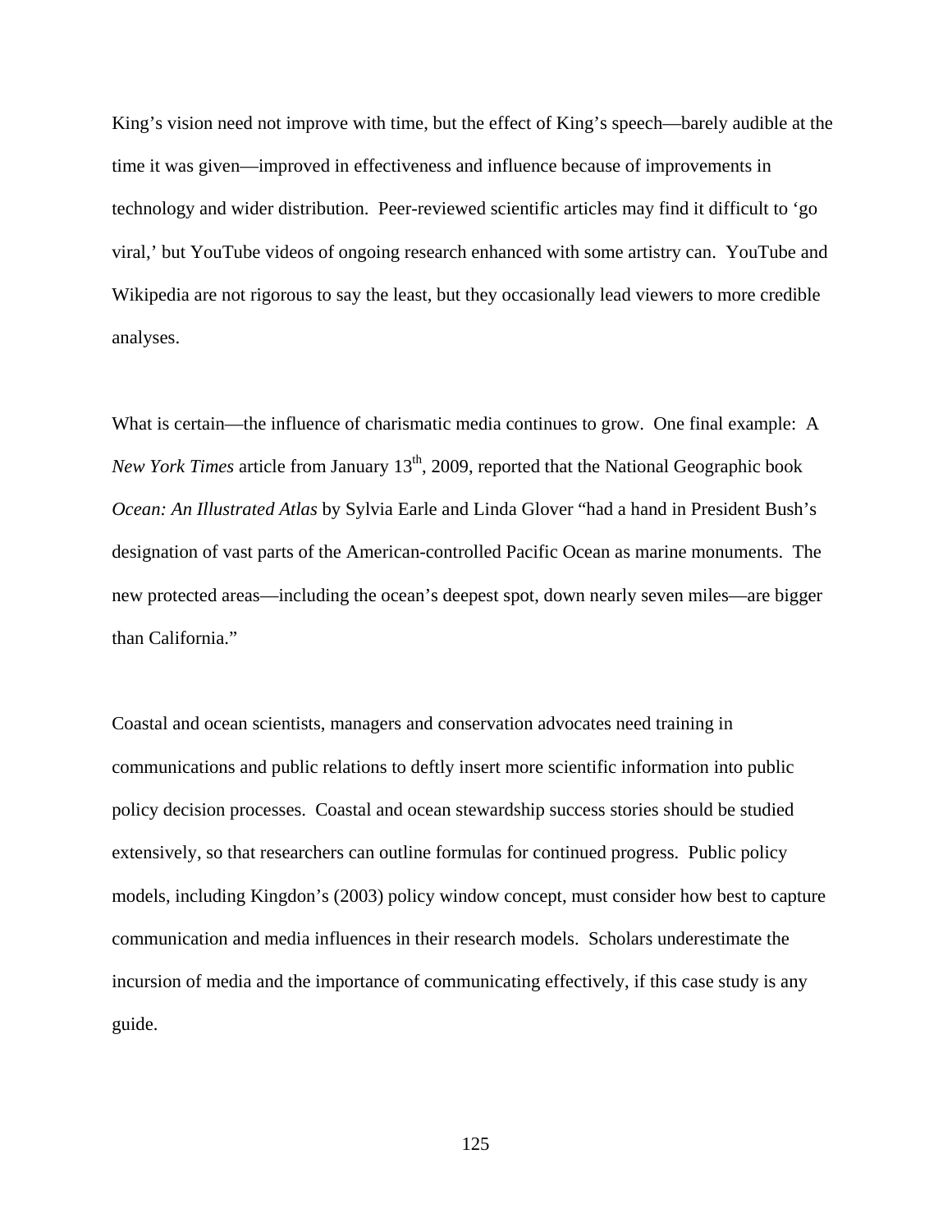King's vision need not improve with time, but the effect of King's speech—barely audible at the time it was given—improved in effectiveness and influence because of improvements in technology and wider distribution. Peer-reviewed scientific articles may find it difficult to 'go viral,' but YouTube videos of ongoing research enhanced with some artistry can. YouTube and Wikipedia are not rigorous to say the least, but they occasionally lead viewers to more credible analyses.

What is certain—the influence of charismatic media continues to grow. One final example: A *New York Times* article from January 13th, 2009, reported that the National Geographic book *Ocean: An Illustrated Atlas* by Sylvia Earle and Linda Glover "had a hand in President Bush's designation of vast parts of the American-controlled Pacific Ocean as marine monuments. The new protected areas—including the ocean's deepest spot, down nearly seven miles—are bigger than California."

Coastal and ocean scientists, managers and conservation advocates need training in communications and public relations to deftly insert more scientific information into public policy decision processes. Coastal and ocean stewardship success stories should be studied extensively, so that researchers can outline formulas for continued progress. Public policy models, including Kingdon's (2003) policy window concept, must consider how best to capture communication and media influences in their research models. Scholars underestimate the incursion of media and the importance of communicating effectively, if this case study is any guide.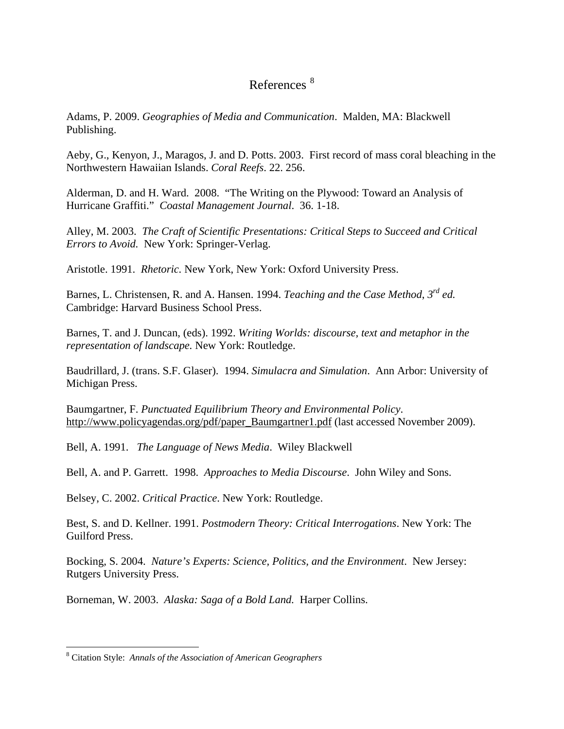# References [8]

Adams, P. 2009. *Geographies of Media and Communication*. Malden, MA: Blackwell Publishing.

Aeby, G., Kenyon, J., Maragos, J. and D. Potts. 2003. First record of mass coral bleaching in the Northwestern Hawaiian Islands. *Coral Reefs*. 22. 256.

Alderman, D. and H. Ward. 2008. "The Writing on the Plywood: Toward an Analysis of Hurricane Graffiti." *Coastal Management Journal*. 36. 1-18.

Alley, M. 2003. *The Craft of Scientific Presentations: Critical Steps to Succeed and Critical Errors to Avoid.* New York: Springer-Verlag.

Aristotle. 1991. *Rhetoric.* New York, New York: Oxford University Press.

Barnes, L. Christensen, R. and A. Hansen. 1994. *Teaching and the Case Method, 3rd ed.* Cambridge: Harvard Business School Press.

Barnes, T. and J. Duncan, (eds). 1992. *Writing Worlds: discourse, text and metaphor in the representation of landscape.* New York: Routledge.

Baudrillard, J. (trans. S.F. Glaser). 1994. *Simulacra and Simulation*. Ann Arbor: University of Michigan Press.

Baumgartner, F. *Punctuated Equilibrium Theory and Environmental Policy*. http://www.policyagendas.org/pdf/paper_Baumgartner1.pdf (last accessed November 2009).

Bell, A. 1991. *The Language of News Media*. Wiley Blackwell

Bell, A. and P. Garrett. 1998. *Approaches to Media Discourse*. John Wiley and Sons.

Belsey, C. 2002. *Critical Practice*. New York: Routledge.

Best, S. and D. Kellner. 1991. *Postmodern Theory: Critical Interrogations*. New York: The Guilford Press.

Bocking, S. 2004. *Nature's Experts: Science, Politics, and the Environment*. New Jersey: Rutgers University Press.

Borneman, W. 2003. *Alaska: Saga of a Bold Land.* Harper Collins.

---

[8] Citation Style: *Annals of the Association of American Geographers*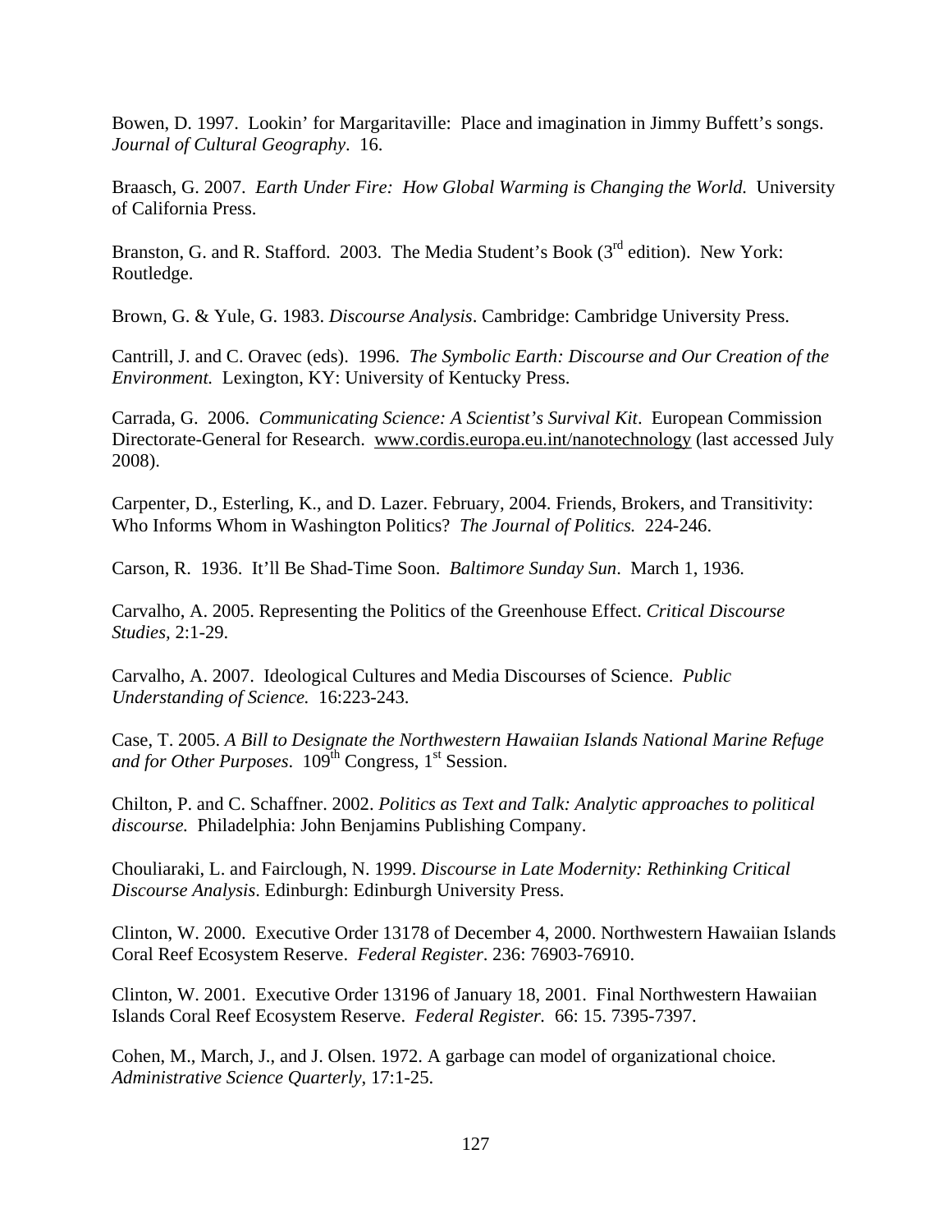Bowen, D. 1997. Lookin' for Margaritaville: Place and imagination in Jimmy Buffett's songs. *Journal of Cultural Geography*. 16.

Braasch, G. 2007. *Earth Under Fire: How Global Warming is Changing the World.* University of California Press.

Branston, G. and R. Stafford. 2003. The Media Student's Book (3rd edition). New York: Routledge.

Brown, G. & Yule, G. 1983. *Discourse Analysis*. Cambridge: Cambridge University Press.

Cantrill, J. and C. Oravec (eds). 1996. *The Symbolic Earth: Discourse and Our Creation of the Environment.* Lexington, KY: University of Kentucky Press.

Carrada, G. 2006. *Communicating Science: A Scientist's Survival Kit*. European Commission Directorate-General for Research. www.cordis.europa.eu.int/nanotechnology (last accessed July 2008).

Carpenter, D., Esterling, K., and D. Lazer. February, 2004. Friends, Brokers, and Transitivity: Who Informs Whom in Washington Politics? *The Journal of Politics.* 224-246.

Carson, R. 1936. It'll Be Shad-Time Soon. *Baltimore Sunday Sun*. March 1, 1936.

Carvalho, A. 2005. Representing the Politics of the Greenhouse Effect. *Critical Discourse Studies,* 2:1-29.

Carvalho, A. 2007. Ideological Cultures and Media Discourses of Science. *Public Understanding of Science.* 16:223-243.

Case, T. 2005. *A Bill to Designate the Northwestern Hawaiian Islands National Marine Refuge and for Other Purposes*. 109th Congress, 1st Session.

Chilton, P. and C. Schaffner. 2002. *Politics as Text and Talk: Analytic approaches to political discourse.* Philadelphia: John Benjamins Publishing Company.

Chouliaraki, L. and Fairclough, N. 1999. *Discourse in Late Modernity: Rethinking Critical Discourse Analysis*. Edinburgh: Edinburgh University Press.

Clinton, W. 2000. Executive Order 13178 of December 4, 2000. Northwestern Hawaiian Islands Coral Reef Ecosystem Reserve. *Federal Register*. 236: 76903-76910.

Clinton, W. 2001. Executive Order 13196 of January 18, 2001. Final Northwestern Hawaiian Islands Coral Reef Ecosystem Reserve. *Federal Register.* 66: 15. 7395-7397.

Cohen, M., March, J., and J. Olsen. 1972. A garbage can model of organizational choice. *Administrative Science Quarterly*, 17:1-25.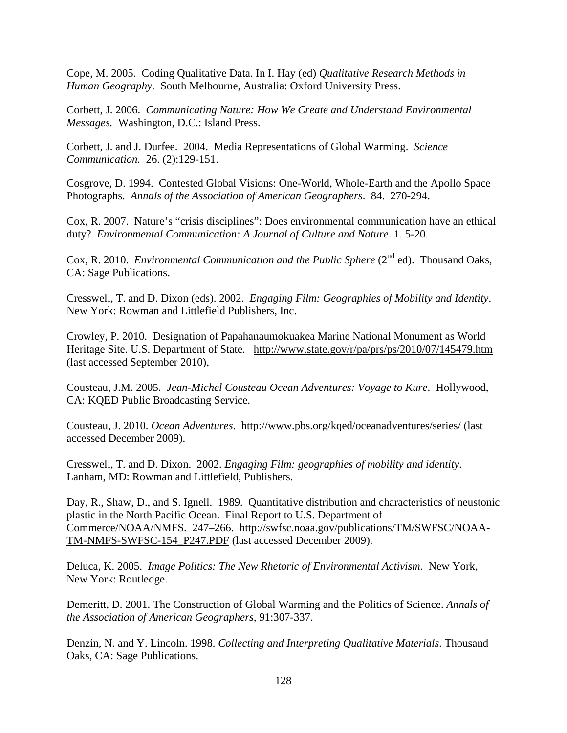Cope, M. 2005. Coding Qualitative Data. In I. Hay (ed) *Qualitative Research Methods in Human Geography*. South Melbourne, Australia: Oxford University Press.

Corbett, J. 2006. *Communicating Nature: How We Create and Understand Environmental Messages.* Washington, D.C.: Island Press.

Corbett, J. and J. Durfee. 2004. Media Representations of Global Warming. *Science Communication.* 26. (2):129-151.

Cosgrove, D. 1994. Contested Global Visions: One-World, Whole-Earth and the Apollo Space Photographs. *Annals of the Association of American Geographers*. 84. 270-294.

Cox, R. 2007. Nature's "crisis disciplines": Does environmental communication have an ethical duty? *Environmental Communication: A Journal of Culture and Nature*. 1. 5-20.

Cox, R. 2010. *Environmental Communication and the Public Sphere* (2nd ed). Thousand Oaks, CA: Sage Publications.

Cresswell, T. and D. Dixon (eds). 2002. *Engaging Film: Geographies of Mobility and Identity*. New York: Rowman and Littlefield Publishers, Inc.

Crowley, P. 2010. Designation of Papahanaumokuakea Marine National Monument as World Heritage Site. U.S. Department of State. http://www.state.gov/r/pa/prs/ps/2010/07/145479.htm (last accessed September 2010),

Cousteau, J.M. 2005. *Jean-Michel Cousteau Ocean Adventures: Voyage to Kure*. Hollywood, CA: KQED Public Broadcasting Service.

Cousteau, J. 2010. *Ocean Adventures*. http://www.pbs.org/kqed/oceanadventures/series/ (last accessed December 2009).

Cresswell, T. and D. Dixon. 2002. *Engaging Film: geographies of mobility and identity*. Lanham, MD: Rowman and Littlefield, Publishers.

Day, R., Shaw, D., and S. Ignell. 1989. Quantitative distribution and characteristics of neustonic plastic in the North Pacific Ocean. Final Report to U.S. Department of Commerce/NOAA/NMFS. 247–266. http://swfsc.noaa.gov/publications/TM/SWFSC/NOAA-TM-NMFS-SWFSC-154_P247.PDF (last accessed December 2009).

Deluca, K. 2005. *Image Politics: The New Rhetoric of Environmental Activism*. New York, New York: Routledge.

Demeritt, D. 2001. The Construction of Global Warming and the Politics of Science. *Annals of the Association of American Geographers*, 91:307-337.

Denzin, N. and Y. Lincoln. 1998. *Collecting and Interpreting Qualitative Materials*. Thousand Oaks, CA: Sage Publications.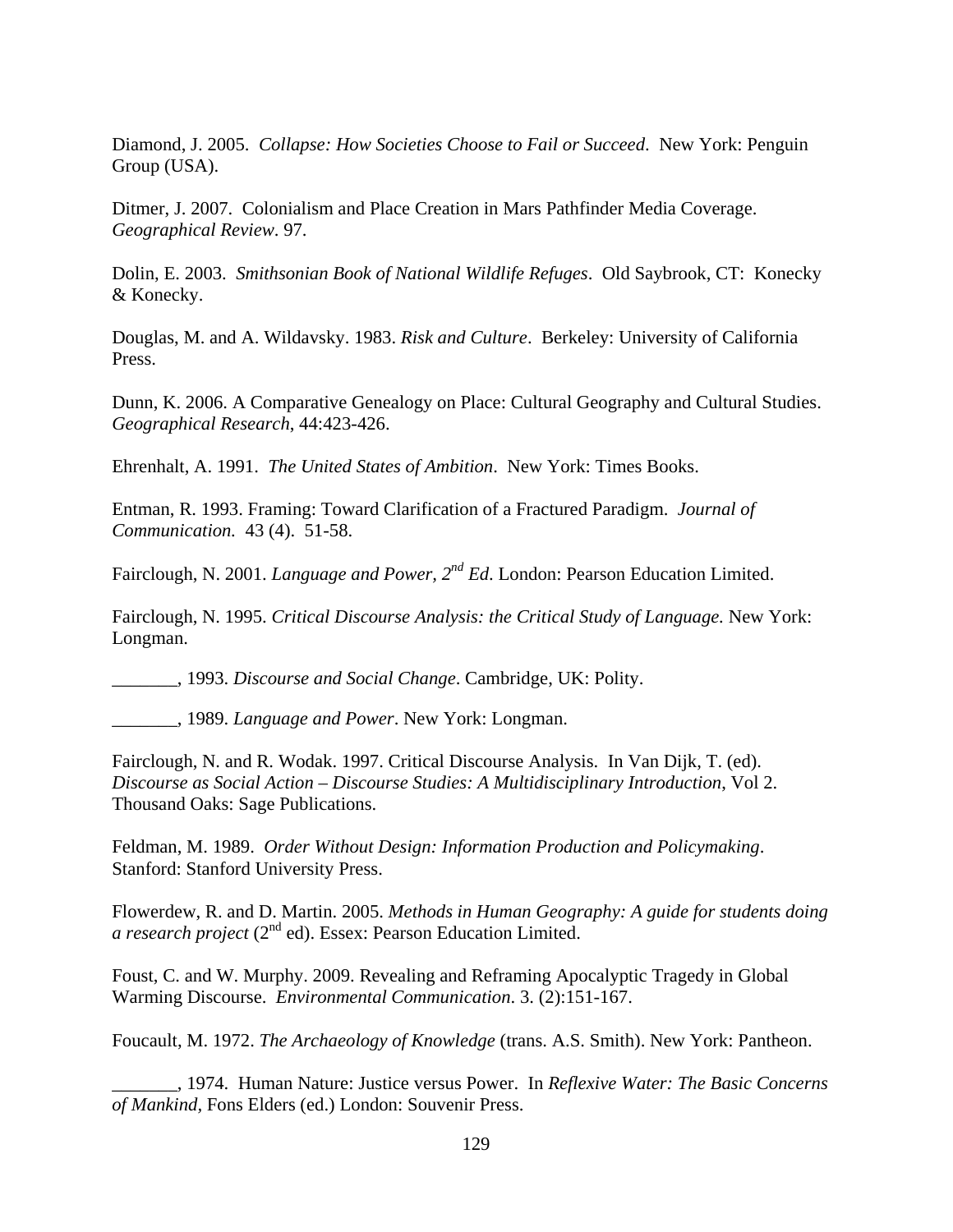Diamond, J. 2005. *Collapse: How Societies Choose to Fail or Succeed*. New York: Penguin Group (USA).

Ditmer, J. 2007. Colonialism and Place Creation in Mars Pathfinder Media Coverage. *Geographical Review*. 97.

Dolin, E. 2003. *Smithsonian Book of National Wildlife Refuges*. Old Saybrook, CT: Konecky & Konecky.

Douglas, M. and A. Wildavsky. 1983. *Risk and Culture*. Berkeley: University of California Press.

Dunn, K. 2006. A Comparative Genealogy on Place: Cultural Geography and Cultural Studies. *Geographical Research*, 44:423-426.

Ehrenhalt, A. 1991. *The United States of Ambition*. New York: Times Books.

Entman, R. 1993. Framing: Toward Clarification of a Fractured Paradigm. *Journal of Communication.* 43 (4). 51-58.

Fairclough, N. 2001. *Language and Power, 2nd Ed*. London: Pearson Education Limited.

Fairclough, N. 1995. *Critical Discourse Analysis: the Critical Study of Language.* New York: Longman.

_______, 1993. *Discourse and Social Change*. Cambridge, UK: Polity.

_______, 1989. *Language and Power*. New York: Longman.

Fairclough, N. and R. Wodak. 1997. Critical Discourse Analysis. In Van Dijk, T. (ed). *Discourse as Social Action – Discourse Studies: A Multidisciplinary Introduction*, Vol 2. Thousand Oaks: Sage Publications.

Feldman, M. 1989. *Order Without Design: Information Production and Policymaking*. Stanford: Stanford University Press.

Flowerdew, R. and D. Martin. 2005. *Methods in Human Geography: A guide for students doing a research project* (2nd ed). Essex: Pearson Education Limited.

Foust, C. and W. Murphy. 2009. Revealing and Reframing Apocalyptic Tragedy in Global Warming Discourse. *Environmental Communication*. 3. (2):151-167.

Foucault, M. 1972. *The Archaeology of Knowledge* (trans. A.S. Smith). New York: Pantheon.

_______, 1974. Human Nature: Justice versus Power. In *Reflexive Water: The Basic Concerns of Mankind*, Fons Elders (ed.) London: Souvenir Press.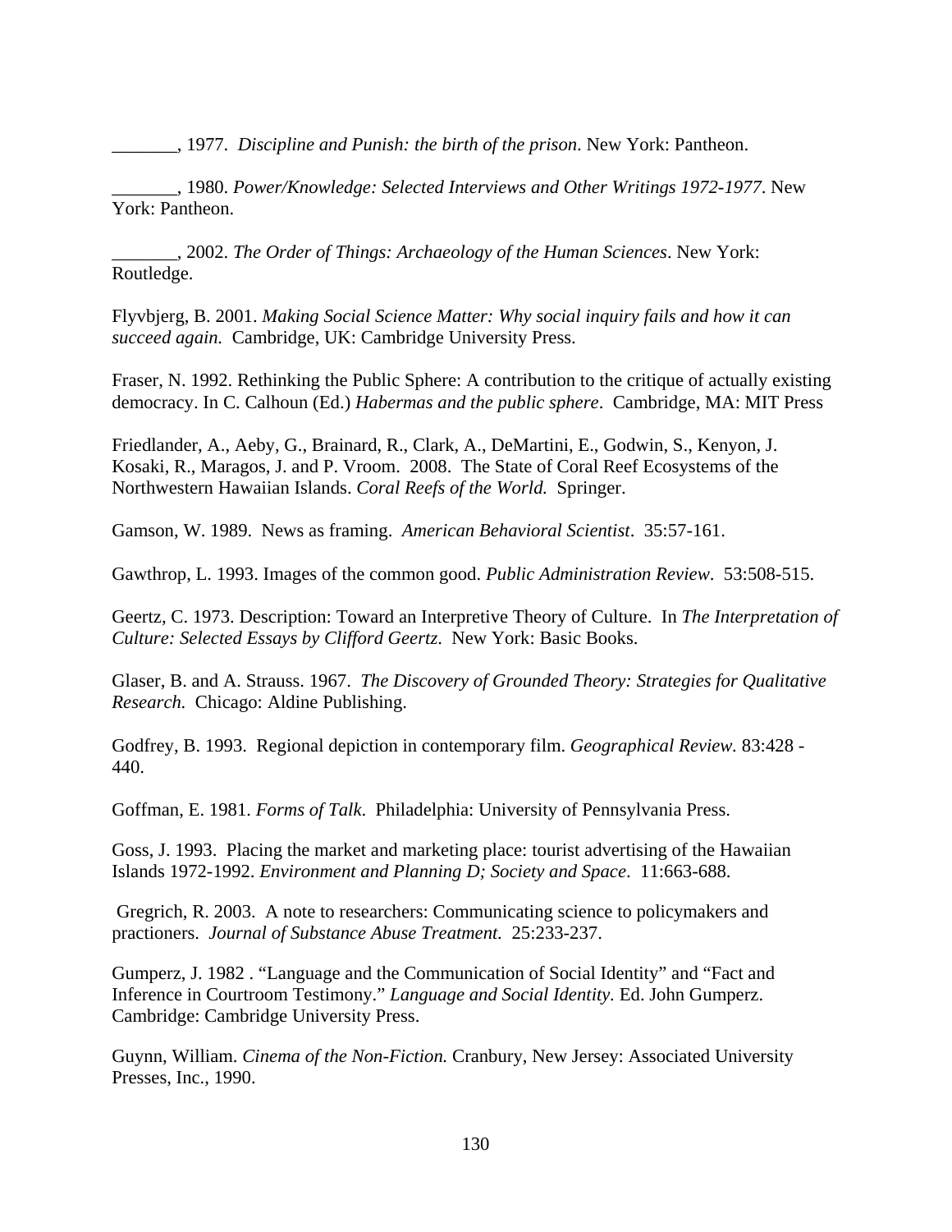_______, 1977. *Discipline and Punish: the birth of the prison*. New York: Pantheon.

_______, 1980. *Power/Knowledge: Selected Interviews and Other Writings 1972-1977*. New York: Pantheon.

_______, 2002. *The Order of Things: Archaeology of the Human Sciences*. New York: Routledge.

Flyvbjerg, B. 2001. *Making Social Science Matter: Why social inquiry fails and how it can succeed again.* Cambridge, UK: Cambridge University Press.

Fraser, N. 1992. Rethinking the Public Sphere: A contribution to the critique of actually existing democracy. In C. Calhoun (Ed.) *Habermas and the public sphere*. Cambridge, MA: MIT Press

Friedlander, A., Aeby, G., Brainard, R., Clark, A., DeMartini, E., Godwin, S., Kenyon, J. Kosaki, R., Maragos, J. and P. Vroom. 2008. The State of Coral Reef Ecosystems of the Northwestern Hawaiian Islands. *Coral Reefs of the World.* Springer.

Gamson, W. 1989. News as framing. *American Behavioral Scientist*. 35:57-161.

Gawthrop, L. 1993. Images of the common good. *Public Administration Review*. 53:508-515.

Geertz, C. 1973. Description: Toward an Interpretive Theory of Culture. In *The Interpretation of Culture: Selected Essays by Clifford Geertz*. New York: Basic Books.

Glaser, B. and A. Strauss. 1967. *The Discovery of Grounded Theory: Strategies for Qualitative Research.* Chicago: Aldine Publishing.

Godfrey, B. 1993. Regional depiction in contemporary film. *Geographical Review.* 83:428 - 440.

Goffman, E. 1981. *Forms of Talk*. Philadelphia: University of Pennsylvania Press.

Goss, J. 1993. Placing the market and marketing place: tourist advertising of the Hawaiian Islands 1972-1992. *Environment and Planning D; Society and Space*. 11:663-688.

Gregrich, R. 2003. A note to researchers: Communicating science to policymakers and practioners. *Journal of Substance Abuse Treatment.* 25:233-237.

Gumperz, J. 1982 . "Language and the Communication of Social Identity" and "Fact and Inference in Courtroom Testimony." *Language and Social Identity.* Ed. John Gumperz. Cambridge: Cambridge University Press.

Guynn, William. *Cinema of the Non-Fiction.* Cranbury, New Jersey: Associated University Presses, Inc., 1990.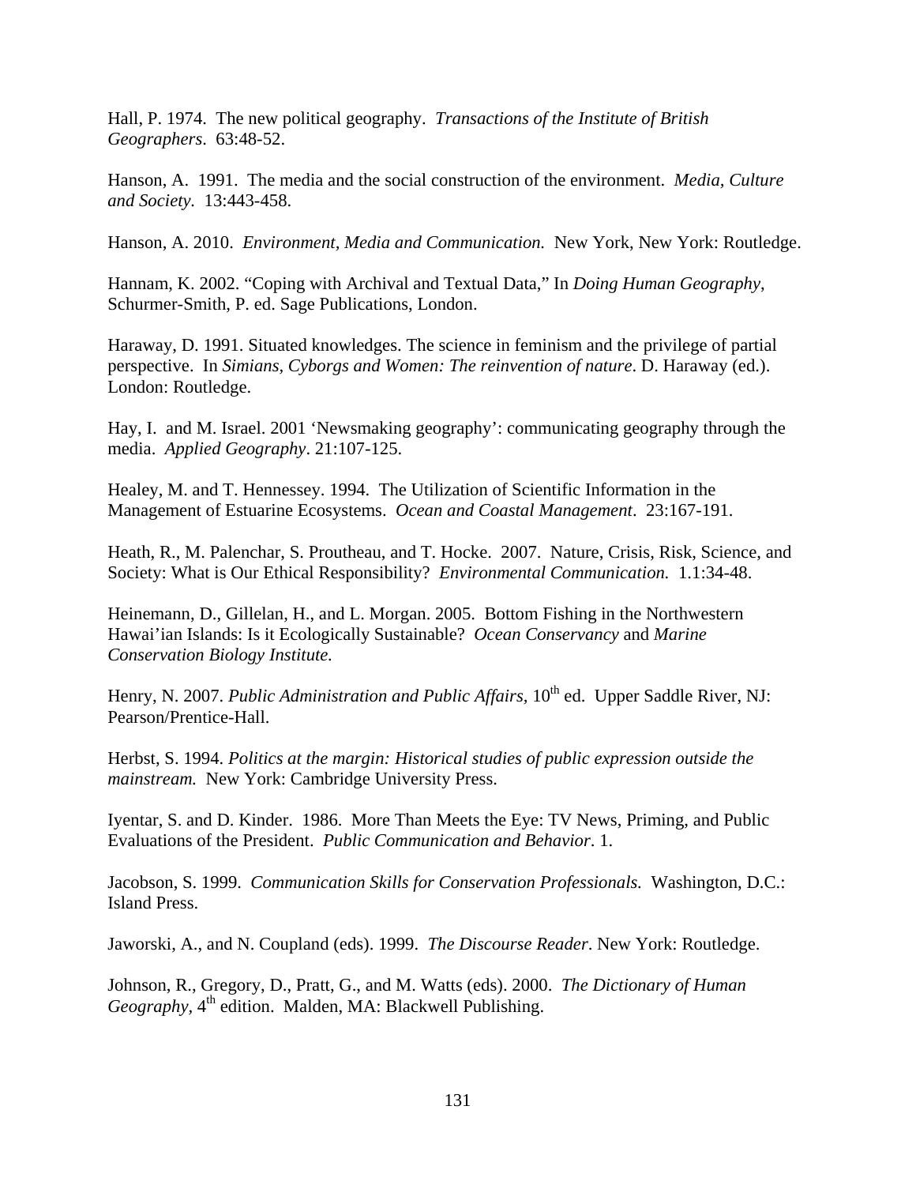Hall, P. 1974. The new political geography. *Transactions of the Institute of British Geographers*. 63:48-52.

Hanson, A. 1991. The media and the social construction of the environment. *Media, Culture and Society*. 13:443-458.

Hanson, A. 2010. *Environment, Media and Communication.* New York, New York: Routledge.

Hannam, K. 2002. "Coping with Archival and Textual Data," In *Doing Human Geography*, Schurmer-Smith, P. ed. Sage Publications, London.

Haraway, D. 1991. Situated knowledges. The science in feminism and the privilege of partial perspective. In *Simians, Cyborgs and Women: The reinvention of nature*. D. Haraway (ed.). London: Routledge.

Hay, I. and M. Israel. 2001 'Newsmaking geography': communicating geography through the media. *Applied Geography*. 21:107-125.

Healey, M. and T. Hennessey. 1994. The Utilization of Scientific Information in the Management of Estuarine Ecosystems. *Ocean and Coastal Management*. 23:167-191.

Heath, R., M. Palenchar, S. Proutheau, and T. Hocke. 2007. Nature, Crisis, Risk, Science, and Society: What is Our Ethical Responsibility? *Environmental Communication.* 1.1:34-48.

Heinemann, D., Gillelan, H., and L. Morgan. 2005. Bottom Fishing in the Northwestern Hawai'ian Islands: Is it Ecologically Sustainable? *Ocean Conservancy* and *Marine Conservation Biology Institute.*

Henry, N. 2007. *Public Administration and Public Affairs,* 10th ed. Upper Saddle River, NJ: Pearson/Prentice-Hall.

Herbst, S. 1994. *Politics at the margin: Historical studies of public expression outside the mainstream.* New York: Cambridge University Press.

Iyentar, S. and D. Kinder. 1986. More Than Meets the Eye: TV News, Priming, and Public Evaluations of the President. *Public Communication and Behavior*. 1.

Jacobson, S. 1999. *Communication Skills for Conservation Professionals.* Washington, D.C.: Island Press.

Jaworski, A., and N. Coupland (eds). 1999. *The Discourse Reader*. New York: Routledge.

Johnson, R., Gregory, D., Pratt, G., and M. Watts (eds). 2000. *The Dictionary of Human Geography,* 4th edition. Malden, MA: Blackwell Publishing.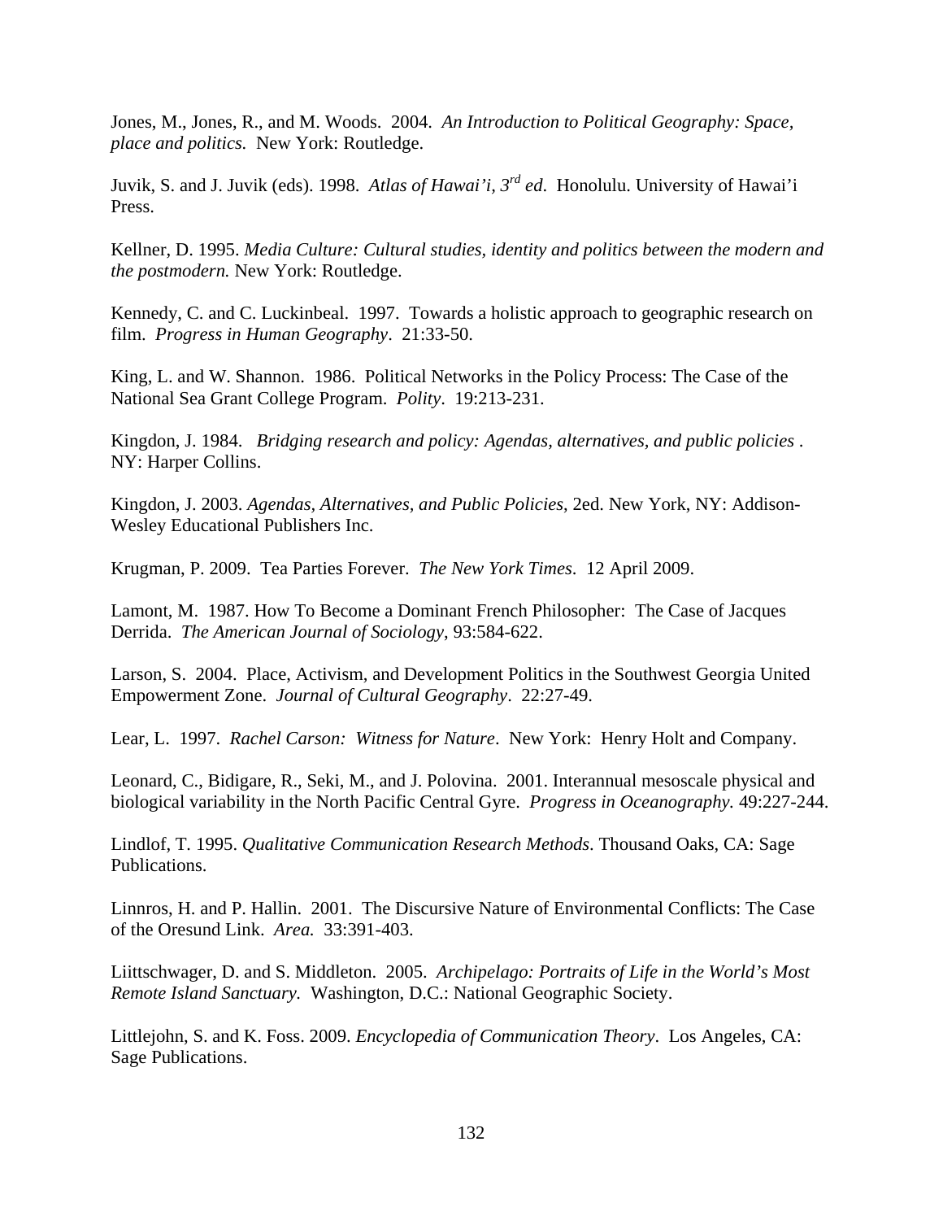Jones, M., Jones, R., and M. Woods. 2004. *An Introduction to Political Geography: Space, place and politics.* New York: Routledge.

Juvik, S. and J. Juvik (eds). 1998. *Atlas of Hawai'i, 3rd ed*. Honolulu. University of Hawai'i Press.

Kellner, D. 1995. *Media Culture: Cultural studies, identity and politics between the modern and the postmodern.* New York: Routledge.

Kennedy, C. and C. Luckinbeal. 1997. Towards a holistic approach to geographic research on film. *Progress in Human Geography*. 21:33-50.

King, L. and W. Shannon. 1986. Political Networks in the Policy Process: The Case of the National Sea Grant College Program. *Polity*. 19:213-231.

Kingdon, J. 1984. *Bridging research and policy: Agendas, alternatives, and public policies* . NY: Harper Collins.

Kingdon, J. 2003. *Agendas, Alternatives, and Public Policies*, 2ed. New York, NY: Addison-Wesley Educational Publishers Inc.

Krugman, P. 2009. Tea Parties Forever. *The New York Times*. 12 April 2009.

Lamont, M. 1987. How To Become a Dominant French Philosopher: The Case of Jacques Derrida. *The American Journal of Sociology*, 93:584-622.

Larson, S. 2004. Place, Activism, and Development Politics in the Southwest Georgia United Empowerment Zone. *Journal of Cultural Geography*. 22:27-49.

Lear, L. 1997. *Rachel Carson: Witness for Nature*. New York: Henry Holt and Company.

Leonard, C., Bidigare, R., Seki, M., and J. Polovina. 2001. Interannual mesoscale physical and biological variability in the North Pacific Central Gyre. *Progress in Oceanography.* 49:227-244.

Lindlof, T. 1995. *Qualitative Communication Research Methods*. Thousand Oaks, CA: Sage Publications.

Linnros, H. and P. Hallin. 2001. The Discursive Nature of Environmental Conflicts: The Case of the Oresund Link. *Area.* 33:391-403.

Liittschwager, D. and S. Middleton. 2005. *Archipelago: Portraits of Life in the World's Most Remote Island Sanctuary.* Washington, D.C.: National Geographic Society.

Littlejohn, S. and K. Foss. 2009. *Encyclopedia of Communication Theory*. Los Angeles, CA: Sage Publications.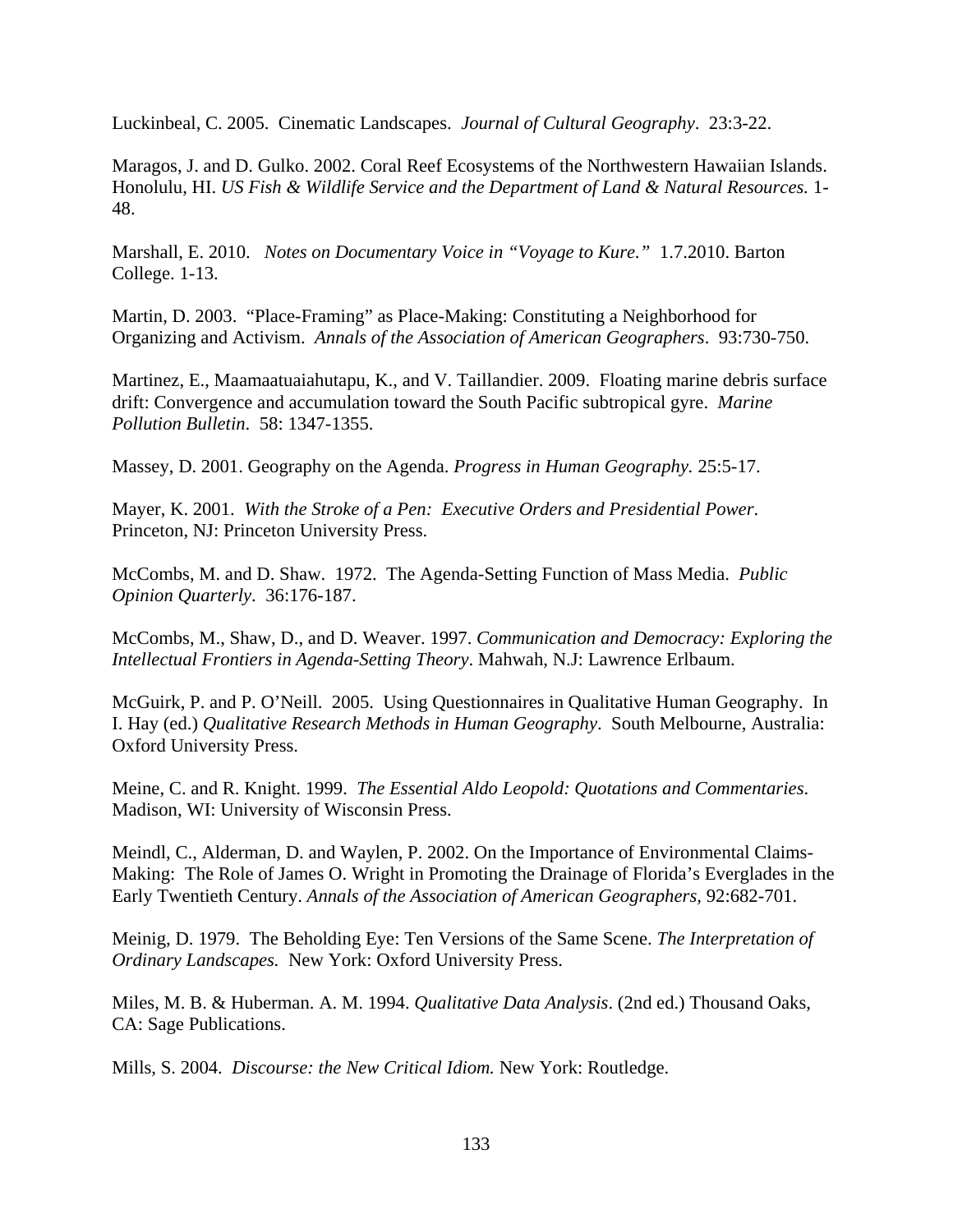Luckinbeal, C. 2005. Cinematic Landscapes. *Journal of Cultural Geography*. 23:3-22.

Maragos, J. and D. Gulko. 2002. Coral Reef Ecosystems of the Northwestern Hawaiian Islands. Honolulu, HI. *US Fish & Wildlife Service and the Department of Land & Natural Resources.* 1-48.

Marshall, E. 2010. *Notes on Documentary Voice in "Voyage to Kure."* 1.7.2010. Barton College. 1-13.

Martin, D. 2003. "Place-Framing" as Place-Making: Constituting a Neighborhood for Organizing and Activism. *Annals of the Association of American Geographers*. 93:730-750.

Martinez, E., Maamaatuaiahutapu, K., and V. Taillandier. 2009. Floating marine debris surface drift: Convergence and accumulation toward the South Pacific subtropical gyre. *Marine Pollution Bulletin*. 58: 1347-1355.

Massey, D. 2001. Geography on the Agenda. *Progress in Human Geography.* 25:5-17.

Mayer, K. 2001. *With the Stroke of a Pen: Executive Orders and Presidential Power*. Princeton, NJ: Princeton University Press.

McCombs, M. and D. Shaw. 1972. The Agenda-Setting Function of Mass Media. *Public Opinion Quarterly*. 36:176-187.

McCombs, M., Shaw, D., and D. Weaver. 1997. *Communication and Democracy: Exploring the Intellectual Frontiers in Agenda-Setting Theory*. Mahwah, N.J: Lawrence Erlbaum.

McGuirk, P. and P. O'Neill. 2005. Using Questionnaires in Qualitative Human Geography. In I. Hay (ed.) *Qualitative Research Methods in Human Geography*. South Melbourne, Australia: Oxford University Press.

Meine, C. and R. Knight. 1999. *The Essential Aldo Leopold: Quotations and Commentaries*. Madison, WI: University of Wisconsin Press.

Meindl, C., Alderman, D. and Waylen, P. 2002. On the Importance of Environmental Claims-Making: The Role of James O. Wright in Promoting the Drainage of Florida's Everglades in the Early Twentieth Century. *Annals of the Association of American Geographers,* 92:682-701.

Meinig, D. 1979. The Beholding Eye: Ten Versions of the Same Scene. *The Interpretation of Ordinary Landscapes.* New York: Oxford University Press.

Miles, M. B. & Huberman. A. M. 1994. *Qualitative Data Analysis*. (2nd ed.) Thousand Oaks, CA: Sage Publications.

Mills, S. 2004. *Discourse: the New Critical Idiom.* New York: Routledge.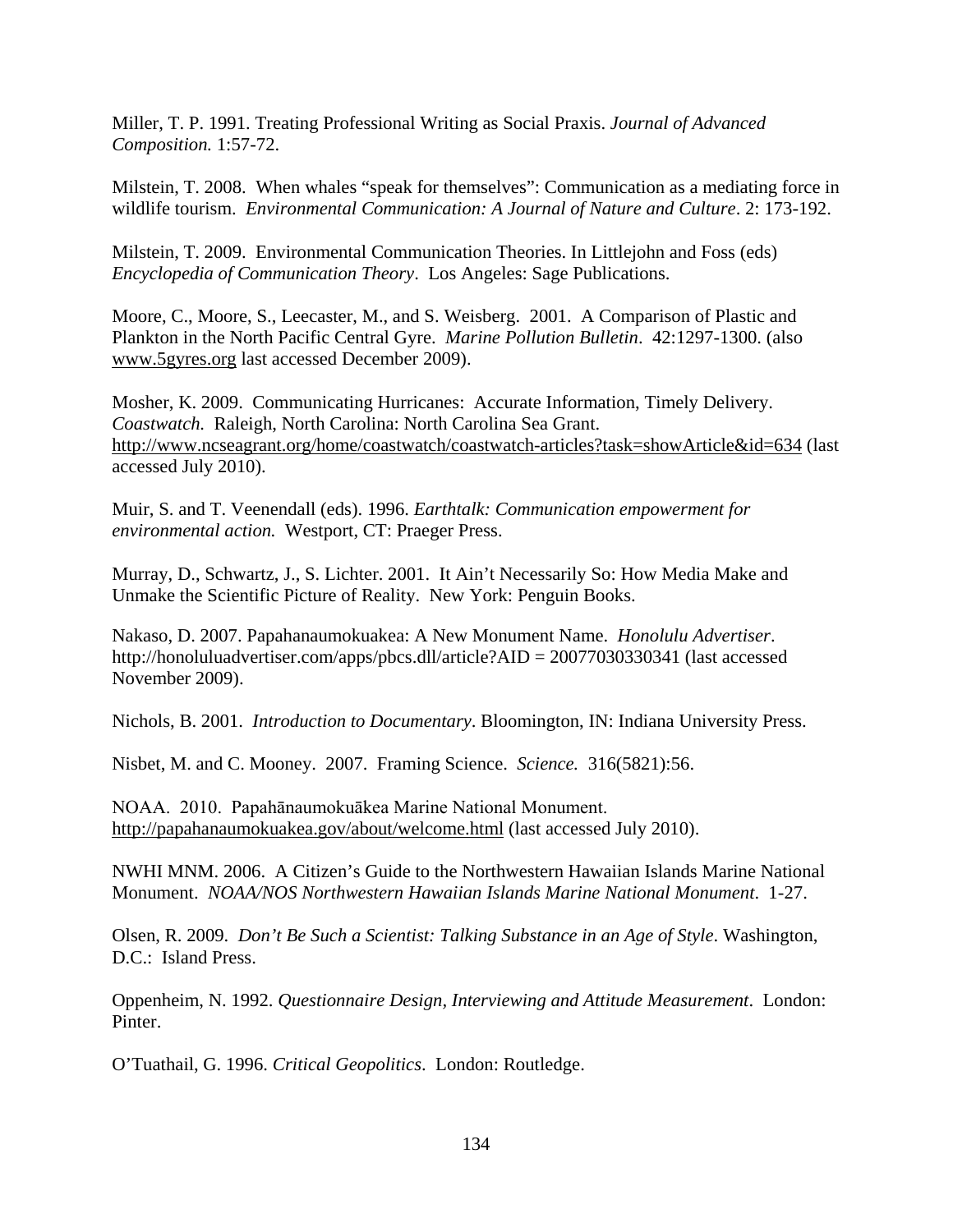Miller, T. P. 1991. Treating Professional Writing as Social Praxis. *Journal of Advanced Composition.* 1:57-72.

Milstein, T. 2008. When whales "speak for themselves": Communication as a mediating force in wildlife tourism. *Environmental Communication: A Journal of Nature and Culture*. 2: 173-192.

Milstein, T. 2009. Environmental Communication Theories. In Littlejohn and Foss (eds) *Encyclopedia of Communication Theory*. Los Angeles: Sage Publications.

Moore, C., Moore, S., Leecaster, M., and S. Weisberg. 2001. A Comparison of Plastic and Plankton in the North Pacific Central Gyre. *Marine Pollution Bulletin*. 42:1297-1300. (also www.5gyres.org last accessed December 2009).

Mosher, K. 2009. Communicating Hurricanes: Accurate Information, Timely Delivery. *Coastwatch.* Raleigh, North Carolina: North Carolina Sea Grant. http://www.ncseagrant.org/home/coastwatch/coastwatch-articles?task=showArticle&id=634 (last accessed July 2010).

Muir, S. and T. Veenendall (eds). 1996. *Earthtalk: Communication empowerment for environmental action.* Westport, CT: Praeger Press.

Murray, D., Schwartz, J., S. Lichter. 2001. It Ain't Necessarily So: How Media Make and Unmake the Scientific Picture of Reality. New York: Penguin Books.

Nakaso, D. 2007. Papahanaumokuakea: A New Monument Name. *Honolulu Advertiser*. http://honoluluadvertiser.com/apps/pbcs.dll/article?AID = 20077030330341 (last accessed November 2009).

Nichols, B. 2001. *Introduction to Documentary*. Bloomington, IN: Indiana University Press.

Nisbet, M. and C. Mooney. 2007. Framing Science. *Science.* 316(5821):56.

NOAA. 2010. Papahānaumokuākea Marine National Monument. http://papahanaumokuakea.gov/about/welcome.html (last accessed July 2010).

NWHI MNM. 2006. A Citizen's Guide to the Northwestern Hawaiian Islands Marine National Monument. *NOAA/NOS Northwestern Hawaiian Islands Marine National Monument*. 1-27.

Olsen, R. 2009. *Don't Be Such a Scientist: Talking Substance in an Age of Style*. Washington, D.C.: Island Press.

Oppenheim, N. 1992. *Questionnaire Design, Interviewing and Attitude Measurement*. London: Pinter.

O'Tuathail, G. 1996. *Critical Geopolitics*. London: Routledge.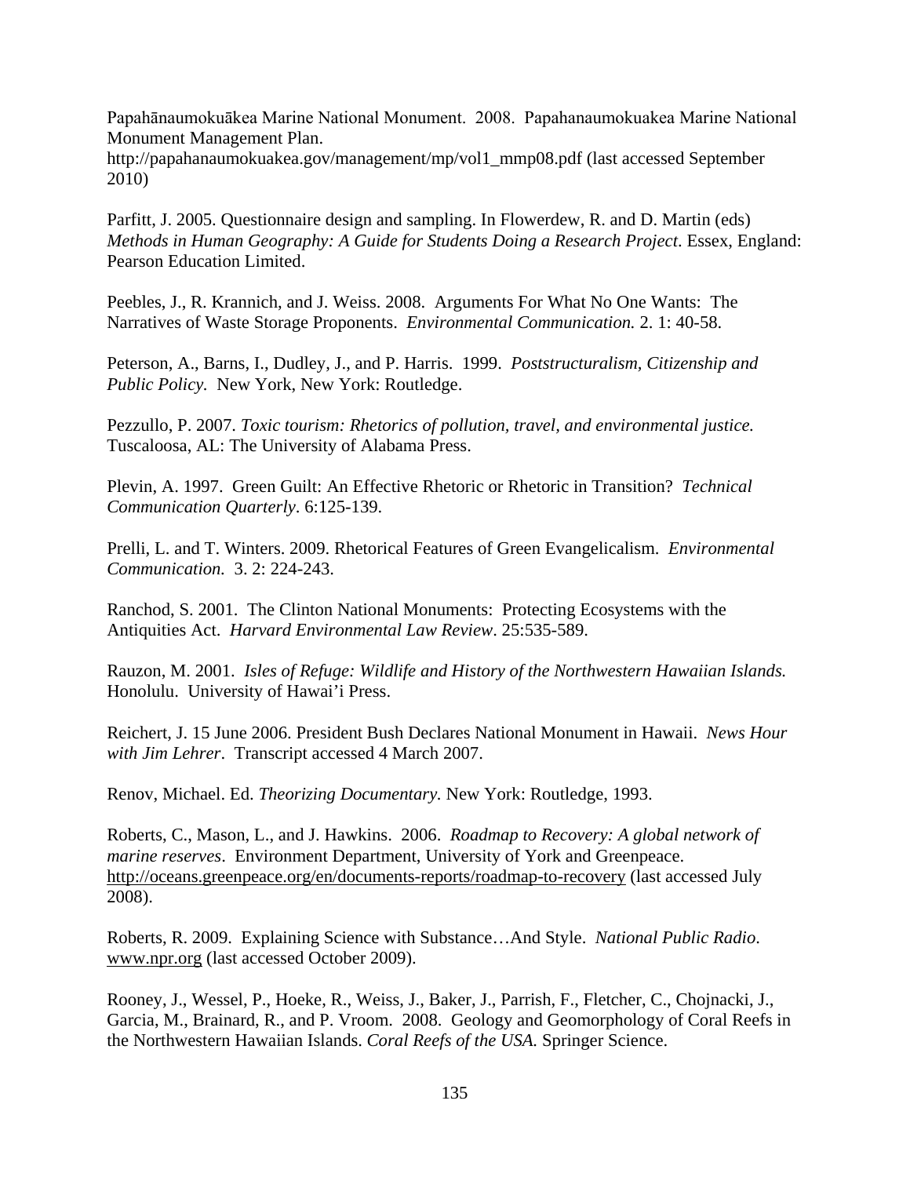Papahānaumokuākea Marine National Monument. 2008. Papahanaumokuakea Marine National Monument Management Plan.
http://papahanaumokuakea.gov/management/mp/vol1_mmp08.pdf (last accessed September 2010)

Parfitt, J. 2005. Questionnaire design and sampling. In Flowerdew, R. and D. Martin (eds) *Methods in Human Geography: A Guide for Students Doing a Research Project*. Essex, England: Pearson Education Limited.

Peebles, J., R. Krannich, and J. Weiss. 2008. Arguments For What No One Wants: The Narratives of Waste Storage Proponents. *Environmental Communication.* 2. 1: 40-58.

Peterson, A., Barns, I., Dudley, J., and P. Harris. 1999. *Poststructuralism, Citizenship and Public Policy.* New York, New York: Routledge.

Pezzullo, P. 2007. *Toxic tourism: Rhetorics of pollution, travel, and environmental justice.* Tuscaloosa, AL: The University of Alabama Press.

Plevin, A. 1997. Green Guilt: An Effective Rhetoric or Rhetoric in Transition? *Technical Communication Quarterly*. 6:125-139.

Prelli, L. and T. Winters. 2009. Rhetorical Features of Green Evangelicalism. *Environmental Communication.* 3. 2: 224-243.

Ranchod, S. 2001. The Clinton National Monuments: Protecting Ecosystems with the Antiquities Act. *Harvard Environmental Law Review*. 25:535-589.

Rauzon, M. 2001. *Isles of Refuge: Wildlife and History of the Northwestern Hawaiian Islands.* Honolulu. University of Hawai'i Press.

Reichert, J. 15 June 2006. President Bush Declares National Monument in Hawaii. *News Hour with Jim Lehrer*. Transcript accessed 4 March 2007.

Renov, Michael. Ed. *Theorizing Documentary.* New York: Routledge, 1993.

Roberts, C., Mason, L., and J. Hawkins. 2006. *Roadmap to Recovery: A global network of marine reserves*. Environment Department, University of York and Greenpeace. http://oceans.greenpeace.org/en/documents-reports/roadmap-to-recovery (last accessed July 2008).

Roberts, R. 2009. Explaining Science with Substance…And Style. *National Public Radio*. www.npr.org (last accessed October 2009).

Rooney, J., Wessel, P., Hoeke, R., Weiss, J., Baker, J., Parrish, F., Fletcher, C., Chojnacki, J., Garcia, M., Brainard, R., and P. Vroom. 2008. Geology and Geomorphology of Coral Reefs in the Northwestern Hawaiian Islands. *Coral Reefs of the USA.* Springer Science.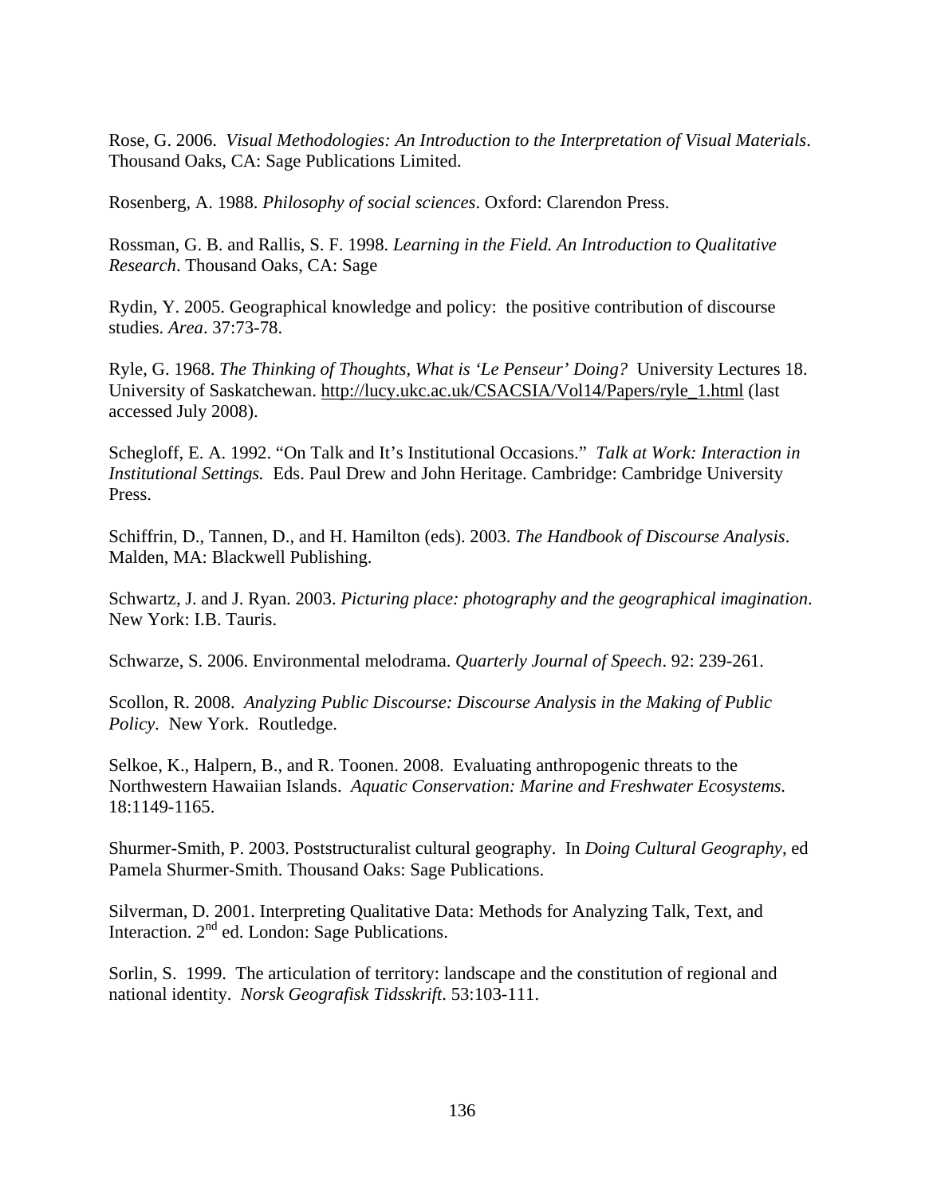Rose, G. 2006. *Visual Methodologies: An Introduction to the Interpretation of Visual Materials*. Thousand Oaks, CA: Sage Publications Limited.

Rosenberg, A. 1988. *Philosophy of social sciences*. Oxford: Clarendon Press.

Rossman, G. B. and Rallis, S. F. 1998. *Learning in the Field. An Introduction to Qualitative Research*. Thousand Oaks, CA: Sage

Rydin, Y. 2005. Geographical knowledge and policy: the positive contribution of discourse studies. *Area*. 37:73-78.

Ryle, G. 1968. *The Thinking of Thoughts, What is 'Le Penseur' Doing?* University Lectures 18. University of Saskatchewan. http://lucy.ukc.ac.uk/CSACSIA/Vol14/Papers/ryle_1.html (last accessed July 2008).

Schegloff, E. A. 1992. "On Talk and It's Institutional Occasions." *Talk at Work: Interaction in Institutional Settings.* Eds. Paul Drew and John Heritage. Cambridge: Cambridge University Press.

Schiffrin, D., Tannen, D., and H. Hamilton (eds). 2003. *The Handbook of Discourse Analysis*. Malden, MA: Blackwell Publishing.

Schwartz, J. and J. Ryan. 2003. *Picturing place: photography and the geographical imagination*. New York: I.B. Tauris.

Schwarze, S. 2006. Environmental melodrama. *Quarterly Journal of Speech*. 92: 239-261.

Scollon, R. 2008. *Analyzing Public Discourse: Discourse Analysis in the Making of Public Policy*. New York. Routledge.

Selkoe, K., Halpern, B., and R. Toonen. 2008. Evaluating anthropogenic threats to the Northwestern Hawaiian Islands. *Aquatic Conservation: Marine and Freshwater Ecosystems.* 18:1149-1165.

Shurmer-Smith, P. 2003. Poststructuralist cultural geography. In *Doing Cultural Geography*, ed Pamela Shurmer-Smith. Thousand Oaks: Sage Publications.

Silverman, D. 2001. Interpreting Qualitative Data: Methods for Analyzing Talk, Text, and Interaction. 2nd ed. London: Sage Publications.

Sorlin, S. 1999. The articulation of territory: landscape and the constitution of regional and national identity. *Norsk Geografisk Tidsskrift*. 53:103-111.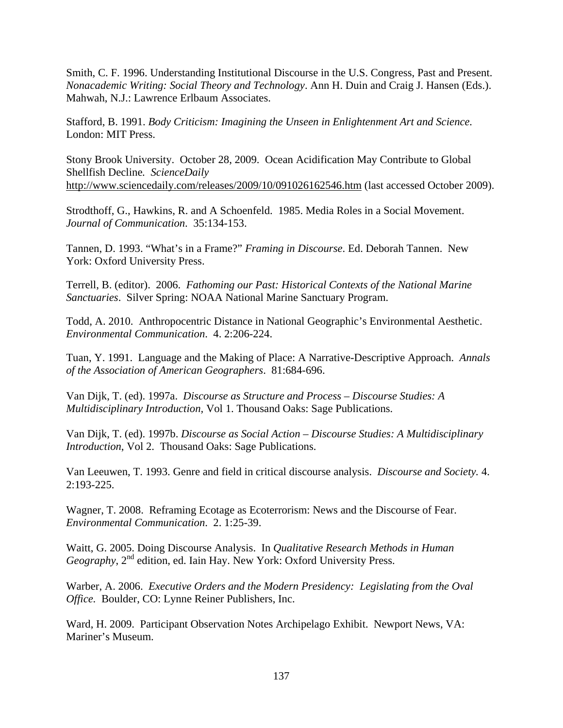Smith, C. F. 1996. Understanding Institutional Discourse in the U.S. Congress, Past and Present. *Nonacademic Writing: Social Theory and Technology*. Ann H. Duin and Craig J. Hansen (Eds.). Mahwah, N.J.: Lawrence Erlbaum Associates.

Stafford, B. 1991. *Body Criticism: Imagining the Unseen in Enlightenment Art and Science.* London: MIT Press.

Stony Brook University. October 28, 2009. Ocean Acidification May Contribute to Global Shellfish Decline. *ScienceDaily* http://www.sciencedaily.com/releases/2009/10/091026162546.htm (last accessed October 2009).

Strodthoff, G., Hawkins, R. and A Schoenfeld. 1985. Media Roles in a Social Movement. *Journal of Communication*. 35:134-153.

Tannen, D. 1993. "What's in a Frame?" *Framing in Discourse*. Ed. Deborah Tannen. New York: Oxford University Press.

Terrell, B. (editor). 2006. *Fathoming our Past: Historical Contexts of the National Marine Sanctuaries*. Silver Spring: NOAA National Marine Sanctuary Program.

Todd, A. 2010. Anthropocentric Distance in National Geographic's Environmental Aesthetic. *Environmental Communication*. 4. 2:206-224.

Tuan, Y. 1991. Language and the Making of Place: A Narrative-Descriptive Approach. *Annals of the Association of American Geographers*. 81:684-696.

Van Dijk, T. (ed). 1997a. *Discourse as Structure and Process – Discourse Studies: A Multidisciplinary Introduction*, Vol 1. Thousand Oaks: Sage Publications.

Van Dijk, T. (ed). 1997b. *Discourse as Social Action – Discourse Studies: A Multidisciplinary Introduction*, Vol 2. Thousand Oaks: Sage Publications.

Van Leeuwen, T. 1993. Genre and field in critical discourse analysis. *Discourse and Society.* 4. 2:193-225.

Wagner, T. 2008. Reframing Ecotage as Ecoterrorism: News and the Discourse of Fear. *Environmental Communication*. 2. 1:25-39.

Waitt, G. 2005. Doing Discourse Analysis. In *Qualitative Research Methods in Human Geography*, 2nd edition, ed. Iain Hay. New York: Oxford University Press.

Warber, A. 2006. *Executive Orders and the Modern Presidency: Legislating from the Oval Office*. Boulder, CO: Lynne Reiner Publishers, Inc.

Ward, H. 2009. Participant Observation Notes Archipelago Exhibit. Newport News, VA: Mariner's Museum.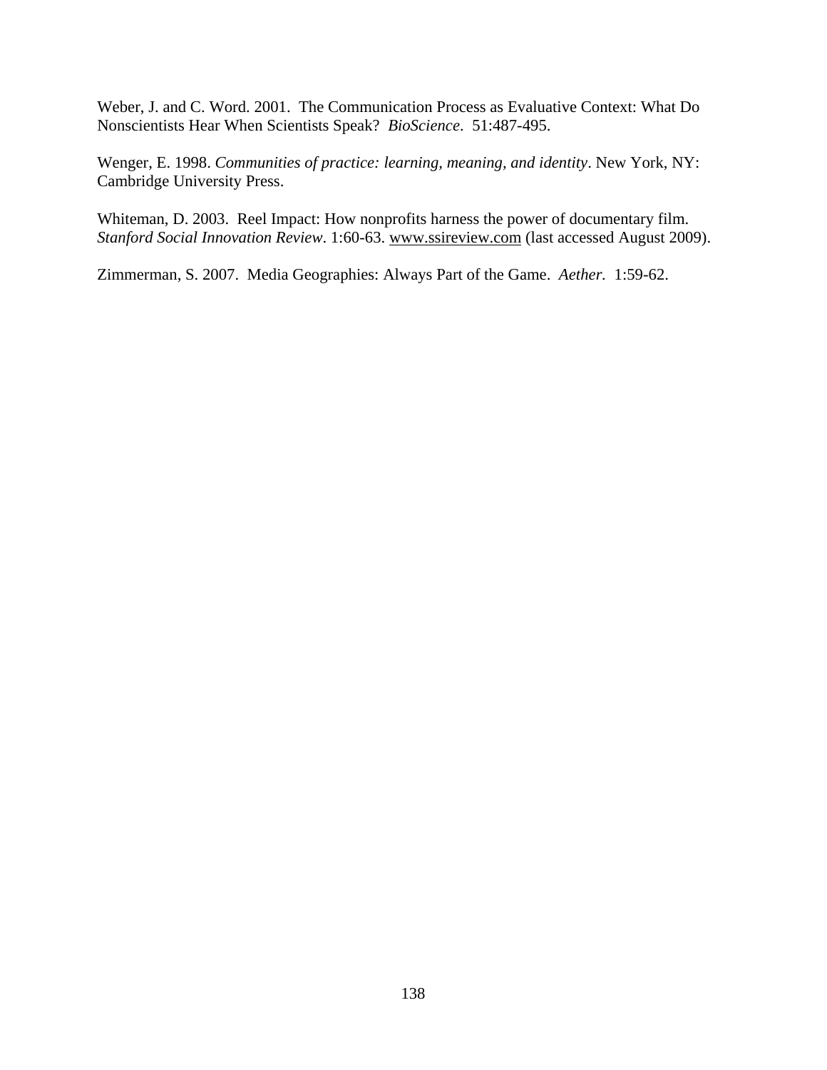Weber, J. and C. Word. 2001. The Communication Process as Evaluative Context: What Do Nonscientists Hear When Scientists Speak? *BioScience*. 51:487-495.

Wenger, E. 1998. *Communities of practice: learning, meaning, and identity*. New York, NY: Cambridge University Press.

Whiteman, D. 2003. Reel Impact: How nonprofits harness the power of documentary film. *Stanford Social Innovation Review*. 1:60-63. www.ssireview.com (last accessed August 2009).

Zimmerman, S. 2007. Media Geographies: Always Part of the Game. *Aether.* 1:59-62.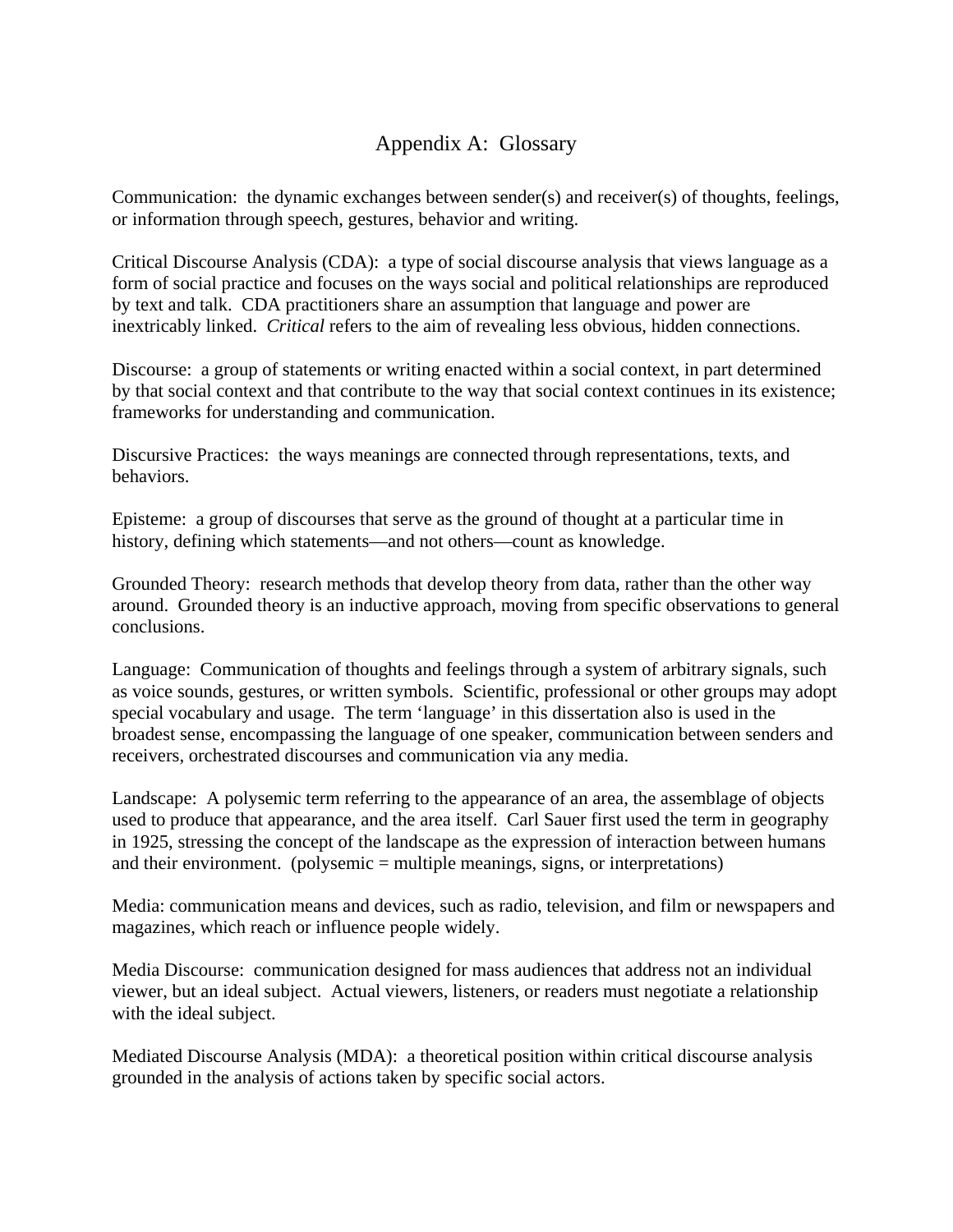# Appendix A: Glossary

Communication: the dynamic exchanges between sender(s) and receiver(s) of thoughts, feelings, or information through speech, gestures, behavior and writing.

Critical Discourse Analysis (CDA): a type of social discourse analysis that views language as a form of social practice and focuses on the ways social and political relationships are reproduced by text and talk. CDA practitioners share an assumption that language and power are inextricably linked. *Critical* refers to the aim of revealing less obvious, hidden connections.

Discourse: a group of statements or writing enacted within a social context, in part determined by that social context and that contribute to the way that social context continues in its existence; frameworks for understanding and communication.

Discursive Practices: the ways meanings are connected through representations, texts, and behaviors.

Episteme: a group of discourses that serve as the ground of thought at a particular time in history, defining which statements—and not others—count as knowledge.

Grounded Theory: research methods that develop theory from data, rather than the other way around. Grounded theory is an inductive approach, moving from specific observations to general conclusions.

Language: Communication of thoughts and feelings through a system of arbitrary signals, such as voice sounds, gestures, or written symbols. Scientific, professional or other groups may adopt special vocabulary and usage. The term 'language' in this dissertation also is used in the broadest sense, encompassing the language of one speaker, communication between senders and receivers, orchestrated discourses and communication via any media.

Landscape: A polysemic term referring to the appearance of an area, the assemblage of objects used to produce that appearance, and the area itself. Carl Sauer first used the term in geography in 1925, stressing the concept of the landscape as the expression of interaction between humans and their environment. (polysemic = multiple meanings, signs, or interpretations)

Media: communication means and devices, such as radio, television, and film or newspapers and magazines, which reach or influence people widely.

Media Discourse: communication designed for mass audiences that address not an individual viewer, but an ideal subject. Actual viewers, listeners, or readers must negotiate a relationship with the ideal subject.

Mediated Discourse Analysis (MDA): a theoretical position within critical discourse analysis grounded in the analysis of actions taken by specific social actors.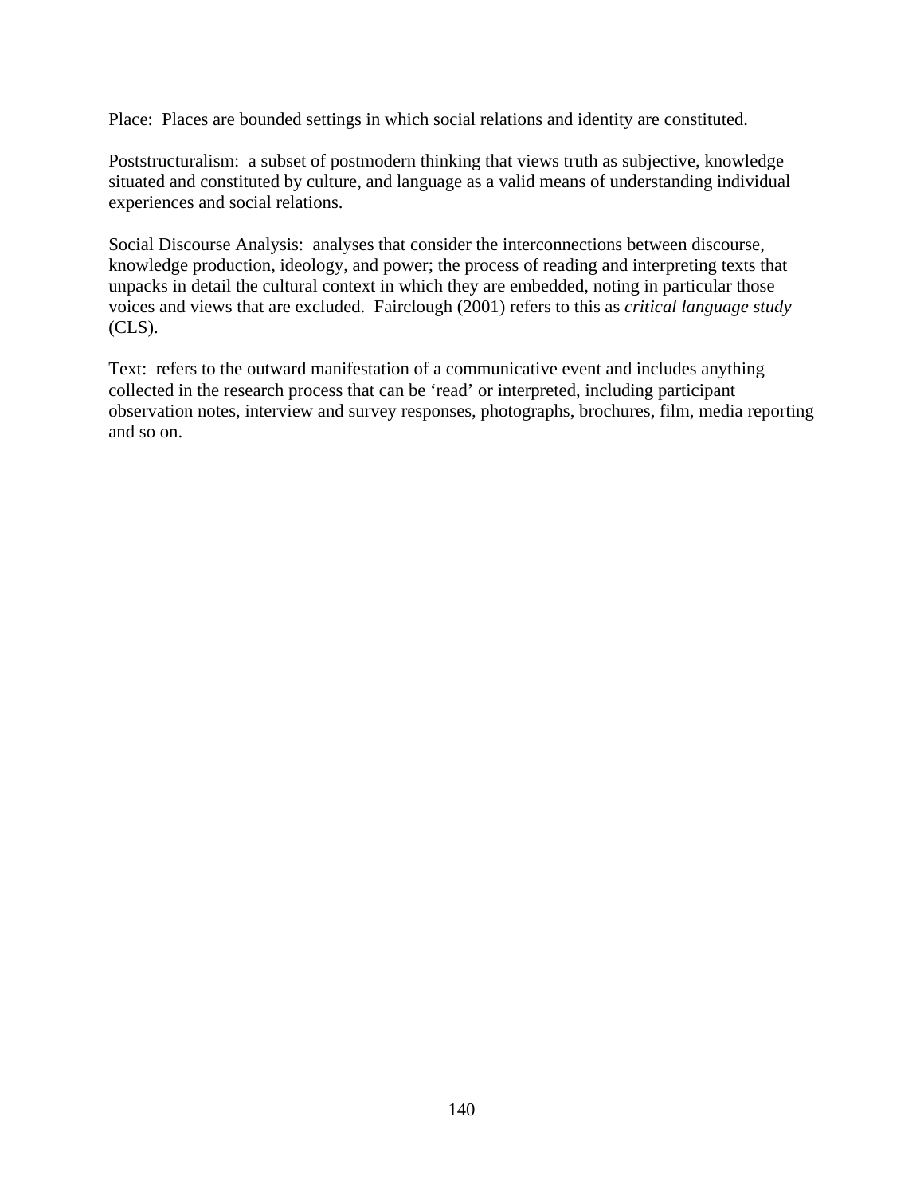Place:  Places are bounded settings in which social relations and identity are constituted.

Poststructuralism:  a subset of postmodern thinking that views truth as subjective, knowledge situated and constituted by culture, and language as a valid means of understanding individual experiences and social relations.

Social Discourse Analysis:  analyses that consider the interconnections between discourse, knowledge production, ideology, and power; the process of reading and interpreting texts that unpacks in detail the cultural context in which they are embedded, noting in particular those voices and views that are excluded.  Fairclough (2001) refers to this as *critical language study* (CLS).

Text:  refers to the outward manifestation of a communicative event and includes anything collected in the research process that can be 'read' or interpreted, including participant observation notes, interview and survey responses, photographs, brochures, film, media reporting and so on.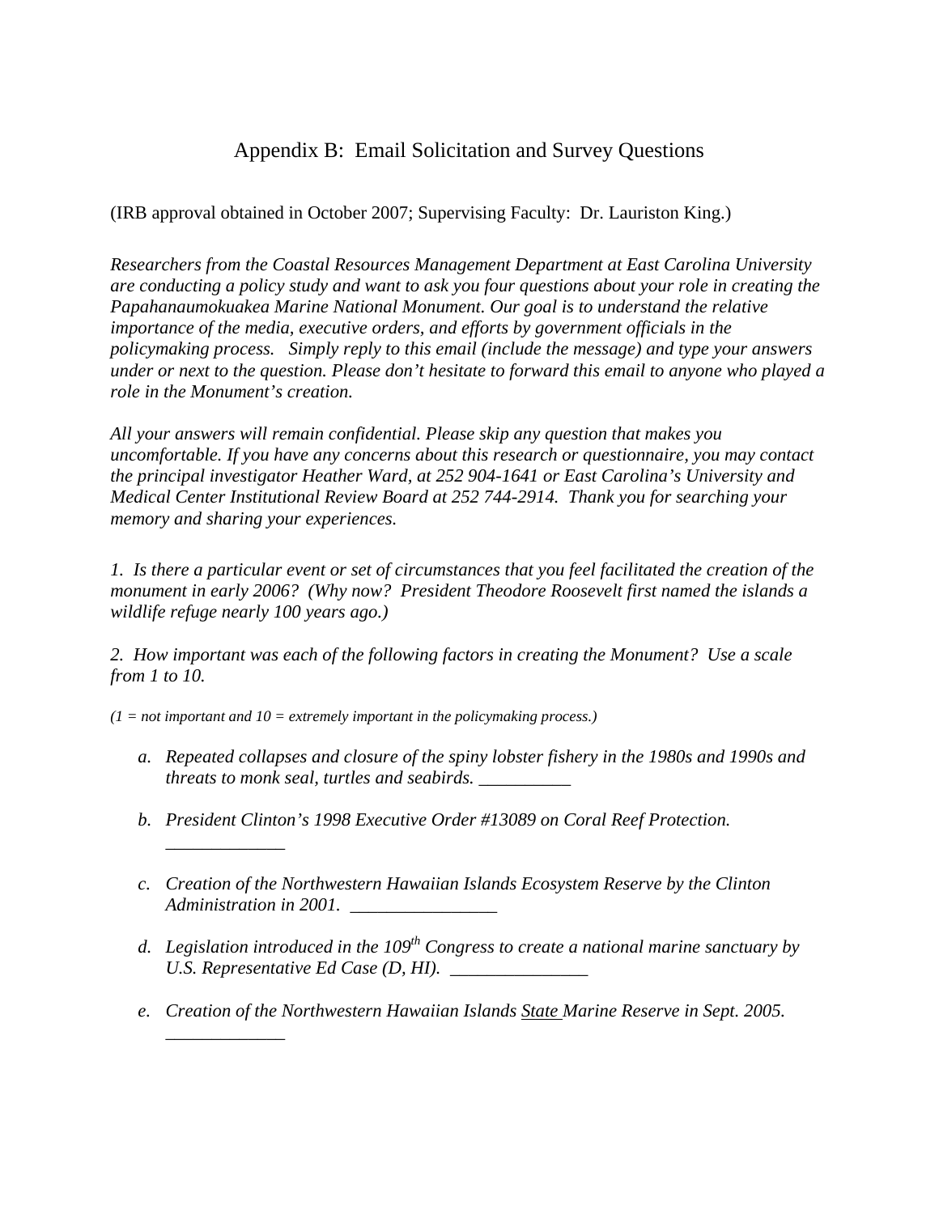# Appendix B: Email Solicitation and Survey Questions

(IRB approval obtained in October 2007; Supervising Faculty: Dr. Lauriston King.)

*Researchers from the Coastal Resources Management Department at East Carolina University are conducting a policy study and want to ask you four questions about your role in creating the Papahanaumokuakea Marine National Monument. Our goal is to understand the relative importance of the media, executive orders, and efforts by government officials in the policymaking process. Simply reply to this email (include the message) and type your answers under or next to the question. Please don't hesitate to forward this email to anyone who played a role in the Monument's creation.*

*All your answers will remain confidential. Please skip any question that makes you uncomfortable. If you have any concerns about this research or questionnaire, you may contact the principal investigator Heather Ward, at 252 904-1641 or East Carolina's University and Medical Center Institutional Review Board at 252 744-2914. Thank you for searching your memory and sharing your experiences.*

*1. Is there a particular event or set of circumstances that you feel facilitated the creation of the monument in early 2006? (Why now? President Theodore Roosevelt first named the islands a wildlife refuge nearly 100 years ago.)*

*2. How important was each of the following factors in creating the Monument? Use a scale from 1 to 10.*

*(1 = not important and 10 = extremely important in the policymaking process.)*

*a. Repeated collapses and closure of the spiny lobster fishery in the 1980s and 1990s and threats to monk seal, turtles and seabirds. __________*

*b. President Clinton's 1998 Executive Order #13089 on Coral Reef Protection. _____________*

*c. Creation of the Northwestern Hawaiian Islands Ecosystem Reserve by the Clinton Administration in 2001. ________________*

*d. Legislation introduced in the 109th Congress to create a national marine sanctuary by U.S. Representative Ed Case (D, HI). _______________*

*e. Creation of the Northwestern Hawaiian Islands State Marine Reserve in Sept. 2005. _____________*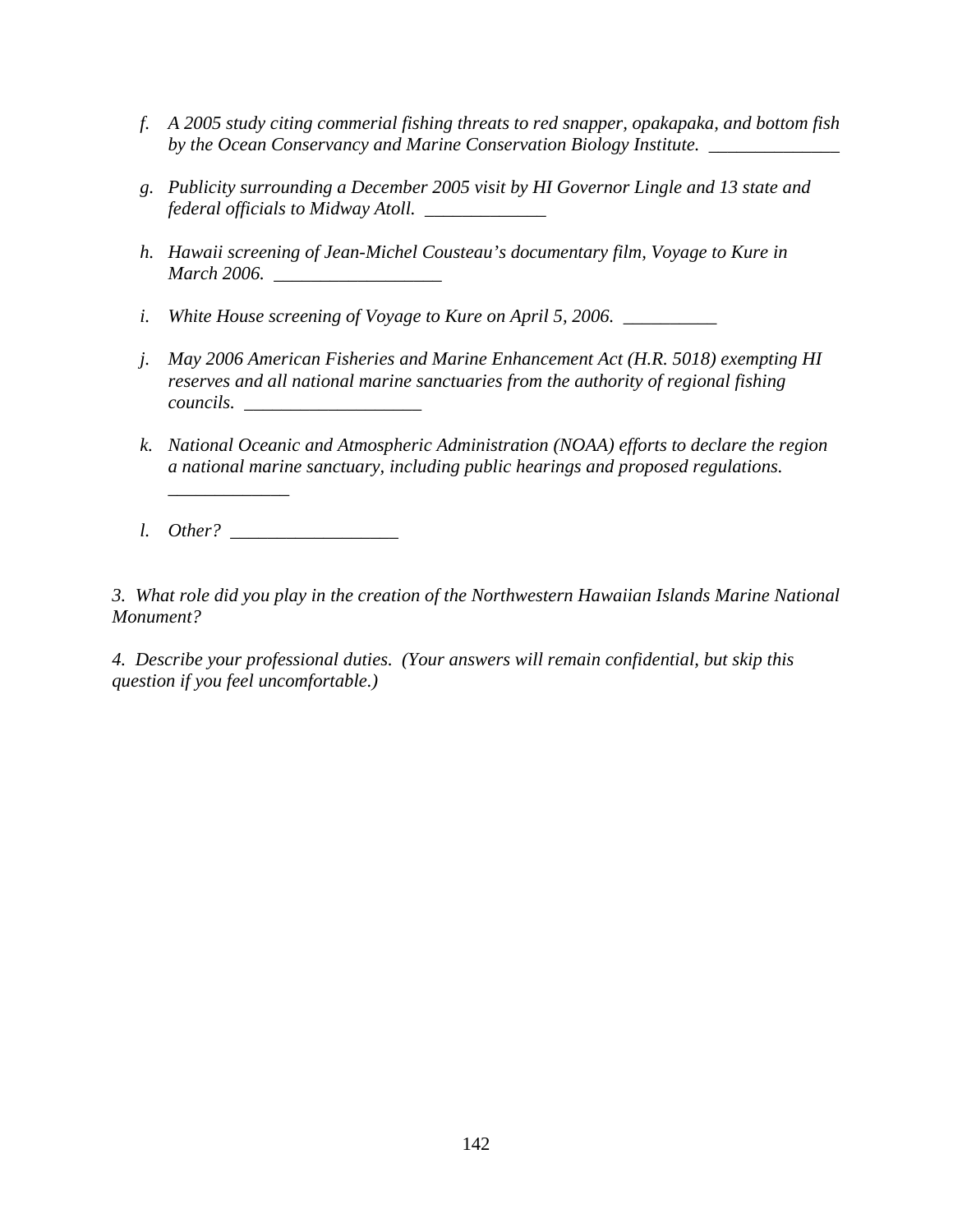*f. A 2005 study citing commerial fishing threats to red snapper, opakapaka, and bottom fish by the Ocean Conservancy and Marine Conservation Biology Institute.* ______________

*g. Publicity surrounding a December 2005 visit by HI Governor Lingle and 13 state and federal officials to Midway Atoll.* _____________

*h. Hawaii screening of Jean-Michel Cousteau's documentary film, Voyage to Kure in March 2006.* __________________

*i. White House screening of Voyage to Kure on April 5, 2006.* __________

*j. May 2006 American Fisheries and Marine Enhancement Act (H.R. 5018) exempting HI reserves and all national marine sanctuaries from the authority of regional fishing councils.* ___________________

*k. National Oceanic and Atmospheric Administration (NOAA) efforts to declare the region a national marine sanctuary, including public hearings and proposed regulations.* _____________

*l. Other?* __________________

*3. What role did you play in the creation of the Northwestern Hawaiian Islands Marine National Monument?*

*4. Describe your professional duties. (Your answers will remain confidential, but skip this question if you feel uncomfortable.)*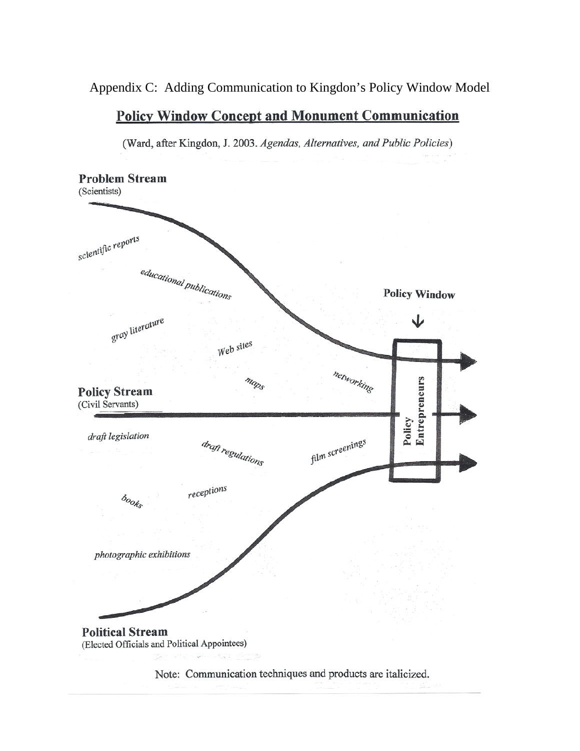Appendix C: Adding Communication to Kingdon's Policy Window Model

## Policy Window Concept and Monument Communication

(Ward, after Kingdon, J. 2003. *Agendas, Alternatives, and Public Policies*)

**Problem Stream**
(Scientists)

*scientific reports*

*educational publications*

**Policy Window**

*gray literature*

*Web sites*

*maps*

*networking*

**Policy Stream**
(Civil Servants)

**Policy Entrepreneurs**

*draft legislation*

*draft regulations*

*film screenings*

*books*

*receptions*

*photographic exhibitions*

**Political Stream**
(Elected Officials and Political Appointees)

Note: Communication techniques and products are italicized.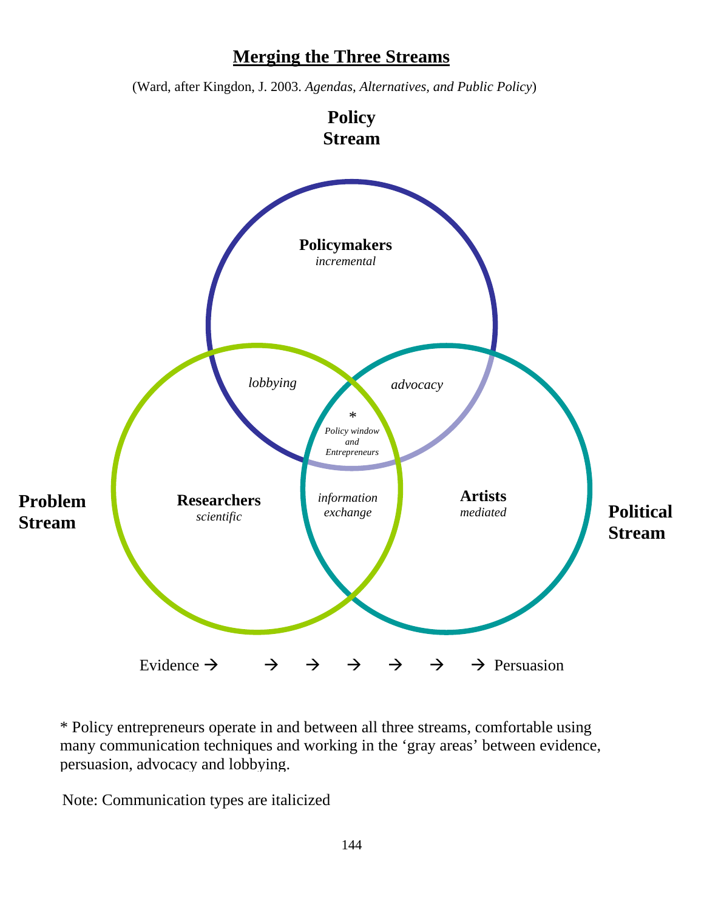## Merging the Three Streams

(Ward, after Kingdon, J. 2003. *Agendas, Alternatives, and Public Policy*)

**Policy Stream**

**Policymakers**
*incremental*

*lobbying*

*advocacy*

\*
*Policy window and Entrepreneurs*

**Problem Stream**

**Researchers**
*scientific*

*information exchange*

**Artists**
*mediated*

**Political Stream**

Evidence → → → → → → → Persuasion

\* Policy entrepreneurs operate in and between all three streams, comfortable using many communication techniques and working in the 'gray areas' between evidence, persuasion, advocacy and lobbying.

Note: Communication types are italicized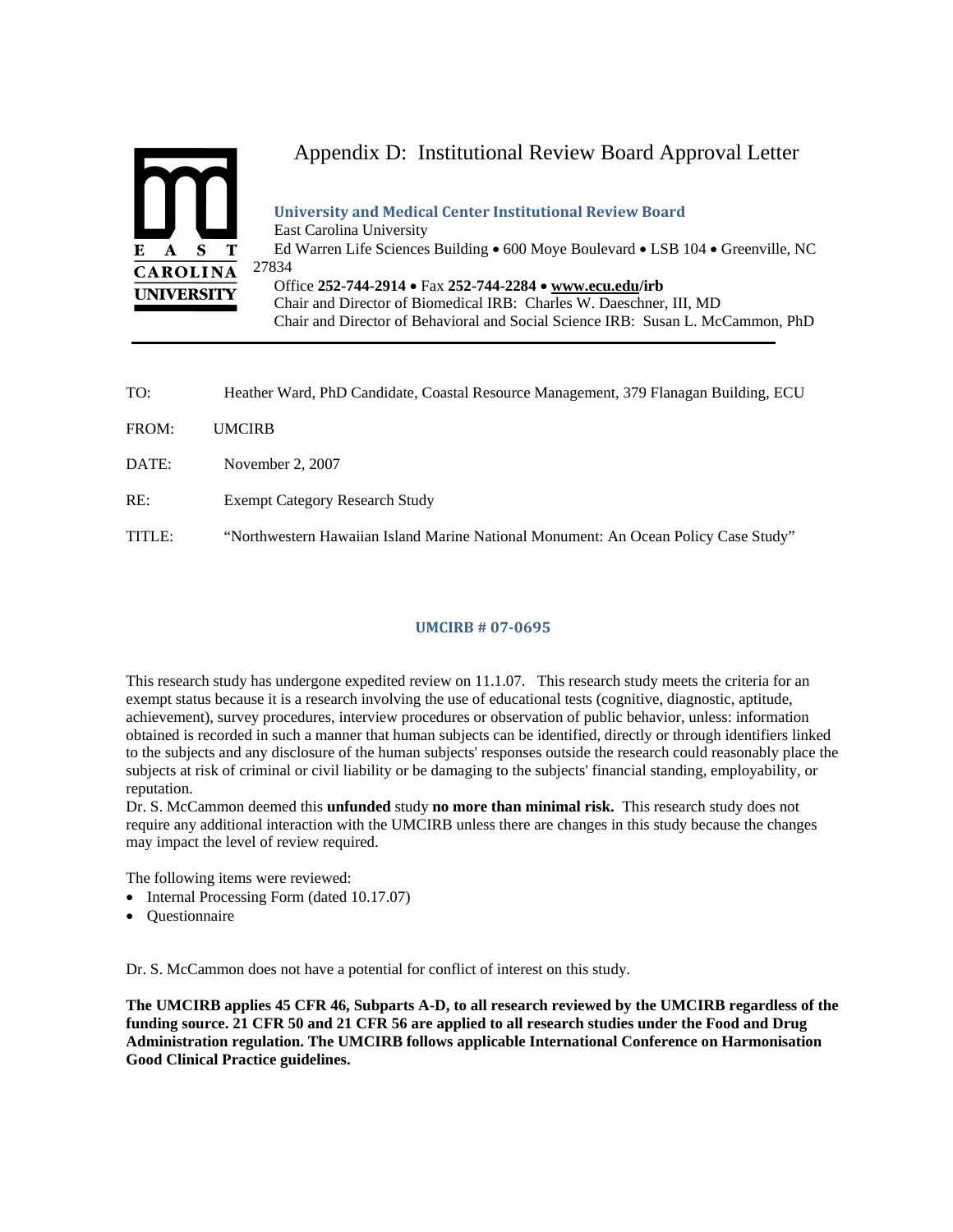# Appendix D: Institutional Review Board Approval Letter

**University and Medical Center Institutional Review Board**
East Carolina University
Ed Warren Life Sciences Building • 600 Moye Boulevard • LSB 104 • Greenville, NC 27834
Office **252-744-2914** • Fax **252-744-2284** • **www.ecu.edu/irb**
Chair and Director of Biomedical IRB: Charles W. Daeschner, III, MD
Chair and Director of Behavioral and Social Science IRB: Susan L. McCammon, PhD

---

TO: Heather Ward, PhD Candidate, Coastal Resource Management, 379 Flanagan Building, ECU

FROM: UMCIRB

DATE: November 2, 2007

RE: Exempt Category Research Study

TITLE: "Northwestern Hawaiian Island Marine National Monument: An Ocean Policy Case Study"

**UMCIRB # 07-0695**

This research study has undergone expedited review on 11.1.07. This research study meets the criteria for an exempt status because it is a research involving the use of educational tests (cognitive, diagnostic, aptitude, achievement), survey procedures, interview procedures or observation of public behavior, unless: information obtained is recorded in such a manner that human subjects can be identified, directly or through identifiers linked to the subjects and any disclosure of the human subjects' responses outside the research could reasonably place the subjects at risk of criminal or civil liability or be damaging to the subjects' financial standing, employability, or reputation.
Dr. S. McCammon deemed this **unfunded** study **no more than minimal risk.** This research study does not require any additional interaction with the UMCIRB unless there are changes in this study because the changes may impact the level of review required.

The following items were reviewed:

- Internal Processing Form (dated 10.17.07)
- Questionnaire

Dr. S. McCammon does not have a potential for conflict of interest on this study.

**The UMCIRB applies 45 CFR 46, Subparts A-D, to all research reviewed by the UMCIRB regardless of the funding source. 21 CFR 50 and 21 CFR 56 are applied to all research studies under the Food and Drug Administration regulation. The UMCIRB follows applicable International Conference on Harmonisation Good Clinical Practice guidelines.**